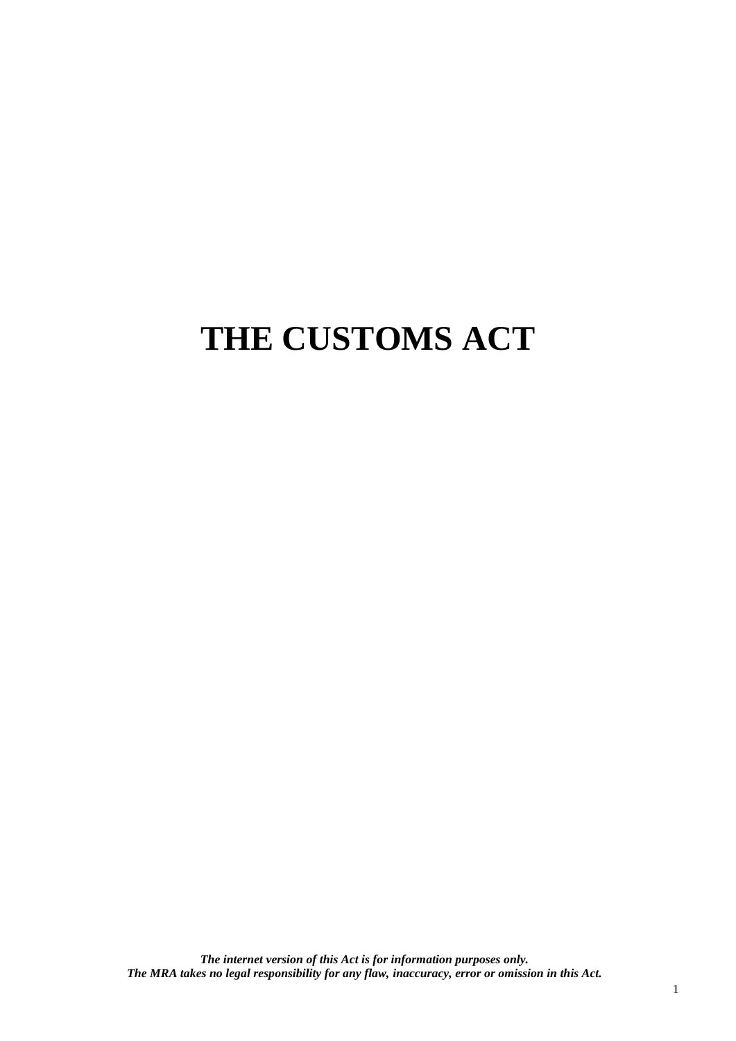# THE CUSTOMS ACT

***The internet version of this Act is for information purposes only.***
***The MRA takes no legal responsibility for any flaw, inaccuracy, error or omission in this Act.***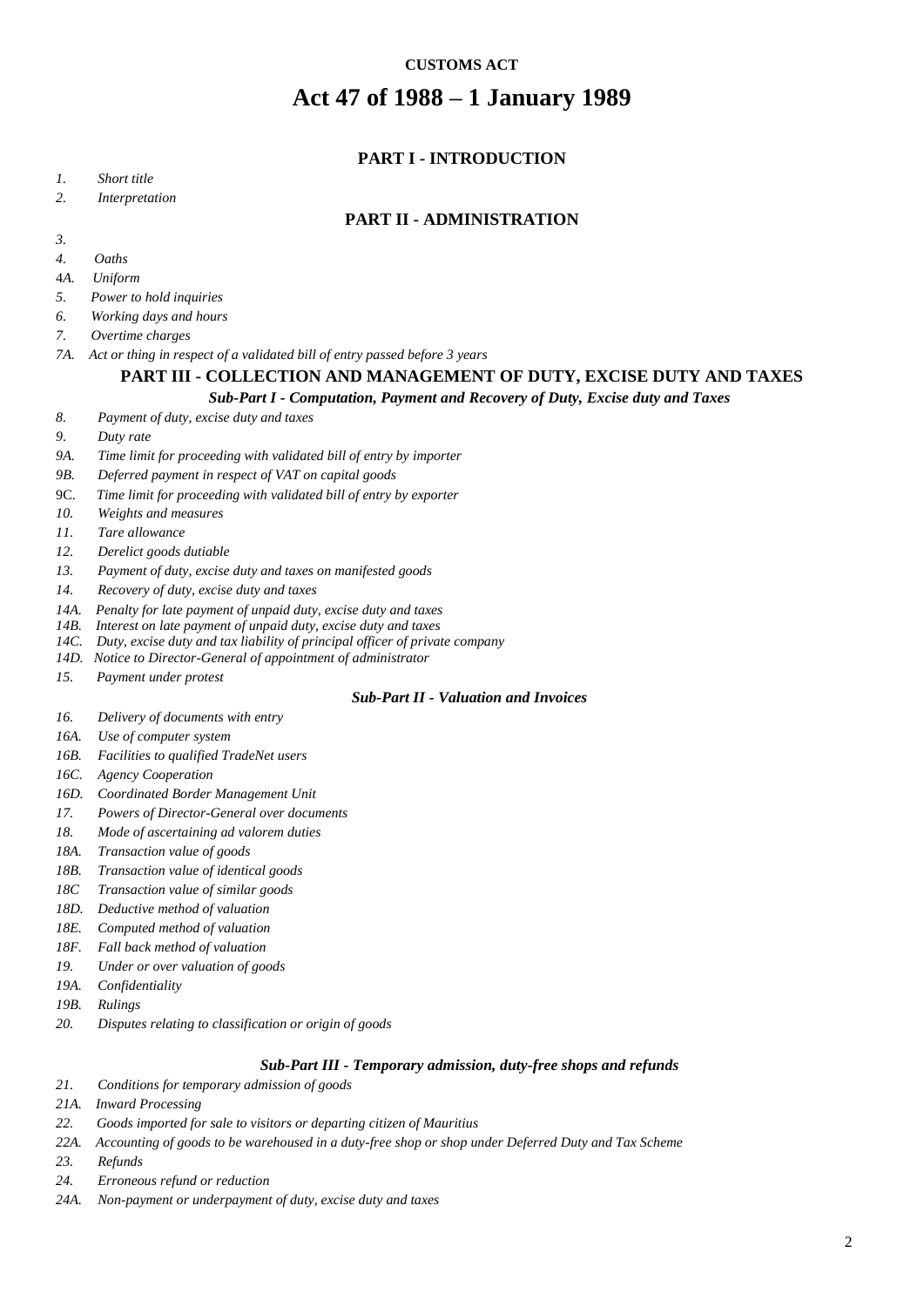**CUSTOMS ACT**

# Act 47 of 1988 – 1 January 1989

## PART I - INTRODUCTION

1. *Short title*
2. *Interpretation*

## PART II - ADMINISTRATION

3.
4. *Oaths*
4A. *Uniform*
5. *Power to hold inquiries*
6. *Working days and hours*
7. *Overtime charges*
7A. *Act or thing in respect of a validated bill of entry passed before 3 years*

## PART III - COLLECTION AND MANAGEMENT OF DUTY, EXCISE DUTY AND TAXES

### *Sub-Part I - Computation, Payment and Recovery of Duty, Excise duty and Taxes*

8. *Payment of duty, excise duty and taxes*
9. *Duty rate*
9A. *Time limit for proceeding with validated bill of entry by importer*
9B. *Deferred payment in respect of VAT on capital goods*
9C. *Time limit for proceeding with validated bill of entry by exporter*
10. *Weights and measures*
11. *Tare allowance*
12. *Derelict goods dutiable*
13. *Payment of duty, excise duty and taxes on manifested goods*
14. *Recovery of duty, excise duty and taxes*
14A. *Penalty for late payment of unpaid duty, excise duty and taxes*
14B. *Interest on late payment of unpaid duty, excise duty and taxes*
14C. *Duty, excise duty and tax liability of principal officer of private company*
14D. *Notice to Director-General of appointment of administrator*
15. *Payment under protest*

### *Sub-Part II - Valuation and Invoices*

16. *Delivery of documents with entry*
16A. *Use of computer system*
16B. *Facilities to qualified TradeNet users*
16C. *Agency Cooperation*
16D. *Coordinated Border Management Unit*
17. *Powers of Director-General over documents*
18. *Mode of ascertaining ad valorem duties*
18A. *Transaction value of goods*
18B. *Transaction value of identical goods*
18C *Transaction value of similar goods*
18D. *Deductive method of valuation*
18E. *Computed method of valuation*
18F. *Fall back method of valuation*
19. *Under or over valuation of goods*
19A. *Confidentiality*
19B. *Rulings*
20. *Disputes relating to classification or origin of goods*

### *Sub-Part III - Temporary admission, duty-free shops and refunds*

21. *Conditions for temporary admission of goods*
21A. *Inward Processing*
22. *Goods imported for sale to visitors or departing citizen of Mauritius*
22A. *Accounting of goods to be warehoused in a duty-free shop or shop under Deferred Duty and Tax Scheme*
23. *Refunds*
24. *Erroneous refund or reduction*
24A. *Non-payment or underpayment of duty, excise duty and taxes*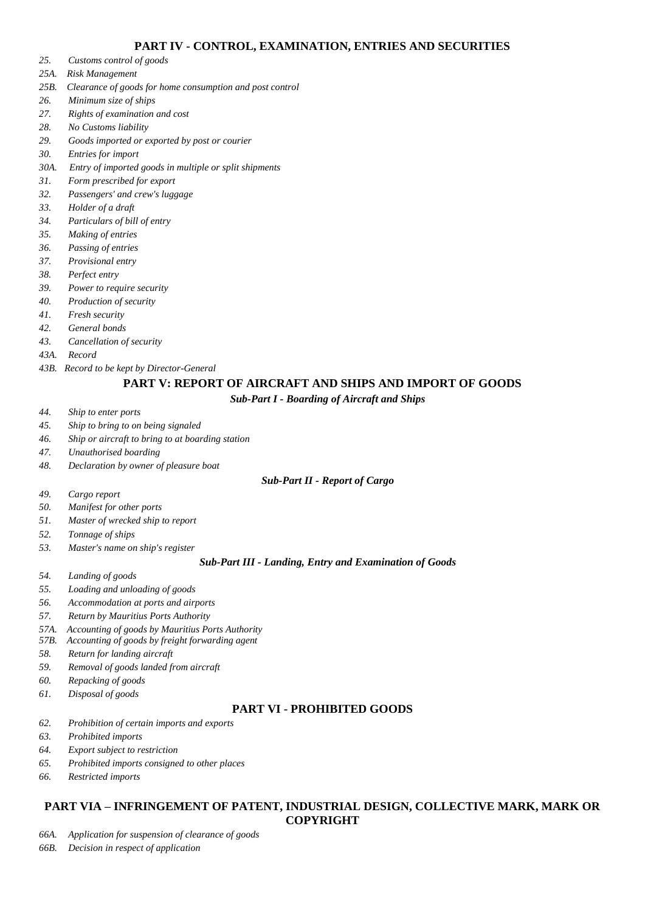## PART IV - CONTROL, EXAMINATION, ENTRIES AND SECURITIES

*25. Customs control of goods*
*25A. Risk Management*
*25B. Clearance of goods for home consumption and post control*
*26. Minimum size of ships*
*27. Rights of examination and cost*
*28. No Customs liability*
*29. Goods imported or exported by post or courier*
*30. Entries for import*
*30A. Entry of imported goods in multiple or split shipments*
*31. Form prescribed for export*
*32. Passengers' and crew's luggage*
*33. Holder of a draft*
*34. Particulars of bill of entry*
*35. Making of entries*
*36. Passing of entries*
*37. Provisional entry*
*38. Perfect entry*
*39. Power to require security*
*40. Production of security*
*41. Fresh security*
*42. General bonds*
*43. Cancellation of security*
*43A. Record*
*43B. Record to be kept by Director-General*

## PART V: REPORT OF AIRCRAFT AND SHIPS AND IMPORT OF GOODS

### *Sub-Part I - Boarding of Aircraft and Ships*

*44. Ship to enter ports*
*45. Ship to bring to on being signaled*
*46. Ship or aircraft to bring to at boarding station*
*47. Unauthorised boarding*
*48. Declaration by owner of pleasure boat*

### *Sub-Part II - Report of Cargo*

*49. Cargo report*
*50. Manifest for other ports*
*51. Master of wrecked ship to report*
*52. Tonnage of ships*
*53. Master's name on ship's register*

### *Sub-Part III - Landing, Entry and Examination of Goods*

*54. Landing of goods*
*55. Loading and unloading of goods*
*56. Accommodation at ports and airports*
*57. Return by Mauritius Ports Authority*
*57A. Accounting of goods by Mauritius Ports Authority*
*57B. Accounting of goods by freight forwarding agent*
*58. Return for landing aircraft*
*59. Removal of goods landed from aircraft*
*60. Repacking of goods*
*61. Disposal of goods*

## PART VI - PROHIBITED GOODS

*62. Prohibition of certain imports and exports*
*63. Prohibited imports*
*64. Export subject to restriction*
*65. Prohibited imports consigned to other places*
*66. Restricted imports*

## PART VIA – INFRINGEMENT OF PATENT, INDUSTRIAL DESIGN, COLLECTIVE MARK, MARK OR COPYRIGHT

*66A. Application for suspension of clearance of goods*
*66B. Decision in respect of application*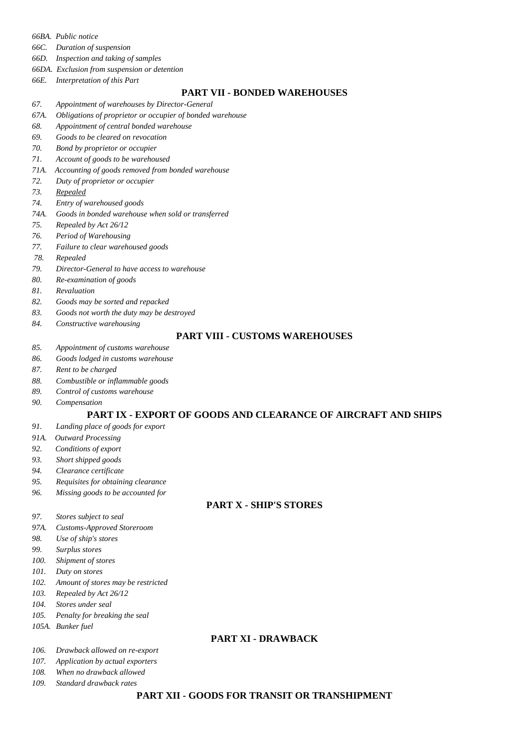*66BA. Public notice*

*66C. Duration of suspension*

*66D. Inspection and taking of samples*

*66DA. Exclusion from suspension or detention*

*66E. Interpretation of this Part*

## PART VII - BONDED WAREHOUSES

*67. Appointment of warehouses by Director-General*

*67A. Obligations of proprietor or occupier of bonded warehouse*

*68. Appointment of central bonded warehouse*

*69. Goods to be cleared on revocation*

*70. Bond by proprietor or occupier*

*71. Account of goods to be warehoused*

*71A. Accounting of goods removed from bonded warehouse*

*72. Duty of proprietor or occupier*

*73. Repealed*

*74. Entry of warehoused goods*

*74A. Goods in bonded warehouse when sold or transferred*

*75. Repealed by Act 26/12*

*76. Period of Warehousing*

*77. Failure to clear warehoused goods*

*78. Repealed*

*79. Director-General to have access to warehouse*

*80. Re-examination of goods*

*81. Revaluation*

*82. Goods may be sorted and repacked*

*83. Goods not worth the duty may be destroyed*

*84. Constructive warehousing*

## PART VIII - CUSTOMS WAREHOUSES

*85. Appointment of customs warehouse*

*86. Goods lodged in customs warehouse*

*87. Rent to be charged*

*88. Combustible or inflammable goods*

*89. Control of customs warehouse*

*90. Compensation*

## PART IX - EXPORT OF GOODS AND CLEARANCE OF AIRCRAFT AND SHIPS

*91. Landing place of goods for export*

*91A. Outward Processing*

*92. Conditions of export*

*93. Short shipped goods*

*94. Clearance certificate*

*95. Requisites for obtaining clearance*

*96. Missing goods to be accounted for*

## PART X - SHIP'S STORES

*97. Stores subject to seal*

*97A. Customs-Approved Storeroom*

*98. Use of ship's stores*

*99. Surplus stores*

*100. Shipment of stores*

*101. Duty on stores*

*102. Amount of stores may be restricted*

*103. Repealed by Act 26/12*

*104. Stores under seal*

*105. Penalty for breaking the seal*

*105A. Bunker fuel*

## PART XI - DRAWBACK

*106. Drawback allowed on re-export*

*107. Application by actual exporters*

*108. When no drawback allowed*

*109. Standard drawback rates*

## PART XII - GOODS FOR TRANSIT OR TRANSHIPMENT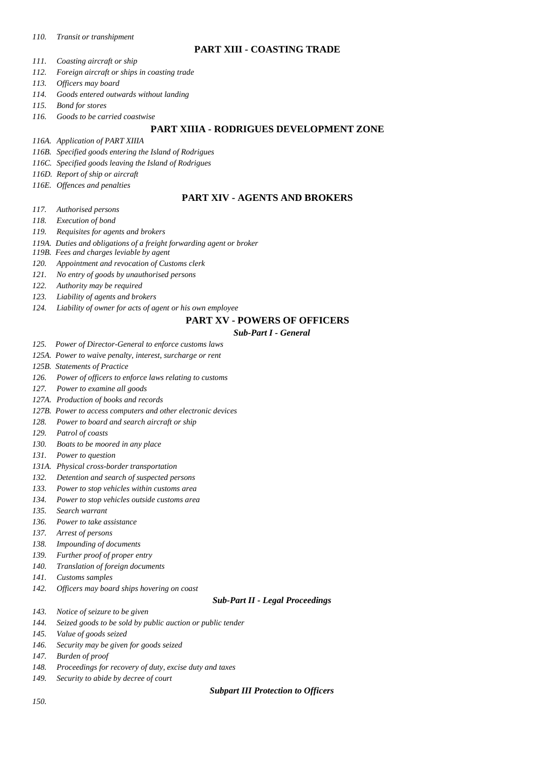*110. Transit or transhipment*

## PART XIII - COASTING TRADE

*111. Coasting aircraft or ship*

*112. Foreign aircraft or ships in coasting trade*

*113. Officers may board*

*114. Goods entered outwards without landing*

*115. Bond for stores*

*116. Goods to be carried coastwise*

## PART XIIIA - RODRIGUES DEVELOPMENT ZONE

*116A. Application of PART XIIIA*

*116B. Specified goods entering the Island of Rodrigues*

*116C. Specified goods leaving the Island of Rodrigues*

*116D. Report of ship or aircraft*

*116E. Offences and penalties*

## PART XIV - AGENTS AND BROKERS

*117. Authorised persons*

*118. Execution of bond*

*119. Requisites for agents and brokers*

*119A. Duties and obligations of a freight forwarding agent or broker*

*119B. Fees and charges leviable by agent*

*120. Appointment and revocation of Customs clerk*

*121. No entry of goods by unauthorised persons*

*122. Authority may be required*

*123. Liability of agents and brokers*

*124. Liability of owner for acts of agent or his own employee*

## PART XV - POWERS OF OFFICERS

### *Sub-Part I - General*

*125. Power of Director-General to enforce customs laws*

*125A. Power to waive penalty, interest, surcharge or rent*

*125B. Statements of Practice*

*126. Power of officers to enforce laws relating to customs*

*127. Power to examine all goods*

*127A. Production of books and records*

*127B. Power to access computers and other electronic devices*

*128. Power to board and search aircraft or ship*

*129. Patrol of coasts*

*130. Boats to be moored in any place*

*131. Power to question*

*131A. Physical cross-border transportation*

*132. Detention and search of suspected persons*

*133. Power to stop vehicles within customs area*

*134. Power to stop vehicles outside customs area*

*135. Search warrant*

*136. Power to take assistance*

*137. Arrest of persons*

*138. Impounding of documents*

*139. Further proof of proper entry*

*140. Translation of foreign documents*

*141. Customs samples*

*142. Officers may board ships hovering on coast*

### *Sub-Part II - Legal Proceedings*

*143. Notice of seizure to be given*

*144. Seized goods to be sold by public auction or public tender*

*145. Value of goods seized*

*146. Security may be given for goods seized*

*147. Burden of proof*

*148. Proceedings for recovery of duty, excise duty and taxes*

*149. Security to abide by decree of court*

### *Subpart III Protection to Officers*

*150.*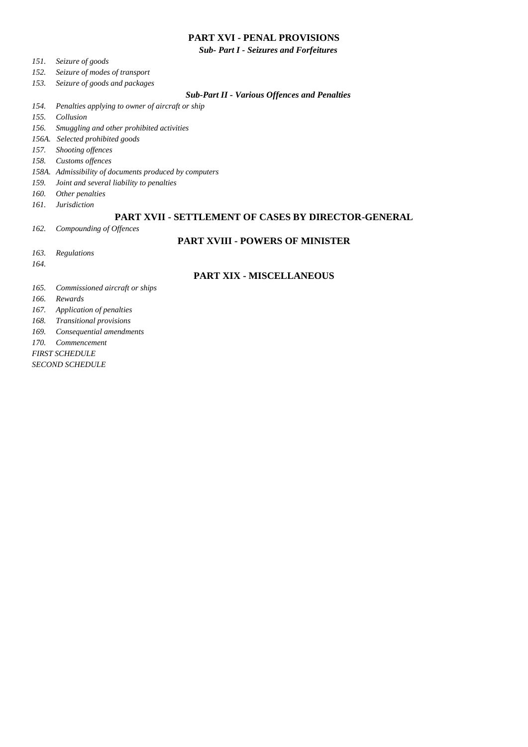## PART XVI - PENAL PROVISIONS

### *Sub- Part I - Seizures and Forfeitures*

*151. Seizure of goods*

*152. Seizure of modes of transport*

*153. Seizure of goods and packages*

### *Sub-Part II - Various Offences and Penalties*

*154. Penalties applying to owner of aircraft or ship*

*155. Collusion*

*156. Smuggling and other prohibited activities*

*156A. Selected prohibited goods*

*157. Shooting offences*

*158. Customs offences*

*158A. Admissibility of documents produced by computers*

*159. Joint and several liability to penalties*

*160. Other penalties*

*161. Jurisdiction*

## PART XVII - SETTLEMENT OF CASES BY DIRECTOR-GENERAL

*162. Compounding of Offences*

## PART XVIII - POWERS OF MINISTER

*163. Regulations*

*164.*

## PART XIX - MISCELLANEOUS

*165. Commissioned aircraft or ships*

*166. Rewards*

*167. Application of penalties*

*168. Transitional provisions*

*169. Consequential amendments*

*170. Commencement*

*FIRST SCHEDULE*

*SECOND SCHEDULE*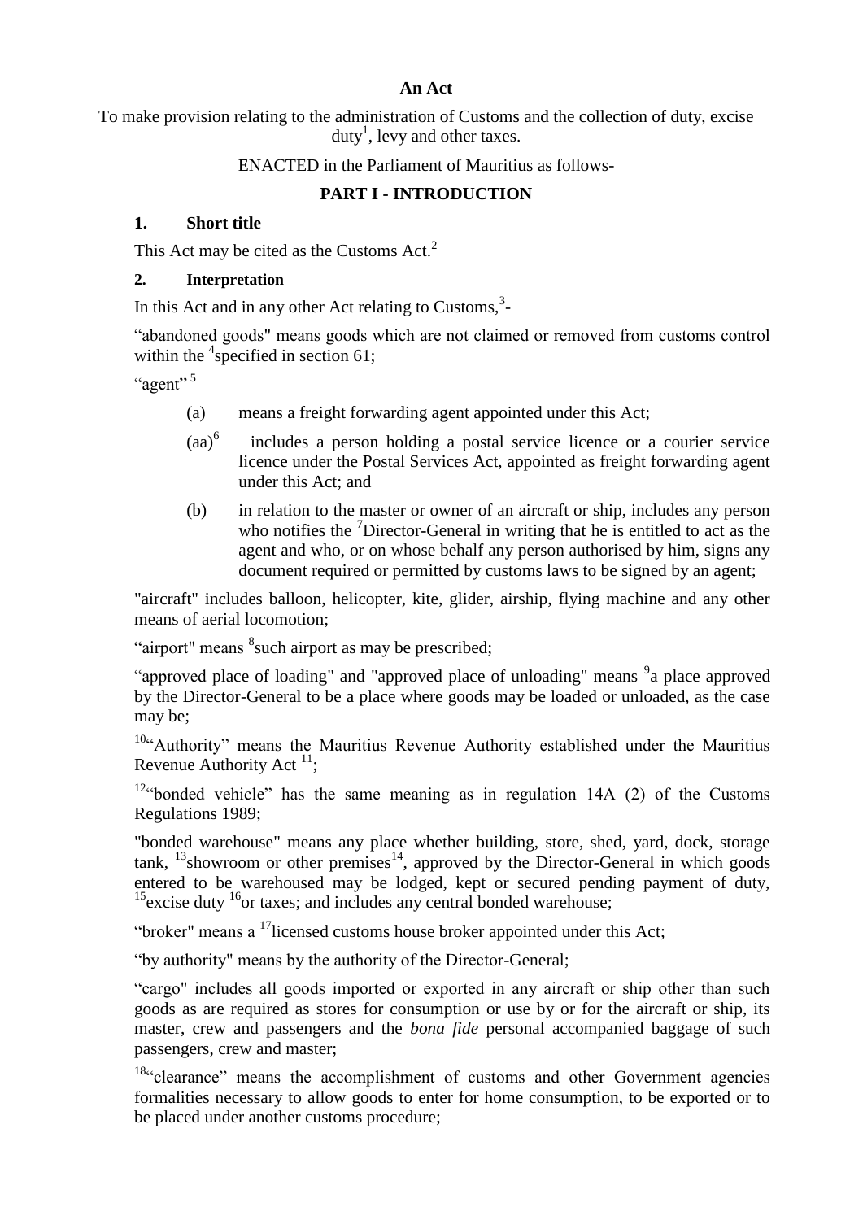**An Act**

To make provision relating to the administration of Customs and the collection of duty, excise duty[1], levy and other taxes.

ENACTED in the Parliament of Mauritius as follows-

## PART I - INTRODUCTION

### 1. Short title

This Act may be cited as the Customs Act.[2]

### 2. Interpretation

In this Act and in any other Act relating to Customs,[3]-

"abandoned goods" means goods which are not claimed or removed from customs control within the [4]specified in section 61;

"agent"[5]

(a) means a freight forwarding agent appointed under this Act;

(aa)[6] includes a person holding a postal service licence or a courier service licence under the Postal Services Act, appointed as freight forwarding agent under this Act; and

(b) in relation to the master or owner of an aircraft or ship, includes any person who notifies the [7]Director-General in writing that he is entitled to act as the agent and who, or on whose behalf any person authorised by him, signs any document required or permitted by customs laws to be signed by an agent;

"aircraft" includes balloon, helicopter, kite, glider, airship, flying machine and any other means of aerial locomotion;

"airport" means [8]such airport as may be prescribed;

"approved place of loading" and "approved place of unloading" means [9]a place approved by the Director-General to be a place where goods may be loaded or unloaded, as the case may be;

[10]"Authority" means the Mauritius Revenue Authority established under the Mauritius Revenue Authority Act [11];

[12]"bonded vehicle" has the same meaning as in regulation 14A (2) of the Customs Regulations 1989;

"bonded warehouse" means any place whether building, store, shed, yard, dock, storage tank, [13]showroom or other premises[14], approved by the Director-General in which goods entered to be warehoused may be lodged, kept or secured pending payment of duty, [15]excise duty [16]or taxes; and includes any central bonded warehouse;

"broker" means a [17]licensed customs house broker appointed under this Act;

"by authority" means by the authority of the Director-General;

"cargo" includes all goods imported or exported in any aircraft or ship other than such goods as are required as stores for consumption or use by or for the aircraft or ship, its master, crew and passengers and the *bona fide* personal accompanied baggage of such passengers, crew and master;

[18]"clearance" means the accomplishment of customs and other Government agencies formalities necessary to allow goods to enter for home consumption, to be exported or to be placed under another customs procedure;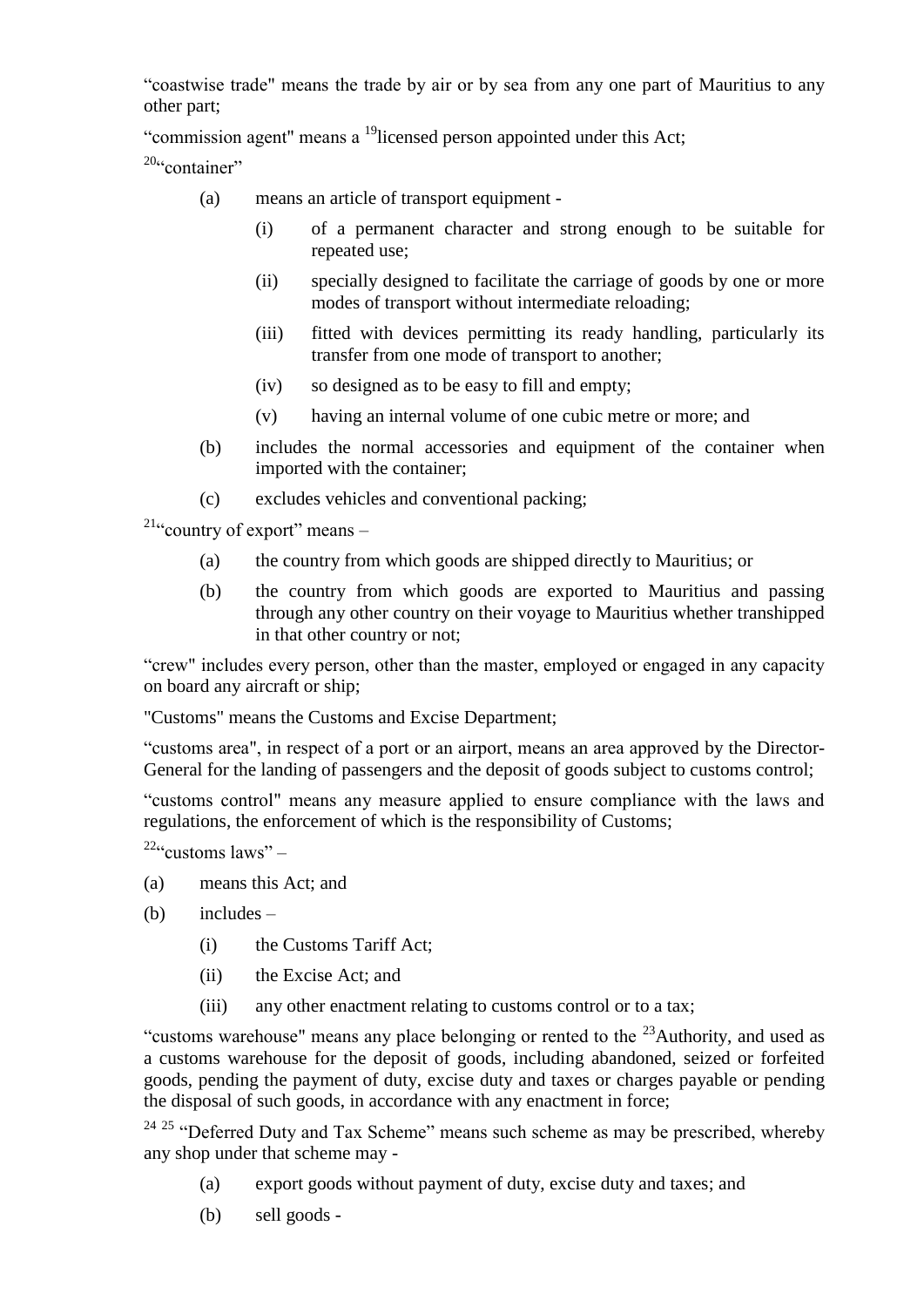"coastwise trade" means the trade by air or by sea from any one part of Mauritius to any other part;

"commission agent" means a [19]licensed person appointed under this Act;

[20]"container"

- (a) means an article of transport equipment -
  - (i) of a permanent character and strong enough to be suitable for repeated use;
  - (ii) specially designed to facilitate the carriage of goods by one or more modes of transport without intermediate reloading;
  - (iii) fitted with devices permitting its ready handling, particularly its transfer from one mode of transport to another;
  - (iv) so designed as to be easy to fill and empty;
  - (v) having an internal volume of one cubic metre or more; and
- (b) includes the normal accessories and equipment of the container when imported with the container;
- (c) excludes vehicles and conventional packing;

[21]"country of export" means –

- (a) the country from which goods are shipped directly to Mauritius; or
- (b) the country from which goods are exported to Mauritius and passing through any other country on their voyage to Mauritius whether transhipped in that other country or not;

"crew" includes every person, other than the master, employed or engaged in any capacity on board any aircraft or ship;

"Customs" means the Customs and Excise Department;

"customs area", in respect of a port or an airport, means an area approved by the Director-General for the landing of passengers and the deposit of goods subject to customs control;

"customs control" means any measure applied to ensure compliance with the laws and regulations, the enforcement of which is the responsibility of Customs;

[22]"customs laws" –

- (a) means this Act; and
- (b) includes –
  - (i) the Customs Tariff Act;
  - (ii) the Excise Act; and
  - (iii) any other enactment relating to customs control or to a tax;

"customs warehouse" means any place belonging or rented to the [23]Authority, and used as a customs warehouse for the deposit of goods, including abandoned, seized or forfeited goods, pending the payment of duty, excise duty and taxes or charges payable or pending the disposal of such goods, in accordance with any enactment in force;

[24] [25] "Deferred Duty and Tax Scheme" means such scheme as may be prescribed, whereby any shop under that scheme may -

- (a) export goods without payment of duty, excise duty and taxes; and
- (b) sell goods -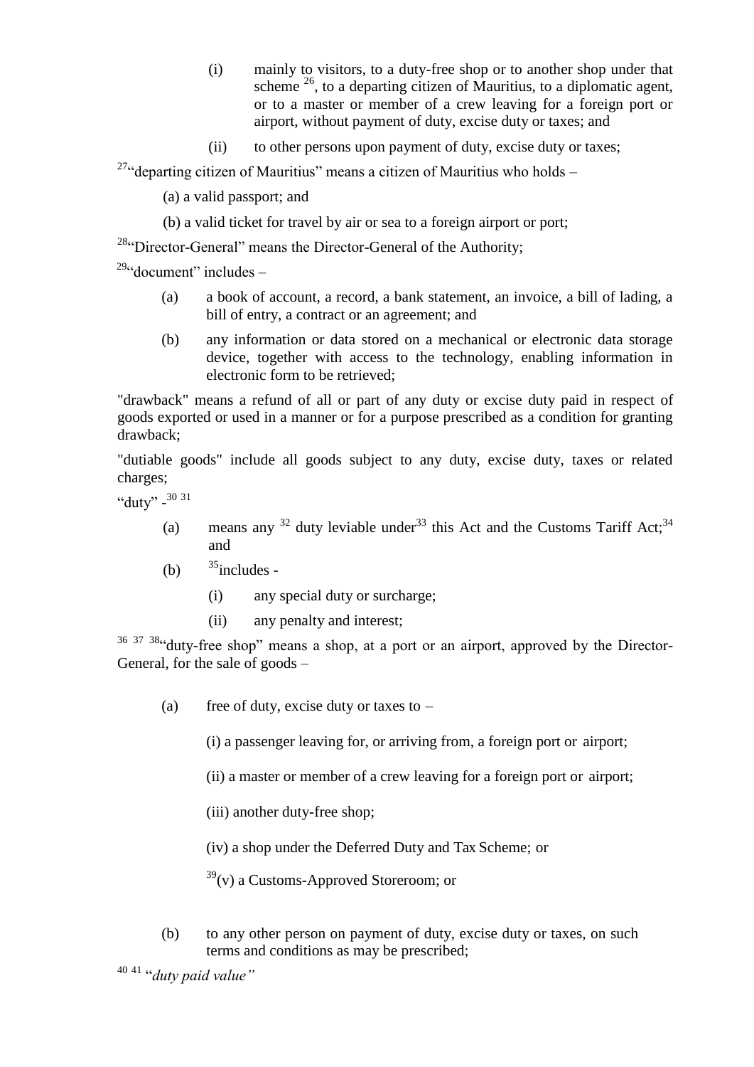(i) mainly to visitors, to a duty-free shop or to another shop under that scheme [26], to a departing citizen of Mauritius, to a diplomatic agent, or to a master or member of a crew leaving for a foreign port or airport, without payment of duty, excise duty or taxes; and

(ii) to other persons upon payment of duty, excise duty or taxes;

[27]"departing citizen of Mauritius" means a citizen of Mauritius who holds –

(a) a valid passport; and

(b) a valid ticket for travel by air or sea to a foreign airport or port;

[28]"Director-General" means the Director-General of the Authority;

[29]"document" includes –

(a) a book of account, a record, a bank statement, an invoice, a bill of lading, a bill of entry, a contract or an agreement; and

(b) any information or data stored on a mechanical or electronic data storage device, together with access to the technology, enabling information in electronic form to be retrieved;

"drawback" means a refund of all or part of any duty or excise duty paid in respect of goods exported or used in a manner or for a purpose prescribed as a condition for granting drawback;

"dutiable goods" include all goods subject to any duty, excise duty, taxes or related charges;

"duty" -[30] [31]

(a) means any [32] duty leviable under[33] this Act and the Customs Tariff Act;[34] and

(b) [35]includes -

(i) any special duty or surcharge;

(ii) any penalty and interest;

[36] [37] [38]"duty-free shop" means a shop, at a port or an airport, approved by the Director-General, for the sale of goods –

(a) free of duty, excise duty or taxes to –

(i) a passenger leaving for, or arriving from, a foreign port or airport;

(ii) a master or member of a crew leaving for a foreign port or airport;

(iii) another duty-free shop;

(iv) a shop under the Deferred Duty and Tax Scheme; or

[39](v) a Customs-Approved Storeroom; or

(b) to any other person on payment of duty, excise duty or taxes, on such terms and conditions as may be prescribed;

[40] [41] "*duty paid value*"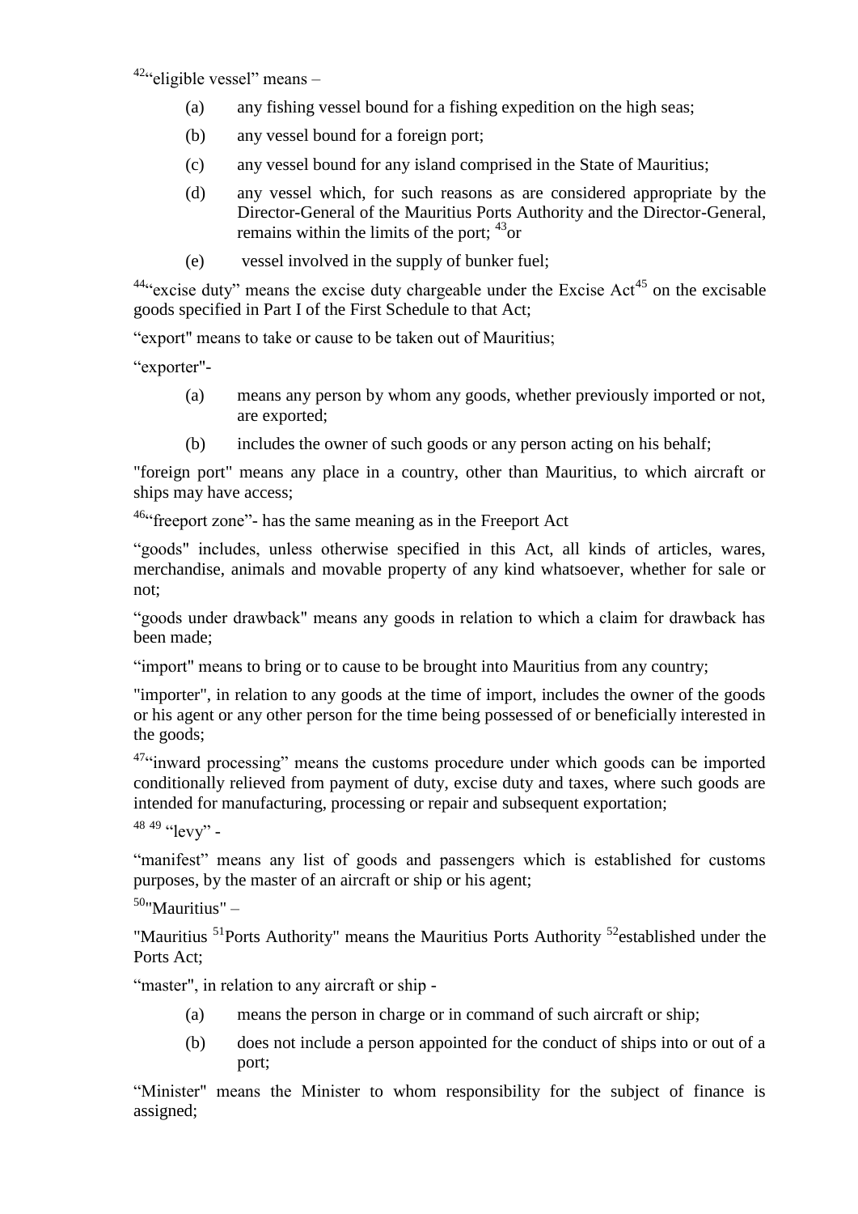[42]"eligible vessel" means –

(a) any fishing vessel bound for a fishing expedition on the high seas;

(b) any vessel bound for a foreign port;

(c) any vessel bound for any island comprised in the State of Mauritius;

(d) any vessel which, for such reasons as are considered appropriate by the Director-General of the Mauritius Ports Authority and the Director-General, remains within the limits of the port; [43]or

(e) vessel involved in the supply of bunker fuel;

[44]"excise duty" means the excise duty chargeable under the Excise Act[45] on the excisable goods specified in Part I of the First Schedule to that Act;

"export" means to take or cause to be taken out of Mauritius;

"exporter"-

(a) means any person by whom any goods, whether previously imported or not, are exported;

(b) includes the owner of such goods or any person acting on his behalf;

"foreign port" means any place in a country, other than Mauritius, to which aircraft or ships may have access;

[46]"freeport zone"- has the same meaning as in the Freeport Act

"goods" includes, unless otherwise specified in this Act, all kinds of articles, wares, merchandise, animals and movable property of any kind whatsoever, whether for sale or not;

"goods under drawback" means any goods in relation to which a claim for drawback has been made;

"import" means to bring or to cause to be brought into Mauritius from any country;

"importer", in relation to any goods at the time of import, includes the owner of the goods or his agent or any other person for the time being possessed of or beneficially interested in the goods;

[47]"inward processing" means the customs procedure under which goods can be imported conditionally relieved from payment of duty, excise duty and taxes, where such goods are intended for manufacturing, processing or repair and subsequent exportation;

[48] [49] "levy" -

"manifest" means any list of goods and passengers which is established for customs purposes, by the master of an aircraft or ship or his agent;

[50]"Mauritius" –

"Mauritius [51]Ports Authority" means the Mauritius Ports Authority [52]established under the Ports Act;

"master", in relation to any aircraft or ship -

(a) means the person in charge or in command of such aircraft or ship;

(b) does not include a person appointed for the conduct of ships into or out of a port;

"Minister" means the Minister to whom responsibility for the subject of finance is assigned;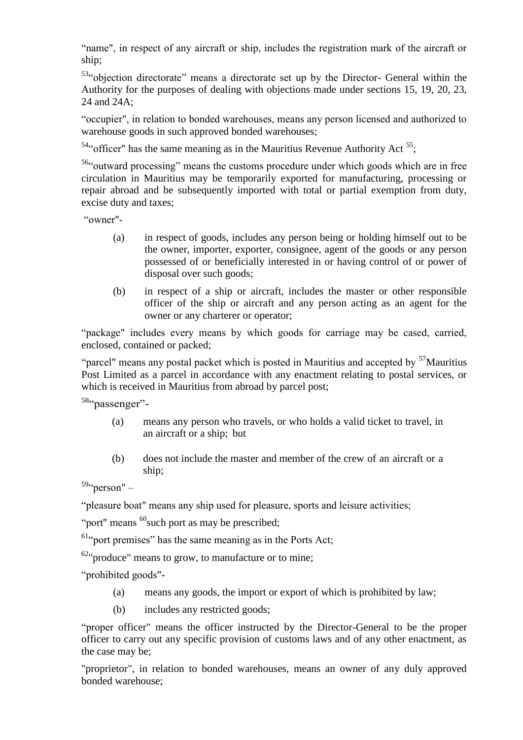"name", in respect of any aircraft or ship, includes the registration mark of the aircraft or ship;

[53]"objection directorate" means a directorate set up by the Director- General within the Authority for the purposes of dealing with objections made under sections 15, 19, 20, 23, 24 and 24A;

"occupier", in relation to bonded warehouses, means any person licensed and authorized to warehouse goods in such approved bonded warehouses;

[54]"officer" has the same meaning as in the Mauritius Revenue Authority Act [55];

[56]"outward processing" means the customs procedure under which goods which are in free circulation in Mauritius may be temporarily exported for manufacturing, processing or repair abroad and be subsequently imported with total or partial exemption from duty, excise duty and taxes;

"owner"-

- (a) in respect of goods, includes any person being or holding himself out to be the owner, importer, exporter, consignee, agent of the goods or any person possessed of or beneficially interested in or having control of or power of disposal over such goods;
- (b) in respect of a ship or aircraft, includes the master or other responsible officer of the ship or aircraft and any person acting as an agent for the owner or any charterer or operator;

"package" includes every means by which goods for carriage may be cased, carried, enclosed, contained or packed;

"parcel" means any postal packet which is posted in Mauritius and accepted by [57]Mauritius Post Limited as a parcel in accordance with any enactment relating to postal services, or which is received in Mauritius from abroad by parcel post;

[58]"passenger"-

- (a) means any person who travels, or who holds a valid ticket to travel, in an aircraft or a ship; but
- (b) does not include the master and member of the crew of an aircraft or a ship;

[59]"person" –

"pleasure boat" means any ship used for pleasure, sports and leisure activities;

"port" means [60]such port as may be prescribed;

[61]"port premises" has the same meaning as in the Ports Act;

[62]"produce" means to grow, to manufacture or to mine;

"prohibited goods"-

- (a) means any goods, the import or export of which is prohibited by law;
- (b) includes any restricted goods;

"proper officer" means the officer instructed by the Director-General to be the proper officer to carry out any specific provision of customs laws and of any other enactment, as the case may be;

"proprietor", in relation to bonded warehouses, means an owner of any duly approved bonded warehouse;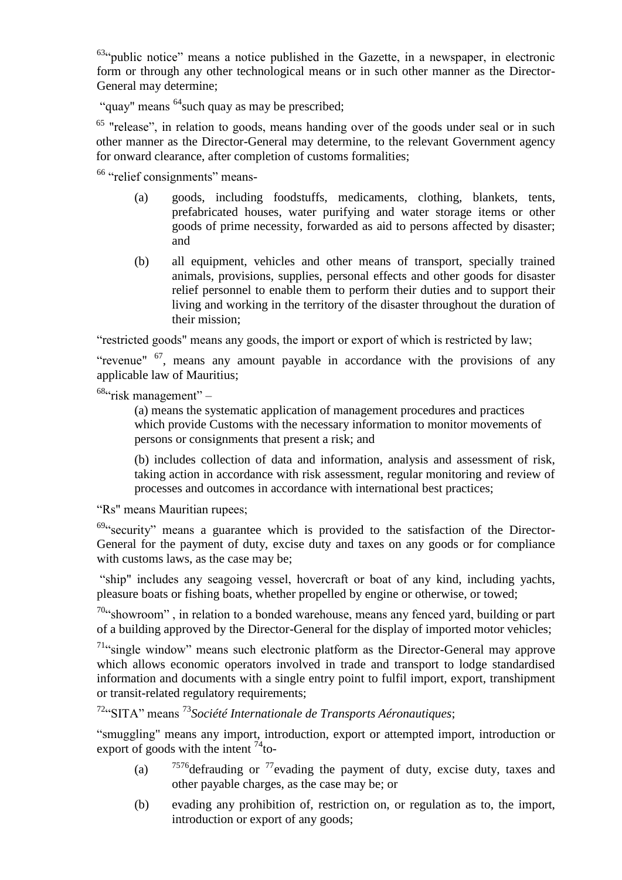[63]"public notice" means a notice published in the Gazette, in a newspaper, in electronic form or through any other technological means or in such other manner as the Director-General may determine;

"quay" means [64]such quay as may be prescribed;

[65] "release", in relation to goods, means handing over of the goods under seal or in such other manner as the Director-General may determine, to the relevant Government agency for onward clearance, after completion of customs formalities;

[66] "relief consignments" means-

(a) goods, including foodstuffs, medicaments, clothing, blankets, tents, prefabricated houses, water purifying and water storage items or other goods of prime necessity, forwarded as aid to persons affected by disaster; and

(b) all equipment, vehicles and other means of transport, specially trained animals, provisions, supplies, personal effects and other goods for disaster relief personnel to enable them to perform their duties and to support their living and working in the territory of the disaster throughout the duration of their mission;

"restricted goods" means any goods, the import or export of which is restricted by law;

"revenue" [67], means any amount payable in accordance with the provisions of any applicable law of Mauritius;

[68]"risk management" –

(a) means the systematic application of management procedures and practices which provide Customs with the necessary information to monitor movements of persons or consignments that present a risk; and

(b) includes collection of data and information, analysis and assessment of risk, taking action in accordance with risk assessment, regular monitoring and review of processes and outcomes in accordance with international best practices;

"Rs" means Mauritian rupees;

[69]"security" means a guarantee which is provided to the satisfaction of the Director-General for the payment of duty, excise duty and taxes on any goods or for compliance with customs laws, as the case may be;

"ship" includes any seagoing vessel, hovercraft or boat of any kind, including yachts, pleasure boats or fishing boats, whether propelled by engine or otherwise, or towed;

[70]"showroom" , in relation to a bonded warehouse, means any fenced yard, building or part of a building approved by the Director-General for the display of imported motor vehicles;

[71]"single window" means such electronic platform as the Director-General may approve which allows economic operators involved in trade and transport to lodge standardised information and documents with a single entry point to fulfil import, export, transhipment or transit-related regulatory requirements;

[72]"SITA" means [73]*Société Internationale de Transports Aéronautiques*;

"smuggling" means any import, introduction, export or attempted import, introduction or export of goods with the intent [74]to-

(a) [75][76]defrauding or [77]evading the payment of duty, excise duty, taxes and other payable charges, as the case may be; or

(b) evading any prohibition of, restriction on, or regulation as to, the import, introduction or export of any goods;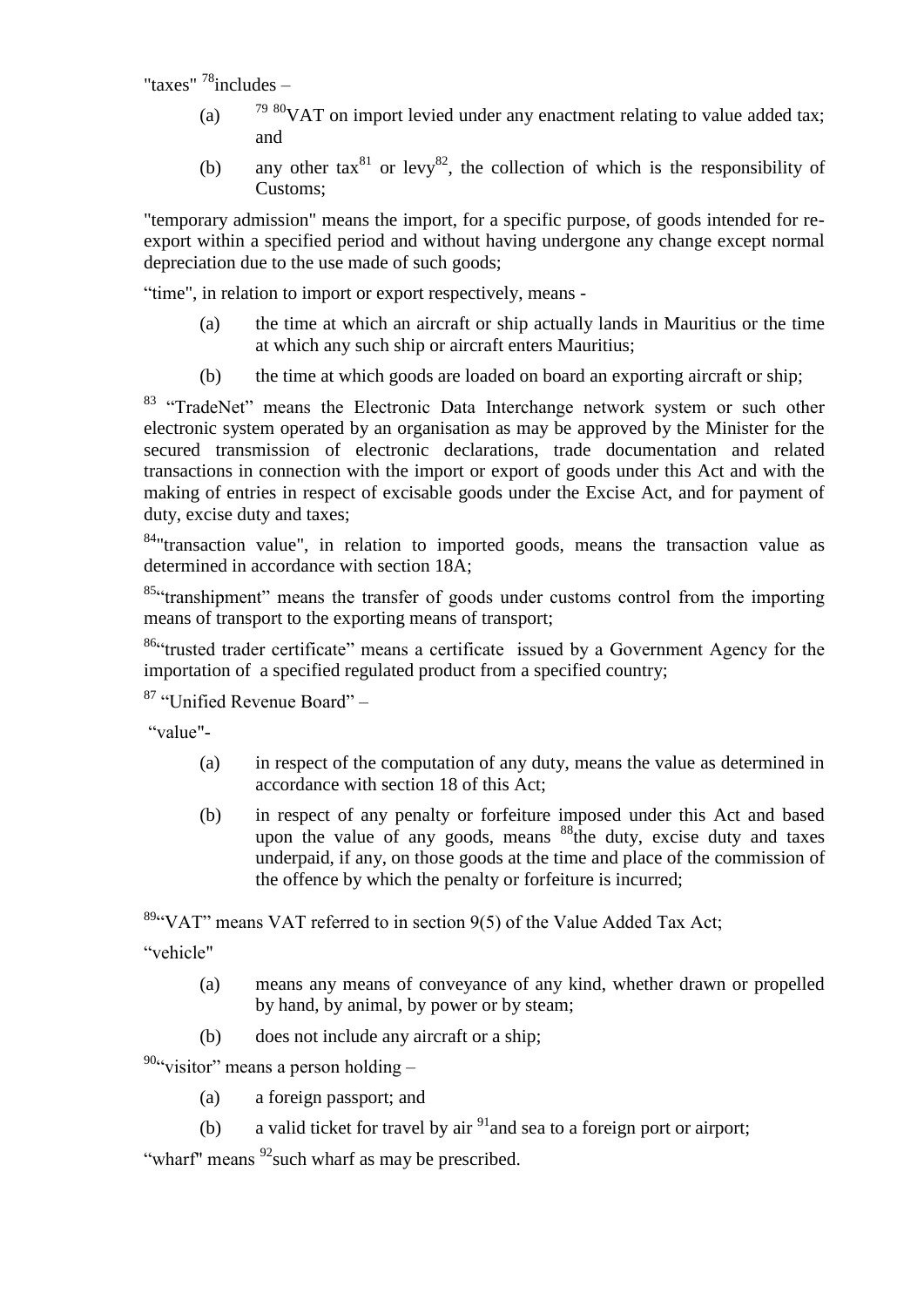"taxes" [78]includes –

(a) [79] [80]VAT on import levied under any enactment relating to value added tax; and

(b) any other tax[81] or levy[82], the collection of which is the responsibility of Customs;

"temporary admission" means the import, for a specific purpose, of goods intended for re-export within a specified period and without having undergone any change except normal depreciation due to the use made of such goods;

"time", in relation to import or export respectively, means -

(a) the time at which an aircraft or ship actually lands in Mauritius or the time at which any such ship or aircraft enters Mauritius;

(b) the time at which goods are loaded on board an exporting aircraft or ship;

[83] "TradeNet" means the Electronic Data Interchange network system or such other electronic system operated by an organisation as may be approved by the Minister for the secured transmission of electronic declarations, trade documentation and related transactions in connection with the import or export of goods under this Act and with the making of entries in respect of excisable goods under the Excise Act, and for payment of duty, excise duty and taxes;

[84]"transaction value", in relation to imported goods, means the transaction value as determined in accordance with section 18A;

[85]"transhipment" means the transfer of goods under customs control from the importing means of transport to the exporting means of transport;

[86]"trusted trader certificate" means a certificate issued by a Government Agency for the importation of a specified regulated product from a specified country;

[87] "Unified Revenue Board" –

"value"-

(a) in respect of the computation of any duty, means the value as determined in accordance with section 18 of this Act;

(b) in respect of any penalty or forfeiture imposed under this Act and based upon the value of any goods, means [88]the duty, excise duty and taxes underpaid, if any, on those goods at the time and place of the commission of the offence by which the penalty or forfeiture is incurred;

[89]"VAT" means VAT referred to in section 9(5) of the Value Added Tax Act;

"vehicle"

(a) means any means of conveyance of any kind, whether drawn or propelled by hand, by animal, by power or by steam;

(b) does not include any aircraft or a ship;

[90]"visitor" means a person holding –

(a) a foreign passport; and

(b) a valid ticket for travel by air [91]and sea to a foreign port or airport;

"wharf" means [92]such wharf as may be prescribed.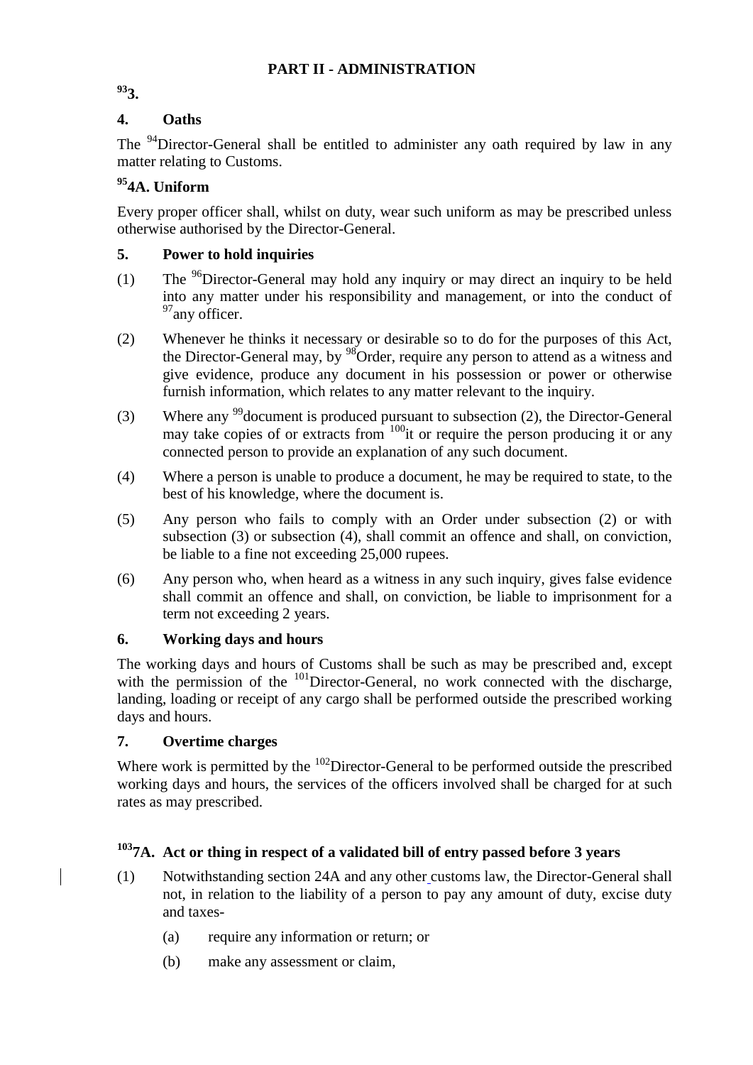## PART II - ADMINISTRATION

**[93]3.**

**4. Oaths**

The [94]Director-General shall be entitled to administer any oath required by law in any matter relating to Customs.

**[95]4A. Uniform**

Every proper officer shall, whilst on duty, wear such uniform as may be prescribed unless otherwise authorised by the Director-General.

**5. Power to hold inquiries**

(1) The [96]Director-General may hold any inquiry or may direct an inquiry to be held into any matter under his responsibility and management, or into the conduct of [97]any officer.

(2) Whenever he thinks it necessary or desirable so to do for the purposes of this Act, the Director-General may, by [98]Order, require any person to attend as a witness and give evidence, produce any document in his possession or power or otherwise furnish information, which relates to any matter relevant to the inquiry.

(3) Where any [99]document is produced pursuant to subsection (2), the Director-General may take copies of or extracts from [100]it or require the person producing it or any connected person to provide an explanation of any such document.

(4) Where a person is unable to produce a document, he may be required to state, to the best of his knowledge, where the document is.

(5) Any person who fails to comply with an Order under subsection (2) or with subsection (3) or subsection (4), shall commit an offence and shall, on conviction, be liable to a fine not exceeding 25,000 rupees.

(6) Any person who, when heard as a witness in any such inquiry, gives false evidence shall commit an offence and shall, on conviction, be liable to imprisonment for a term not exceeding 2 years.

**6. Working days and hours**

The working days and hours of Customs shall be such as may be prescribed and, except with the permission of the [101]Director-General, no work connected with the discharge, landing, loading or receipt of any cargo shall be performed outside the prescribed working days and hours.

**7. Overtime charges**

Where work is permitted by the [102]Director-General to be performed outside the prescribed working days and hours, the services of the officers involved shall be charged for at such rates as may prescribed.

**[103]7A. Act or thing in respect of a validated bill of entry passed before 3 years**

(1) Notwithstanding section 24A and any other customs law, the Director-General shall not, in relation to the liability of a person to pay any amount of duty, excise duty and taxes-

(a) require any information or return; or

(b) make any assessment or claim,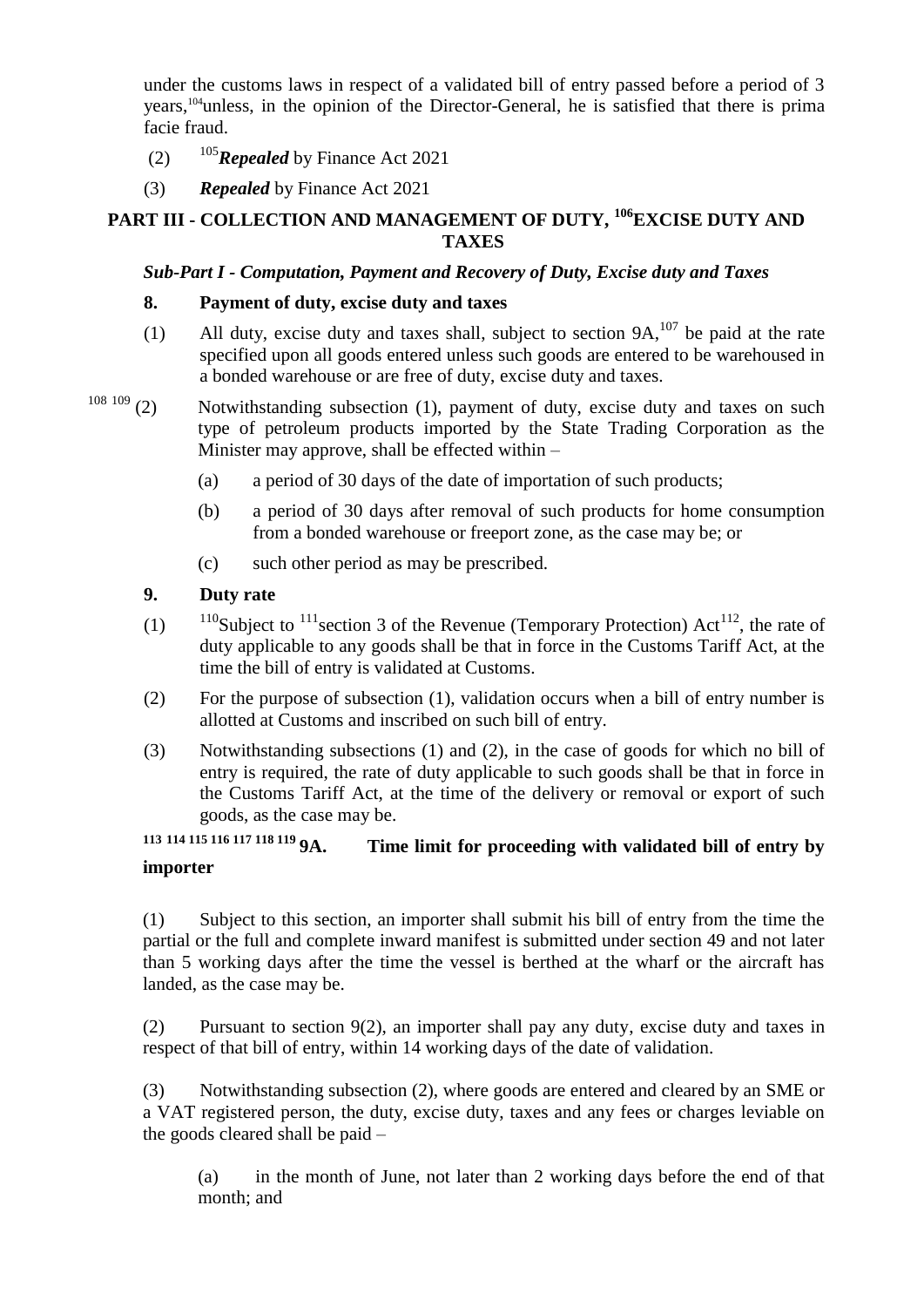under the customs laws in respect of a validated bill of entry passed before a period of 3 years,[104]unless, in the opinion of the Director-General, he is satisfied that there is prima facie fraud.

(2) [105]*Repealed* by Finance Act 2021

(3) *Repealed* by Finance Act 2021

## PART III - COLLECTION AND MANAGEMENT OF DUTY, [106]EXCISE DUTY AND TAXES

### *Sub-Part I - Computation, Payment and Recovery of Duty, Excise duty and Taxes*

**8. Payment of duty, excise duty and taxes**

(1) All duty, excise duty and taxes shall, subject to section 9A,[107] be paid at the rate specified upon all goods entered unless such goods are entered to be warehoused in a bonded warehouse or are free of duty, excise duty and taxes.

[108] [109] (2) Notwithstanding subsection (1), payment of duty, excise duty and taxes on such type of petroleum products imported by the State Trading Corporation as the Minister may approve, shall be effected within –

(a) a period of 30 days of the date of importation of such products;

(b) a period of 30 days after removal of such products for home consumption from a bonded warehouse or freeport zone, as the case may be; or

(c) such other period as may be prescribed.

**9. Duty rate**

(1) [110]Subject to [111]section 3 of the Revenue (Temporary Protection) Act[112], the rate of duty applicable to any goods shall be that in force in the Customs Tariff Act, at the time the bill of entry is validated at Customs.

(2) For the purpose of subsection (1), validation occurs when a bill of entry number is allotted at Customs and inscribed on such bill of entry.

(3) Notwithstanding subsections (1) and (2), in the case of goods for which no bill of entry is required, the rate of duty applicable to such goods shall be that in force in the Customs Tariff Act, at the time of the delivery or removal or export of such goods, as the case may be.

[113] [114] [115] [116] [117] [118] [119] **9A. Time limit for proceeding with validated bill of entry by importer**

(1) Subject to this section, an importer shall submit his bill of entry from the time the partial or the full and complete inward manifest is submitted under section 49 and not later than 5 working days after the time the vessel is berthed at the wharf or the aircraft has landed, as the case may be.

(2) Pursuant to section 9(2), an importer shall pay any duty, excise duty and taxes in respect of that bill of entry, within 14 working days of the date of validation.

(3) Notwithstanding subsection (2), where goods are entered and cleared by an SME or a VAT registered person, the duty, excise duty, taxes and any fees or charges leviable on the goods cleared shall be paid –

(a) in the month of June, not later than 2 working days before the end of that month; and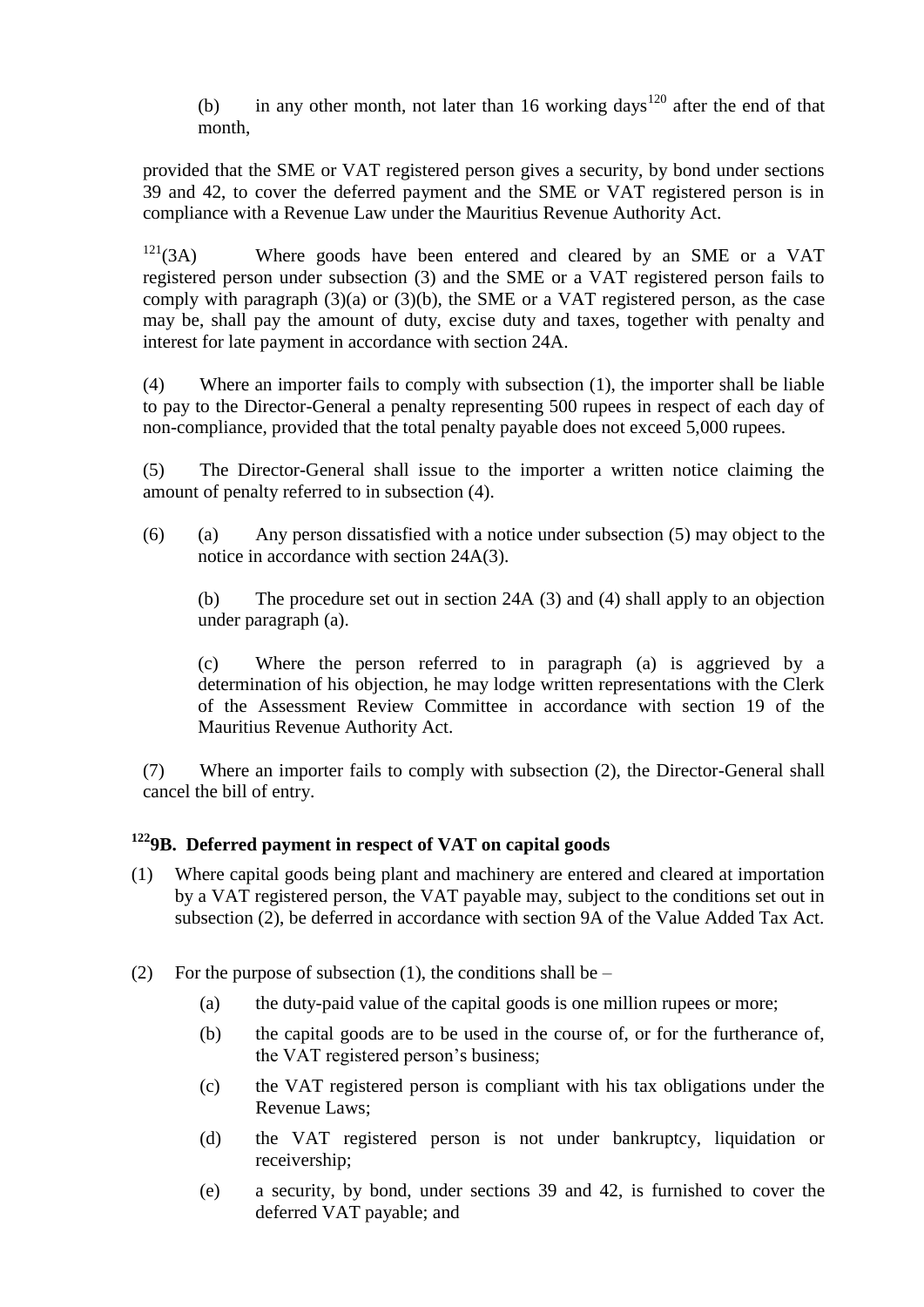(b) in any other month, not later than 16 working days[120] after the end of that month,

provided that the SME or VAT registered person gives a security, by bond under sections 39 and 42, to cover the deferred payment and the SME or VAT registered person is in compliance with a Revenue Law under the Mauritius Revenue Authority Act.

[121](3A) Where goods have been entered and cleared by an SME or a VAT registered person under subsection (3) and the SME or a VAT registered person fails to comply with paragraph (3)(a) or (3)(b), the SME or a VAT registered person, as the case may be, shall pay the amount of duty, excise duty and taxes, together with penalty and interest for late payment in accordance with section 24A.

(4) Where an importer fails to comply with subsection (1), the importer shall be liable to pay to the Director-General a penalty representing 500 rupees in respect of each day of non-compliance, provided that the total penalty payable does not exceed 5,000 rupees.

(5) The Director-General shall issue to the importer a written notice claiming the amount of penalty referred to in subsection (4).

(6) (a) Any person dissatisfied with a notice under subsection (5) may object to the notice in accordance with section 24A(3).

(b) The procedure set out in section 24A (3) and (4) shall apply to an objection under paragraph (a).

(c) Where the person referred to in paragraph (a) is aggrieved by a determination of his objection, he may lodge written representations with the Clerk of the Assessment Review Committee in accordance with section 19 of the Mauritius Revenue Authority Act.

(7) Where an importer fails to comply with subsection (2), the Director-General shall cancel the bill of entry.

### [122]9B. Deferred payment in respect of VAT on capital goods

(1) Where capital goods being plant and machinery are entered and cleared at importation by a VAT registered person, the VAT payable may, subject to the conditions set out in subsection (2), be deferred in accordance with section 9A of the Value Added Tax Act.

(2) For the purpose of subsection (1), the conditions shall be –

(a) the duty-paid value of the capital goods is one million rupees or more;

(b) the capital goods are to be used in the course of, or for the furtherance of, the VAT registered person's business;

(c) the VAT registered person is compliant with his tax obligations under the Revenue Laws;

(d) the VAT registered person is not under bankruptcy, liquidation or receivership;

(e) a security, by bond, under sections 39 and 42, is furnished to cover the deferred VAT payable; and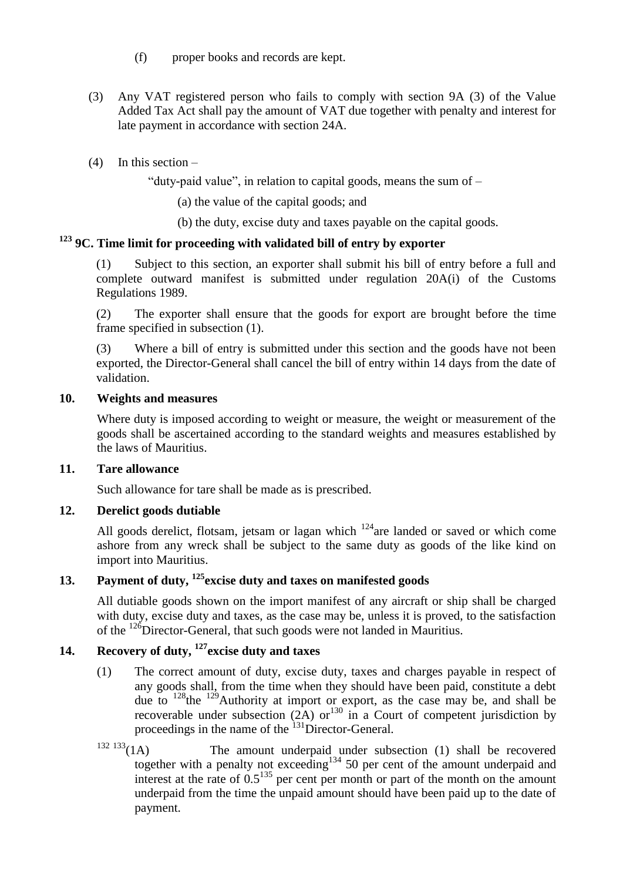(f) proper books and records are kept.

(3) Any VAT registered person who fails to comply with section 9A (3) of the Value Added Tax Act shall pay the amount of VAT due together with penalty and interest for late payment in accordance with section 24A.

(4) In this section –

"duty-paid value", in relation to capital goods, means the sum of –

(a) the value of the capital goods; and

(b) the duty, excise duty and taxes payable on the capital goods.

### [123] 9C. Time limit for proceeding with validated bill of entry by exporter

(1) Subject to this section, an exporter shall submit his bill of entry before a full and complete outward manifest is submitted under regulation 20A(i) of the Customs Regulations 1989.

(2) The exporter shall ensure that the goods for export are brought before the time frame specified in subsection (1).

(3) Where a bill of entry is submitted under this section and the goods have not been exported, the Director-General shall cancel the bill of entry within 14 days from the date of validation.

### 10. Weights and measures

Where duty is imposed according to weight or measure, the weight or measurement of the goods shall be ascertained according to the standard weights and measures established by the laws of Mauritius.

### 11. Tare allowance

Such allowance for tare shall be made as is prescribed.

### 12. Derelict goods dutiable

All goods derelict, flotsam, jetsam or lagan which [124]are landed or saved or which come ashore from any wreck shall be subject to the same duty as goods of the like kind on import into Mauritius.

### 13. Payment of duty, [125]excise duty and taxes on manifested goods

All dutiable goods shown on the import manifest of any aircraft or ship shall be charged with duty, excise duty and taxes, as the case may be, unless it is proved, to the satisfaction of the [126]Director-General, that such goods were not landed in Mauritius.

### 14. Recovery of duty, [127]excise duty and taxes

(1) The correct amount of duty, excise duty, taxes and charges payable in respect of any goods shall, from the time when they should have been paid, constitute a debt due to [128]the [129]Authority at import or export, as the case may be, and shall be recoverable under subsection (2A) or[130] in a Court of competent jurisdiction by proceedings in the name of the [131]Director-General.

[132] [133](1A) The amount underpaid under subsection (1) shall be recovered together with a penalty not exceeding[134] 50 per cent of the amount underpaid and interest at the rate of 0.5[135] per cent per month or part of the month on the amount underpaid from the time the unpaid amount should have been paid up to the date of payment.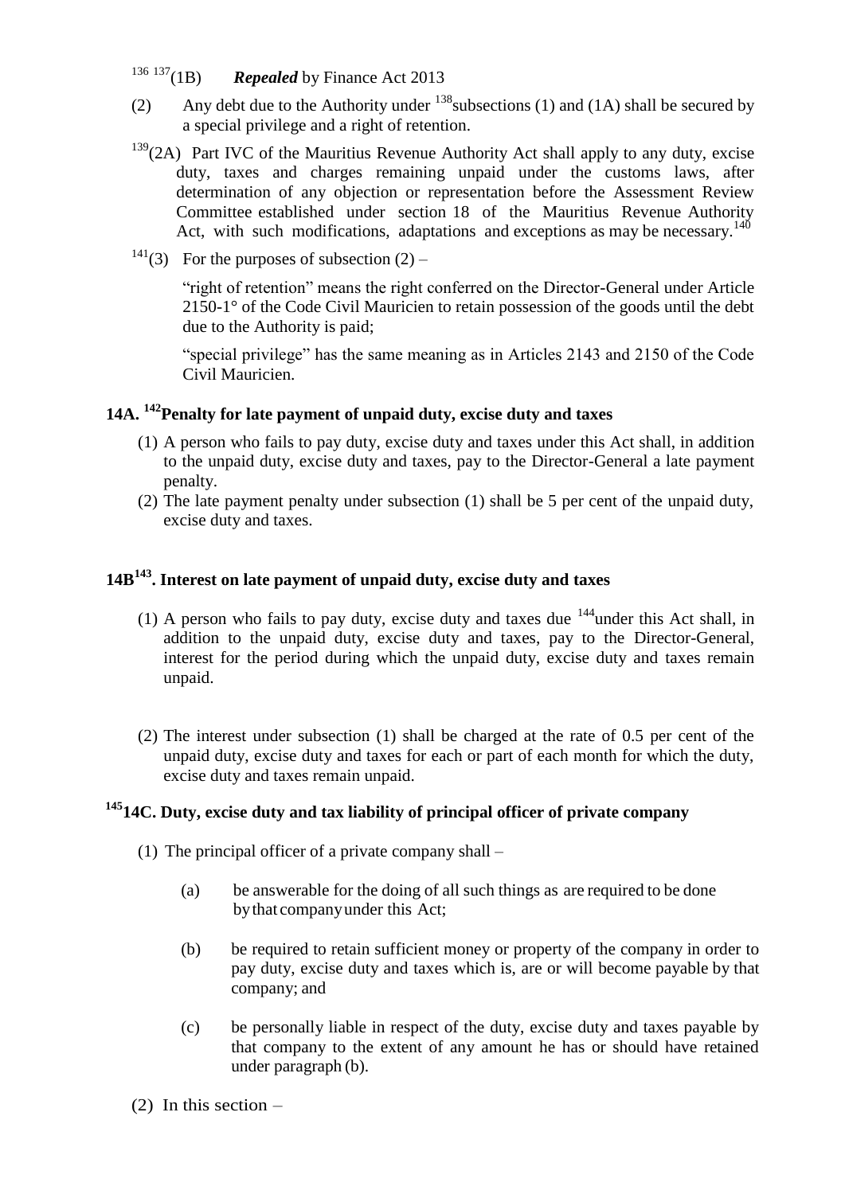[136] [137](1B) ***Repealed*** by Finance Act 2013

(2) Any debt due to the Authority under [138]subsections (1) and (1A) shall be secured by a special privilege and a right of retention.

[139](2A) Part IVC of the Mauritius Revenue Authority Act shall apply to any duty, excise duty, taxes and charges remaining unpaid under the customs laws, after determination of any objection or representation before the Assessment Review Committee established under section 18 of the Mauritius Revenue Authority Act, with such modifications, adaptations and exceptions as may be necessary.[140]

[141](3) For the purposes of subsection (2) –

"right of retention" means the right conferred on the Director-General under Article 2150-1° of the Code Civil Mauricien to retain possession of the goods until the debt due to the Authority is paid;

"special privilege" has the same meaning as in Articles 2143 and 2150 of the Code Civil Mauricien.

## 14A. [142]Penalty for late payment of unpaid duty, excise duty and taxes

(1) A person who fails to pay duty, excise duty and taxes under this Act shall, in addition to the unpaid duty, excise duty and taxes, pay to the Director-General a late payment penalty.

(2) The late payment penalty under subsection (1) shall be 5 per cent of the unpaid duty, excise duty and taxes.

## 14B[143]. Interest on late payment of unpaid duty, excise duty and taxes

(1) A person who fails to pay duty, excise duty and taxes due [144]under this Act shall, in addition to the unpaid duty, excise duty and taxes, pay to the Director-General, interest for the period during which the unpaid duty, excise duty and taxes remain unpaid.

(2) The interest under subsection (1) shall be charged at the rate of 0.5 per cent of the unpaid duty, excise duty and taxes for each or part of each month for which the duty, excise duty and taxes remain unpaid.

## [145]14C. Duty, excise duty and tax liability of principal officer of private company

(1) The principal officer of a private company shall –

(a) be answerable for the doing of all such things as are required to be done by that company under this Act;

(b) be required to retain sufficient money or property of the company in order to pay duty, excise duty and taxes which is, are or will become payable by that company; and

(c) be personally liable in respect of the duty, excise duty and taxes payable by that company to the extent of any amount he has or should have retained under paragraph (b).

(2) In this section –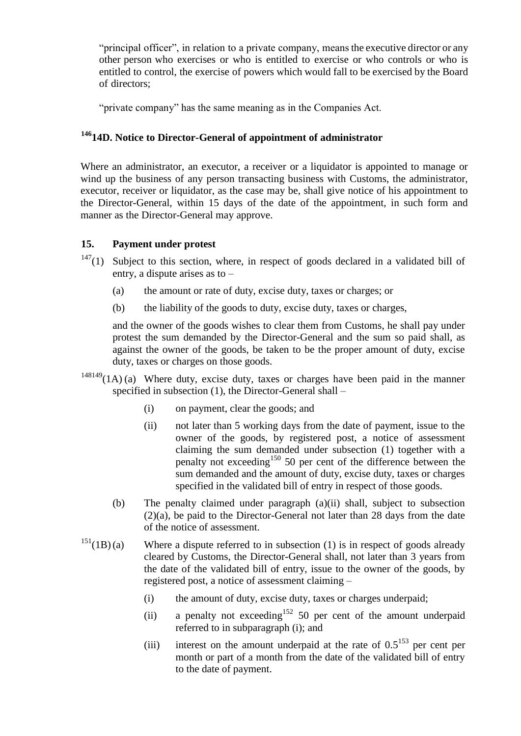"principal officer", in relation to a private company, means the executive director or any other person who exercises or who is entitled to exercise or who controls or who is entitled to control, the exercise of powers which would fall to be exercised by the Board of directors;

"private company" has the same meaning as in the Companies Act.

### [146]14D. Notice to Director-General of appointment of administrator

Where an administrator, an executor, a receiver or a liquidator is appointed to manage or wind up the business of any person transacting business with Customs, the administrator, executor, receiver or liquidator, as the case may be, shall give notice of his appointment to the Director-General, within 15 days of the date of the appointment, in such form and manner as the Director-General may approve.

### 15. Payment under protest

[147](1) Subject to this section, where, in respect of goods declared in a validated bill of entry, a dispute arises as to –

(a) the amount or rate of duty, excise duty, taxes or charges; or

(b) the liability of the goods to duty, excise duty, taxes or charges,

and the owner of the goods wishes to clear them from Customs, he shall pay under protest the sum demanded by the Director-General and the sum so paid shall, as against the owner of the goods, be taken to be the proper amount of duty, excise duty, taxes or charges on those goods.

[148][149](1A) (a) Where duty, excise duty, taxes or charges have been paid in the manner specified in subsection (1), the Director-General shall –

(i) on payment, clear the goods; and

(ii) not later than 5 working days from the date of payment, issue to the owner of the goods, by registered post, a notice of assessment claiming the sum demanded under subsection (1) together with a penalty not exceeding[150] 50 per cent of the difference between the sum demanded and the amount of duty, excise duty, taxes or charges specified in the validated bill of entry in respect of those goods.

(b) The penalty claimed under paragraph (a)(ii) shall, subject to subsection (2)(a), be paid to the Director-General not later than 28 days from the date of the notice of assessment.

[151](1B) (a) Where a dispute referred to in subsection (1) is in respect of goods already cleared by Customs, the Director-General shall, not later than 3 years from the date of the validated bill of entry, issue to the owner of the goods, by registered post, a notice of assessment claiming –

(i) the amount of duty, excise duty, taxes or charges underpaid;

(ii) a penalty not exceeding[152] 50 per cent of the amount underpaid referred to in subparagraph (i); and

(iii) interest on the amount underpaid at the rate of 0.5[153] per cent per month or part of a month from the date of the validated bill of entry to the date of payment.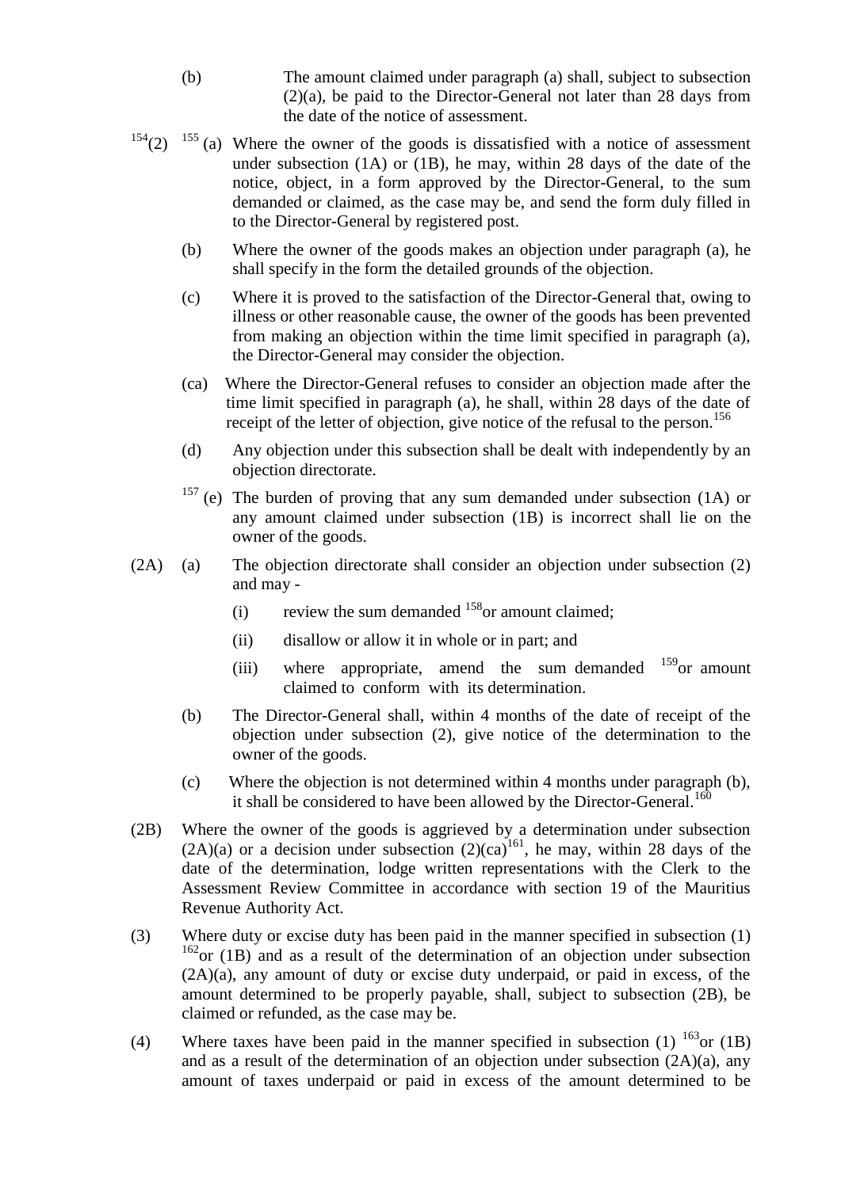(b) The amount claimed under paragraph (a) shall, subject to subsection (2)(a), be paid to the Director-General not later than 28 days from the date of the notice of assessment.

[154](2) [155] (a) Where the owner of the goods is dissatisfied with a notice of assessment under subsection (1A) or (1B), he may, within 28 days of the date of the notice, object, in a form approved by the Director-General, to the sum demanded or claimed, as the case may be, and send the form duly filled in to the Director-General by registered post.

(b) Where the owner of the goods makes an objection under paragraph (a), he shall specify in the form the detailed grounds of the objection.

(c) Where it is proved to the satisfaction of the Director-General that, owing to illness or other reasonable cause, the owner of the goods has been prevented from making an objection within the time limit specified in paragraph (a), the Director-General may consider the objection.

(ca) Where the Director-General refuses to consider an objection made after the time limit specified in paragraph (a), he shall, within 28 days of the date of receipt of the letter of objection, give notice of the refusal to the person.[156]

(d) Any objection under this subsection shall be dealt with independently by an objection directorate.

[157] (e) The burden of proving that any sum demanded under subsection (1A) or any amount claimed under subsection (1B) is incorrect shall lie on the owner of the goods.

(2A) (a) The objection directorate shall consider an objection under subsection (2) and may -

(i) review the sum demanded [158]or amount claimed;

(ii) disallow or allow it in whole or in part; and

(iii) where appropriate, amend the sum demanded [159]or amount claimed to conform with its determination.

(b) The Director-General shall, within 4 months of the date of receipt of the objection under subsection (2), give notice of the determination to the owner of the goods.

(c) Where the objection is not determined within 4 months under paragraph (b), it shall be considered to have been allowed by the Director-General.[160]

(2B) Where the owner of the goods is aggrieved by a determination under subsection (2A)(a) or a decision under subsection (2)(ca)[161], he may, within 28 days of the date of the determination, lodge written representations with the Clerk to the Assessment Review Committee in accordance with section 19 of the Mauritius Revenue Authority Act.

(3) Where duty or excise duty has been paid in the manner specified in subsection (1) [162]or (1B) and as a result of the determination of an objection under subsection (2A)(a), any amount of duty or excise duty underpaid, or paid in excess, of the amount determined to be properly payable, shall, subject to subsection (2B), be claimed or refunded, as the case may be.

(4) Where taxes have been paid in the manner specified in subsection (1) [163]or (1B) and as a result of the determination of an objection under subsection (2A)(a), any amount of taxes underpaid or paid in excess of the amount determined to be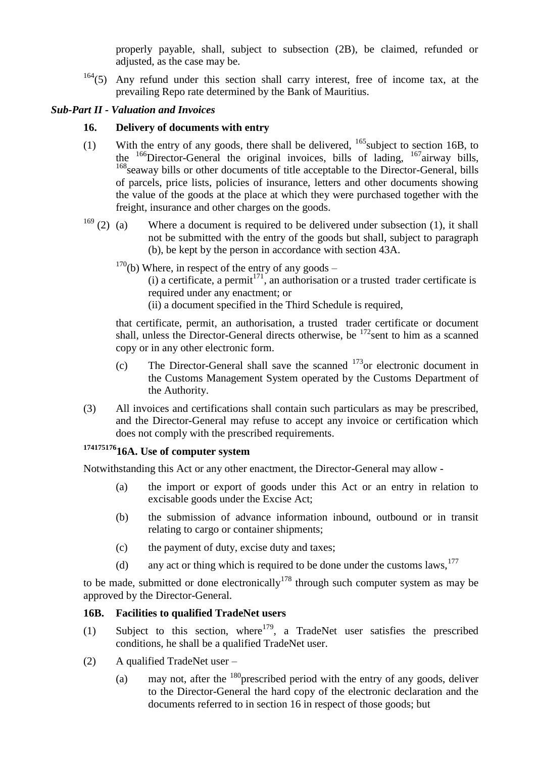properly payable, shall, subject to subsection (2B), be claimed, refunded or adjusted, as the case may be.

[164](5) Any refund under this section shall carry interest, free of income tax, at the prevailing Repo rate determined by the Bank of Mauritius.

***Sub-Part II - Valuation and Invoices***

**16. Delivery of documents with entry**

(1) With the entry of any goods, there shall be delivered, [165]subject to section 16B, to the [166]Director-General the original invoices, bills of lading, [167]airway bills, [168]seaway bills or other documents of title acceptable to the Director-General, bills of parcels, price lists, policies of insurance, letters and other documents showing the value of the goods at the place at which they were purchased together with the freight, insurance and other charges on the goods.

[169] (2) (a) Where a document is required to be delivered under subsection (1), it shall not be submitted with the entry of the goods but shall, subject to paragraph (b), be kept by the person in accordance with section 43A.

[170](b) Where, in respect of the entry of any goods –

(i) a certificate, a permit[171], an authorisation or a trusted trader certificate is required under any enactment; or

(ii) a document specified in the Third Schedule is required,

that certificate, permit, an authorisation, a trusted trader certificate or document shall, unless the Director-General directs otherwise, be [172]sent to him as a scanned copy or in any other electronic form.

(c) The Director-General shall save the scanned [173]or electronic document in the Customs Management System operated by the Customs Department of the Authority.

(3) All invoices and certifications shall contain such particulars as may be prescribed, and the Director-General may refuse to accept any invoice or certification which does not comply with the prescribed requirements.

**[174][175][176]16A. Use of computer system**

Notwithstanding this Act or any other enactment, the Director-General may allow -

(a) the import or export of goods under this Act or an entry in relation to excisable goods under the Excise Act;

(b) the submission of advance information inbound, outbound or in transit relating to cargo or container shipments;

(c) the payment of duty, excise duty and taxes;

(d) any act or thing which is required to be done under the customs laws,[177]

to be made, submitted or done electronically[178] through such computer system as may be approved by the Director-General.

**16B. Facilities to qualified TradeNet users**

(1) Subject to this section, where[179], a TradeNet user satisfies the prescribed conditions, he shall be a qualified TradeNet user.

(2) A qualified TradeNet user –

(a) may not, after the [180]prescribed period with the entry of any goods, deliver to the Director-General the hard copy of the electronic declaration and the documents referred to in section 16 in respect of those goods; but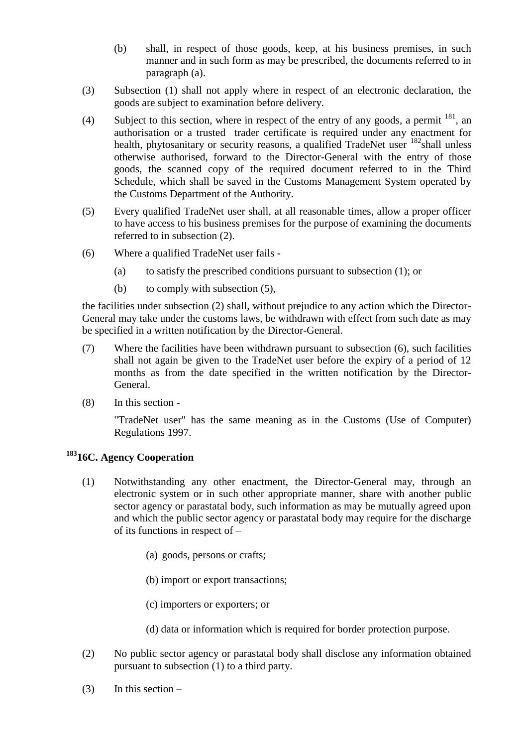(b) shall, in respect of those goods, keep, at his business premises, in such manner and in such form as may be prescribed, the documents referred to in paragraph (a).

(3) Subsection (1) shall not apply where in respect of an electronic declaration, the goods are subject to examination before delivery.

(4) Subject to this section, where in respect of the entry of any goods, a permit [181], an authorisation or a trusted trader certificate is required under any enactment for health, phytosanitary or security reasons, a qualified TradeNet user [182]shall unless otherwise authorised, forward to the Director-General with the entry of those goods, the scanned copy of the required document referred to in the Third Schedule, which shall be saved in the Customs Management System operated by the Customs Department of the Authority.

(5) Every qualified TradeNet user shall, at all reasonable times, allow a proper officer to have access to his business premises for the purpose of examining the documents referred to in subsection (2).

(6) Where a qualified TradeNet user fails -

(a) to satisfy the prescribed conditions pursuant to subsection (1); or

(b) to comply with subsection (5),

the facilities under subsection (2) shall, without prejudice to any action which the Director-General may take under the customs laws, be withdrawn with effect from such date as may be specified in a written notification by the Director-General.

(7) Where the facilities have been withdrawn pursuant to subsection (6), such facilities shall not again be given to the TradeNet user before the expiry of a period of 12 months as from the date specified in the written notification by the Director-General.

(8) In this section -

"TradeNet user" has the same meaning as in the Customs (Use of Computer) Regulations 1997.

### [183]16C. Agency Cooperation

(1) Notwithstanding any other enactment, the Director-General may, through an electronic system or in such other appropriate manner, share with another public sector agency or parastatal body, such information as may be mutually agreed upon and which the public sector agency or parastatal body may require for the discharge of its functions in respect of –

(a) goods, persons or crafts;

(b) import or export transactions;

(c) importers or exporters; or

(d) data or information which is required for border protection purpose.

(2) No public sector agency or parastatal body shall disclose any information obtained pursuant to subsection (1) to a third party.

(3) In this section –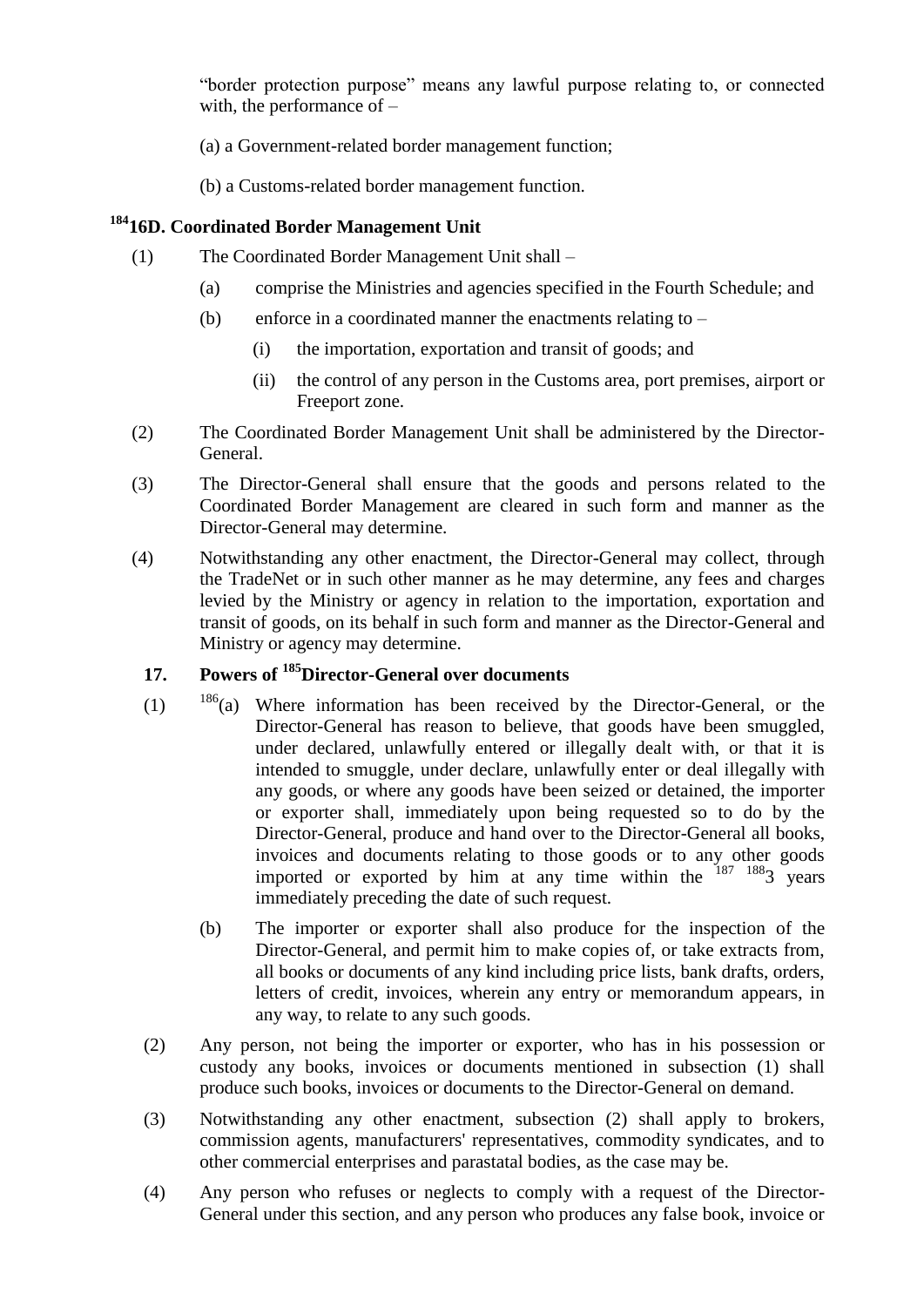"border protection purpose" means any lawful purpose relating to, or connected with, the performance of –

(a) a Government-related border management function;

(b) a Customs-related border management function.

### [184]16D. Coordinated Border Management Unit

(1) The Coordinated Border Management Unit shall –

   (a) comprise the Ministries and agencies specified in the Fourth Schedule; and

   (b) enforce in a coordinated manner the enactments relating to –

      (i) the importation, exportation and transit of goods; and

      (ii) the control of any person in the Customs area, port premises, airport or Freeport zone.

(2) The Coordinated Border Management Unit shall be administered by the Director-General.

(3) The Director-General shall ensure that the goods and persons related to the Coordinated Border Management are cleared in such form and manner as the Director-General may determine.

(4) Notwithstanding any other enactment, the Director-General may collect, through the TradeNet or in such other manner as he may determine, any fees and charges levied by the Ministry or agency in relation to the importation, exportation and transit of goods, on its behalf in such form and manner as the Director-General and Ministry or agency may determine.

### 17. Powers of [185]Director-General over documents

(1) [186](a) Where information has been received by the Director-General, or the Director-General has reason to believe, that goods have been smuggled, under declared, unlawfully entered or illegally dealt with, or that it is intended to smuggle, under declare, unlawfully enter or deal illegally with any goods, or where any goods have been seized or detained, the importer or exporter shall, immediately upon being requested so to do by the Director-General, produce and hand over to the Director-General all books, invoices and documents relating to those goods or to any other goods imported or exported by him at any time within the [187] [188]3 years immediately preceding the date of such request.

   (b) The importer or exporter shall also produce for the inspection of the Director-General, and permit him to make copies of, or take extracts from, all books or documents of any kind including price lists, bank drafts, orders, letters of credit, invoices, wherein any entry or memorandum appears, in any way, to relate to any such goods.

(2) Any person, not being the importer or exporter, who has in his possession or custody any books, invoices or documents mentioned in subsection (1) shall produce such books, invoices or documents to the Director-General on demand.

(3) Notwithstanding any other enactment, subsection (2) shall apply to brokers, commission agents, manufacturers' representatives, commodity syndicates, and to other commercial enterprises and parastatal bodies, as the case may be.

(4) Any person who refuses or neglects to comply with a request of the Director-General under this section, and any person who produces any false book, invoice or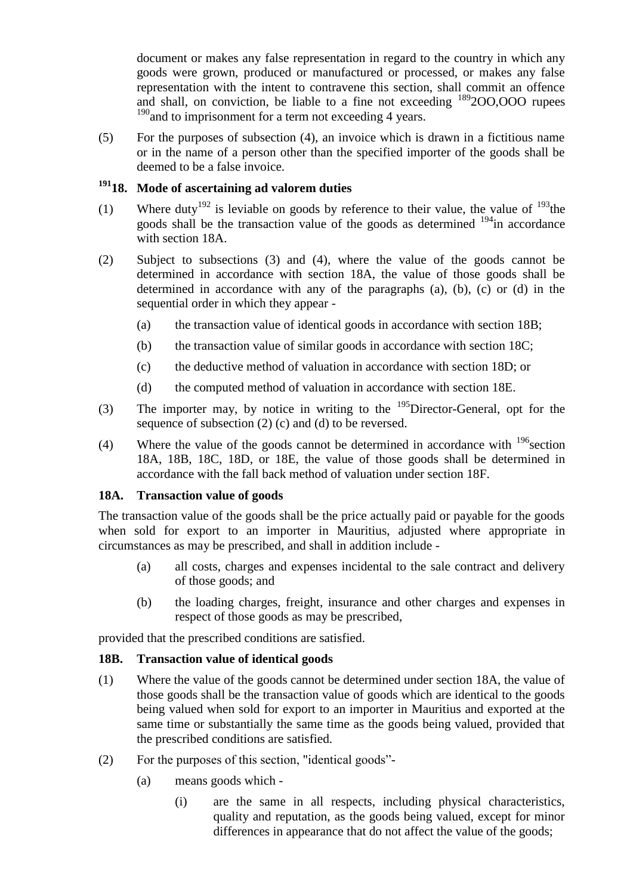document or makes any false representation in regard to the country in which any goods were grown, produced or manufactured or processed, or makes any false representation with the intent to contravene this section, shall commit an offence and shall, on conviction, be liable to a fine not exceeding [189]2OO,OOO rupees [190]and to imprisonment for a term not exceeding 4 years.

(5) For the purposes of subsection (4), an invoice which is drawn in a fictitious name or in the name of a person other than the specified importer of the goods shall be deemed to be a false invoice.

### [191]18. Mode of ascertaining ad valorem duties

(1) Where duty[192] is leviable on goods by reference to their value, the value of [193]the goods shall be the transaction value of the goods as determined [194]in accordance with section 18A.

(2) Subject to subsections (3) and (4), where the value of the goods cannot be determined in accordance with section 18A, the value of those goods shall be determined in accordance with any of the paragraphs (a), (b), (c) or (d) in the sequential order in which they appear -

- (a) the transaction value of identical goods in accordance with section 18B;
- (b) the transaction value of similar goods in accordance with section 18C;
- (c) the deductive method of valuation in accordance with section 18D; or
- (d) the computed method of valuation in accordance with section 18E.

(3) The importer may, by notice in writing to the [195]Director-General, opt for the sequence of subsection (2) (c) and (d) to be reversed.

(4) Where the value of the goods cannot be determined in accordance with [196]section 18A, 18B, 18C, 18D, or 18E, the value of those goods shall be determined in accordance with the fall back method of valuation under section 18F.

### 18A. Transaction value of goods

The transaction value of the goods shall be the price actually paid or payable for the goods when sold for export to an importer in Mauritius, adjusted where appropriate in circumstances as may be prescribed, and shall in addition include -

- (a) all costs, charges and expenses incidental to the sale contract and delivery of those goods; and
- (b) the loading charges, freight, insurance and other charges and expenses in respect of those goods as may be prescribed,

provided that the prescribed conditions are satisfied.

### 18B. Transaction value of identical goods

(1) Where the value of the goods cannot be determined under section 18A, the value of those goods shall be the transaction value of goods which are identical to the goods being valued when sold for export to an importer in Mauritius and exported at the same time or substantially the same time as the goods being valued, provided that the prescribed conditions are satisfied.

(2) For the purposes of this section, "identical goods"-

- (a) means goods which -
  - (i) are the same in all respects, including physical characteristics, quality and reputation, as the goods being valued, except for minor differences in appearance that do not affect the value of the goods;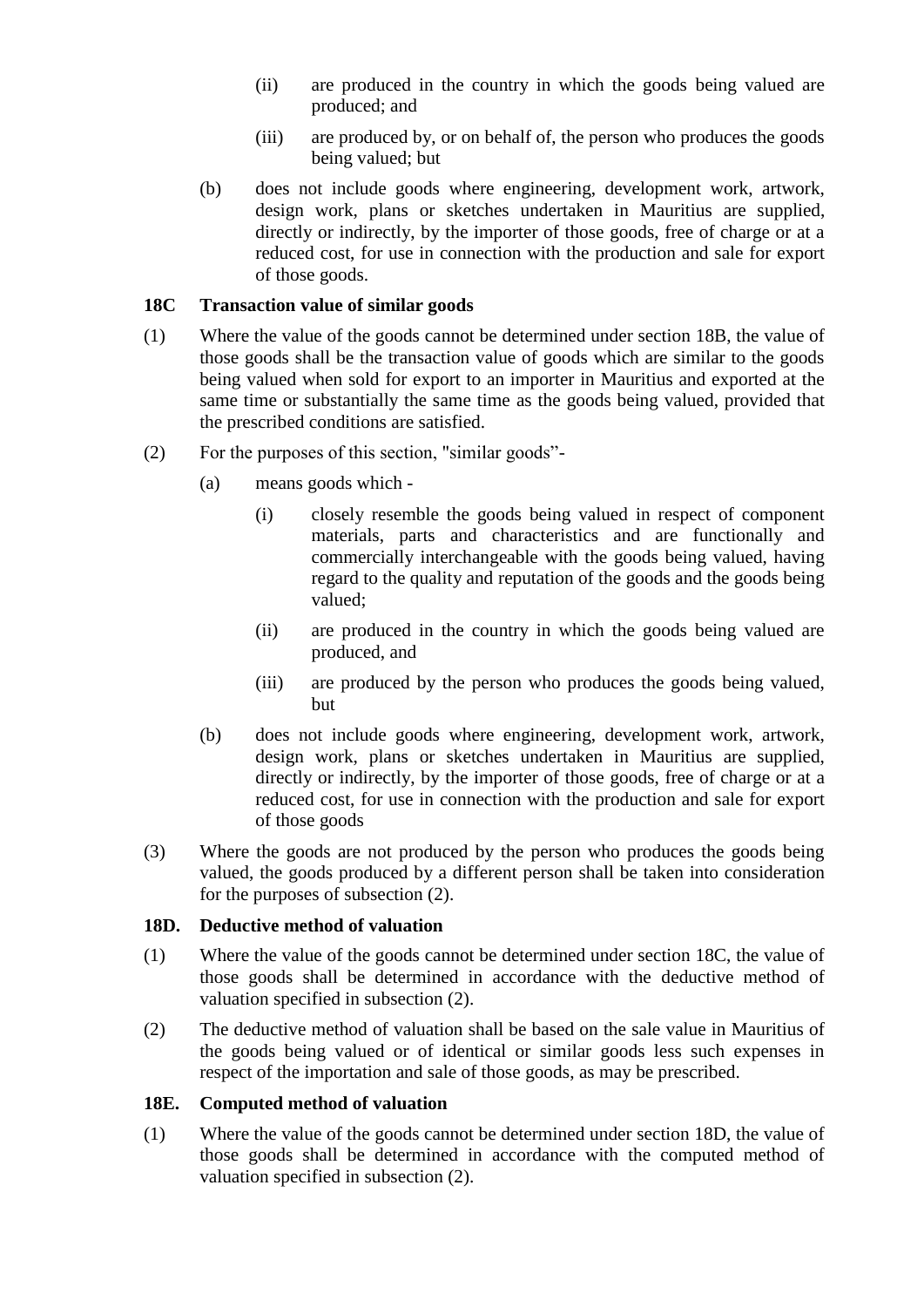(ii) are produced in the country in which the goods being valued are produced; and

(iii) are produced by, or on behalf of, the person who produces the goods being valued; but

(b) does not include goods where engineering, development work, artwork, design work, plans or sketches undertaken in Mauritius are supplied, directly or indirectly, by the importer of those goods, free of charge or at a reduced cost, for use in connection with the production and sale for export of those goods.

**18C Transaction value of similar goods**

(1) Where the value of the goods cannot be determined under section 18B, the value of those goods shall be the transaction value of goods which are similar to the goods being valued when sold for export to an importer in Mauritius and exported at the same time or substantially the same time as the goods being valued, provided that the prescribed conditions are satisfied.

(2) For the purposes of this section, "similar goods"-

(a) means goods which -

(i) closely resemble the goods being valued in respect of component materials, parts and characteristics and are functionally and commercially interchangeable with the goods being valued, having regard to the quality and reputation of the goods and the goods being valued;

(ii) are produced in the country in which the goods being valued are produced, and

(iii) are produced by the person who produces the goods being valued, but

(b) does not include goods where engineering, development work, artwork, design work, plans or sketches undertaken in Mauritius are supplied, directly or indirectly, by the importer of those goods, free of charge or at a reduced cost, for use in connection with the production and sale for export of those goods

(3) Where the goods are not produced by the person who produces the goods being valued, the goods produced by a different person shall be taken into consideration for the purposes of subsection (2).

**18D. Deductive method of valuation**

(1) Where the value of the goods cannot be determined under section 18C, the value of those goods shall be determined in accordance with the deductive method of valuation specified in subsection (2).

(2) The deductive method of valuation shall be based on the sale value in Mauritius of the goods being valued or of identical or similar goods less such expenses in respect of the importation and sale of those goods, as may be prescribed.

**18E. Computed method of valuation**

(1) Where the value of the goods cannot be determined under section 18D, the value of those goods shall be determined in accordance with the computed method of valuation specified in subsection (2).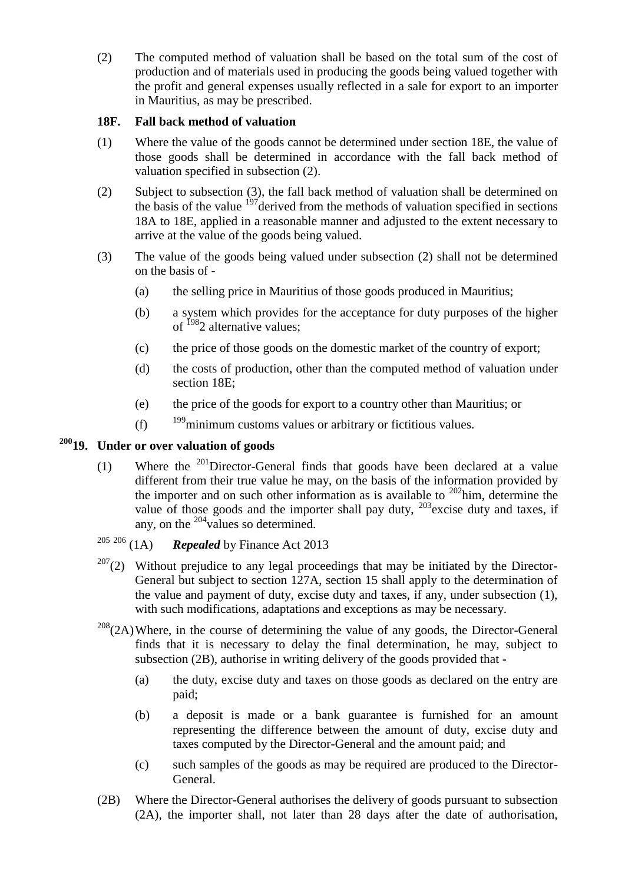(2) The computed method of valuation shall be based on the total sum of the cost of production and of materials used in producing the goods being valued together with the profit and general expenses usually reflected in a sale for export to an importer in Mauritius, as may be prescribed.

**18F. Fall back method of valuation**

(1) Where the value of the goods cannot be determined under section 18E, the value of those goods shall be determined in accordance with the fall back method of valuation specified in subsection (2).

(2) Subject to subsection (3), the fall back method of valuation shall be determined on the basis of the value [197]derived from the methods of valuation specified in sections 18A to 18E, applied in a reasonable manner and adjusted to the extent necessary to arrive at the value of the goods being valued.

(3) The value of the goods being valued under subsection (2) shall not be determined on the basis of -

(a) the selling price in Mauritius of those goods produced in Mauritius;

(b) a system which provides for the acceptance for duty purposes of the higher of [198]2 alternative values;

(c) the price of those goods on the domestic market of the country of export;

(d) the costs of production, other than the computed method of valuation under section 18E;

(e) the price of the goods for export to a country other than Mauritius; or

(f) [199]minimum customs values or arbitrary or fictitious values.

**[200]19. Under or over valuation of goods**

(1) Where the [201]Director-General finds that goods have been declared at a value different from their true value he may, on the basis of the information provided by the importer and on such other information as is available to [202]him, determine the value of those goods and the importer shall pay duty, [203]excise duty and taxes, if any, on the [204]values so determined.

[205] [206] (1A) ***Repealed*** by Finance Act 2013

[207](2) Without prejudice to any legal proceedings that may be initiated by the Director-General but subject to section 127A, section 15 shall apply to the determination of the value and payment of duty, excise duty and taxes, if any, under subsection (1), with such modifications, adaptations and exceptions as may be necessary.

[208](2A) Where, in the course of determining the value of any goods, the Director-General finds that it is necessary to delay the final determination, he may, subject to subsection (2B), authorise in writing delivery of the goods provided that -

(a) the duty, excise duty and taxes on those goods as declared on the entry are paid;

(b) a deposit is made or a bank guarantee is furnished for an amount representing the difference between the amount of duty, excise duty and taxes computed by the Director-General and the amount paid; and

(c) such samples of the goods as may be required are produced to the Director-General.

(2B) Where the Director-General authorises the delivery of goods pursuant to subsection (2A), the importer shall, not later than 28 days after the date of authorisation,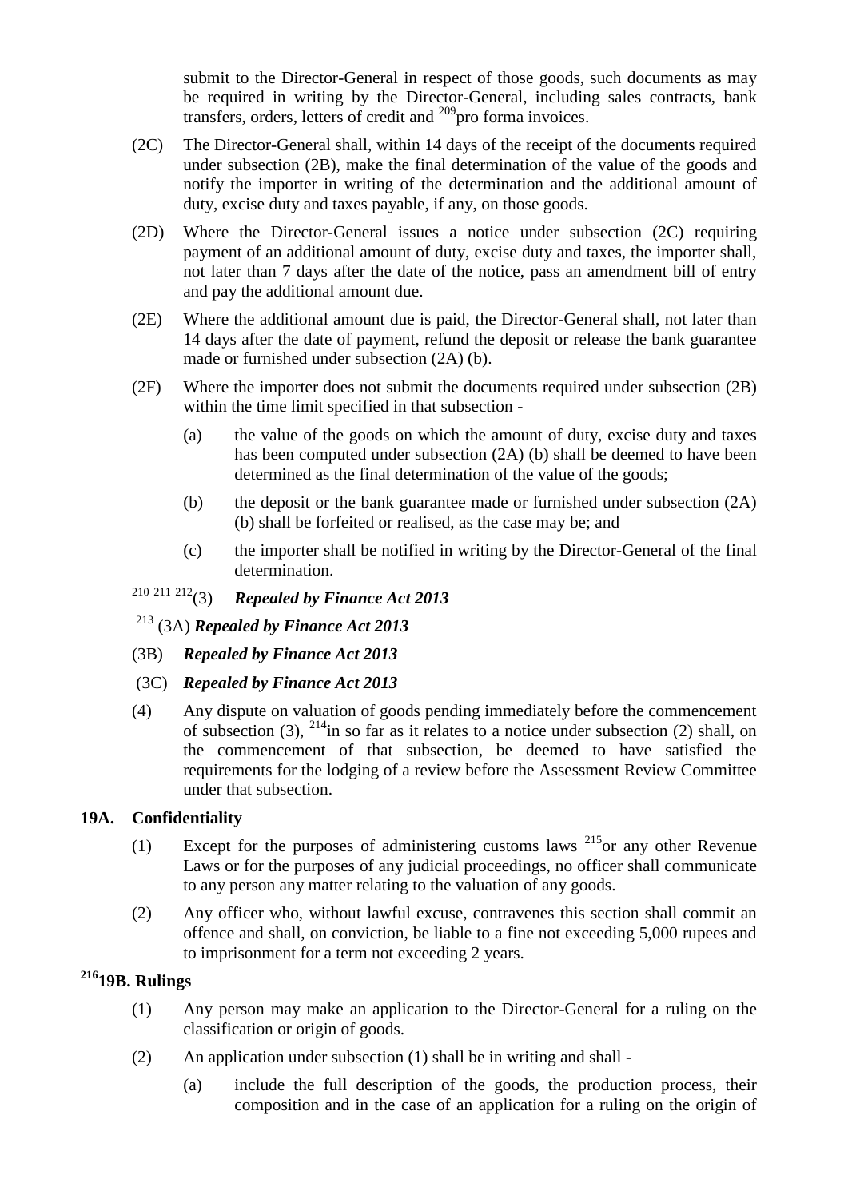submit to the Director-General in respect of those goods, such documents as may be required in writing by the Director-General, including sales contracts, bank transfers, orders, letters of credit and [209]pro forma invoices.

(2C) The Director-General shall, within 14 days of the receipt of the documents required under subsection (2B), make the final determination of the value of the goods and notify the importer in writing of the determination and the additional amount of duty, excise duty and taxes payable, if any, on those goods.

(2D) Where the Director-General issues a notice under subsection (2C) requiring payment of an additional amount of duty, excise duty and taxes, the importer shall, not later than 7 days after the date of the notice, pass an amendment bill of entry and pay the additional amount due.

(2E) Where the additional amount due is paid, the Director-General shall, not later than 14 days after the date of payment, refund the deposit or release the bank guarantee made or furnished under subsection (2A) (b).

(2F) Where the importer does not submit the documents required under subsection (2B) within the time limit specified in that subsection -

(a) the value of the goods on which the amount of duty, excise duty and taxes has been computed under subsection (2A) (b) shall be deemed to have been determined as the final determination of the value of the goods;

(b) the deposit or the bank guarantee made or furnished under subsection (2A) (b) shall be forfeited or realised, as the case may be; and

(c) the importer shall be notified in writing by the Director-General of the final determination.

[210 211 212](3) ***Repealed by Finance Act 2013***

[213] (3A) ***Repealed by Finance Act 2013***

(3B) ***Repealed by Finance Act 2013***

(3C) ***Repealed by Finance Act 2013***

(4) Any dispute on valuation of goods pending immediately before the commencement of subsection (3), [214]in so far as it relates to a notice under subsection (2) shall, on the commencement of that subsection, be deemed to have satisfied the requirements for the lodging of a review before the Assessment Review Committee under that subsection.

**19A. Confidentiality**

(1) Except for the purposes of administering customs laws [215]or any other Revenue Laws or for the purposes of any judicial proceedings, no officer shall communicate to any person any matter relating to the valuation of any goods.

(2) Any officer who, without lawful excuse, contravenes this section shall commit an offence and shall, on conviction, be liable to a fine not exceeding 5,000 rupees and to imprisonment for a term not exceeding 2 years.

**[216]19B. Rulings**

(1) Any person may make an application to the Director-General for a ruling on the classification or origin of goods.

(2) An application under subsection (1) shall be in writing and shall -

(a) include the full description of the goods, the production process, their composition and in the case of an application for a ruling on the origin of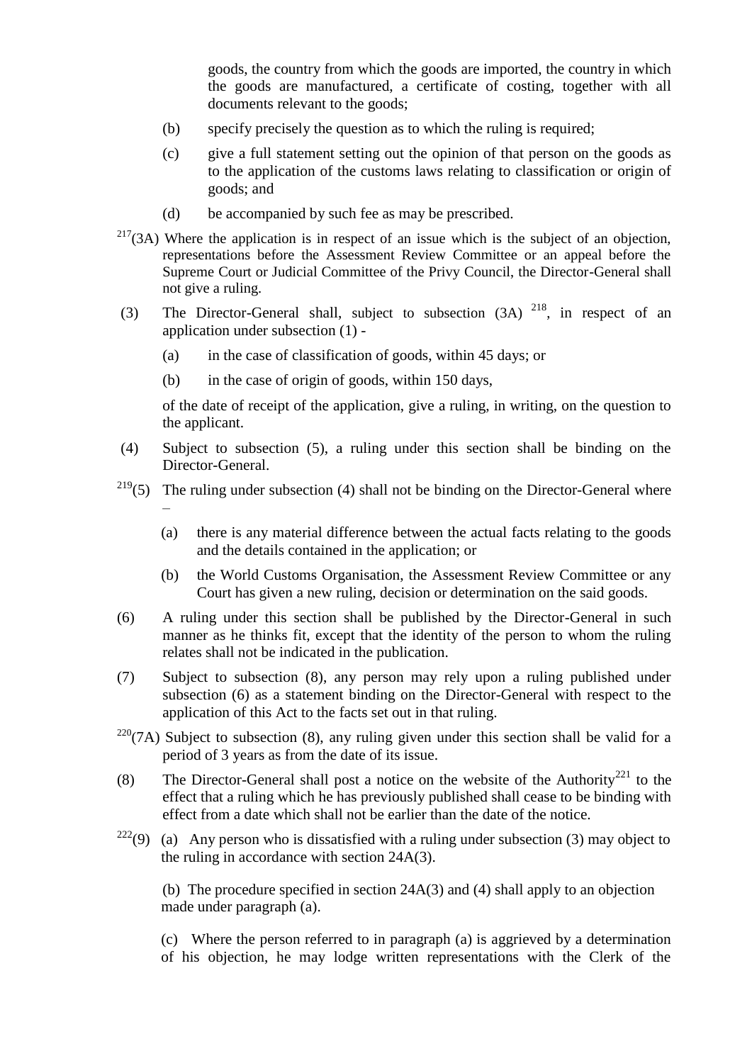goods, the country from which the goods are imported, the country in which the goods are manufactured, a certificate of costing, together with all documents relevant to the goods;

(b) specify precisely the question as to which the ruling is required;

(c) give a full statement setting out the opinion of that person on the goods as to the application of the customs laws relating to classification or origin of goods; and

(d) be accompanied by such fee as may be prescribed.

[217](3A) Where the application is in respect of an issue which is the subject of an objection, representations before the Assessment Review Committee or an appeal before the Supreme Court or Judicial Committee of the Privy Council, the Director-General shall not give a ruling.

(3) The Director-General shall, subject to subsection (3A) [218], in respect of an application under subsection (1) -

(a) in the case of classification of goods, within 45 days; or

(b) in the case of origin of goods, within 150 days,

of the date of receipt of the application, give a ruling, in writing, on the question to the applicant.

(4) Subject to subsection (5), a ruling under this section shall be binding on the Director-General.

[219](5) The ruling under subsection (4) shall not be binding on the Director-General where –

(a) there is any material difference between the actual facts relating to the goods and the details contained in the application; or

(b) the World Customs Organisation, the Assessment Review Committee or any Court has given a new ruling, decision or determination on the said goods.

(6) A ruling under this section shall be published by the Director-General in such manner as he thinks fit, except that the identity of the person to whom the ruling relates shall not be indicated in the publication.

(7) Subject to subsection (8), any person may rely upon a ruling published under subsection (6) as a statement binding on the Director-General with respect to the application of this Act to the facts set out in that ruling.

[220](7A) Subject to subsection (8), any ruling given under this section shall be valid for a period of 3 years as from the date of its issue.

(8) The Director-General shall post a notice on the website of the Authority[221] to the effect that a ruling which he has previously published shall cease to be binding with effect from a date which shall not be earlier than the date of the notice.

[222](9) (a) Any person who is dissatisfied with a ruling under subsection (3) may object to the ruling in accordance with section 24A(3).

(b) The procedure specified in section 24A(3) and (4) shall apply to an objection made under paragraph (a).

(c) Where the person referred to in paragraph (a) is aggrieved by a determination of his objection, he may lodge written representations with the Clerk of the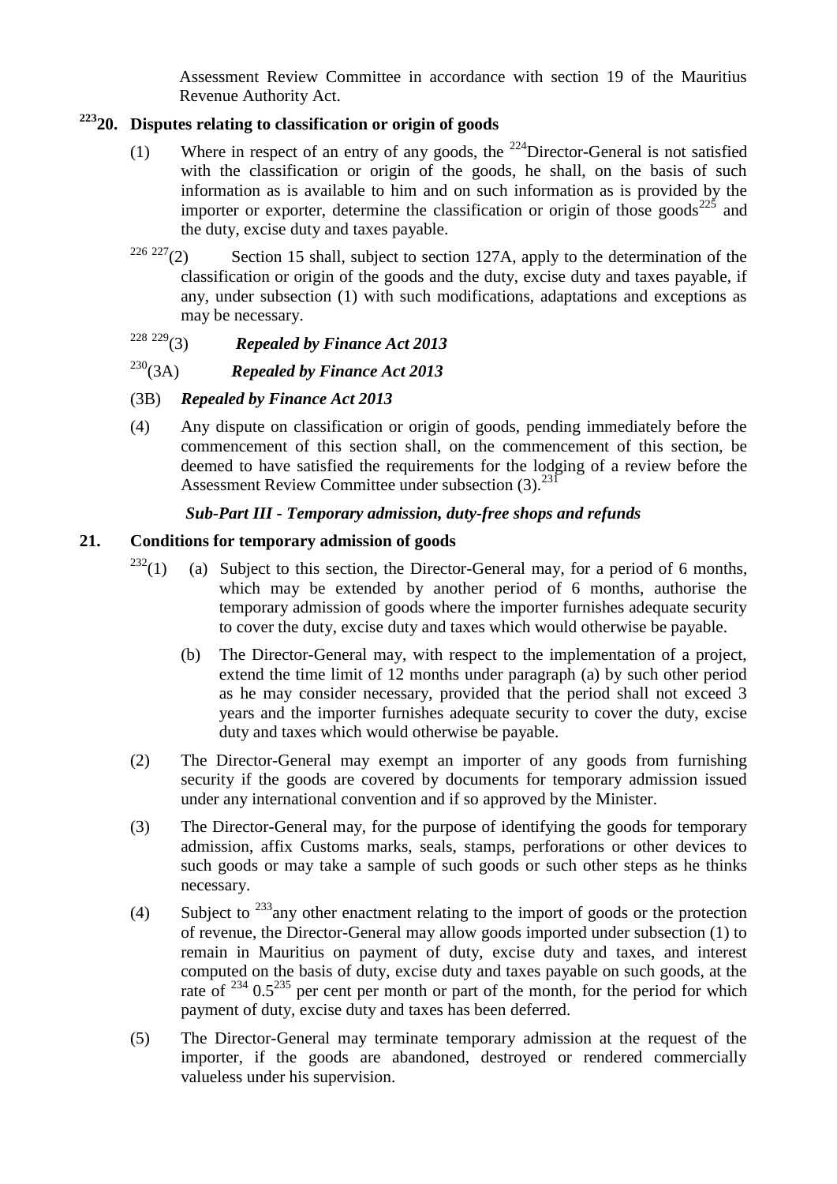Assessment Review Committee in accordance with section 19 of the Mauritius Revenue Authority Act.

### [223]20. Disputes relating to classification or origin of goods

(1) Where in respect of an entry of any goods, the [224]Director-General is not satisfied with the classification or origin of the goods, he shall, on the basis of such information as is available to him and on such information as is provided by the importer or exporter, determine the classification or origin of those goods[225] and the duty, excise duty and taxes payable.

[226] [227](2) Section 15 shall, subject to section 127A, apply to the determination of the classification or origin of the goods and the duty, excise duty and taxes payable, if any, under subsection (1) with such modifications, adaptations and exceptions as may be necessary.

[228] [229](3) ***Repealed by Finance Act 2013***

[230](3A) ***Repealed by Finance Act 2013***

(3B) ***Repealed by Finance Act 2013***

(4) Any dispute on classification or origin of goods, pending immediately before the commencement of this section shall, on the commencement of this section, be deemed to have satisfied the requirements for the lodging of a review before the Assessment Review Committee under subsection (3).[231]

***Sub-Part III - Temporary admission, duty-free shops and refunds***

### 21. Conditions for temporary admission of goods

[232](1) (a) Subject to this section, the Director-General may, for a period of 6 months, which may be extended by another period of 6 months, authorise the temporary admission of goods where the importer furnishes adequate security to cover the duty, excise duty and taxes which would otherwise be payable.

(b) The Director-General may, with respect to the implementation of a project, extend the time limit of 12 months under paragraph (a) by such other period as he may consider necessary, provided that the period shall not exceed 3 years and the importer furnishes adequate security to cover the duty, excise duty and taxes which would otherwise be payable.

(2) The Director-General may exempt an importer of any goods from furnishing security if the goods are covered by documents for temporary admission issued under any international convention and if so approved by the Minister.

(3) The Director-General may, for the purpose of identifying the goods for temporary admission, affix Customs marks, seals, stamps, perforations or other devices to such goods or may take a sample of such goods or such other steps as he thinks necessary.

(4) Subject to [233]any other enactment relating to the import of goods or the protection of revenue, the Director-General may allow goods imported under subsection (1) to remain in Mauritius on payment of duty, excise duty and taxes, and interest computed on the basis of duty, excise duty and taxes payable on such goods, at the rate of [234] 0.5[235] per cent per month or part of the month, for the period for which payment of duty, excise duty and taxes has been deferred.

(5) The Director-General may terminate temporary admission at the request of the importer, if the goods are abandoned, destroyed or rendered commercially valueless under his supervision.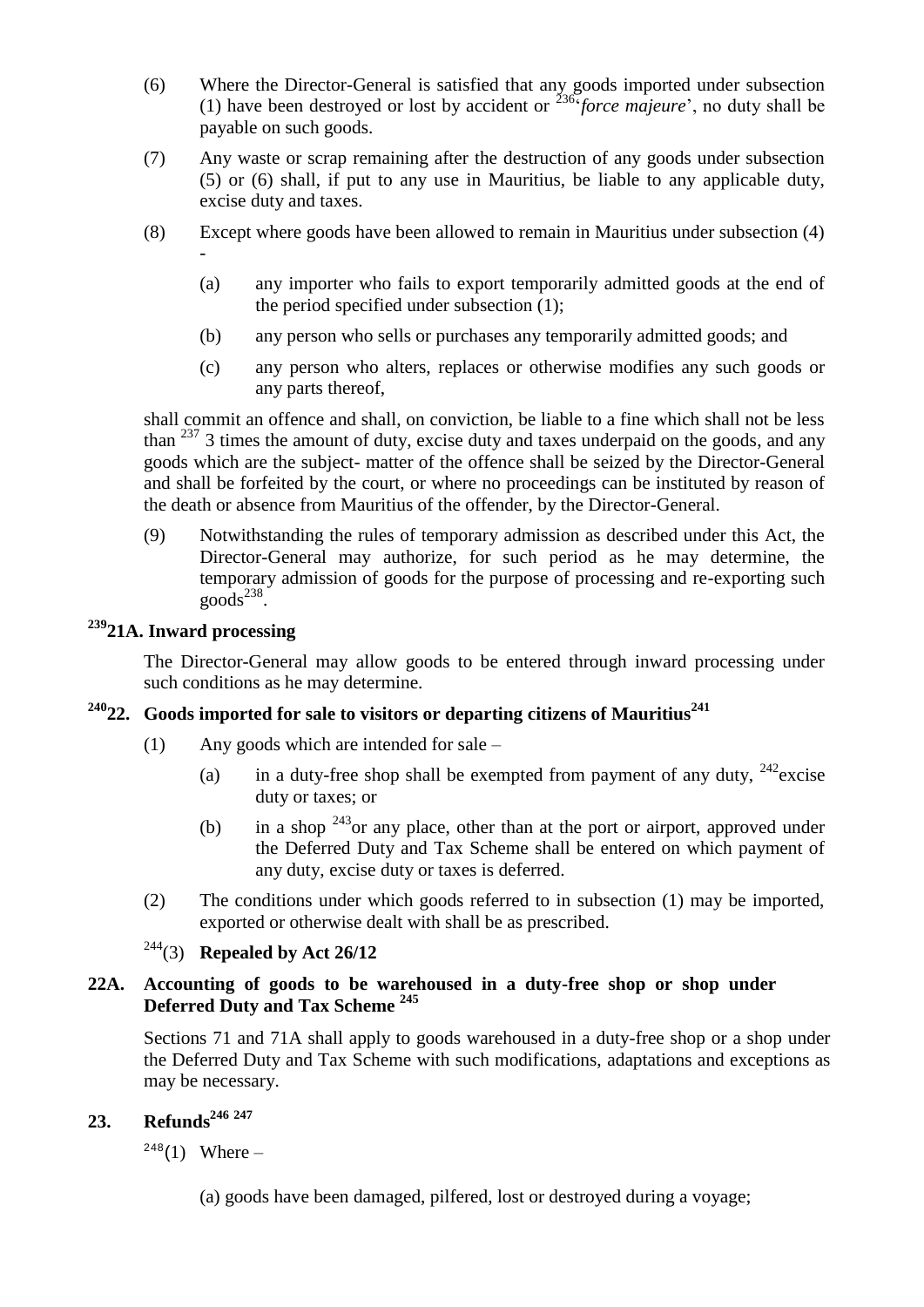(6) Where the Director-General is satisfied that any goods imported under subsection (1) have been destroyed or lost by accident or [236]'*force majeure*', no duty shall be payable on such goods.

(7) Any waste or scrap remaining after the destruction of any goods under subsection (5) or (6) shall, if put to any use in Mauritius, be liable to any applicable duty, excise duty and taxes.

(8) Except where goods have been allowed to remain in Mauritius under subsection (4) -

(a) any importer who fails to export temporarily admitted goods at the end of the period specified under subsection (1);

(b) any person who sells or purchases any temporarily admitted goods; and

(c) any person who alters, replaces or otherwise modifies any such goods or any parts thereof,

shall commit an offence and shall, on conviction, be liable to a fine which shall not be less than [237] 3 times the amount of duty, excise duty and taxes underpaid on the goods, and any goods which are the subject- matter of the offence shall be seized by the Director-General and shall be forfeited by the court, or where no proceedings can be instituted by reason of the death or absence from Mauritius of the offender, by the Director-General.

(9) Notwithstanding the rules of temporary admission as described under this Act, the Director-General may authorize, for such period as he may determine, the temporary admission of goods for the purpose of processing and re-exporting such goods[238].

### [239]21A. Inward processing

The Director-General may allow goods to be entered through inward processing under such conditions as he may determine.

### [240]22. Goods imported for sale to visitors or departing citizens of Mauritius[241]

(1) Any goods which are intended for sale –

(a) in a duty-free shop shall be exempted from payment of any duty, [242]excise duty or taxes; or

(b) in a shop [243]or any place, other than at the port or airport, approved under the Deferred Duty and Tax Scheme shall be entered on which payment of any duty, excise duty or taxes is deferred.

(2) The conditions under which goods referred to in subsection (1) may be imported, exported or otherwise dealt with shall be as prescribed.

[244](3) **Repealed by Act 26/12**

### 22A. Accounting of goods to be warehoused in a duty-free shop or shop under Deferred Duty and Tax Scheme [245]

Sections 71 and 71A shall apply to goods warehoused in a duty-free shop or a shop under the Deferred Duty and Tax Scheme with such modifications, adaptations and exceptions as may be necessary.

### 23. Refunds[246] [247]

[248](1) Where –

(a) goods have been damaged, pilfered, lost or destroyed during a voyage;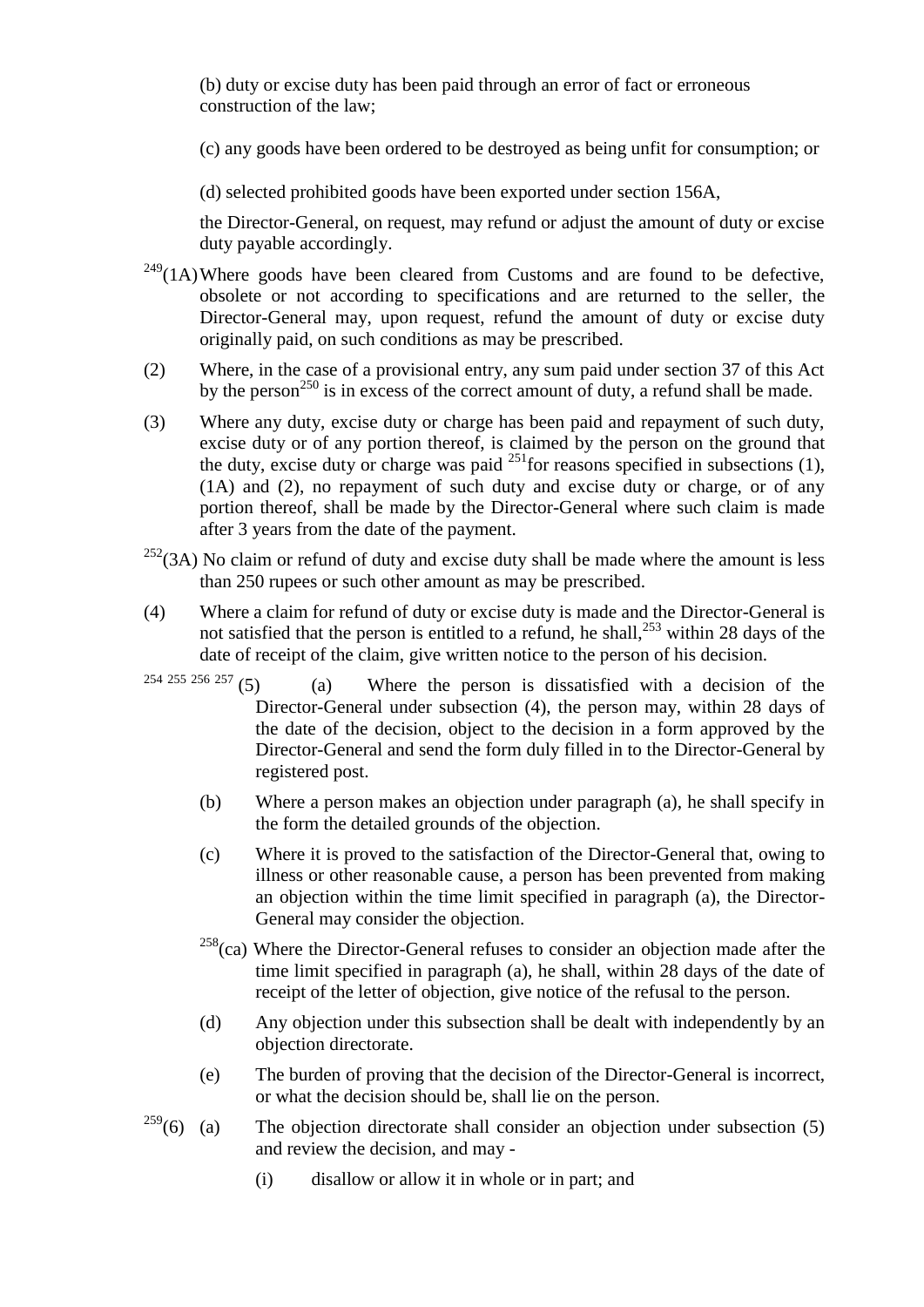(b) duty or excise duty has been paid through an error of fact or erroneous construction of the law;

(c) any goods have been ordered to be destroyed as being unfit for consumption; or

(d) selected prohibited goods have been exported under section 156A,

the Director-General, on request, may refund or adjust the amount of duty or excise duty payable accordingly.

[249](1A) Where goods have been cleared from Customs and are found to be defective, obsolete or not according to specifications and are returned to the seller, the Director-General may, upon request, refund the amount of duty or excise duty originally paid, on such conditions as may be prescribed.

(2) Where, in the case of a provisional entry, any sum paid under section 37 of this Act by the person[250] is in excess of the correct amount of duty, a refund shall be made.

(3) Where any duty, excise duty or charge has been paid and repayment of such duty, excise duty or of any portion thereof, is claimed by the person on the ground that the duty, excise duty or charge was paid [251]for reasons specified in subsections (1), (1A) and (2), no repayment of such duty and excise duty or charge, or of any portion thereof, shall be made by the Director-General where such claim is made after 3 years from the date of the payment.

[252](3A) No claim or refund of duty and excise duty shall be made where the amount is less than 250 rupees or such other amount as may be prescribed.

(4) Where a claim for refund of duty or excise duty is made and the Director-General is not satisfied that the person is entitled to a refund, he shall,[253] within 28 days of the date of receipt of the claim, give written notice to the person of his decision.

[254] [255] [256] [257] (5) (a) Where the person is dissatisfied with a decision of the Director-General under subsection (4), the person may, within 28 days of the date of the decision, object to the decision in a form approved by the Director-General and send the form duly filled in to the Director-General by registered post.

(b) Where a person makes an objection under paragraph (a), he shall specify in the form the detailed grounds of the objection.

(c) Where it is proved to the satisfaction of the Director-General that, owing to illness or other reasonable cause, a person has been prevented from making an objection within the time limit specified in paragraph (a), the Director-General may consider the objection.

[258](ca) Where the Director-General refuses to consider an objection made after the time limit specified in paragraph (a), he shall, within 28 days of the date of receipt of the letter of objection, give notice of the refusal to the person.

(d) Any objection under this subsection shall be dealt with independently by an objection directorate.

(e) The burden of proving that the decision of the Director-General is incorrect, or what the decision should be, shall lie on the person.

[259](6) (a) The objection directorate shall consider an objection under subsection (5) and review the decision, and may -

(i) disallow or allow it in whole or in part; and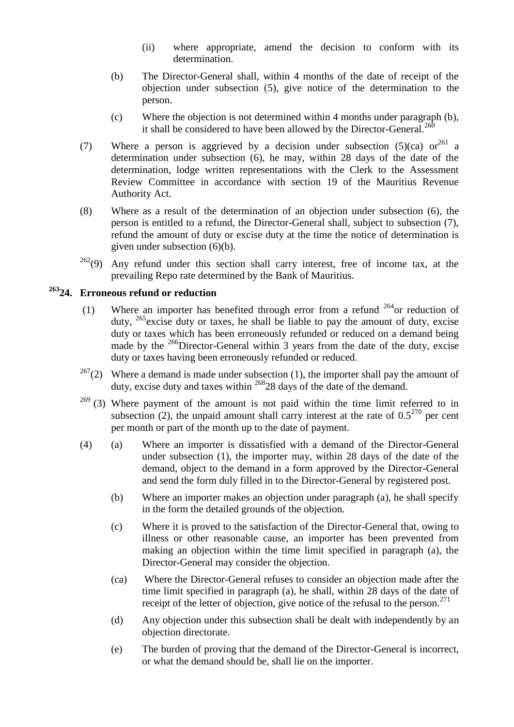(ii) where appropriate, amend the decision to conform with its determination.

(b) The Director-General shall, within 4 months of the date of receipt of the objection under subsection (5), give notice of the determination to the person.

(c) Where the objection is not determined within 4 months under paragraph (b), it shall be considered to have been allowed by the Director-General.[260]

(7) Where a person is aggrieved by a decision under subsection (5)(ca) or[261] a determination under subsection (6), he may, within 28 days of the date of the determination, lodge written representations with the Clerk to the Assessment Review Committee in accordance with section 19 of the Mauritius Revenue Authority Act.

(8) Where as a result of the determination of an objection under subsection (6), the person is entitled to a refund, the Director-General shall, subject to subsection (7), refund the amount of duty or excise duty at the time the notice of determination is given under subsection (6)(b).

[262](9) Any refund under this section shall carry interest, free of income tax, at the prevailing Repo rate determined by the Bank of Mauritius.

### [263]24. Erroneous refund or reduction

(1) Where an importer has benefited through error from a refund [264]or reduction of duty, [265]excise duty or taxes, he shall be liable to pay the amount of duty, excise duty or taxes which has been erroneously refunded or reduced on a demand being made by the [266]Director-General within 3 years from the date of the duty, excise duty or taxes having been erroneously refunded or reduced.

[267](2) Where a demand is made under subsection (1), the importer shall pay the amount of duty, excise duty and taxes within [268]28 days of the date of the demand.

[269] (3) Where payment of the amount is not paid within the time limit referred to in subsection (2), the unpaid amount shall carry interest at the rate of 0.5[270] per cent per month or part of the month up to the date of payment.

(4) (a) Where an importer is dissatisfied with a demand of the Director-General under subsection (1), the importer may, within 28 days of the date of the demand, object to the demand in a form approved by the Director-General and send the form duly filled in to the Director-General by registered post.

(b) Where an importer makes an objection under paragraph (a), he shall specify in the form the detailed grounds of the objection.

(c) Where it is proved to the satisfaction of the Director-General that, owing to illness or other reasonable cause, an importer has been prevented from making an objection within the time limit specified in paragraph (a), the Director-General may consider the objection.

(ca) Where the Director-General refuses to consider an objection made after the time limit specified in paragraph (a), he shall, within 28 days of the date of receipt of the letter of objection, give notice of the refusal to the person.[271]

(d) Any objection under this subsection shall be dealt with independently by an objection directorate.

(e) The burden of proving that the demand of the Director-General is incorrect, or what the demand should be, shall lie on the importer.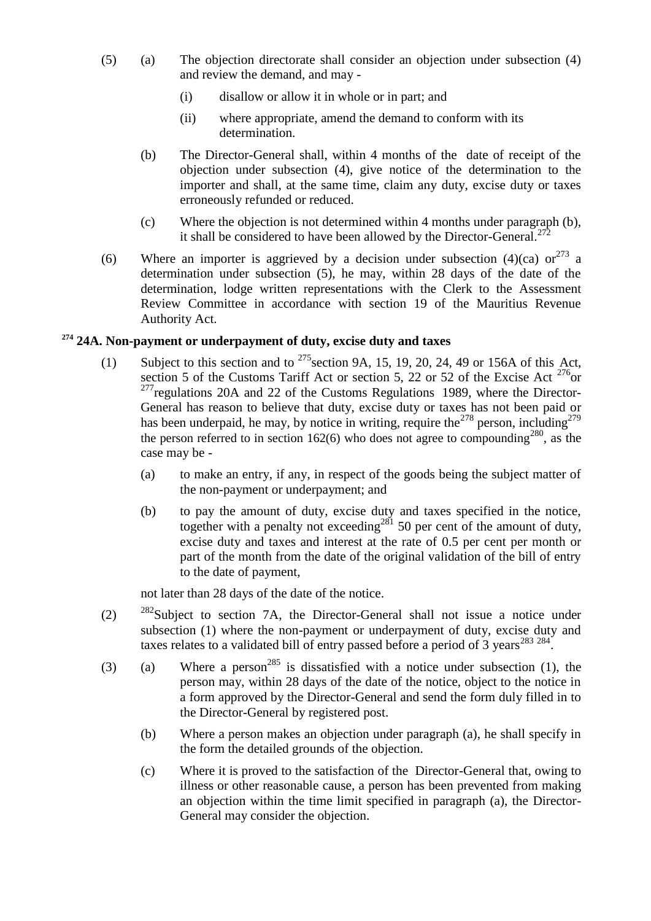(5) (a) The objection directorate shall consider an objection under subsection (4) and review the demand, and may -

(i) disallow or allow it in whole or in part; and

(ii) where appropriate, amend the demand to conform with its determination.

(b) The Director-General shall, within 4 months of the date of receipt of the objection under subsection (4), give notice of the determination to the importer and shall, at the same time, claim any duty, excise duty or taxes erroneously refunded or reduced.

(c) Where the objection is not determined within 4 months under paragraph (b), it shall be considered to have been allowed by the Director-General.[272]

(6) Where an importer is aggrieved by a decision under subsection (4)(ca) or[273] a determination under subsection (5), he may, within 28 days of the date of the determination, lodge written representations with the Clerk to the Assessment Review Committee in accordance with section 19 of the Mauritius Revenue Authority Act.

### [274] 24A. Non-payment or underpayment of duty, excise duty and taxes

(1) Subject to this section and to [275]section 9A, 15, 19, 20, 24, 49 or 156A of this Act, section 5 of the Customs Tariff Act or section 5, 22 or 52 of the Excise Act [276]or [277]regulations 20A and 22 of the Customs Regulations 1989, where the Director-General has reason to believe that duty, excise duty or taxes has not been paid or has been underpaid, he may, by notice in writing, require the[278] person, including[279] the person referred to in section 162(6) who does not agree to compounding[280], as the case may be -

(a) to make an entry, if any, in respect of the goods being the subject matter of the non-payment or underpayment; and

(b) to pay the amount of duty, excise duty and taxes specified in the notice, together with a penalty not exceeding[281] 50 per cent of the amount of duty, excise duty and taxes and interest at the rate of 0.5 per cent per month or part of the month from the date of the original validation of the bill of entry to the date of payment,

not later than 28 days of the date of the notice.

(2) [282]Subject to section 7A, the Director-General shall not issue a notice under subsection (1) where the non-payment or underpayment of duty, excise duty and taxes relates to a validated bill of entry passed before a period of 3 years[283 284].

(3) (a) Where a person[285] is dissatisfied with a notice under subsection (1), the person may, within 28 days of the date of the notice, object to the notice in a form approved by the Director-General and send the form duly filled in to the Director-General by registered post.

(b) Where a person makes an objection under paragraph (a), he shall specify in the form the detailed grounds of the objection.

(c) Where it is proved to the satisfaction of the Director-General that, owing to illness or other reasonable cause, a person has been prevented from making an objection within the time limit specified in paragraph (a), the Director-General may consider the objection.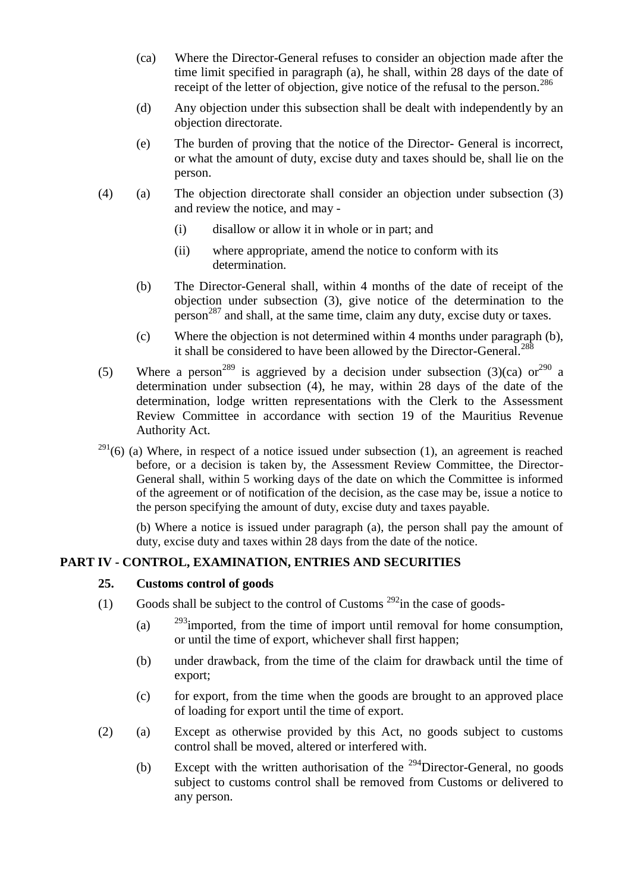(ca) Where the Director-General refuses to consider an objection made after the time limit specified in paragraph (a), he shall, within 28 days of the date of receipt of the letter of objection, give notice of the refusal to the person.[286]

(d) Any objection under this subsection shall be dealt with independently by an objection directorate.

(e) The burden of proving that the notice of the Director- General is incorrect, or what the amount of duty, excise duty and taxes should be, shall lie on the person.

(4) (a) The objection directorate shall consider an objection under subsection (3) and review the notice, and may -

(i) disallow or allow it in whole or in part; and

(ii) where appropriate, amend the notice to conform with its determination.

(b) The Director-General shall, within 4 months of the date of receipt of the objection under subsection (3), give notice of the determination to the person[287] and shall, at the same time, claim any duty, excise duty or taxes.

(c) Where the objection is not determined within 4 months under paragraph (b), it shall be considered to have been allowed by the Director-General.[288]

(5) Where a person[289] is aggrieved by a decision under subsection (3)(ca) or[290] a determination under subsection (4), he may, within 28 days of the date of the determination, lodge written representations with the Clerk to the Assessment Review Committee in accordance with section 19 of the Mauritius Revenue Authority Act.

[291](6) (a) Where, in respect of a notice issued under subsection (1), an agreement is reached before, or a decision is taken by, the Assessment Review Committee, the Director-General shall, within 5 working days of the date on which the Committee is informed of the agreement or of notification of the decision, as the case may be, issue a notice to the person specifying the amount of duty, excise duty and taxes payable.

(b) Where a notice is issued under paragraph (a), the person shall pay the amount of duty, excise duty and taxes within 28 days from the date of the notice.

## PART IV - CONTROL, EXAMINATION, ENTRIES AND SECURITIES

### 25. Customs control of goods

(1) Goods shall be subject to the control of Customs [292]in the case of goods-

(a) [293]imported, from the time of import until removal for home consumption, or until the time of export, whichever shall first happen;

(b) under drawback, from the time of the claim for drawback until the time of export;

(c) for export, from the time when the goods are brought to an approved place of loading for export until the time of export.

(2) (a) Except as otherwise provided by this Act, no goods subject to customs control shall be moved, altered or interfered with.

(b) Except with the written authorisation of the [294]Director-General, no goods subject to customs control shall be removed from Customs or delivered to any person.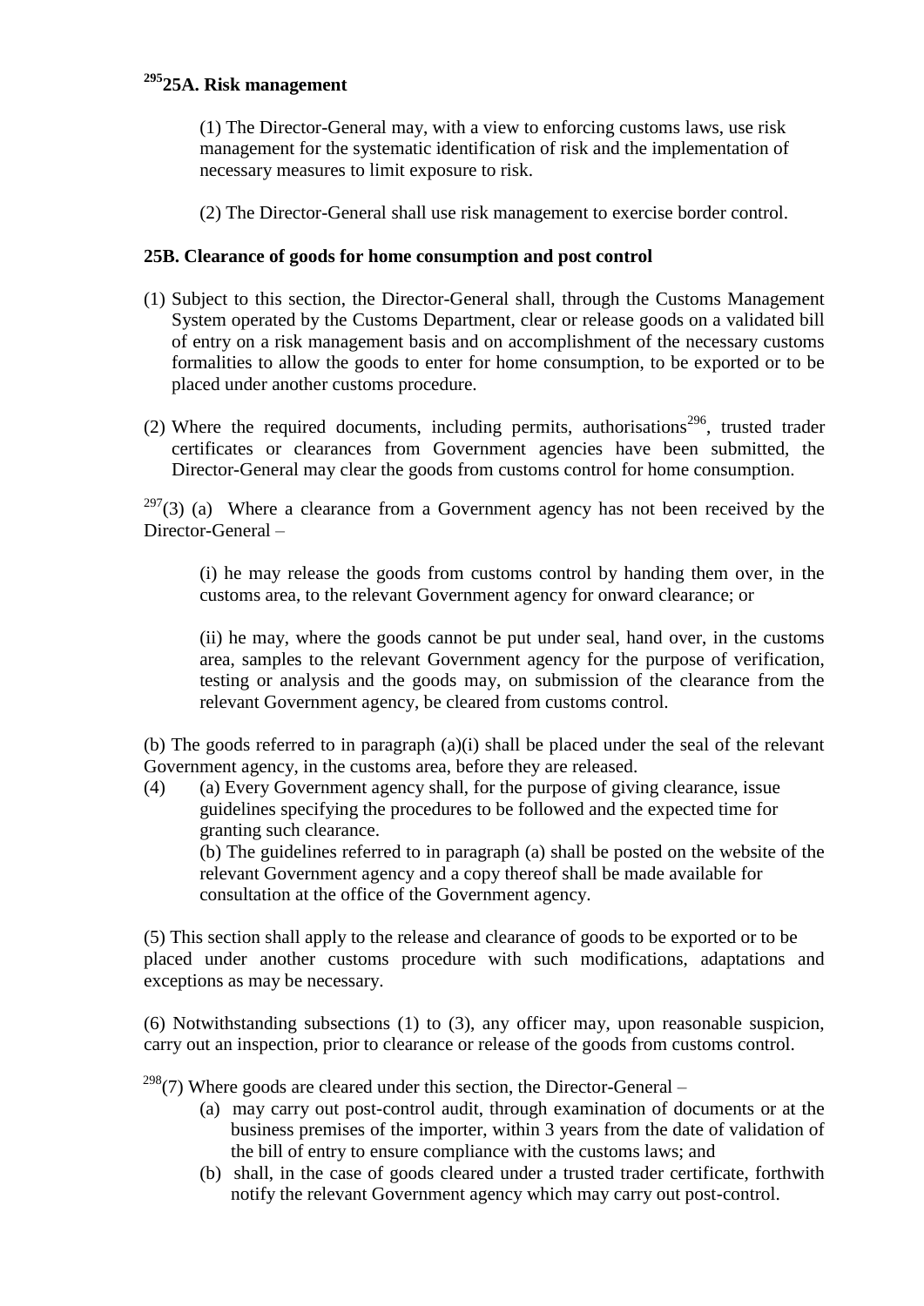### [295]25A. Risk management

(1) The Director-General may, with a view to enforcing customs laws, use risk management for the systematic identification of risk and the implementation of necessary measures to limit exposure to risk.

(2) The Director-General shall use risk management to exercise border control.

### 25B. Clearance of goods for home consumption and post control

(1) Subject to this section, the Director-General shall, through the Customs Management System operated by the Customs Department, clear or release goods on a validated bill of entry on a risk management basis and on accomplishment of the necessary customs formalities to allow the goods to enter for home consumption, to be exported or to be placed under another customs procedure.

(2) Where the required documents, including permits, authorisations[296], trusted trader certificates or clearances from Government agencies have been submitted, the Director-General may clear the goods from customs control for home consumption.

[297](3) (a) Where a clearance from a Government agency has not been received by the Director-General –

(i) he may release the goods from customs control by handing them over, in the customs area, to the relevant Government agency for onward clearance; or

(ii) he may, where the goods cannot be put under seal, hand over, in the customs area, samples to the relevant Government agency for the purpose of verification, testing or analysis and the goods may, on submission of the clearance from the relevant Government agency, be cleared from customs control.

(b) The goods referred to in paragraph (a)(i) shall be placed under the seal of the relevant Government agency, in the customs area, before they are released.

(4) (a) Every Government agency shall, for the purpose of giving clearance, issue guidelines specifying the procedures to be followed and the expected time for granting such clearance.

(b) The guidelines referred to in paragraph (a) shall be posted on the website of the relevant Government agency and a copy thereof shall be made available for consultation at the office of the Government agency.

(5) This section shall apply to the release and clearance of goods to be exported or to be placed under another customs procedure with such modifications, adaptations and exceptions as may be necessary.

(6) Notwithstanding subsections (1) to (3), any officer may, upon reasonable suspicion, carry out an inspection, prior to clearance or release of the goods from customs control.

[298](7) Where goods are cleared under this section, the Director-General –

(a) may carry out post-control audit, through examination of documents or at the business premises of the importer, within 3 years from the date of validation of the bill of entry to ensure compliance with the customs laws; and

(b) shall, in the case of goods cleared under a trusted trader certificate, forthwith notify the relevant Government agency which may carry out post-control.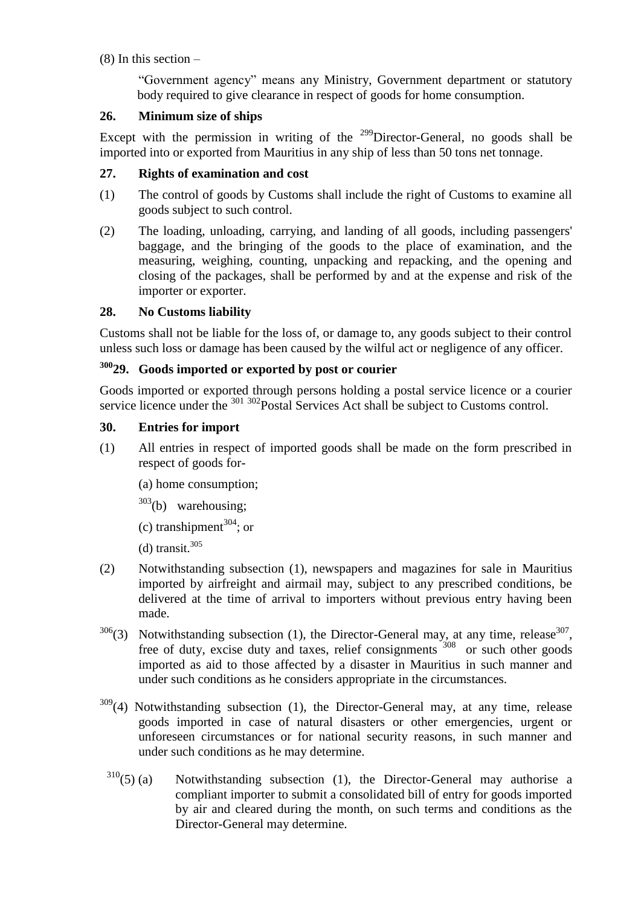(8) In this section –

"Government agency" means any Ministry, Government department or statutory body required to give clearance in respect of goods for home consumption.

**26. Minimum size of ships**

Except with the permission in writing of the [299]Director-General, no goods shall be imported into or exported from Mauritius in any ship of less than 50 tons net tonnage.

**27. Rights of examination and cost**

(1) The control of goods by Customs shall include the right of Customs to examine all goods subject to such control.

(2) The loading, unloading, carrying, and landing of all goods, including passengers' baggage, and the bringing of the goods to the place of examination, and the measuring, weighing, counting, unpacking and repacking, and the opening and closing of the packages, shall be performed by and at the expense and risk of the importer or exporter.

**28. No Customs liability**

Customs shall not be liable for the loss of, or damage to, any goods subject to their control unless such loss or damage has been caused by the wilful act or negligence of any officer.

**[300]29. Goods imported or exported by post or courier**

Goods imported or exported through persons holding a postal service licence or a courier service licence under the [301] [302]Postal Services Act shall be subject to Customs control.

**30. Entries for import**

(1) All entries in respect of imported goods shall be made on the form prescribed in respect of goods for-

(a) home consumption;

[303](b) warehousing;

(c) transhipment[304]; or

(d) transit.[305]

(2) Notwithstanding subsection (1), newspapers and magazines for sale in Mauritius imported by airfreight and airmail may, subject to any prescribed conditions, be delivered at the time of arrival to importers without previous entry having been made.

[306](3) Notwithstanding subsection (1), the Director-General may, at any time, release[307], free of duty, excise duty and taxes, relief consignments [308] or such other goods imported as aid to those affected by a disaster in Mauritius in such manner and under such conditions as he considers appropriate in the circumstances.

[309](4) Notwithstanding subsection (1), the Director-General may, at any time, release goods imported in case of natural disasters or other emergencies, urgent or unforeseen circumstances or for national security reasons, in such manner and under such conditions as he may determine.

[310](5) (a) Notwithstanding subsection (1), the Director-General may authorise a compliant importer to submit a consolidated bill of entry for goods imported by air and cleared during the month, on such terms and conditions as the Director-General may determine.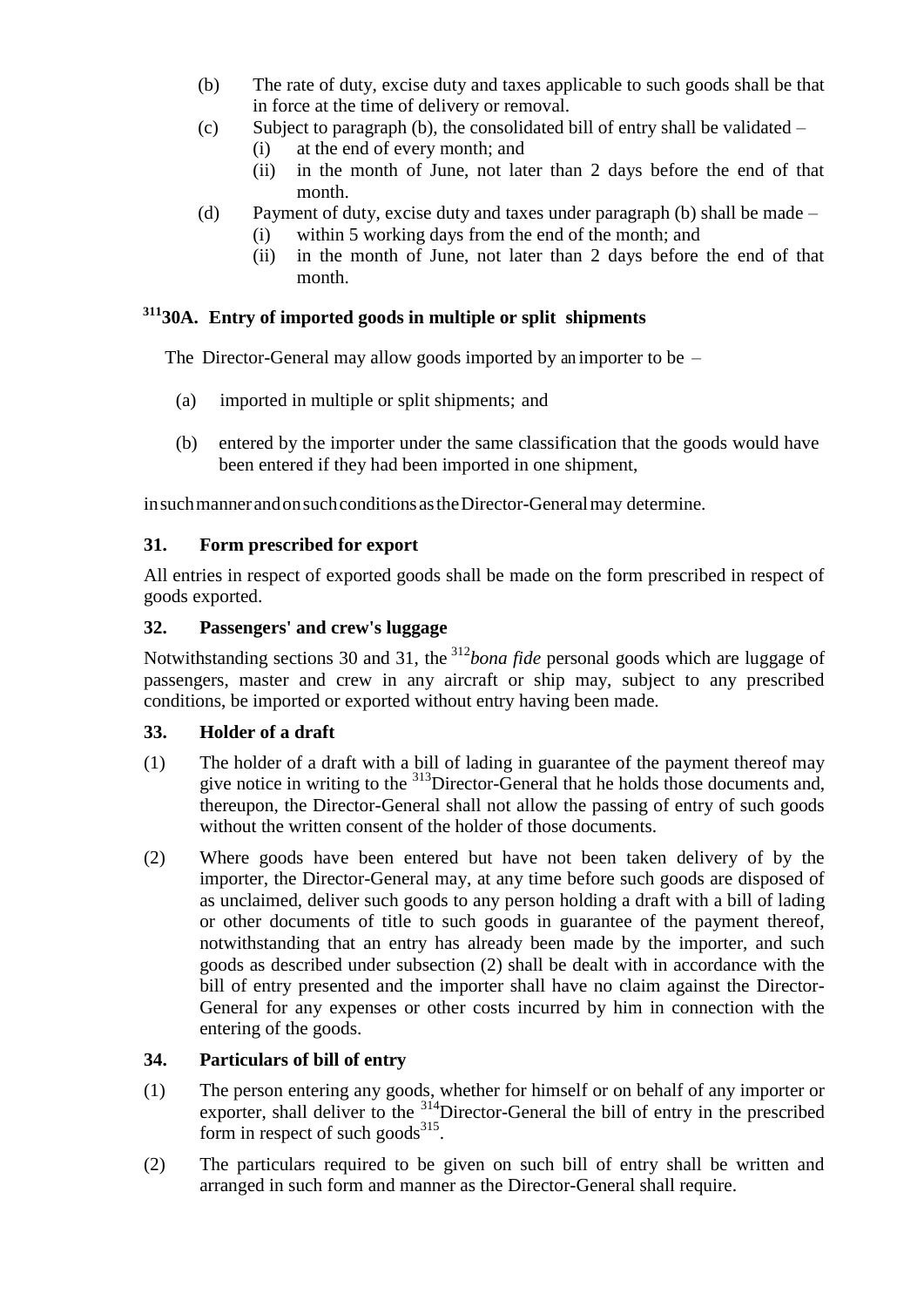(b) The rate of duty, excise duty and taxes applicable to such goods shall be that in force at the time of delivery or removal.

(c) Subject to paragraph (b), the consolidated bill of entry shall be validated –

   (i) at the end of every month; and

   (ii) in the month of June, not later than 2 days before the end of that month.

(d) Payment of duty, excise duty and taxes under paragraph (b) shall be made –

   (i) within 5 working days from the end of the month; and

   (ii) in the month of June, not later than 2 days before the end of that month.

### [311]30A. Entry of imported goods in multiple or split shipments

The Director-General may allow goods imported by an importer to be –

(a) imported in multiple or split shipments; and

(b) entered by the importer under the same classification that the goods would have been entered if they had been imported in one shipment,

in such manner and on such conditions as the Director-General may determine.

### 31. Form prescribed for export

All entries in respect of exported goods shall be made on the form prescribed in respect of goods exported.

### 32. Passengers' and crew's luggage

Notwithstanding sections 30 and 31, the [312]*bona fide* personal goods which are luggage of passengers, master and crew in any aircraft or ship may, subject to any prescribed conditions, be imported or exported without entry having been made.

### 33. Holder of a draft

(1) The holder of a draft with a bill of lading in guarantee of the payment thereof may give notice in writing to the [313]Director-General that he holds those documents and, thereupon, the Director-General shall not allow the passing of entry of such goods without the written consent of the holder of those documents.

(2) Where goods have been entered but have not been taken delivery of by the importer, the Director-General may, at any time before such goods are disposed of as unclaimed, deliver such goods to any person holding a draft with a bill of lading or other documents of title to such goods in guarantee of the payment thereof, notwithstanding that an entry has already been made by the importer, and such goods as described under subsection (2) shall be dealt with in accordance with the bill of entry presented and the importer shall have no claim against the Director-General for any expenses or other costs incurred by him in connection with the entering of the goods.

### 34. Particulars of bill of entry

(1) The person entering any goods, whether for himself or on behalf of any importer or exporter, shall deliver to the [314]Director-General the bill of entry in the prescribed form in respect of such goods[315].

(2) The particulars required to be given on such bill of entry shall be written and arranged in such form and manner as the Director-General shall require.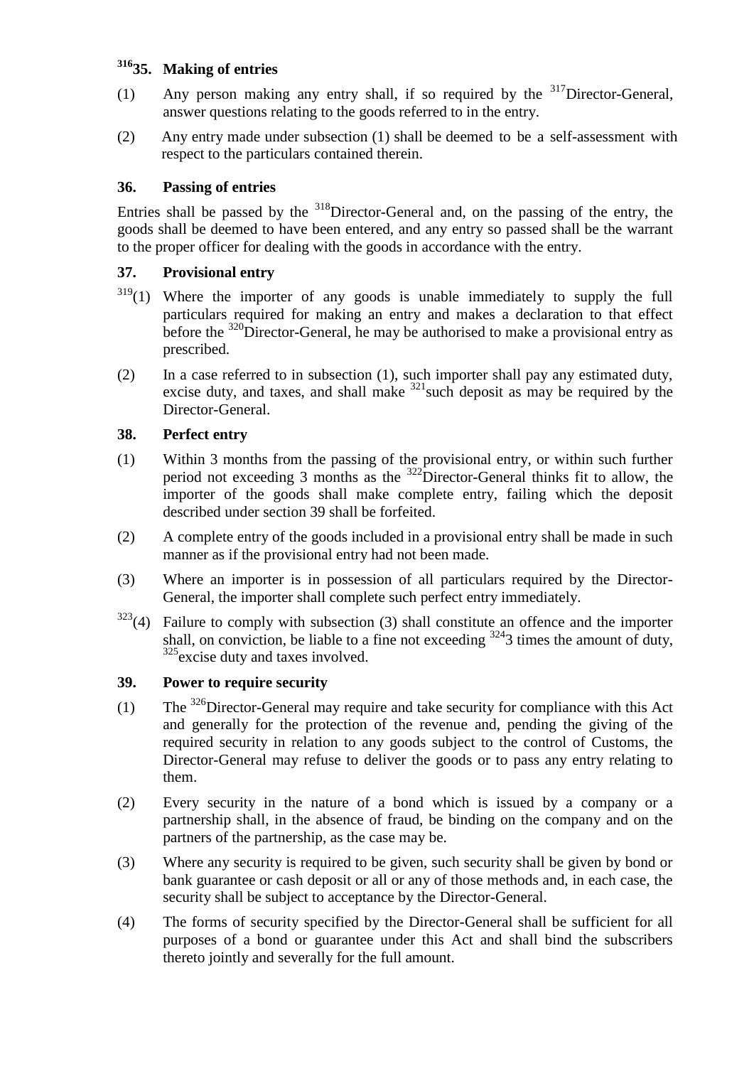### [316]35. Making of entries

(1) Any person making any entry shall, if so required by the [317]Director-General, answer questions relating to the goods referred to in the entry.

(2) Any entry made under subsection (1) shall be deemed to be a self-assessment with respect to the particulars contained therein.

### 36. Passing of entries

Entries shall be passed by the [318]Director-General and, on the passing of the entry, the goods shall be deemed to have been entered, and any entry so passed shall be the warrant to the proper officer for dealing with the goods in accordance with the entry.

### 37. Provisional entry

[319](1) Where the importer of any goods is unable immediately to supply the full particulars required for making an entry and makes a declaration to that effect before the [320]Director-General, he may be authorised to make a provisional entry as prescribed.

(2) In a case referred to in subsection (1), such importer shall pay any estimated duty, excise duty, and taxes, and shall make [321]such deposit as may be required by the Director-General.

### 38. Perfect entry

(1) Within 3 months from the passing of the provisional entry, or within such further period not exceeding 3 months as the [322]Director-General thinks fit to allow, the importer of the goods shall make complete entry, failing which the deposit described under section 39 shall be forfeited.

(2) A complete entry of the goods included in a provisional entry shall be made in such manner as if the provisional entry had not been made.

(3) Where an importer is in possession of all particulars required by the Director-General, the importer shall complete such perfect entry immediately.

[323](4) Failure to comply with subsection (3) shall constitute an offence and the importer shall, on conviction, be liable to a fine not exceeding [324]3 times the amount of duty, [325]excise duty and taxes involved.

### 39. Power to require security

(1) The [326]Director-General may require and take security for compliance with this Act and generally for the protection of the revenue and, pending the giving of the required security in relation to any goods subject to the control of Customs, the Director-General may refuse to deliver the goods or to pass any entry relating to them.

(2) Every security in the nature of a bond which is issued by a company or a partnership shall, in the absence of fraud, be binding on the company and on the partners of the partnership, as the case may be.

(3) Where any security is required to be given, such security shall be given by bond or bank guarantee or cash deposit or all or any of those methods and, in each case, the security shall be subject to acceptance by the Director-General.

(4) The forms of security specified by the Director-General shall be sufficient for all purposes of a bond or guarantee under this Act and shall bind the subscribers thereto jointly and severally for the full amount.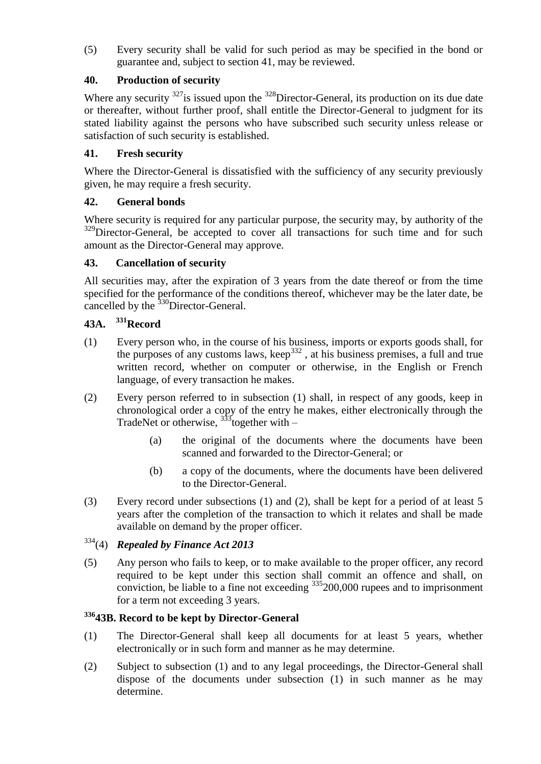(5) Every security shall be valid for such period as may be specified in the bond or guarantee and, subject to section 41, may be reviewed.

**40. Production of security**

Where any security [327]is issued upon the [328]Director-General, its production on its due date or thereafter, without further proof, shall entitle the Director-General to judgment for its stated liability against the persons who have subscribed such security unless release or satisfaction of such security is established.

**41. Fresh security**

Where the Director-General is dissatisfied with the sufficiency of any security previously given, he may require a fresh security.

**42. General bonds**

Where security is required for any particular purpose, the security may, by authority of the [329]Director-General, be accepted to cover all transactions for such time and for such amount as the Director-General may approve.

**43. Cancellation of security**

All securities may, after the expiration of 3 years from the date thereof or from the time specified for the performance of the conditions thereof, whichever may be the later date, be cancelled by the [330]Director-General.

**43A. [331]Record**

(1) Every person who, in the course of his business, imports or exports goods shall, for the purposes of any customs laws, keep[332] , at his business premises, a full and true written record, whether on computer or otherwise, in the English or French language, of every transaction he makes.

(2) Every person referred to in subsection (1) shall, in respect of any goods, keep in chronological order a copy of the entry he makes, either electronically through the TradeNet or otherwise, [333]together with –

> (a) the original of the documents where the documents have been scanned and forwarded to the Director-General; or
>
> (b) a copy of the documents, where the documents have been delivered to the Director-General.

(3) Every record under subsections (1) and (2), shall be kept for a period of at least 5 years after the completion of the transaction to which it relates and shall be made available on demand by the proper officer.

[334](4) ***Repealed by Finance Act 2013***

(5) Any person who fails to keep, or to make available to the proper officer, any record required to be kept under this section shall commit an offence and shall, on conviction, be liable to a fine not exceeding [335]200,000 rupees and to imprisonment for a term not exceeding 3 years.

**[336]43B. Record to be kept by Director-General**

(1) The Director-General shall keep all documents for at least 5 years, whether electronically or in such form and manner as he may determine.

(2) Subject to subsection (1) and to any legal proceedings, the Director-General shall dispose of the documents under subsection (1) in such manner as he may determine.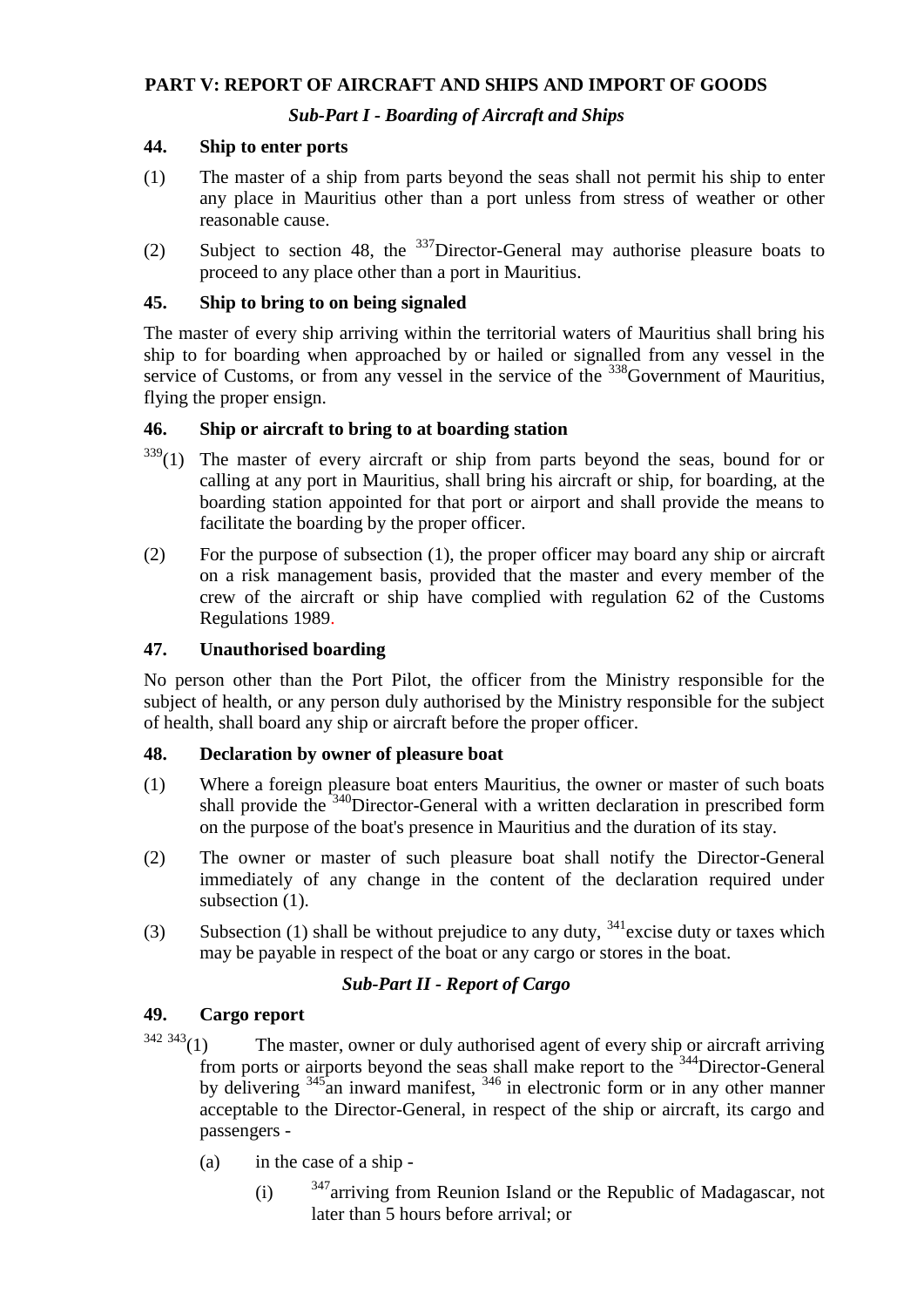## PART V: REPORT OF AIRCRAFT AND SHIPS AND IMPORT OF GOODS

### *Sub-Part I - Boarding of Aircraft and Ships*

**44. Ship to enter ports**

(1) The master of a ship from parts beyond the seas shall not permit his ship to enter any place in Mauritius other than a port unless from stress of weather or other reasonable cause.

(2) Subject to section 48, the [337]Director-General may authorise pleasure boats to proceed to any place other than a port in Mauritius.

**45. Ship to bring to on being signaled**

The master of every ship arriving within the territorial waters of Mauritius shall bring his ship to for boarding when approached by or hailed or signalled from any vessel in the service of Customs, or from any vessel in the service of the [338]Government of Mauritius, flying the proper ensign.

**46. Ship or aircraft to bring to at boarding station**

[339](1) The master of every aircraft or ship from parts beyond the seas, bound for or calling at any port in Mauritius, shall bring his aircraft or ship, for boarding, at the boarding station appointed for that port or airport and shall provide the means to facilitate the boarding by the proper officer.

(2) For the purpose of subsection (1), the proper officer may board any ship or aircraft on a risk management basis, provided that the master and every member of the crew of the aircraft or ship have complied with regulation 62 of the Customs Regulations 1989.

**47. Unauthorised boarding**

No person other than the Port Pilot, the officer from the Ministry responsible for the subject of health, or any person duly authorised by the Ministry responsible for the subject of health, shall board any ship or aircraft before the proper officer.

**48. Declaration by owner of pleasure boat**

(1) Where a foreign pleasure boat enters Mauritius, the owner or master of such boats shall provide the [340]Director-General with a written declaration in prescribed form on the purpose of the boat's presence in Mauritius and the duration of its stay.

(2) The owner or master of such pleasure boat shall notify the Director-General immediately of any change in the content of the declaration required under subsection (1).

(3) Subsection (1) shall be without prejudice to any duty, [341]excise duty or taxes which may be payable in respect of the boat or any cargo or stores in the boat.

### *Sub-Part II - Report of Cargo*

**49. Cargo report**

[342] [343](1) The master, owner or duly authorised agent of every ship or aircraft arriving from ports or airports beyond the seas shall make report to the [344]Director-General by delivering [345]an inward manifest, [346] in electronic form or in any other manner acceptable to the Director-General, in respect of the ship or aircraft, its cargo and passengers -

(a) in the case of a ship -

(i) [347]arriving from Reunion Island or the Republic of Madagascar, not later than 5 hours before arrival; or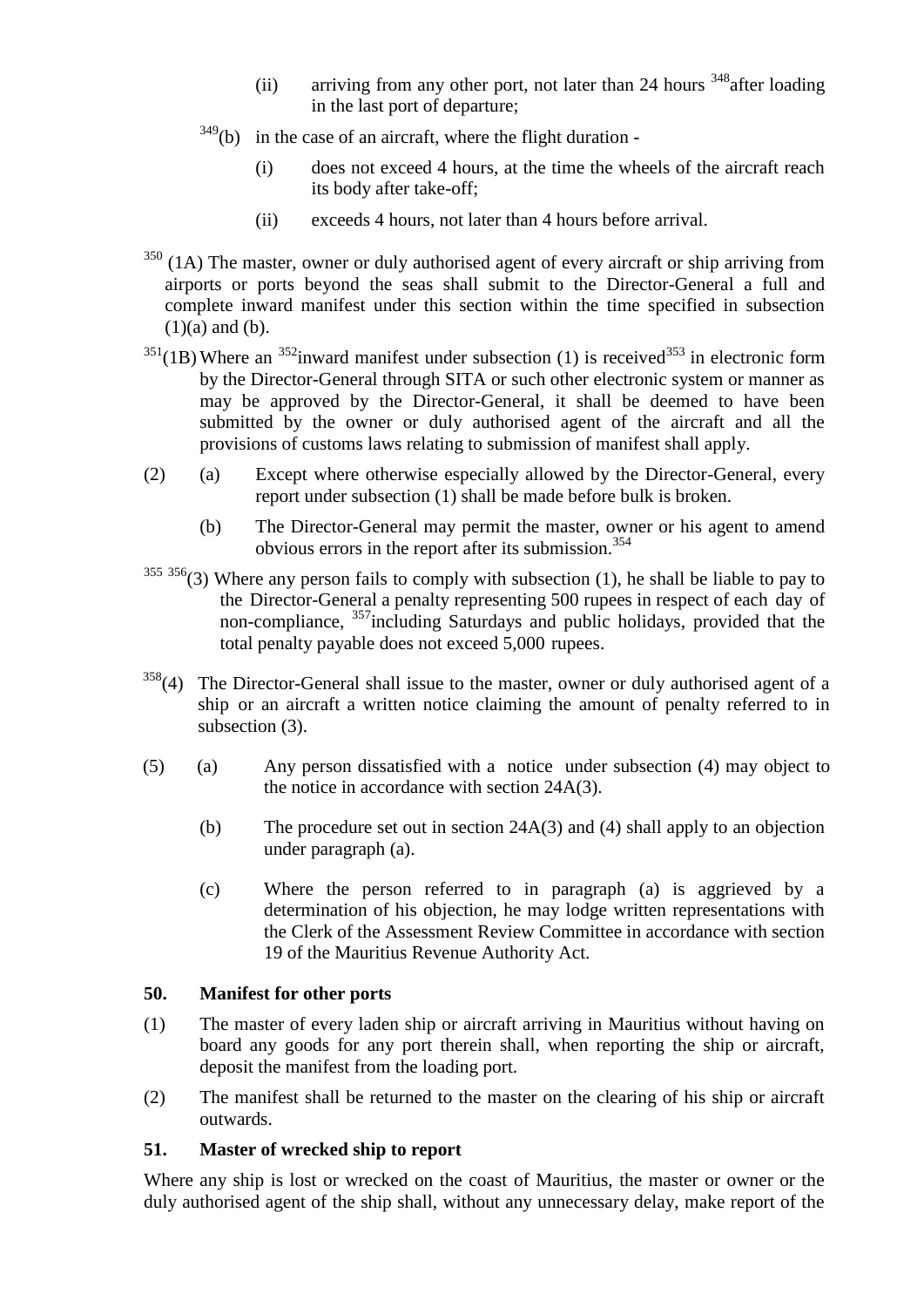(ii) arriving from any other port, not later than 24 hours [348]after loading in the last port of departure;

[349](b) in the case of an aircraft, where the flight duration -

(i) does not exceed 4 hours, at the time the wheels of the aircraft reach its body after take-off;

(ii) exceeds 4 hours, not later than 4 hours before arrival.

[350] (1A) The master, owner or duly authorised agent of every aircraft or ship arriving from airports or ports beyond the seas shall submit to the Director-General a full and complete inward manifest under this section within the time specified in subsection (1)(a) and (b).

[351](1B) Where an [352]inward manifest under subsection (1) is received[353] in electronic form by the Director-General through SITA or such other electronic system or manner as may be approved by the Director-General, it shall be deemed to have been submitted by the owner or duly authorised agent of the aircraft and all the provisions of customs laws relating to submission of manifest shall apply.

(2) (a) Except where otherwise especially allowed by the Director-General, every report under subsection (1) shall be made before bulk is broken.

(b) The Director-General may permit the master, owner or his agent to amend obvious errors in the report after its submission.[354]

[355] [356](3) Where any person fails to comply with subsection (1), he shall be liable to pay to the Director-General a penalty representing 500 rupees in respect of each day of non-compliance, [357]including Saturdays and public holidays, provided that the total penalty payable does not exceed 5,000 rupees.

[358](4) The Director-General shall issue to the master, owner or duly authorised agent of a ship or an aircraft a written notice claiming the amount of penalty referred to in subsection (3).

(5) (a) Any person dissatisfied with a notice under subsection (4) may object to the notice in accordance with section 24A(3).

(b) The procedure set out in section 24A(3) and (4) shall apply to an objection under paragraph (a).

(c) Where the person referred to in paragraph (a) is aggrieved by a determination of his objection, he may lodge written representations with the Clerk of the Assessment Review Committee in accordance with section 19 of the Mauritius Revenue Authority Act.

**50. Manifest for other ports**

(1) The master of every laden ship or aircraft arriving in Mauritius without having on board any goods for any port therein shall, when reporting the ship or aircraft, deposit the manifest from the loading port.

(2) The manifest shall be returned to the master on the clearing of his ship or aircraft outwards.

**51. Master of wrecked ship to report**

Where any ship is lost or wrecked on the coast of Mauritius, the master or owner or the duly authorised agent of the ship shall, without any unnecessary delay, make report of the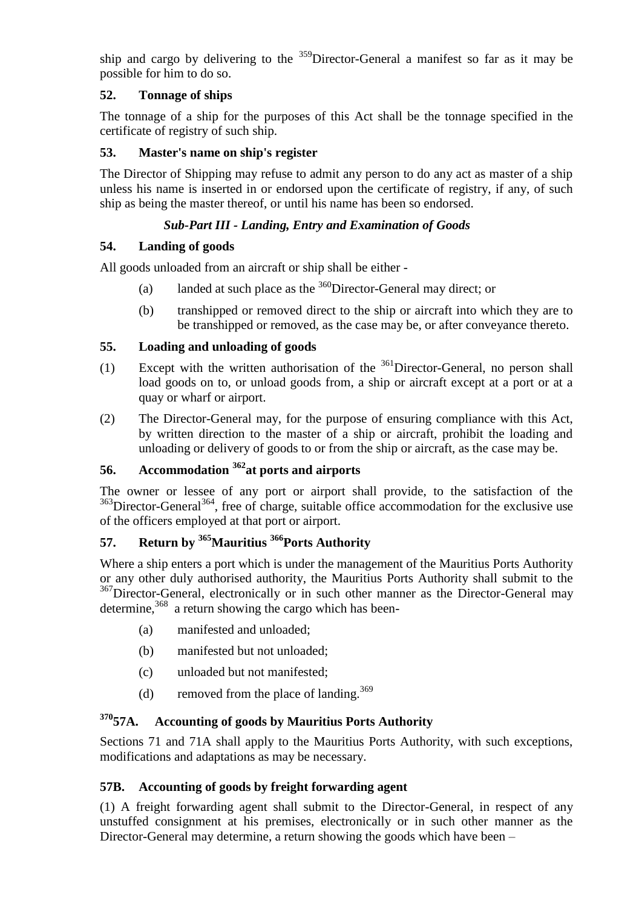ship and cargo by delivering to the [359]Director-General a manifest so far as it may be possible for him to do so.

### 52. Tonnage of ships

The tonnage of a ship for the purposes of this Act shall be the tonnage specified in the certificate of registry of such ship.

### 53. Master's name on ship's register

The Director of Shipping may refuse to admit any person to do any act as master of a ship unless his name is inserted in or endorsed upon the certificate of registry, if any, of such ship as being the master thereof, or until his name has been so endorsed.

## *Sub-Part III - Landing, Entry and Examination of Goods*

### 54. Landing of goods

All goods unloaded from an aircraft or ship shall be either -

(a) landed at such place as the [360]Director-General may direct; or

(b) transhipped or removed direct to the ship or aircraft into which they are to be transhipped or removed, as the case may be, or after conveyance thereto.

### 55. Loading and unloading of goods

(1) Except with the written authorisation of the [361]Director-General, no person shall load goods on to, or unload goods from, a ship or aircraft except at a port or at a quay or wharf or airport.

(2) The Director-General may, for the purpose of ensuring compliance with this Act, by written direction to the master of a ship or aircraft, prohibit the loading and unloading or delivery of goods to or from the ship or aircraft, as the case may be.

### 56. Accommodation [362]at ports and airports

The owner or lessee of any port or airport shall provide, to the satisfaction of the [363]Director-General[364], free of charge, suitable office accommodation for the exclusive use of the officers employed at that port or airport.

### 57. Return by [365]Mauritius [366]Ports Authority

Where a ship enters a port which is under the management of the Mauritius Ports Authority or any other duly authorised authority, the Mauritius Ports Authority shall submit to the [367]Director-General, electronically or in such other manner as the Director-General may determine,[368] a return showing the cargo which has been-

(a) manifested and unloaded;

(b) manifested but not unloaded;

(c) unloaded but not manifested;

(d) removed from the place of landing.[369]

### [370]57A. Accounting of goods by Mauritius Ports Authority

Sections 71 and 71A shall apply to the Mauritius Ports Authority, with such exceptions, modifications and adaptations as may be necessary.

### 57B. Accounting of goods by freight forwarding agent

(1) A freight forwarding agent shall submit to the Director-General, in respect of any unstuffed consignment at his premises, electronically or in such other manner as the Director-General may determine, a return showing the goods which have been –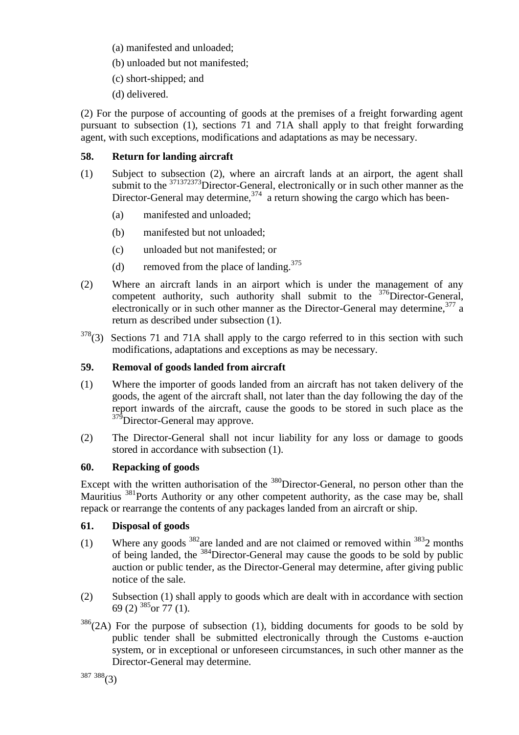(a) manifested and unloaded;

(b) unloaded but not manifested;

(c) short-shipped; and

(d) delivered.

(2) For the purpose of accounting of goods at the premises of a freight forwarding agent pursuant to subsection (1), sections 71 and 71A shall apply to that freight forwarding agent, with such exceptions, modifications and adaptations as may be necessary.

### 58. Return for landing aircraft

(1) Subject to subsection (2), where an aircraft lands at an airport, the agent shall submit to the [371][372][373]Director-General, electronically or in such other manner as the Director-General may determine,[374] a return showing the cargo which has been-

(a) manifested and unloaded;

(b) manifested but not unloaded;

(c) unloaded but not manifested; or

(d) removed from the place of landing.[375]

(2) Where an aircraft lands in an airport which is under the management of any competent authority, such authority shall submit to the [376]Director-General, electronically or in such other manner as the Director-General may determine,[377] a return as described under subsection (1).

[378](3) Sections 71 and 71A shall apply to the cargo referred to in this section with such modifications, adaptations and exceptions as may be necessary.

### 59. Removal of goods landed from aircraft

(1) Where the importer of goods landed from an aircraft has not taken delivery of the goods, the agent of the aircraft shall, not later than the day following the day of the report inwards of the aircraft, cause the goods to be stored in such place as the [379]Director-General may approve.

(2) The Director-General shall not incur liability for any loss or damage to goods stored in accordance with subsection (1).

### 60. Repacking of goods

Except with the written authorisation of the [380]Director-General, no person other than the Mauritius [381]Ports Authority or any other competent authority, as the case may be, shall repack or rearrange the contents of any packages landed from an aircraft or ship.

### 61. Disposal of goods

(1) Where any goods [382]are landed and are not claimed or removed within [383]2 months of being landed, the [384]Director-General may cause the goods to be sold by public auction or public tender, as the Director-General may determine, after giving public notice of the sale.

(2) Subsection (1) shall apply to goods which are dealt with in accordance with section 69 (2) [385]or 77 (1).

[386](2A) For the purpose of subsection (1), bidding documents for goods to be sold by public tender shall be submitted electronically through the Customs e-auction system, or in exceptional or unforeseen circumstances, in such other manner as the Director-General may determine.

[387] [388](3)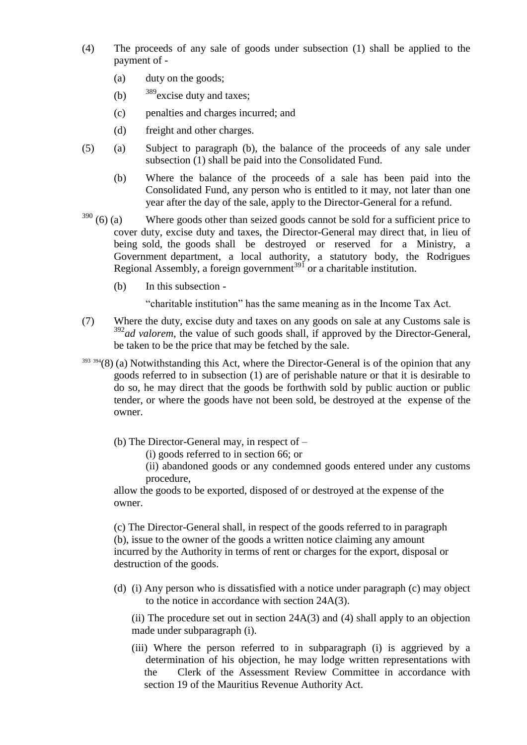(4) The proceeds of any sale of goods under subsection (1) shall be applied to the payment of -

(a) duty on the goods;

(b) [389]excise duty and taxes;

(c) penalties and charges incurred; and

(d) freight and other charges.

(5) (a) Subject to paragraph (b), the balance of the proceeds of any sale under subsection (1) shall be paid into the Consolidated Fund.

(b) Where the balance of the proceeds of a sale has been paid into the Consolidated Fund, any person who is entitled to it may, not later than one year after the day of the sale, apply to the Director-General for a refund.

[390] (6) (a) Where goods other than seized goods cannot be sold for a sufficient price to cover duty, excise duty and taxes, the Director-General may direct that, in lieu of being sold, the goods shall be destroyed or reserved for a Ministry, a Government department, a local authority, a statutory body, the Rodrigues Regional Assembly, a foreign government[391] or a charitable institution.

(b) In this subsection -

"charitable institution" has the same meaning as in the Income Tax Act.

(7) Where the duty, excise duty and taxes on any goods on sale at any Customs sale is [392]*ad valorem*, the value of such goods shall, if approved by the Director-General, be taken to be the price that may be fetched by the sale.

[393] [394](8) (a) Notwithstanding this Act, where the Director-General is of the opinion that any goods referred to in subsection (1) are of perishable nature or that it is desirable to do so, he may direct that the goods be forthwith sold by public auction or public tender, or where the goods have not been sold, be destroyed at the expense of the owner.

(b) The Director-General may, in respect of –

(i) goods referred to in section 66; or

(ii) abandoned goods or any condemned goods entered under any customs procedure,

allow the goods to be exported, disposed of or destroyed at the expense of the owner.

(c) The Director-General shall, in respect of the goods referred to in paragraph (b), issue to the owner of the goods a written notice claiming any amount incurred by the Authority in terms of rent or charges for the export, disposal or destruction of the goods.

(d) (i) Any person who is dissatisfied with a notice under paragraph (c) may object to the notice in accordance with section 24A(3).

(ii) The procedure set out in section 24A(3) and (4) shall apply to an objection made under subparagraph (i).

(iii) Where the person referred to in subparagraph (i) is aggrieved by a determination of his objection, he may lodge written representations with the Clerk of the Assessment Review Committee in accordance with section 19 of the Mauritius Revenue Authority Act.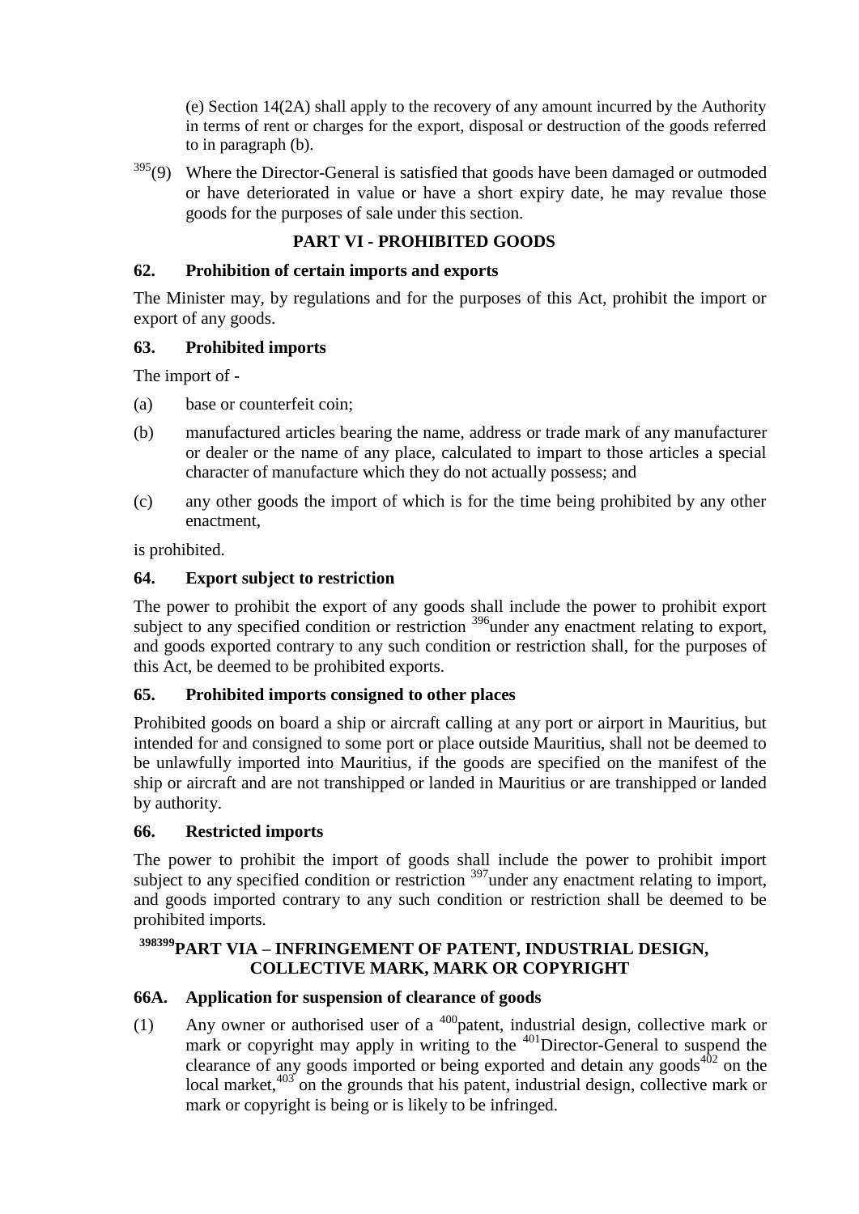(e) Section 14(2A) shall apply to the recovery of any amount incurred by the Authority in terms of rent or charges for the export, disposal or destruction of the goods referred to in paragraph (b).

[395](9) Where the Director-General is satisfied that goods have been damaged or outmoded or have deteriorated in value or have a short expiry date, he may revalue those goods for the purposes of sale under this section.

## PART VI - PROHIBITED GOODS

### 62. Prohibition of certain imports and exports

The Minister may, by regulations and for the purposes of this Act, prohibit the import or export of any goods.

### 63. Prohibited imports

The import of -

(a) base or counterfeit coin;

(b) manufactured articles bearing the name, address or trade mark of any manufacturer or dealer or the name of any place, calculated to impart to those articles a special character of manufacture which they do not actually possess; and

(c) any other goods the import of which is for the time being prohibited by any other enactment,

is prohibited.

### 64. Export subject to restriction

The power to prohibit the export of any goods shall include the power to prohibit export subject to any specified condition or restriction [396]under any enactment relating to export, and goods exported contrary to any such condition or restriction shall, for the purposes of this Act, be deemed to be prohibited exports.

### 65. Prohibited imports consigned to other places

Prohibited goods on board a ship or aircraft calling at any port or airport in Mauritius, but intended for and consigned to some port or place outside Mauritius, shall not be deemed to be unlawfully imported into Mauritius, if the goods are specified on the manifest of the ship or aircraft and are not transhipped or landed in Mauritius or are transhipped or landed by authority.

### 66. Restricted imports

The power to prohibit the import of goods shall include the power to prohibit import subject to any specified condition or restriction [397]under any enactment relating to import, and goods imported contrary to any such condition or restriction shall be deemed to be prohibited imports.

## [398][399]PART VIA – INFRINGEMENT OF PATENT, INDUSTRIAL DESIGN, COLLECTIVE MARK, MARK OR COPYRIGHT

### 66A. Application for suspension of clearance of goods

(1) Any owner or authorised user of a [400]patent, industrial design, collective mark or mark or copyright may apply in writing to the [401]Director-General to suspend the clearance of any goods imported or being exported and detain any goods[402] on the local market,[403] on the grounds that his patent, industrial design, collective mark or mark or copyright is being or is likely to be infringed.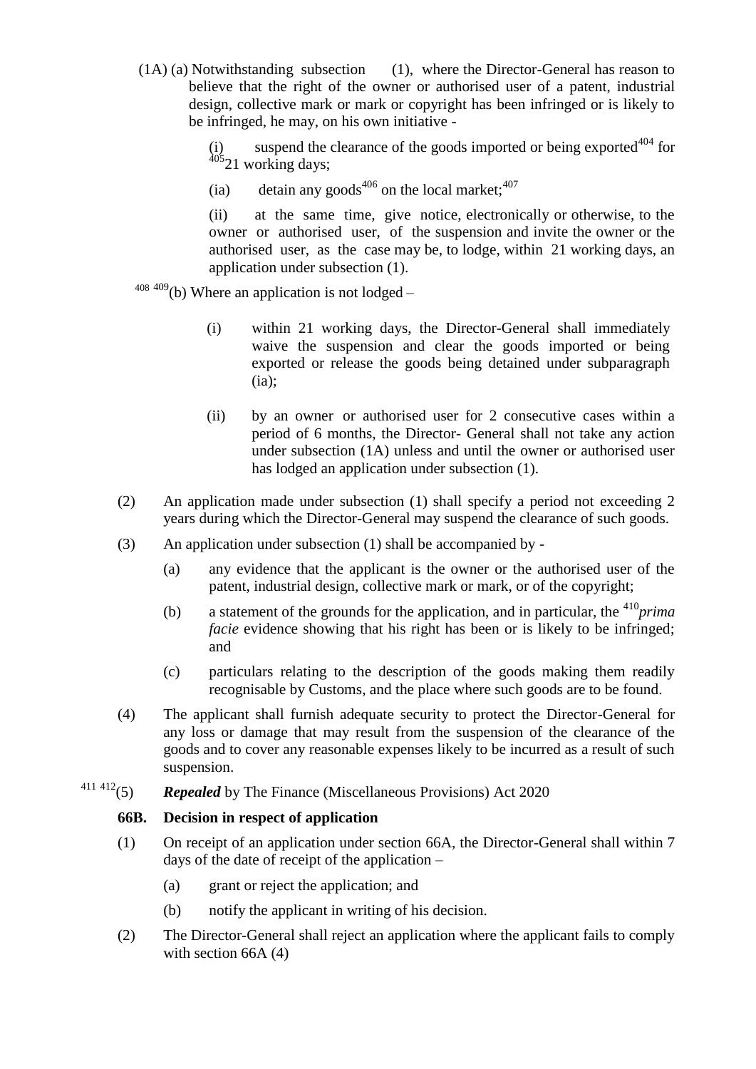(1A) (a) Notwithstanding subsection (1), where the Director-General has reason to believe that the right of the owner or authorised user of a patent, industrial design, collective mark or mark or copyright has been infringed or is likely to be infringed, he may, on his own initiative -

(i) suspend the clearance of the goods imported or being exported[404] for [405]21 working days;

(ia) detain any goods[406] on the local market;[407]

(ii) at the same time, give notice, electronically or otherwise, to the owner or authorised user, of the suspension and invite the owner or the authorised user, as the case may be, to lodge, within 21 working days, an application under subsection (1).

[408] [409](b) Where an application is not lodged –

(i) within 21 working days, the Director-General shall immediately waive the suspension and clear the goods imported or being exported or release the goods being detained under subparagraph (ia);

(ii) by an owner or authorised user for 2 consecutive cases within a period of 6 months, the Director- General shall not take any action under subsection (1A) unless and until the owner or authorised user has lodged an application under subsection (1).

(2) An application made under subsection (1) shall specify a period not exceeding 2 years during which the Director-General may suspend the clearance of such goods.

(3) An application under subsection (1) shall be accompanied by -

(a) any evidence that the applicant is the owner or the authorised user of the patent, industrial design, collective mark or mark, or of the copyright;

(b) a statement of the grounds for the application, and in particular, the [410]*prima facie* evidence showing that his right has been or is likely to be infringed; and

(c) particulars relating to the description of the goods making them readily recognisable by Customs, and the place where such goods are to be found.

(4) The applicant shall furnish adequate security to protect the Director-General for any loss or damage that may result from the suspension of the clearance of the goods and to cover any reasonable expenses likely to be incurred as a result of such suspension.

[411] [412](5) ***Repealed*** by The Finance (Miscellaneous Provisions) Act 2020

**66B. Decision in respect of application**

(1) On receipt of an application under section 66A, the Director-General shall within 7 days of the date of receipt of the application –

(a) grant or reject the application; and

(b) notify the applicant in writing of his decision.

(2) The Director-General shall reject an application where the applicant fails to comply with section 66A (4)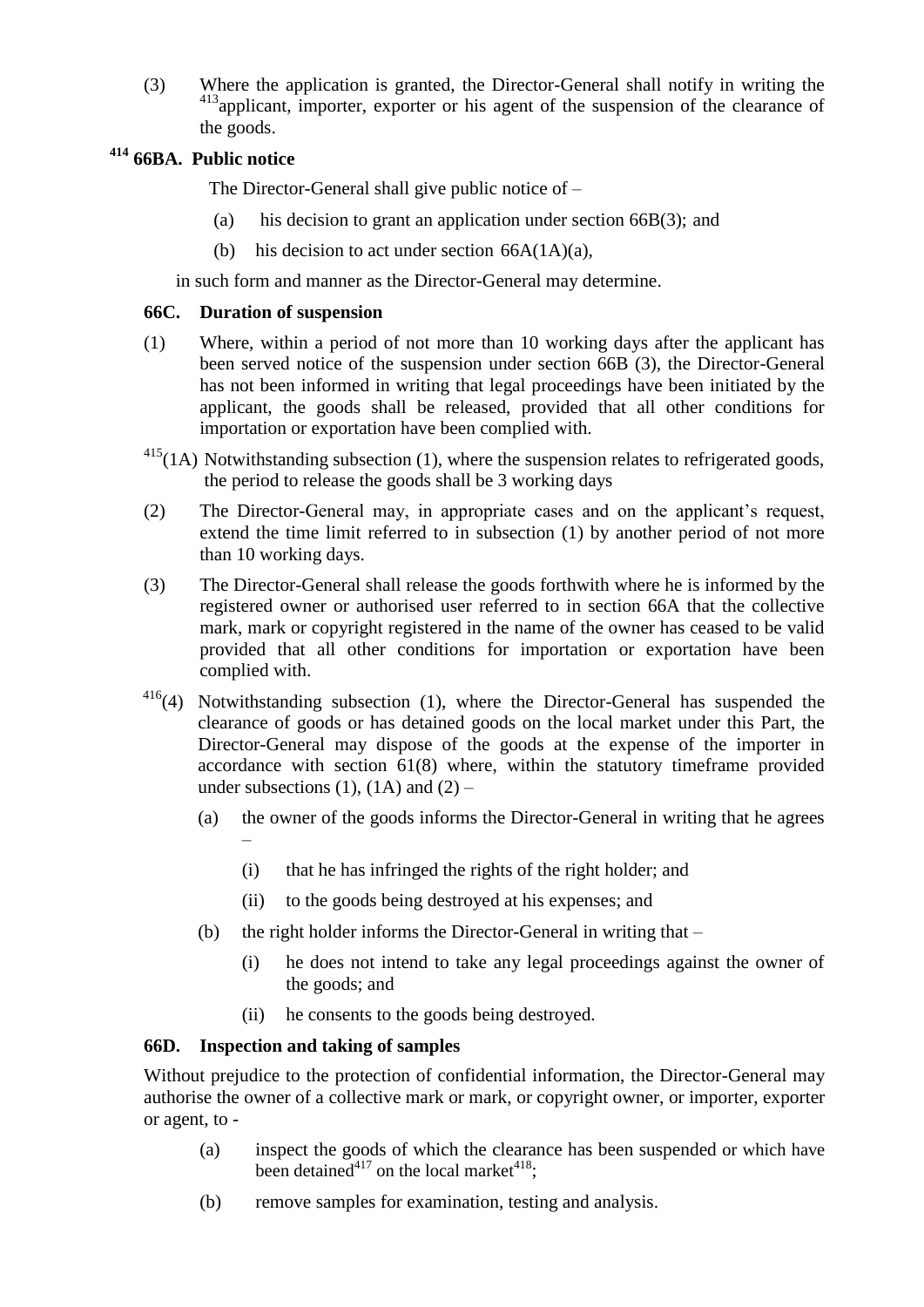(3) Where the application is granted, the Director-General shall notify in writing the [413]applicant, importer, exporter or his agent of the suspension of the clearance of the goods.

### [414] 66BA. Public notice

The Director-General shall give public notice of –

(a) his decision to grant an application under section 66B(3); and

(b) his decision to act under section 66A(1A)(a),

in such form and manner as the Director-General may determine.

### 66C. Duration of suspension

(1) Where, within a period of not more than 10 working days after the applicant has been served notice of the suspension under section 66B (3), the Director-General has not been informed in writing that legal proceedings have been initiated by the applicant, the goods shall be released, provided that all other conditions for importation or exportation have been complied with.

[415](1A) Notwithstanding subsection (1), where the suspension relates to refrigerated goods, the period to release the goods shall be 3 working days

(2) The Director-General may, in appropriate cases and on the applicant's request, extend the time limit referred to in subsection (1) by another period of not more than 10 working days.

(3) The Director-General shall release the goods forthwith where he is informed by the registered owner or authorised user referred to in section 66A that the collective mark, mark or copyright registered in the name of the owner has ceased to be valid provided that all other conditions for importation or exportation have been complied with.

[416](4) Notwithstanding subsection (1), where the Director-General has suspended the clearance of goods or has detained goods on the local market under this Part, the Director-General may dispose of the goods at the expense of the importer in accordance with section 61(8) where, within the statutory timeframe provided under subsections (1), (1A) and (2) –

- (a) the owner of the goods informs the Director-General in writing that he agrees –
  - (i) that he has infringed the rights of the right holder; and
  - (ii) to the goods being destroyed at his expenses; and
- (b) the right holder informs the Director-General in writing that –
  - (i) he does not intend to take any legal proceedings against the owner of the goods; and
  - (ii) he consents to the goods being destroyed.

### 66D. Inspection and taking of samples

Without prejudice to the protection of confidential information, the Director-General may authorise the owner of a collective mark or mark, or copyright owner, or importer, exporter or agent, to -

(a) inspect the goods of which the clearance has been suspended or which have been detained[417] on the local market[418];

(b) remove samples for examination, testing and analysis.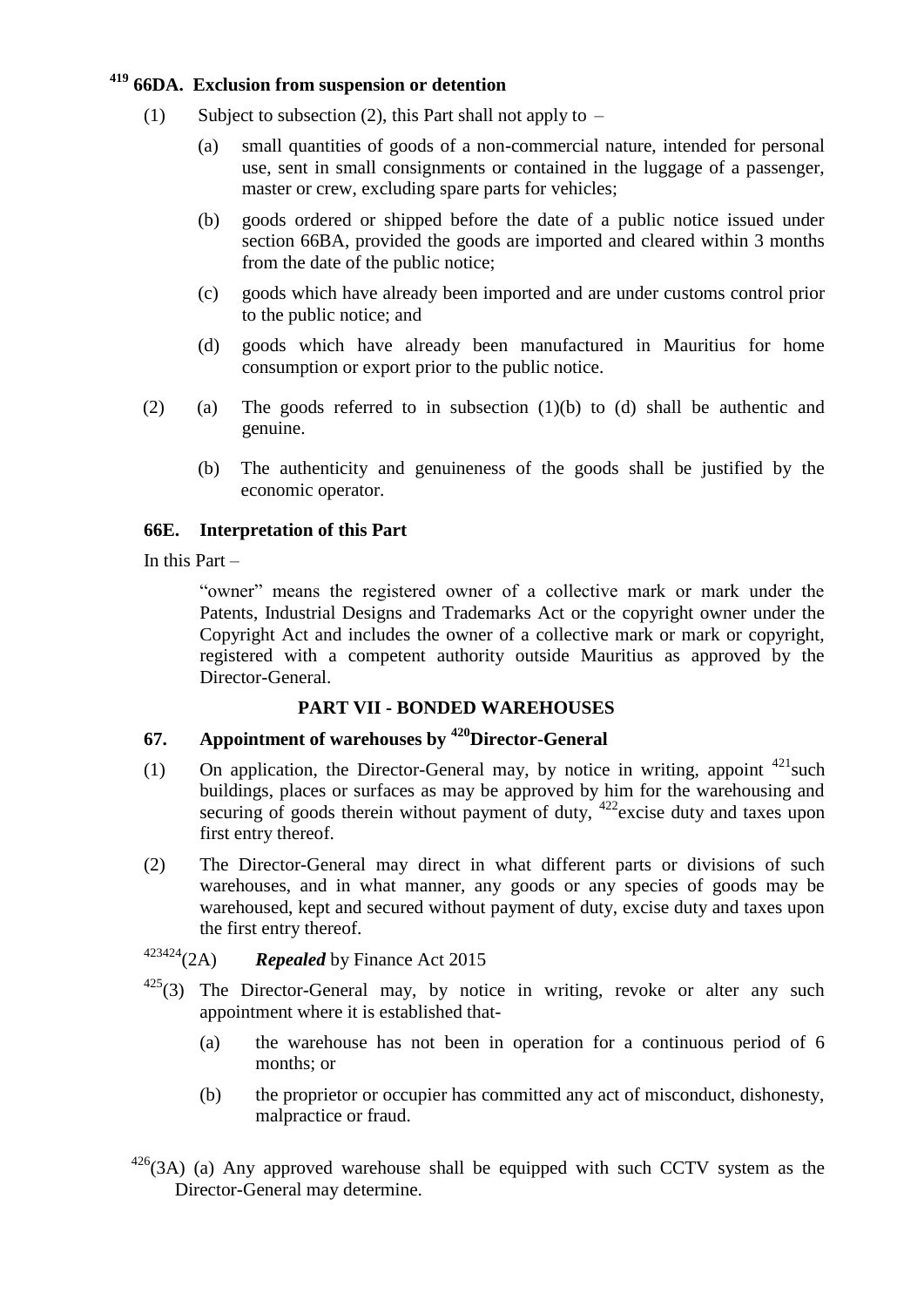### [419] 66DA. Exclusion from suspension or detention

(1) Subject to subsection (2), this Part shall not apply to –

(a) small quantities of goods of a non-commercial nature, intended for personal use, sent in small consignments or contained in the luggage of a passenger, master or crew, excluding spare parts for vehicles;

(b) goods ordered or shipped before the date of a public notice issued under section 66BA, provided the goods are imported and cleared within 3 months from the date of the public notice;

(c) goods which have already been imported and are under customs control prior to the public notice; and

(d) goods which have already been manufactured in Mauritius for home consumption or export prior to the public notice.

(2) (a) The goods referred to in subsection (1)(b) to (d) shall be authentic and genuine.

(b) The authenticity and genuineness of the goods shall be justified by the economic operator.

### 66E. Interpretation of this Part

In this Part –

"owner" means the registered owner of a collective mark or mark under the Patents, Industrial Designs and Trademarks Act or the copyright owner under the Copyright Act and includes the owner of a collective mark or mark or copyright, registered with a competent authority outside Mauritius as approved by the Director-General.

## PART VII - BONDED WAREHOUSES

### 67. Appointment of warehouses by [420]Director-General

(1) On application, the Director-General may, by notice in writing, appoint [421]such buildings, places or surfaces as may be approved by him for the warehousing and securing of goods therein without payment of duty, [422]excise duty and taxes upon first entry thereof.

(2) The Director-General may direct in what different parts or divisions of such warehouses, and in what manner, any goods or any species of goods may be warehoused, kept and secured without payment of duty, excise duty and taxes upon the first entry thereof.

[423][424](2A) ***Repealed*** by Finance Act 2015

[425](3) The Director-General may, by notice in writing, revoke or alter any such appointment where it is established that-

(a) the warehouse has not been in operation for a continuous period of 6 months; or

(b) the proprietor or occupier has committed any act of misconduct, dishonesty, malpractice or fraud.

[426](3A) (a) Any approved warehouse shall be equipped with such CCTV system as the Director-General may determine.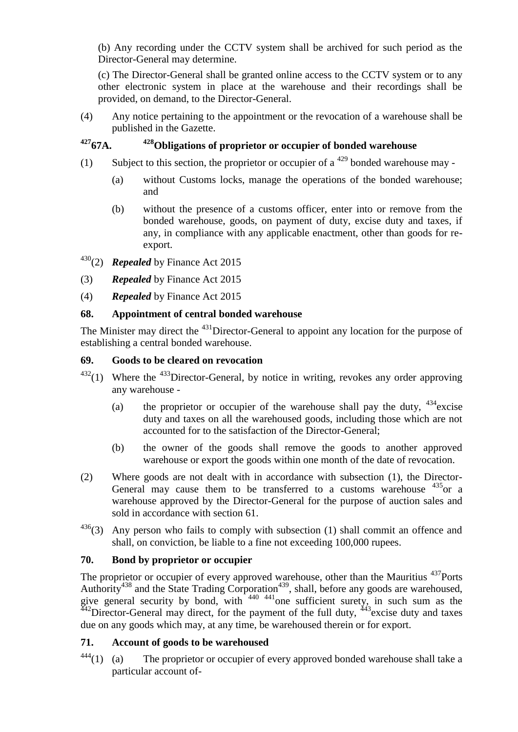(b) Any recording under the CCTV system shall be archived for such period as the Director-General may determine.

(c) The Director-General shall be granted online access to the CCTV system or to any other electronic system in place at the warehouse and their recordings shall be provided, on demand, to the Director-General.

(4) Any notice pertaining to the appointment or the revocation of a warehouse shall be published in the Gazette.

### [427]67A. [428]Obligations of proprietor or occupier of bonded warehouse

(1) Subject to this section, the proprietor or occupier of a [429] bonded warehouse may -

(a) without Customs locks, manage the operations of the bonded warehouse; and

(b) without the presence of a customs officer, enter into or remove from the bonded warehouse, goods, on payment of duty, excise duty and taxes, if any, in compliance with any applicable enactment, other than goods for re-export.

[430](2) ***Repealed*** by Finance Act 2015

(3) ***Repealed*** by Finance Act 2015

(4) ***Repealed*** by Finance Act 2015

### 68. Appointment of central bonded warehouse

The Minister may direct the [431]Director-General to appoint any location for the purpose of establishing a central bonded warehouse.

### 69. Goods to be cleared on revocation

[432](1) Where the [433]Director-General, by notice in writing, revokes any order approving any warehouse -

(a) the proprietor or occupier of the warehouse shall pay the duty, [434]excise duty and taxes on all the warehoused goods, including those which are not accounted for to the satisfaction of the Director-General;

(b) the owner of the goods shall remove the goods to another approved warehouse or export the goods within one month of the date of revocation.

(2) Where goods are not dealt with in accordance with subsection (1), the Director-General may cause them to be transferred to a customs warehouse [435]or a warehouse approved by the Director-General for the purpose of auction sales and sold in accordance with section 61.

[436](3) Any person who fails to comply with subsection (1) shall commit an offence and shall, on conviction, be liable to a fine not exceeding 100,000 rupees.

### 70. Bond by proprietor or occupier

The proprietor or occupier of every approved warehouse, other than the Mauritius [437]Ports Authority[438] and the State Trading Corporation[439], shall, before any goods are warehoused, give general security by bond, with [440] [441]one sufficient surety, in such sum as the [442]Director-General may direct, for the payment of the full duty, [443]excise duty and taxes due on any goods which may, at any time, be warehoused therein or for export.

### 71. Account of goods to be warehoused

[444](1) (a) The proprietor or occupier of every approved bonded warehouse shall take a particular account of-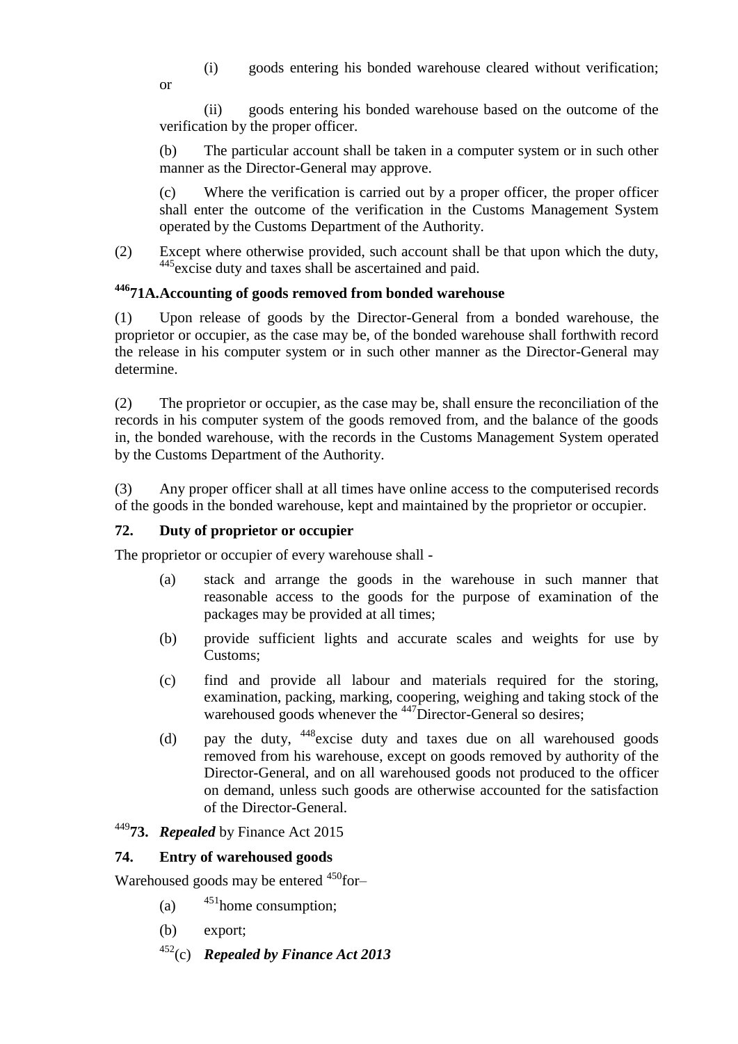(i) goods entering his bonded warehouse cleared without verification; or

(ii) goods entering his bonded warehouse based on the outcome of the verification by the proper officer.

(b) The particular account shall be taken in a computer system or in such other manner as the Director-General may approve.

(c) Where the verification is carried out by a proper officer, the proper officer shall enter the outcome of the verification in the Customs Management System operated by the Customs Department of the Authority.

(2) Except where otherwise provided, such account shall be that upon which the duty, [445]excise duty and taxes shall be ascertained and paid.

### [446]71A. Accounting of goods removed from bonded warehouse

(1) Upon release of goods by the Director-General from a bonded warehouse, the proprietor or occupier, as the case may be, of the bonded warehouse shall forthwith record the release in his computer system or in such other manner as the Director-General may determine.

(2) The proprietor or occupier, as the case may be, shall ensure the reconciliation of the records in his computer system of the goods removed from, and the balance of the goods in, the bonded warehouse, with the records in the Customs Management System operated by the Customs Department of the Authority.

(3) Any proper officer shall at all times have online access to the computerised records of the goods in the bonded warehouse, kept and maintained by the proprietor or occupier.

### 72. Duty of proprietor or occupier

The proprietor or occupier of every warehouse shall -

(a) stack and arrange the goods in the warehouse in such manner that reasonable access to the goods for the purpose of examination of the packages may be provided at all times;

(b) provide sufficient lights and accurate scales and weights for use by Customs;

(c) find and provide all labour and materials required for the storing, examination, packing, marking, coopering, weighing and taking stock of the warehoused goods whenever the [447]Director-General so desires;

(d) pay the duty, [448]excise duty and taxes due on all warehoused goods removed from his warehouse, except on goods removed by authority of the Director-General, and on all warehoused goods not produced to the officer on demand, unless such goods are otherwise accounted for the satisfaction of the Director-General.

### [449]73. *Repealed* by Finance Act 2015

### 74. Entry of warehoused goods

Warehoused goods may be entered [450]for–

(a) [451]home consumption;

(b) export;

[452](c) ***Repealed by Finance Act 2013***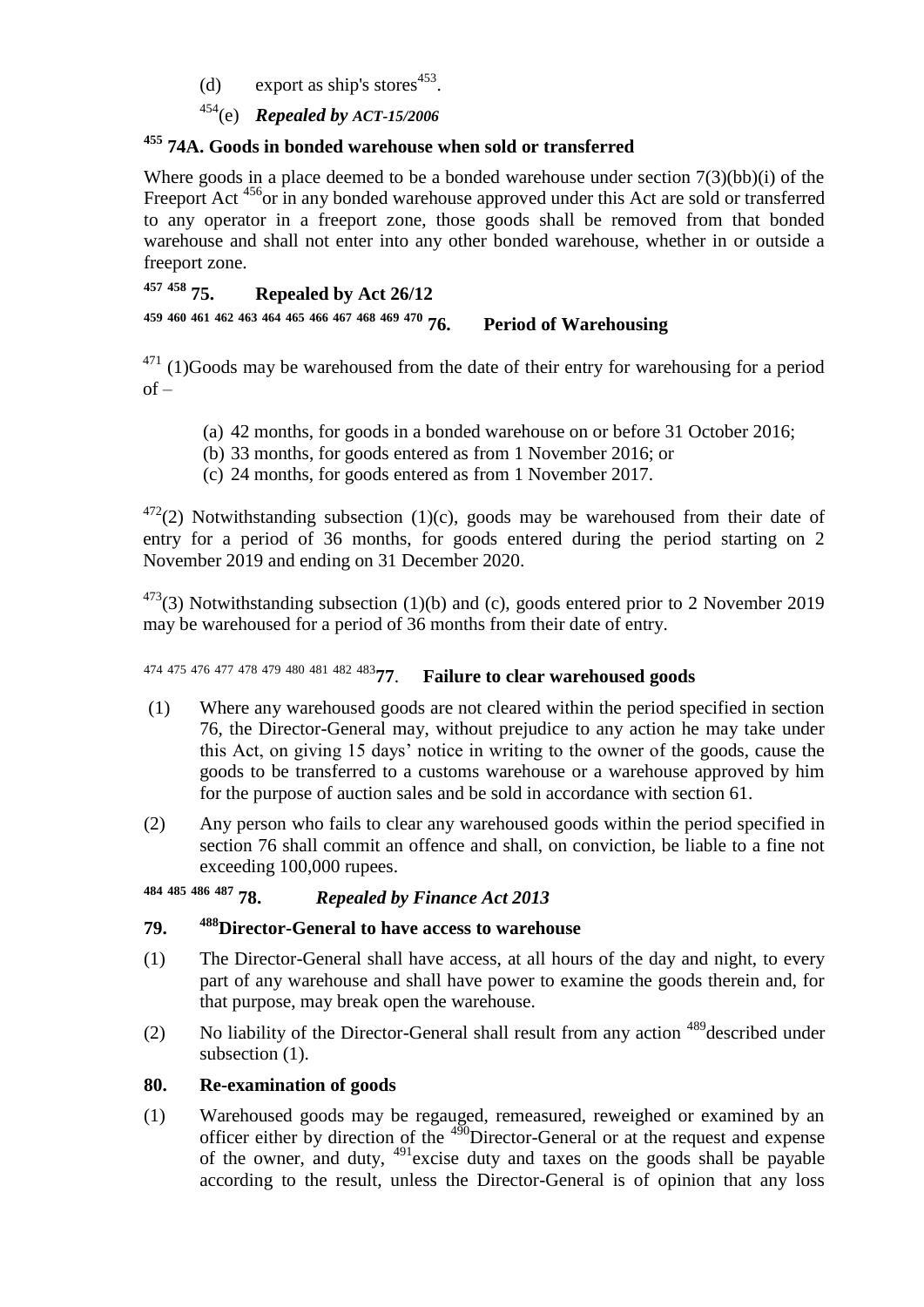(d) export as ship's stores[453].

[454](e) ***Repealed by ACT-15/2006***

### [455] 74A. Goods in bonded warehouse when sold or transferred

Where goods in a place deemed to be a bonded warehouse under section 7(3)(bb)(i) of the Freeport Act [456]or in any bonded warehouse approved under this Act are sold or transferred to any operator in a freeport zone, those goods shall be removed from that bonded warehouse and shall not enter into any other bonded warehouse, whether in or outside a freeport zone.

### [457] [458] 75. Repealed by Act 26/12

### [459] [460] [461] [462] [463] [464] [465] [466] [467] [468] [469] [470] 76. Period of Warehousing

[471] (1)Goods may be warehoused from the date of their entry for warehousing for a period of –

(a) 42 months, for goods in a bonded warehouse on or before 31 October 2016;
(b) 33 months, for goods entered as from 1 November 2016; or
(c) 24 months, for goods entered as from 1 November 2017.

[472](2) Notwithstanding subsection (1)(c), goods may be warehoused from their date of entry for a period of 36 months, for goods entered during the period starting on 2 November 2019 and ending on 31 December 2020.

[473](3) Notwithstanding subsection (1)(b) and (c), goods entered prior to 2 November 2019 may be warehoused for a period of 36 months from their date of entry.

### [474] [475] [476] [477] [478] [479] [480] [481] [482] [483]77. Failure to clear warehoused goods

(1) Where any warehoused goods are not cleared within the period specified in section 76, the Director-General may, without prejudice to any action he may take under this Act, on giving 15 days' notice in writing to the owner of the goods, cause the goods to be transferred to a customs warehouse or a warehouse approved by him for the purpose of auction sales and be sold in accordance with section 61.

(2) Any person who fails to clear any warehoused goods within the period specified in section 76 shall commit an offence and shall, on conviction, be liable to a fine not exceeding 100,000 rupees.

### [484] [485] [486] [487] 78. *Repealed by Finance Act 2013*

### 79. [488]Director-General to have access to warehouse

(1) The Director-General shall have access, at all hours of the day and night, to every part of any warehouse and shall have power to examine the goods therein and, for that purpose, may break open the warehouse.

(2) No liability of the Director-General shall result from any action [489]described under subsection (1).

### 80. Re-examination of goods

(1) Warehoused goods may be regauged, remeasured, reweighed or examined by an officer either by direction of the [490]Director-General or at the request and expense of the owner, and duty, [491]excise duty and taxes on the goods shall be payable according to the result, unless the Director-General is of opinion that any loss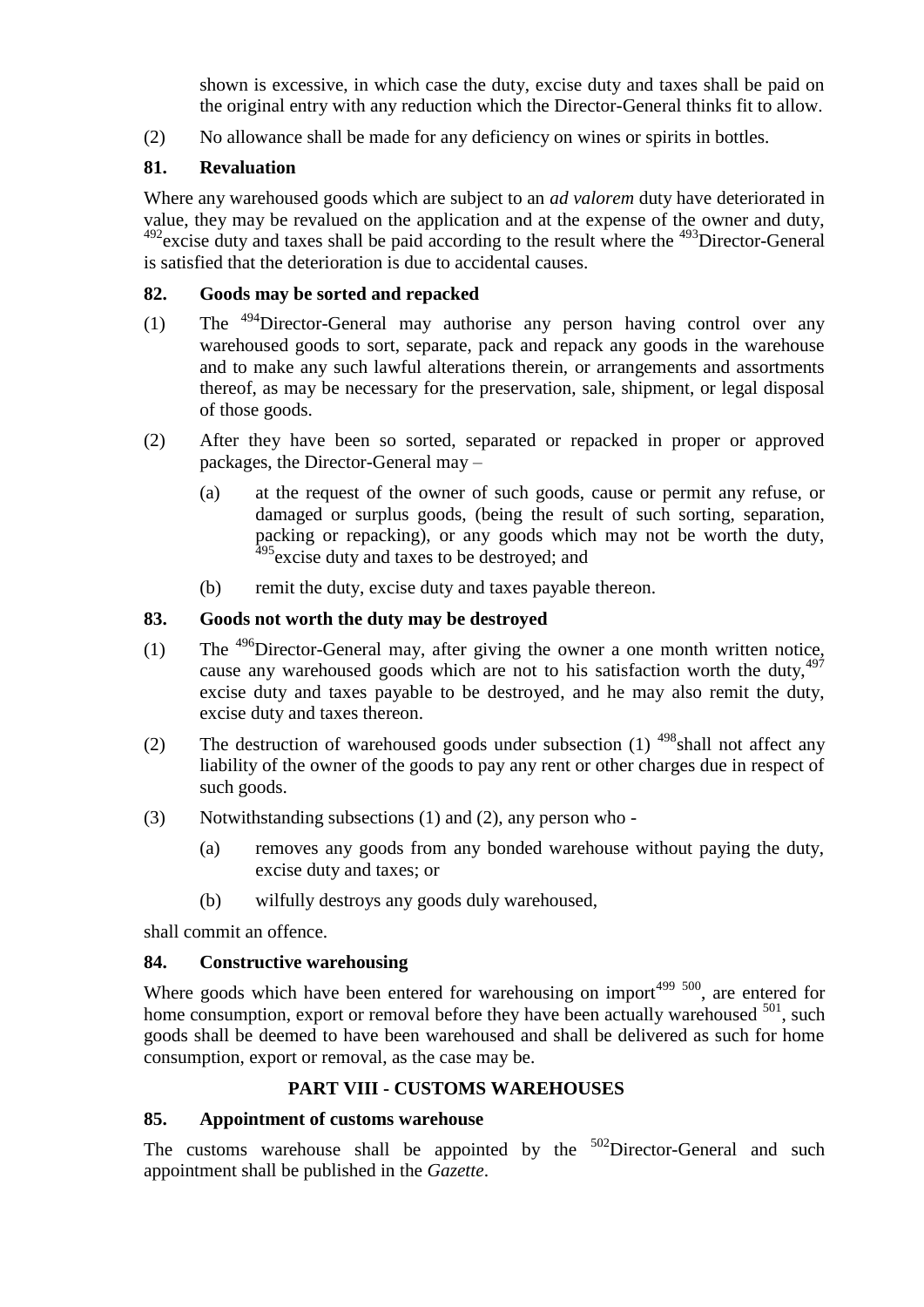shown is excessive, in which case the duty, excise duty and taxes shall be paid on the original entry with any reduction which the Director-General thinks fit to allow.

(2) No allowance shall be made for any deficiency on wines or spirits in bottles.

**81. Revaluation**

Where any warehoused goods which are subject to an *ad valorem* duty have deteriorated in value, they may be revalued on the application and at the expense of the owner and duty, [492]excise duty and taxes shall be paid according to the result where the [493]Director-General is satisfied that the deterioration is due to accidental causes.

**82. Goods may be sorted and repacked**

(1) The [494]Director-General may authorise any person having control over any warehoused goods to sort, separate, pack and repack any goods in the warehouse and to make any such lawful alterations therein, or arrangements and assortments thereof, as may be necessary for the preservation, sale, shipment, or legal disposal of those goods.

(2) After they have been so sorted, separated or repacked in proper or approved packages, the Director-General may –

(a) at the request of the owner of such goods, cause or permit any refuse, or damaged or surplus goods, (being the result of such sorting, separation, packing or repacking), or any goods which may not be worth the duty, [495]excise duty and taxes to be destroyed; and

(b) remit the duty, excise duty and taxes payable thereon.

**83. Goods not worth the duty may be destroyed**

(1) The [496]Director-General may, after giving the owner a one month written notice, cause any warehoused goods which are not to his satisfaction worth the duty,[497] excise duty and taxes payable to be destroyed, and he may also remit the duty, excise duty and taxes thereon.

(2) The destruction of warehoused goods under subsection (1) [498]shall not affect any liability of the owner of the goods to pay any rent or other charges due in respect of such goods.

(3) Notwithstanding subsections (1) and (2), any person who -

(a) removes any goods from any bonded warehouse without paying the duty, excise duty and taxes; or

(b) wilfully destroys any goods duly warehoused,

shall commit an offence.

**84. Constructive warehousing**

Where goods which have been entered for warehousing on import[499] [500], are entered for home consumption, export or removal before they have been actually warehoused [501], such goods shall be deemed to have been warehoused and shall be delivered as such for home consumption, export or removal, as the case may be.

## PART VIII - CUSTOMS WAREHOUSES

**85. Appointment of customs warehouse**

The customs warehouse shall be appointed by the [502]Director-General and such appointment shall be published in the *Gazette*.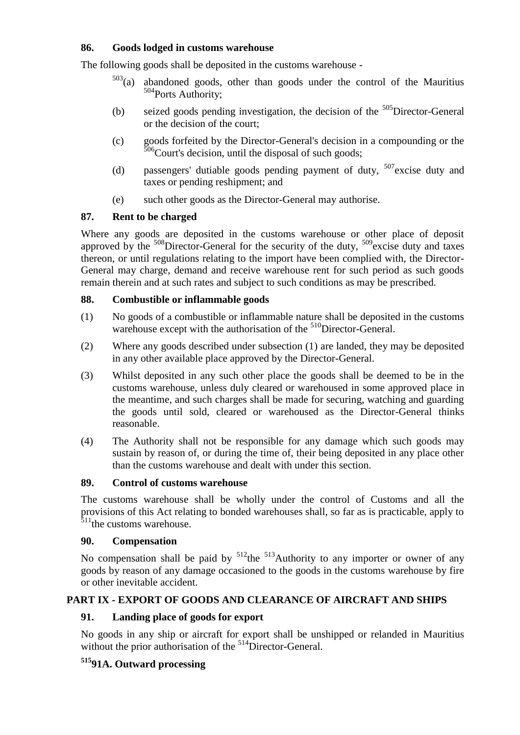### 86. Goods lodged in customs warehouse

The following goods shall be deposited in the customs warehouse -

[503](a) abandoned goods, other than goods under the control of the Mauritius [504]Ports Authority;

(b) seized goods pending investigation, the decision of the [505]Director-General or the decision of the court;

(c) goods forfeited by the Director-General's decision in a compounding or the [506]Court's decision, until the disposal of such goods;

(d) passengers' dutiable goods pending payment of duty, [507]excise duty and taxes or pending reshipment; and

(e) such other goods as the Director-General may authorise.

### 87. Rent to be charged

Where any goods are deposited in the customs warehouse or other place of deposit approved by the [508]Director-General for the security of the duty, [509]excise duty and taxes thereon, or until regulations relating to the import have been complied with, the Director-General may charge, demand and receive warehouse rent for such period as such goods remain therein and at such rates and subject to such conditions as may be prescribed.

### 88. Combustible or inflammable goods

(1) No goods of a combustible or inflammable nature shall be deposited in the customs warehouse except with the authorisation of the [510]Director-General.

(2) Where any goods described under subsection (1) are landed, they may be deposited in any other available place approved by the Director-General.

(3) Whilst deposited in any such other place the goods shall be deemed to be in the customs warehouse, unless duly cleared or warehoused in some approved place in the meantime, and such charges shall be made for securing, watching and guarding the goods until sold, cleared or warehoused as the Director-General thinks reasonable.

(4) The Authority shall not be responsible for any damage which such goods may sustain by reason of, or during the time of, their being deposited in any place other than the customs warehouse and dealt with under this section.

### 89. Control of customs warehouse

The customs warehouse shall be wholly under the control of Customs and all the provisions of this Act relating to bonded warehouses shall, so far as is practicable, apply to [511]the customs warehouse.

### 90. Compensation

No compensation shall be paid by [512]the [513]Authority to any importer or owner of any goods by reason of any damage occasioned to the goods in the customs warehouse by fire or other inevitable accident.

## PART IX - EXPORT OF GOODS AND CLEARANCE OF AIRCRAFT AND SHIPS

### 91. Landing place of goods for export

No goods in any ship or aircraft for export shall be unshipped or relanded in Mauritius without the prior authorisation of the [514]Director-General.

### [515]91A. Outward processing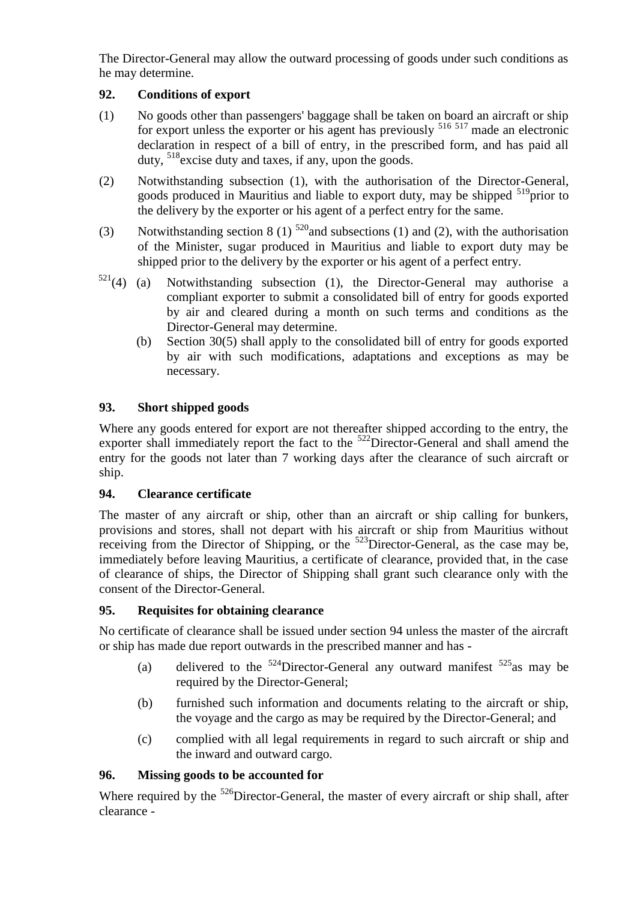The Director-General may allow the outward processing of goods under such conditions as he may determine.

**92. Conditions of export**

(1) No goods other than passengers' baggage shall be taken on board an aircraft or ship for export unless the exporter or his agent has previously [516] [517] made an electronic declaration in respect of a bill of entry, in the prescribed form, and has paid all duty, [518]excise duty and taxes, if any, upon the goods.

(2) Notwithstanding subsection (1), with the authorisation of the Director-General, goods produced in Mauritius and liable to export duty, may be shipped [519]prior to the delivery by the exporter or his agent of a perfect entry for the same.

(3) Notwithstanding section 8 (1) [520]and subsections (1) and (2), with the authorisation of the Minister, sugar produced in Mauritius and liable to export duty may be shipped prior to the delivery by the exporter or his agent of a perfect entry.

[521](4) (a) Notwithstanding subsection (1), the Director-General may authorise a compliant exporter to submit a consolidated bill of entry for goods exported by air and cleared during a month on such terms and conditions as the Director-General may determine.

(b) Section 30(5) shall apply to the consolidated bill of entry for goods exported by air with such modifications, adaptations and exceptions as may be necessary.

**93. Short shipped goods**

Where any goods entered for export are not thereafter shipped according to the entry, the exporter shall immediately report the fact to the [522]Director-General and shall amend the entry for the goods not later than 7 working days after the clearance of such aircraft or ship.

**94. Clearance certificate**

The master of any aircraft or ship, other than an aircraft or ship calling for bunkers, provisions and stores, shall not depart with his aircraft or ship from Mauritius without receiving from the Director of Shipping, or the [523]Director-General, as the case may be, immediately before leaving Mauritius, a certificate of clearance, provided that, in the case of clearance of ships, the Director of Shipping shall grant such clearance only with the consent of the Director-General.

**95. Requisites for obtaining clearance**

No certificate of clearance shall be issued under section 94 unless the master of the aircraft or ship has made due report outwards in the prescribed manner and has -

(a) delivered to the [524]Director-General any outward manifest [525]as may be required by the Director-General;

(b) furnished such information and documents relating to the aircraft or ship, the voyage and the cargo as may be required by the Director-General; and

(c) complied with all legal requirements in regard to such aircraft or ship and the inward and outward cargo.

**96. Missing goods to be accounted for**

Where required by the [526]Director-General, the master of every aircraft or ship shall, after clearance -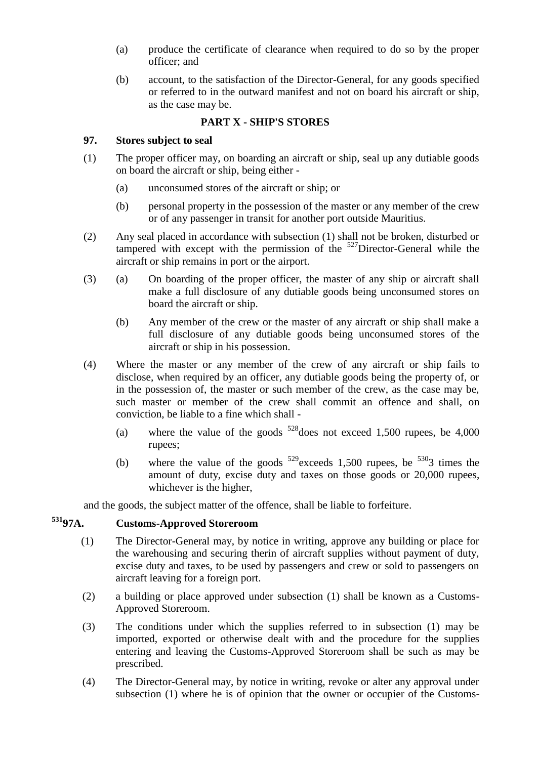(a) produce the certificate of clearance when required to do so by the proper officer; and

(b) account, to the satisfaction of the Director-General, for any goods specified or referred to in the outward manifest and not on board his aircraft or ship, as the case may be.

## PART X - SHIP'S STORES

### 97. Stores subject to seal

(1) The proper officer may, on boarding an aircraft or ship, seal up any dutiable goods on board the aircraft or ship, being either -

(a) unconsumed stores of the aircraft or ship; or

(b) personal property in the possession of the master or any member of the crew or of any passenger in transit for another port outside Mauritius.

(2) Any seal placed in accordance with subsection (1) shall not be broken, disturbed or tampered with except with the permission of the [527]Director-General while the aircraft or ship remains in port or the airport.

(3) (a) On boarding of the proper officer, the master of any ship or aircraft shall make a full disclosure of any dutiable goods being unconsumed stores on board the aircraft or ship.

(b) Any member of the crew or the master of any aircraft or ship shall make a full disclosure of any dutiable goods being unconsumed stores of the aircraft or ship in his possession.

(4) Where the master or any member of the crew of any aircraft or ship fails to disclose, when required by an officer, any dutiable goods being the property of, or in the possession of, the master or such member of the crew, as the case may be, such master or member of the crew shall commit an offence and shall, on conviction, be liable to a fine which shall -

(a) where the value of the goods [528]does not exceed 1,500 rupees, be 4,000 rupees;

(b) where the value of the goods [529]exceeds 1,500 rupees, be [530]3 times the amount of duty, excise duty and taxes on those goods or 20,000 rupees, whichever is the higher,

and the goods, the subject matter of the offence, shall be liable to forfeiture.

### [531]97A. Customs-Approved Storeroom

(1) The Director-General may, by notice in writing, approve any building or place for the warehousing and securing therin of aircraft supplies without payment of duty, excise duty and taxes, to be used by passengers and crew or sold to passengers on aircraft leaving for a foreign port.

(2) a building or place approved under subsection (1) shall be known as a Customs-Approved Storeroom.

(3) The conditions under which the supplies referred to in subsection (1) may be imported, exported or otherwise dealt with and the procedure for the supplies entering and leaving the Customs-Approved Storeroom shall be such as may be prescribed.

(4) The Director-General may, by notice in writing, revoke or alter any approval under subsection (1) where he is of opinion that the owner or occupier of the Customs-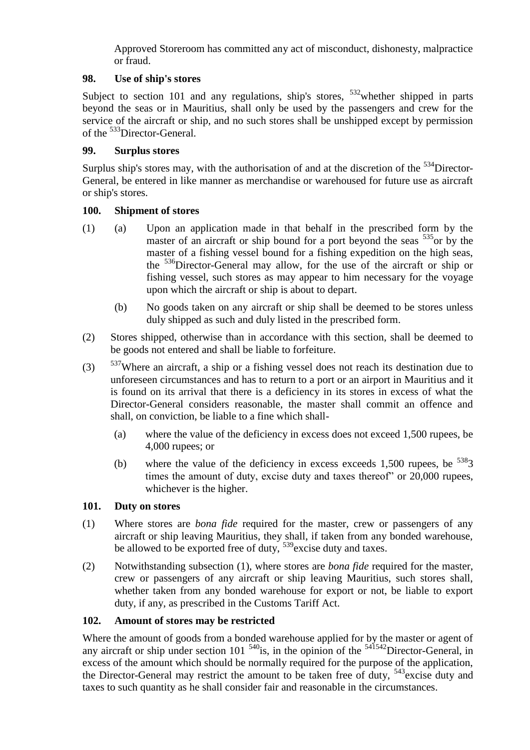Approved Storeroom has committed any act of misconduct, dishonesty, malpractice or fraud.

### 98. Use of ship's stores

Subject to section 101 and any regulations, ship's stores, [532]whether shipped in parts beyond the seas or in Mauritius, shall only be used by the passengers and crew for the service of the aircraft or ship, and no such stores shall be unshipped except by permission of the [533]Director-General.

### 99. Surplus stores

Surplus ship's stores may, with the authorisation of and at the discretion of the [534]Director-General, be entered in like manner as merchandise or warehoused for future use as aircraft or ship's stores.

### 100. Shipment of stores

(1) (a) Upon an application made in that behalf in the prescribed form by the master of an aircraft or ship bound for a port beyond the seas [535]or by the master of a fishing vessel bound for a fishing expedition on the high seas, the [536]Director-General may allow, for the use of the aircraft or ship or fishing vessel, such stores as may appear to him necessary for the voyage upon which the aircraft or ship is about to depart.

(b) No goods taken on any aircraft or ship shall be deemed to be stores unless duly shipped as such and duly listed in the prescribed form.

(2) Stores shipped, otherwise than in accordance with this section, shall be deemed to be goods not entered and shall be liable to forfeiture.

(3) [537]Where an aircraft, a ship or a fishing vessel does not reach its destination due to unforeseen circumstances and has to return to a port or an airport in Mauritius and it is found on its arrival that there is a deficiency in its stores in excess of what the Director-General considers reasonable, the master shall commit an offence and shall, on conviction, be liable to a fine which shall-

(a) where the value of the deficiency in excess does not exceed 1,500 rupees, be 4,000 rupees; or

(b) where the value of the deficiency in excess exceeds 1,500 rupees, be [538]3 times the amount of duty, excise duty and taxes thereof" or 20,000 rupees, whichever is the higher.

### 101. Duty on stores

(1) Where stores are *bona fide* required for the master, crew or passengers of any aircraft or ship leaving Mauritius, they shall, if taken from any bonded warehouse, be allowed to be exported free of duty, [539]excise duty and taxes.

(2) Notwithstanding subsection (1), where stores are *bona fide* required for the master, crew or passengers of any aircraft or ship leaving Mauritius, such stores shall, whether taken from any bonded warehouse for export or not, be liable to export duty, if any, as prescribed in the Customs Tariff Act.

### 102. Amount of stores may be restricted

Where the amount of goods from a bonded warehouse applied for by the master or agent of any aircraft or ship under section 101 [540]is, in the opinion of the [541][542]Director-General, in excess of the amount which should be normally required for the purpose of the application, the Director-General may restrict the amount to be taken free of duty, [543]excise duty and taxes to such quantity as he shall consider fair and reasonable in the circumstances.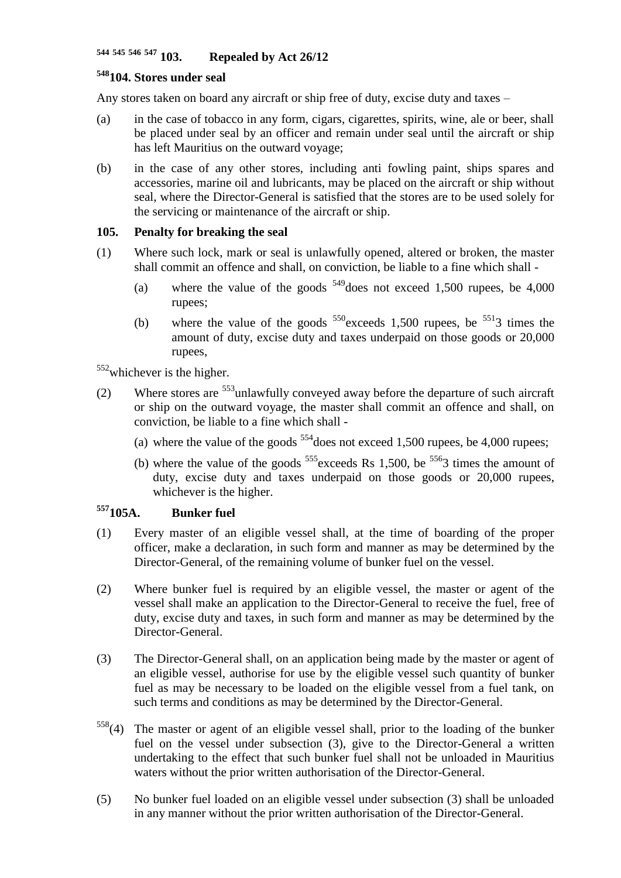### [544] [545] [546] [547] 103. Repealed by Act 26/12

### [548] 104. Stores under seal

Any stores taken on board any aircraft or ship free of duty, excise duty and taxes –

(a) in the case of tobacco in any form, cigars, cigarettes, spirits, wine, ale or beer, shall be placed under seal by an officer and remain under seal until the aircraft or ship has left Mauritius on the outward voyage;

(b) in the case of any other stores, including anti fowling paint, ships spares and accessories, marine oil and lubricants, may be placed on the aircraft or ship without seal, where the Director-General is satisfied that the stores are to be used solely for the servicing or maintenance of the aircraft or ship.

### 105. Penalty for breaking the seal

(1) Where such lock, mark or seal is unlawfully opened, altered or broken, the master shall commit an offence and shall, on conviction, be liable to a fine which shall -

- (a) where the value of the goods [549] does not exceed 1,500 rupees, be 4,000 rupees;
- (b) where the value of the goods [550] exceeds 1,500 rupees, be [551] 3 times the amount of duty, excise duty and taxes underpaid on those goods or 20,000 rupees,

[552] whichever is the higher.

(2) Where stores are [553] unlawfully conveyed away before the departure of such aircraft or ship on the outward voyage, the master shall commit an offence and shall, on conviction, be liable to a fine which shall -

- (a) where the value of the goods [554] does not exceed 1,500 rupees, be 4,000 rupees;
- (b) where the value of the goods [555] exceeds Rs 1,500, be [556] 3 times the amount of duty, excise duty and taxes underpaid on those goods or 20,000 rupees, whichever is the higher.

### [557] 105A. Bunker fuel

(1) Every master of an eligible vessel shall, at the time of boarding of the proper officer, make a declaration, in such form and manner as may be determined by the Director-General, of the remaining volume of bunker fuel on the vessel.

(2) Where bunker fuel is required by an eligible vessel, the master or agent of the vessel shall make an application to the Director-General to receive the fuel, free of duty, excise duty and taxes, in such form and manner as may be determined by the Director-General.

(3) The Director-General shall, on an application being made by the master or agent of an eligible vessel, authorise for use by the eligible vessel such quantity of bunker fuel as may be necessary to be loaded on the eligible vessel from a fuel tank, on such terms and conditions as may be determined by the Director-General.

[558] (4) The master or agent of an eligible vessel shall, prior to the loading of the bunker fuel on the vessel under subsection (3), give to the Director-General a written undertaking to the effect that such bunker fuel shall not be unloaded in Mauritius waters without the prior written authorisation of the Director-General.

(5) No bunker fuel loaded on an eligible vessel under subsection (3) shall be unloaded in any manner without the prior written authorisation of the Director-General.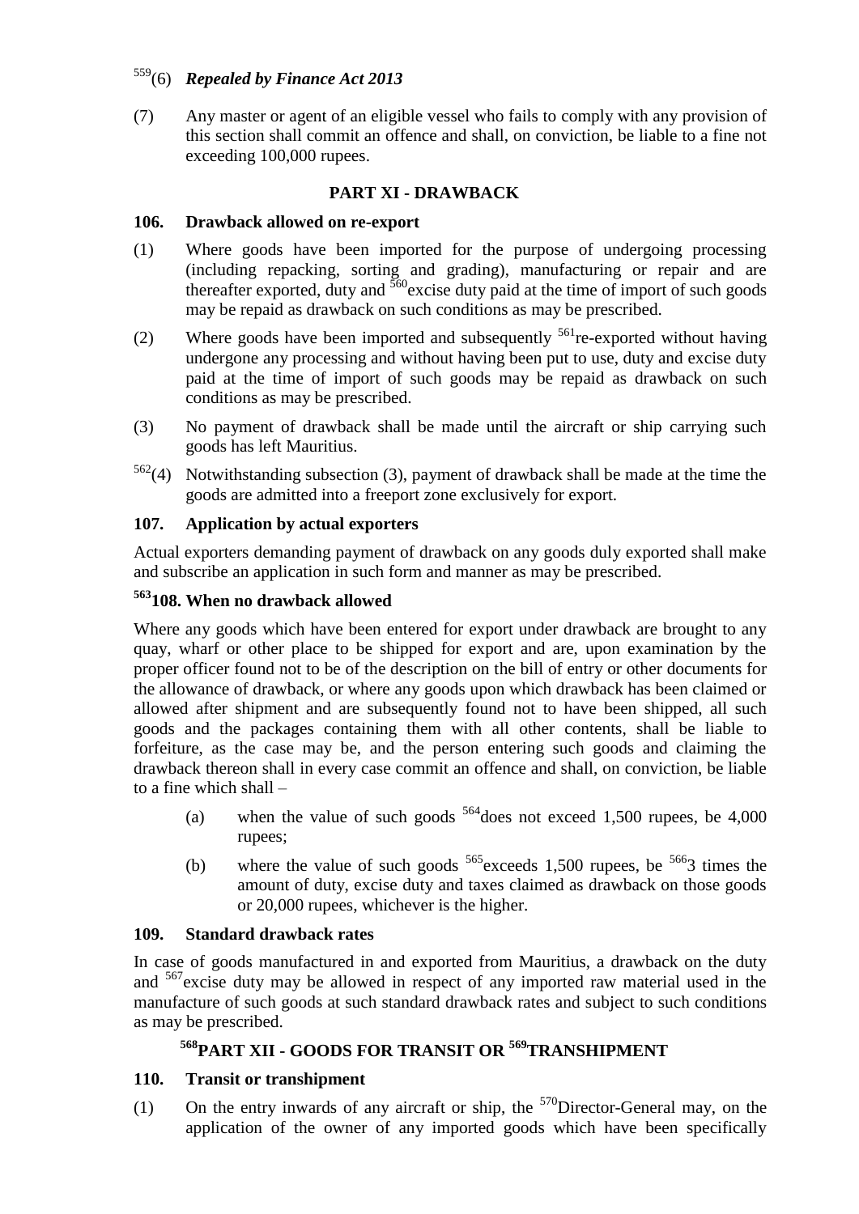[559](6) ***Repealed by Finance Act 2013***

(7) Any master or agent of an eligible vessel who fails to comply with any provision of this section shall commit an offence and shall, on conviction, be liable to a fine not exceeding 100,000 rupees.

## PART XI - DRAWBACK

### 106. Drawback allowed on re-export

(1) Where goods have been imported for the purpose of undergoing processing (including repacking, sorting and grading), manufacturing or repair and are thereafter exported, duty and [560]excise duty paid at the time of import of such goods may be repaid as drawback on such conditions as may be prescribed.

(2) Where goods have been imported and subsequently [561]re-exported without having undergone any processing and without having been put to use, duty and excise duty paid at the time of import of such goods may be repaid as drawback on such conditions as may be prescribed.

(3) No payment of drawback shall be made until the aircraft or ship carrying such goods has left Mauritius.

[562](4) Notwithstanding subsection (3), payment of drawback shall be made at the time the goods are admitted into a freeport zone exclusively for export.

### 107. Application by actual exporters

Actual exporters demanding payment of drawback on any goods duly exported shall make and subscribe an application in such form and manner as may be prescribed.

### [563]108. When no drawback allowed

Where any goods which have been entered for export under drawback are brought to any quay, wharf or other place to be shipped for export and are, upon examination by the proper officer found not to be of the description on the bill of entry or other documents for the allowance of drawback, or where any goods upon which drawback has been claimed or allowed after shipment and are subsequently found not to have been shipped, all such goods and the packages containing them with all other contents, shall be liable to forfeiture, as the case may be, and the person entering such goods and claiming the drawback thereon shall in every case commit an offence and shall, on conviction, be liable to a fine which shall –

(a) when the value of such goods [564]does not exceed 1,500 rupees, be 4,000 rupees;

(b) where the value of such goods [565]exceeds 1,500 rupees, be [566]3 times the amount of duty, excise duty and taxes claimed as drawback on those goods or 20,000 rupees, whichever is the higher.

### 109. Standard drawback rates

In case of goods manufactured in and exported from Mauritius, a drawback on the duty and [567]excise duty may be allowed in respect of any imported raw material used in the manufacture of such goods at such standard drawback rates and subject to such conditions as may be prescribed.

## [568]PART XII - GOODS FOR TRANSIT OR [569]TRANSHIPMENT

### 110. Transit or transhipment

(1) On the entry inwards of any aircraft or ship, the [570]Director-General may, on the application of the owner of any imported goods which have been specifically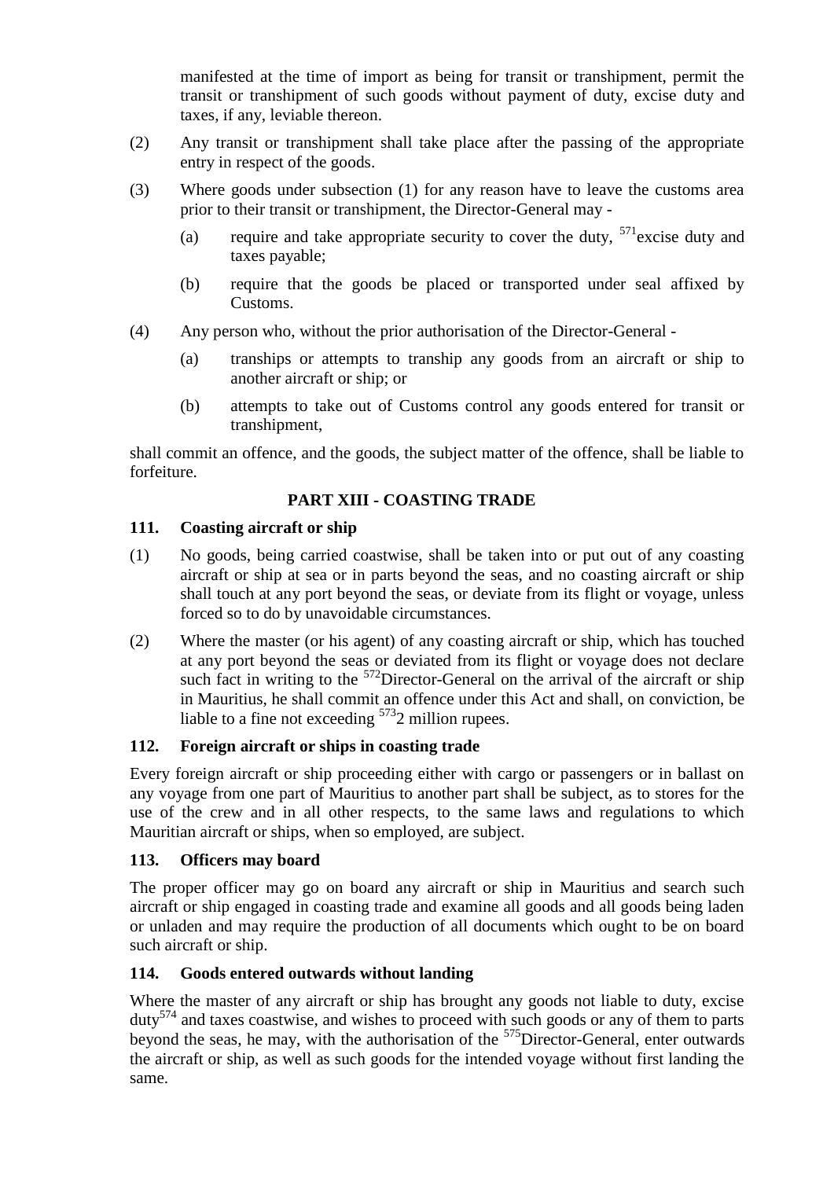manifested at the time of import as being for transit or transhipment, permit the transit or transhipment of such goods without payment of duty, excise duty and taxes, if any, leviable thereon.

(2) Any transit or transhipment shall take place after the passing of the appropriate entry in respect of the goods.

(3) Where goods under subsection (1) for any reason have to leave the customs area prior to their transit or transhipment, the Director-General may -

(a) require and take appropriate security to cover the duty, [571]excise duty and taxes payable;

(b) require that the goods be placed or transported under seal affixed by Customs.

(4) Any person who, without the prior authorisation of the Director-General -

(a) tranships or attempts to tranship any goods from an aircraft or ship to another aircraft or ship; or

(b) attempts to take out of Customs control any goods entered for transit or transhipment,

shall commit an offence, and the goods, the subject matter of the offence, shall be liable to forfeiture.

## PART XIII - COASTING TRADE

### 111. Coasting aircraft or ship

(1) No goods, being carried coastwise, shall be taken into or put out of any coasting aircraft or ship at sea or in parts beyond the seas, and no coasting aircraft or ship shall touch at any port beyond the seas, or deviate from its flight or voyage, unless forced so to do by unavoidable circumstances.

(2) Where the master (or his agent) of any coasting aircraft or ship, which has touched at any port beyond the seas or deviated from its flight or voyage does not declare such fact in writing to the [572]Director-General on the arrival of the aircraft or ship in Mauritius, he shall commit an offence under this Act and shall, on conviction, be liable to a fine not exceeding [573]2 million rupees.

### 112. Foreign aircraft or ships in coasting trade

Every foreign aircraft or ship proceeding either with cargo or passengers or in ballast on any voyage from one part of Mauritius to another part shall be subject, as to stores for the use of the crew and in all other respects, to the same laws and regulations to which Mauritian aircraft or ships, when so employed, are subject.

### 113. Officers may board

The proper officer may go on board any aircraft or ship in Mauritius and search such aircraft or ship engaged in coasting trade and examine all goods and all goods being laden or unladen and may require the production of all documents which ought to be on board such aircraft or ship.

### 114. Goods entered outwards without landing

Where the master of any aircraft or ship has brought any goods not liable to duty, excise duty[574] and taxes coastwise, and wishes to proceed with such goods or any of them to parts beyond the seas, he may, with the authorisation of the [575]Director-General, enter outwards the aircraft or ship, as well as such goods for the intended voyage without first landing the same.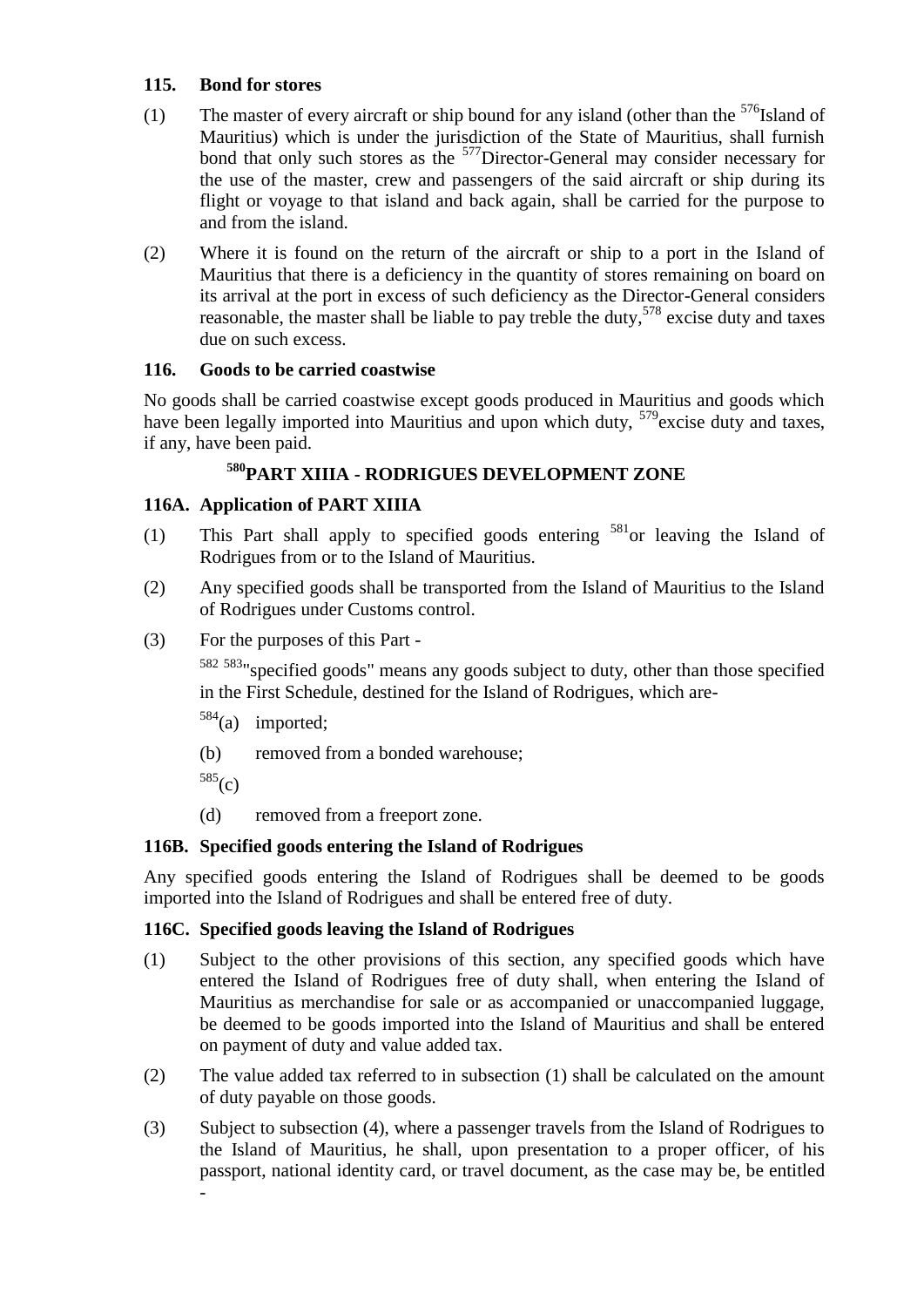**115. Bond for stores**

(1) The master of every aircraft or ship bound for any island (other than the [576]Island of Mauritius) which is under the jurisdiction of the State of Mauritius, shall furnish bond that only such stores as the [577]Director-General may consider necessary for the use of the master, crew and passengers of the said aircraft or ship during its flight or voyage to that island and back again, shall be carried for the purpose to and from the island.

(2) Where it is found on the return of the aircraft or ship to a port in the Island of Mauritius that there is a deficiency in the quantity of stores remaining on board on its arrival at the port in excess of such deficiency as the Director-General considers reasonable, the master shall be liable to pay treble the duty,[578] excise duty and taxes due on such excess.

**116. Goods to be carried coastwise**

No goods shall be carried coastwise except goods produced in Mauritius and goods which have been legally imported into Mauritius and upon which duty, [579]excise duty and taxes, if any, have been paid.

## [580]PART XIIIA - RODRIGUES DEVELOPMENT ZONE

**116A. Application of PART XIIIA**

(1) This Part shall apply to specified goods entering [581]or leaving the Island of Rodrigues from or to the Island of Mauritius.

(2) Any specified goods shall be transported from the Island of Mauritius to the Island of Rodrigues under Customs control.

(3) For the purposes of this Part -

[582] [583]"specified goods" means any goods subject to duty, other than those specified in the First Schedule, destined for the Island of Rodrigues, which are-

[584](a) imported;

(b) removed from a bonded warehouse;

[585](c)

(d) removed from a freeport zone.

**116B. Specified goods entering the Island of Rodrigues**

Any specified goods entering the Island of Rodrigues shall be deemed to be goods imported into the Island of Rodrigues and shall be entered free of duty.

**116C. Specified goods leaving the Island of Rodrigues**

(1) Subject to the other provisions of this section, any specified goods which have entered the Island of Rodrigues free of duty shall, when entering the Island of Mauritius as merchandise for sale or as accompanied or unaccompanied luggage, be deemed to be goods imported into the Island of Mauritius and shall be entered on payment of duty and value added tax.

(2) The value added tax referred to in subsection (1) shall be calculated on the amount of duty payable on those goods.

(3) Subject to subsection (4), where a passenger travels from the Island of Rodrigues to the Island of Mauritius, he shall, upon presentation to a proper officer, of his passport, national identity card, or travel document, as the case may be, be entitled -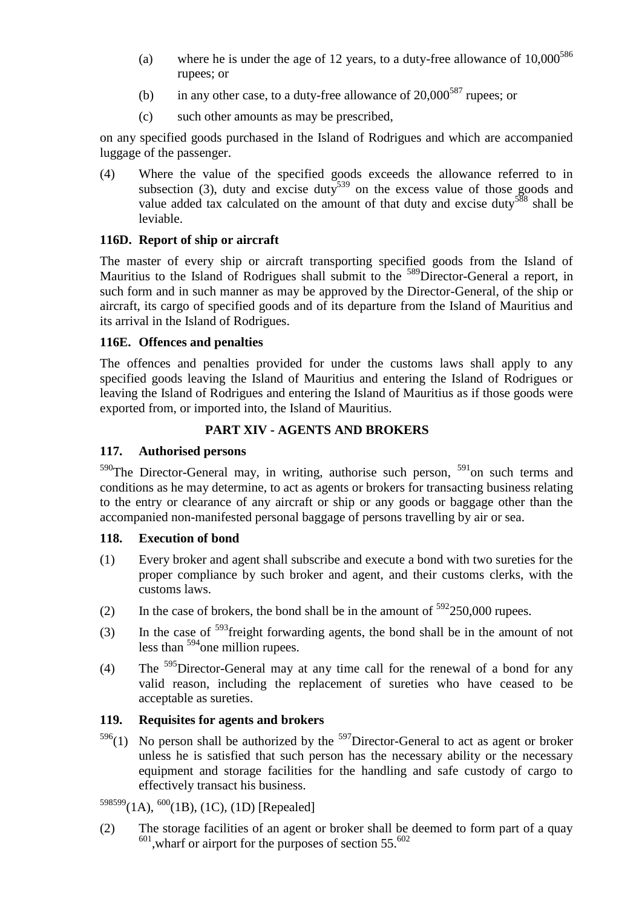(a) where he is under the age of 12 years, to a duty-free allowance of 10,000[586] rupees; or

(b) in any other case, to a duty-free allowance of 20,000[587] rupees; or

(c) such other amounts as may be prescribed,

on any specified goods purchased in the Island of Rodrigues and which are accompanied luggage of the passenger.

(4) Where the value of the specified goods exceeds the allowance referred to in subsection (3), duty and excise duty[539] on the excess value of those goods and value added tax calculated on the amount of that duty and excise duty[588] shall be leviable.

### 116D. Report of ship or aircraft

The master of every ship or aircraft transporting specified goods from the Island of Mauritius to the Island of Rodrigues shall submit to the [589]Director-General a report, in such form and in such manner as may be approved by the Director-General, of the ship or aircraft, its cargo of specified goods and of its departure from the Island of Mauritius and its arrival in the Island of Rodrigues.

### 116E. Offences and penalties

The offences and penalties provided for under the customs laws shall apply to any specified goods leaving the Island of Mauritius and entering the Island of Rodrigues or leaving the Island of Rodrigues and entering the Island of Mauritius as if those goods were exported from, or imported into, the Island of Mauritius.

## PART XIV - AGENTS AND BROKERS

### 117. Authorised persons

[590]The Director-General may, in writing, authorise such person, [591]on such terms and conditions as he may determine, to act as agents or brokers for transacting business relating to the entry or clearance of any aircraft or ship or any goods or baggage other than the accompanied non-manifested personal baggage of persons travelling by air or sea.

### 118. Execution of bond

(1) Every broker and agent shall subscribe and execute a bond with two sureties for the proper compliance by such broker and agent, and their customs clerks, with the customs laws.

(2) In the case of brokers, the bond shall be in the amount of [592]250,000 rupees.

(3) In the case of [593]freight forwarding agents, the bond shall be in the amount of not less than [594]one million rupees.

(4) The [595]Director-General may at any time call for the renewal of a bond for any valid reason, including the replacement of sureties who have ceased to be acceptable as sureties.

### 119. Requisites for agents and brokers

[596](1) No person shall be authorized by the [597]Director-General to act as agent or broker unless he is satisfied that such person has the necessary ability or the necessary equipment and storage facilities for the handling and safe custody of cargo to effectively transact his business.

[598][599](1A), [600](1B), (1C), (1D) [Repealed]

(2) The storage facilities of an agent or broker shall be deemed to form part of a quay [601],wharf or airport for the purposes of section 55.[602]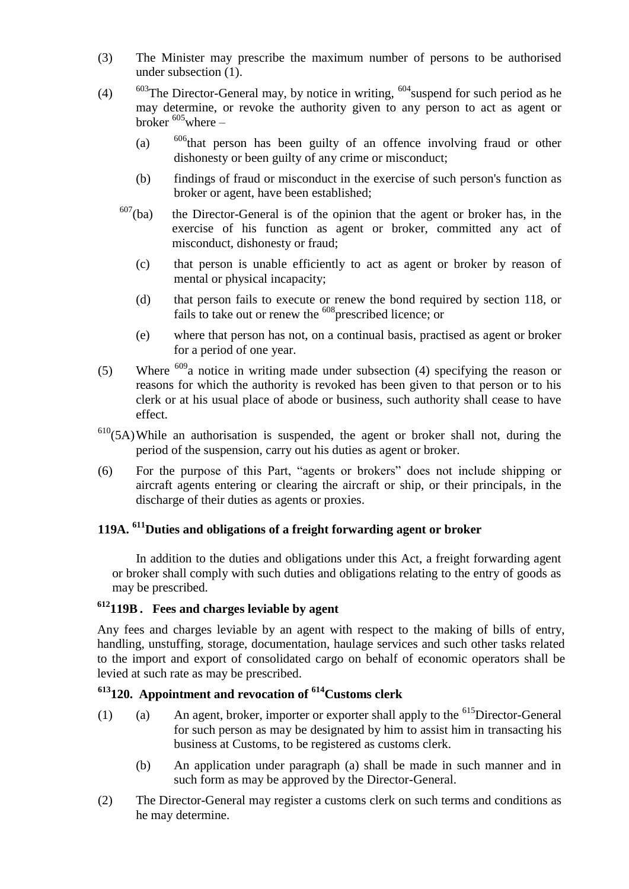(3) The Minister may prescribe the maximum number of persons to be authorised under subsection (1).

(4) [603]The Director-General may, by notice in writing, [604]suspend for such period as he may determine, or revoke the authority given to any person to act as agent or broker [605]where –

- (a) [606]that person has been guilty of an offence involving fraud or other dishonesty or been guilty of any crime or misconduct;
- (b) findings of fraud or misconduct in the exercise of such person's function as broker or agent, have been established;
- [607](ba) the Director-General is of the opinion that the agent or broker has, in the exercise of his function as agent or broker, committed any act of misconduct, dishonesty or fraud;
- (c) that person is unable efficiently to act as agent or broker by reason of mental or physical incapacity;
- (d) that person fails to execute or renew the bond required by section 118, or fails to take out or renew the [608]prescribed licence; or
- (e) where that person has not, on a continual basis, practised as agent or broker for a period of one year.

(5) Where [609]a notice in writing made under subsection (4) specifying the reason or reasons for which the authority is revoked has been given to that person or to his clerk or at his usual place of abode or business, such authority shall cease to have effect.

[610](5A) While an authorisation is suspended, the agent or broker shall not, during the period of the suspension, carry out his duties as agent or broker.

(6) For the purpose of this Part, "agents or brokers" does not include shipping or aircraft agents entering or clearing the aircraft or ship, or their principals, in the discharge of their duties as agents or proxies.

## 119A. [611]Duties and obligations of a freight forwarding agent or broker

In addition to the duties and obligations under this Act, a freight forwarding agent or broker shall comply with such duties and obligations relating to the entry of goods as may be prescribed.

## [612]119B. Fees and charges leviable by agent

Any fees and charges leviable by an agent with respect to the making of bills of entry, handling, unstuffing, storage, documentation, haulage services and such other tasks related to the import and export of consolidated cargo on behalf of economic operators shall be levied at such rate as may be prescribed.

## [613]120. Appointment and revocation of [614]Customs clerk

(1) (a) An agent, broker, importer or exporter shall apply to the [615]Director-General for such person as may be designated by him to assist him in transacting his business at Customs, to be registered as customs clerk.

(b) An application under paragraph (a) shall be made in such manner and in such form as may be approved by the Director-General.

(2) The Director-General may register a customs clerk on such terms and conditions as he may determine.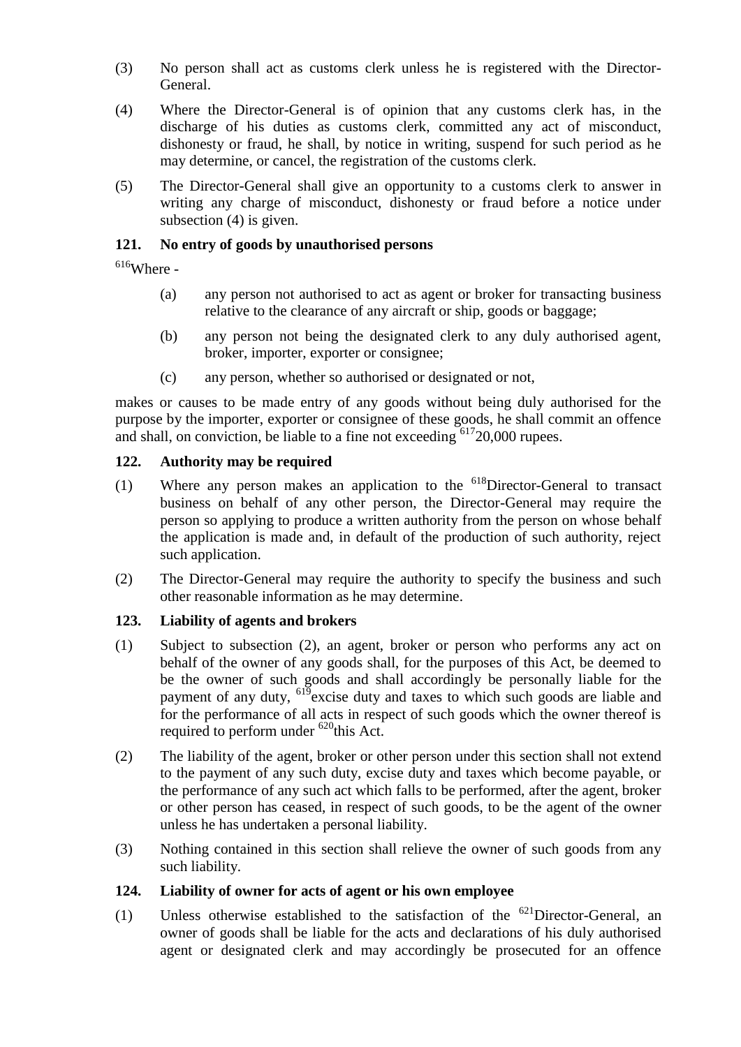(3) No person shall act as customs clerk unless he is registered with the Director-General.

(4) Where the Director-General is of opinion that any customs clerk has, in the discharge of his duties as customs clerk, committed any act of misconduct, dishonesty or fraud, he shall, by notice in writing, suspend for such period as he may determine, or cancel, the registration of the customs clerk.

(5) The Director-General shall give an opportunity to a customs clerk to answer in writing any charge of misconduct, dishonesty or fraud before a notice under subsection (4) is given.

### 121. No entry of goods by unauthorised persons

[616]Where -

(a) any person not authorised to act as agent or broker for transacting business relative to the clearance of any aircraft or ship, goods or baggage;

(b) any person not being the designated clerk to any duly authorised agent, broker, importer, exporter or consignee;

(c) any person, whether so authorised or designated or not,

makes or causes to be made entry of any goods without being duly authorised for the purpose by the importer, exporter or consignee of these goods, he shall commit an offence and shall, on conviction, be liable to a fine not exceeding [617]20,000 rupees.

### 122. Authority may be required

(1) Where any person makes an application to the [618]Director-General to transact business on behalf of any other person, the Director-General may require the person so applying to produce a written authority from the person on whose behalf the application is made and, in default of the production of such authority, reject such application.

(2) The Director-General may require the authority to specify the business and such other reasonable information as he may determine.

### 123. Liability of agents and brokers

(1) Subject to subsection (2), an agent, broker or person who performs any act on behalf of the owner of any goods shall, for the purposes of this Act, be deemed to be the owner of such goods and shall accordingly be personally liable for the payment of any duty, [619]excise duty and taxes to which such goods are liable and for the performance of all acts in respect of such goods which the owner thereof is required to perform under [620]this Act.

(2) The liability of the agent, broker or other person under this section shall not extend to the payment of any such duty, excise duty and taxes which become payable, or the performance of any such act which falls to be performed, after the agent, broker or other person has ceased, in respect of such goods, to be the agent of the owner unless he has undertaken a personal liability.

(3) Nothing contained in this section shall relieve the owner of such goods from any such liability.

### 124. Liability of owner for acts of agent or his own employee

(1) Unless otherwise established to the satisfaction of the [621]Director-General, an owner of goods shall be liable for the acts and declarations of his duly authorised agent or designated clerk and may accordingly be prosecuted for an offence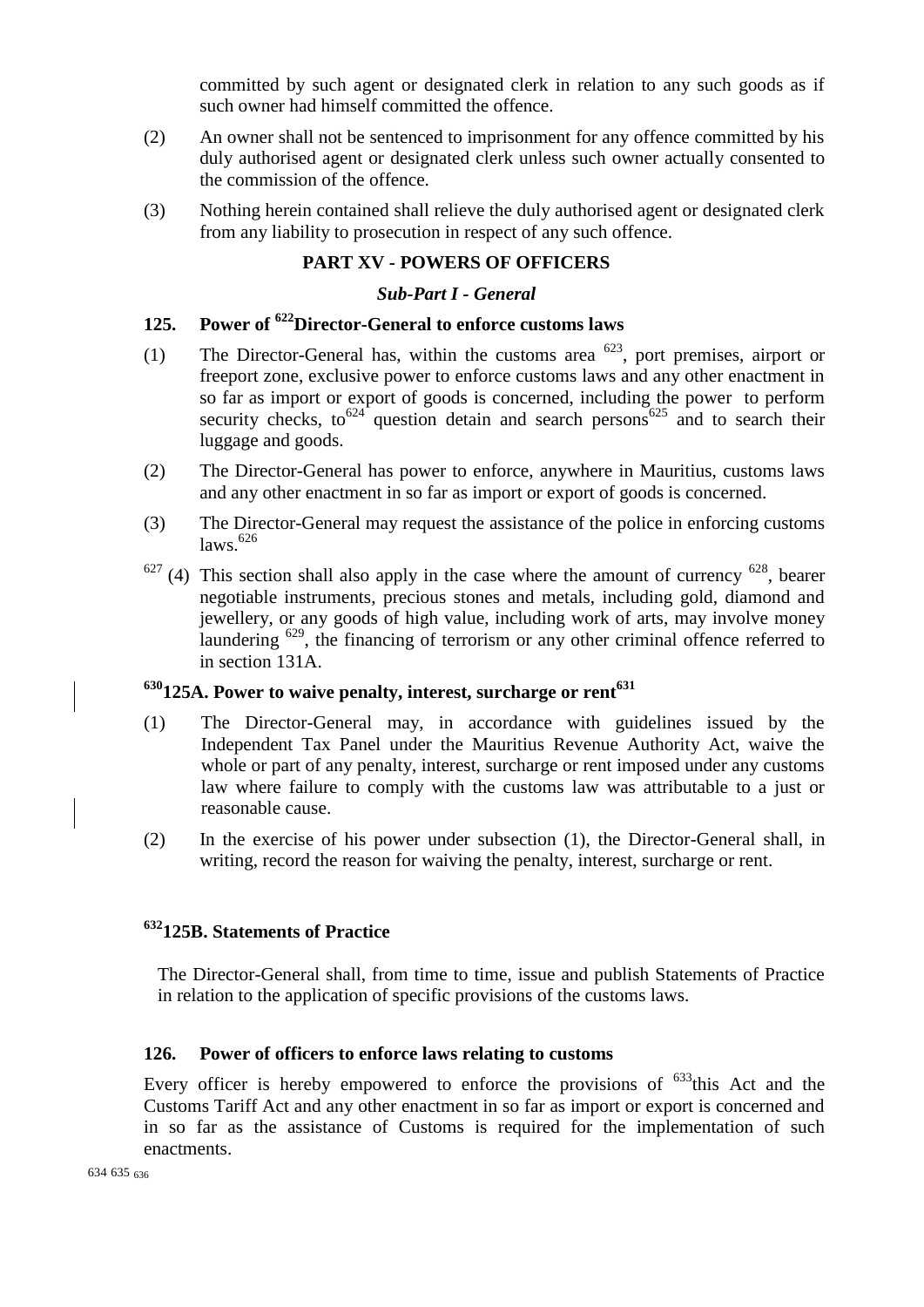committed by such agent or designated clerk in relation to any such goods as if such owner had himself committed the offence.

(2) An owner shall not be sentenced to imprisonment for any offence committed by his duly authorised agent or designated clerk unless such owner actually consented to the commission of the offence.

(3) Nothing herein contained shall relieve the duly authorised agent or designated clerk from any liability to prosecution in respect of any such offence.

## PART XV - POWERS OF OFFICERS

### *Sub-Part I - General*

### 125. Power of [622]Director-General to enforce customs laws

(1) The Director-General has, within the customs area [623], port premises, airport or freeport zone, exclusive power to enforce customs laws and any other enactment in so far as import or export of goods is concerned, including the power to perform security checks, to[624] question detain and search persons[625] and to search their luggage and goods.

(2) The Director-General has power to enforce, anywhere in Mauritius, customs laws and any other enactment in so far as import or export of goods is concerned.

(3) The Director-General may request the assistance of the police in enforcing customs laws.[626]

[627] (4) This section shall also apply in the case where the amount of currency [628], bearer negotiable instruments, precious stones and metals, including gold, diamond and jewellery, or any goods of high value, including work of arts, may involve money laundering [629], the financing of terrorism or any other criminal offence referred to in section 131A.

### [630]125A. Power to waive penalty, interest, surcharge or rent[631]

(1) The Director-General may, in accordance with guidelines issued by the Independent Tax Panel under the Mauritius Revenue Authority Act, waive the whole or part of any penalty, interest, surcharge or rent imposed under any customs law where failure to comply with the customs law was attributable to a just or reasonable cause.

(2) In the exercise of his power under subsection (1), the Director-General shall, in writing, record the reason for waiving the penalty, interest, surcharge or rent.

### [632]125B. Statements of Practice

The Director-General shall, from time to time, issue and publish Statements of Practice in relation to the application of specific provisions of the customs laws.

### 126. Power of officers to enforce laws relating to customs

Every officer is hereby empowered to enforce the provisions of [633]this Act and the Customs Tariff Act and any other enactment in so far as import or export is concerned and in so far as the assistance of Customs is required for the implementation of such enactments.

[634] [635] [636]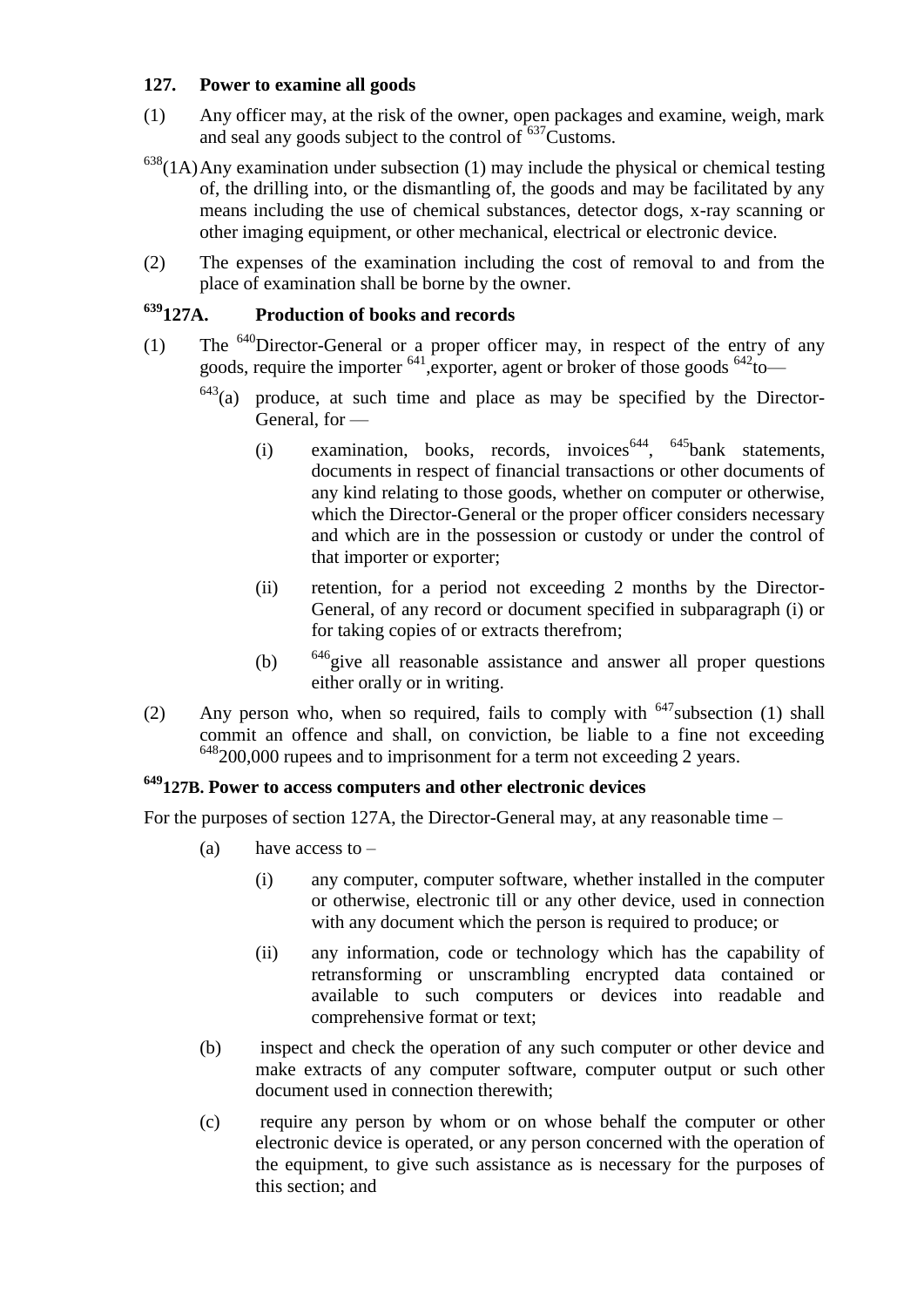### 127. Power to examine all goods

(1) Any officer may, at the risk of the owner, open packages and examine, weigh, mark and seal any goods subject to the control of [637]Customs.

[638](1A) Any examination under subsection (1) may include the physical or chemical testing of, the drilling into, or the dismantling of, the goods and may be facilitated by any means including the use of chemical substances, detector dogs, x-ray scanning or other imaging equipment, or other mechanical, electrical or electronic device.

(2) The expenses of the examination including the cost of removal to and from the place of examination shall be borne by the owner.

### [639]127A. Production of books and records

(1) The [640]Director-General or a proper officer may, in respect of the entry of any goods, require the importer [641],exporter, agent or broker of those goods [642]to—

[643](a) produce, at such time and place as may be specified by the Director-General, for —

(i) examination, books, records, invoices[644], [645]bank statements, documents in respect of financial transactions or other documents of any kind relating to those goods, whether on computer or otherwise, which the Director-General or the proper officer considers necessary and which are in the possession or custody or under the control of that importer or exporter;

(ii) retention, for a period not exceeding 2 months by the Director-General, of any record or document specified in subparagraph (i) or for taking copies of or extracts therefrom;

(b) [646]give all reasonable assistance and answer all proper questions either orally or in writing.

(2) Any person who, when so required, fails to comply with [647]subsection (1) shall commit an offence and shall, on conviction, be liable to a fine not exceeding [648]200,000 rupees and to imprisonment for a term not exceeding 2 years.

### [649]127B. Power to access computers and other electronic devices

For the purposes of section 127A, the Director-General may, at any reasonable time –

(a) have access to –

(i) any computer, computer software, whether installed in the computer or otherwise, electronic till or any other device, used in connection with any document which the person is required to produce; or

(ii) any information, code or technology which has the capability of retransforming or unscrambling encrypted data contained or available to such computers or devices into readable and comprehensive format or text;

(b) inspect and check the operation of any such computer or other device and make extracts of any computer software, computer output or such other document used in connection therewith;

(c) require any person by whom or on whose behalf the computer or other electronic device is operated, or any person concerned with the operation of the equipment, to give such assistance as is necessary for the purposes of this section; and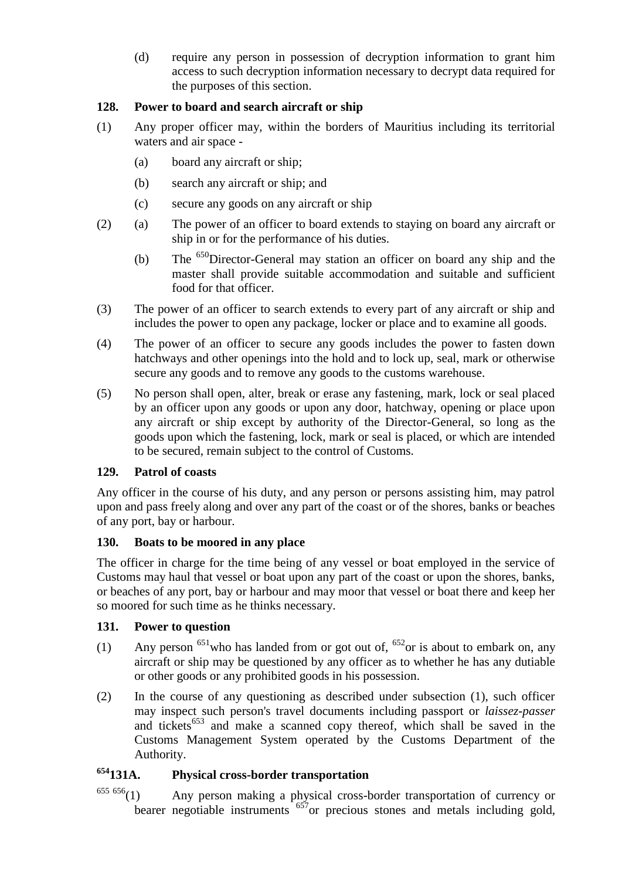(d) require any person in possession of decryption information to grant him access to such decryption information necessary to decrypt data required for the purposes of this section.

### 128. Power to board and search aircraft or ship

(1) Any proper officer may, within the borders of Mauritius including its territorial waters and air space -

(a) board any aircraft or ship;

(b) search any aircraft or ship; and

(c) secure any goods on any aircraft or ship

(2) (a) The power of an officer to board extends to staying on board any aircraft or ship in or for the performance of his duties.

(b) The [650]Director-General may station an officer on board any ship and the master shall provide suitable accommodation and suitable and sufficient food for that officer.

(3) The power of an officer to search extends to every part of any aircraft or ship and includes the power to open any package, locker or place and to examine all goods.

(4) The power of an officer to secure any goods includes the power to fasten down hatchways and other openings into the hold and to lock up, seal, mark or otherwise secure any goods and to remove any goods to the customs warehouse.

(5) No person shall open, alter, break or erase any fastening, mark, lock or seal placed by an officer upon any goods or upon any door, hatchway, opening or place upon any aircraft or ship except by authority of the Director-General, so long as the goods upon which the fastening, lock, mark or seal is placed, or which are intended to be secured, remain subject to the control of Customs.

### 129. Patrol of coasts

Any officer in the course of his duty, and any person or persons assisting him, may patrol upon and pass freely along and over any part of the coast or of the shores, banks or beaches of any port, bay or harbour.

### 130. Boats to be moored in any place

The officer in charge for the time being of any vessel or boat employed in the service of Customs may haul that vessel or boat upon any part of the coast or upon the shores, banks, or beaches of any port, bay or harbour and may moor that vessel or boat there and keep her so moored for such time as he thinks necessary.

### 131. Power to question

(1) Any person [651]who has landed from or got out of, [652]or is about to embark on, any aircraft or ship may be questioned by any officer as to whether he has any dutiable or other goods or any prohibited goods in his possession.

(2) In the course of any questioning as described under subsection (1), such officer may inspect such person's travel documents including passport or *laissez-passer* and tickets[653] and make a scanned copy thereof, which shall be saved in the Customs Management System operated by the Customs Department of the Authority.

### [654]131A. Physical cross-border transportation

[655] [656](1) Any person making a physical cross-border transportation of currency or bearer negotiable instruments [657]or precious stones and metals including gold,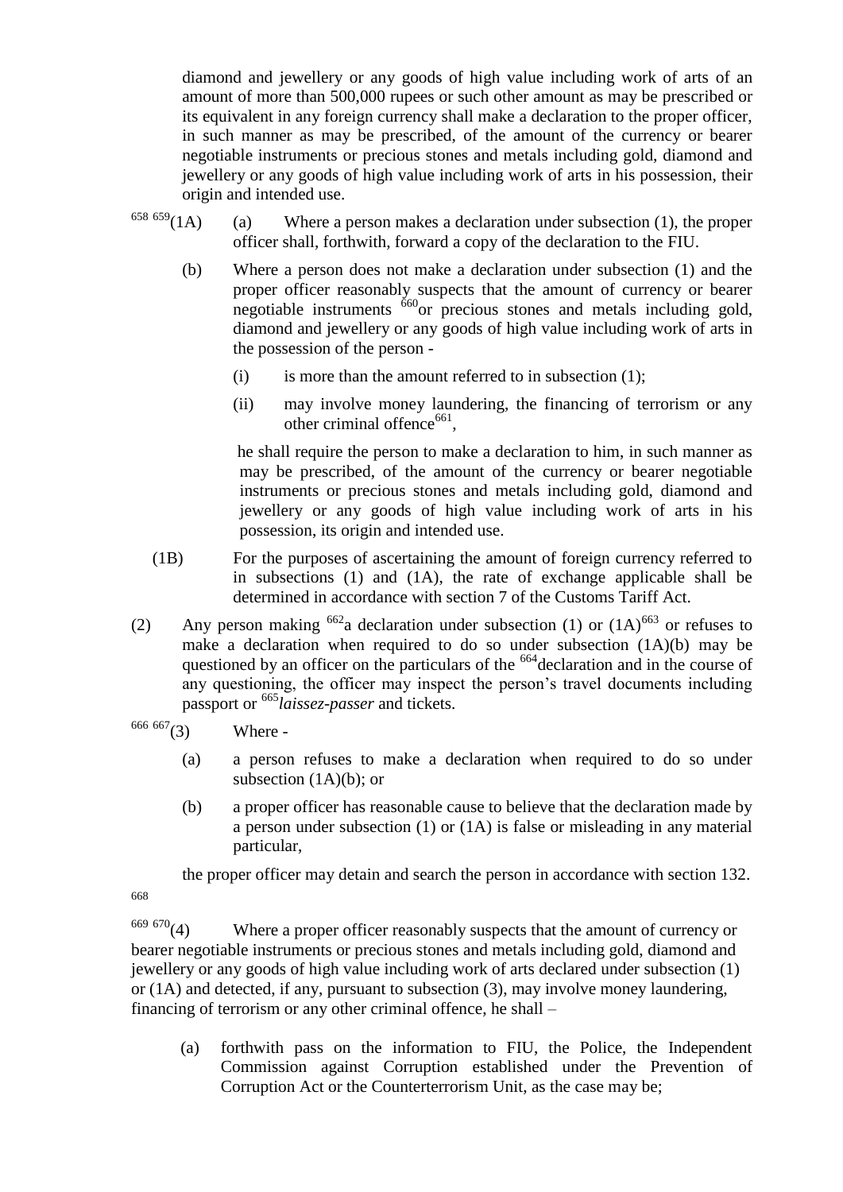diamond and jewellery or any goods of high value including work of arts of an amount of more than 500,000 rupees or such other amount as may be prescribed or its equivalent in any foreign currency shall make a declaration to the proper officer, in such manner as may be prescribed, of the amount of the currency or bearer negotiable instruments or precious stones and metals including gold, diamond and jewellery or any goods of high value including work of arts in his possession, their origin and intended use.

[658] [659](1A) (a) Where a person makes a declaration under subsection (1), the proper officer shall, forthwith, forward a copy of the declaration to the FIU.

(b) Where a person does not make a declaration under subsection (1) and the proper officer reasonably suspects that the amount of currency or bearer negotiable instruments [660]or precious stones and metals including gold, diamond and jewellery or any goods of high value including work of arts in the possession of the person -

(i) is more than the amount referred to in subsection (1);

(ii) may involve money laundering, the financing of terrorism or any other criminal offence[661],

he shall require the person to make a declaration to him, in such manner as may be prescribed, of the amount of the currency or bearer negotiable instruments or precious stones and metals including gold, diamond and jewellery or any goods of high value including work of arts in his possession, its origin and intended use.

(1B) For the purposes of ascertaining the amount of foreign currency referred to in subsections (1) and (1A), the rate of exchange applicable shall be determined in accordance with section 7 of the Customs Tariff Act.

(2) Any person making [662]a declaration under subsection (1) or (1A)[663] or refuses to make a declaration when required to do so under subsection (1A)(b) may be questioned by an officer on the particulars of the [664]declaration and in the course of any questioning, the officer may inspect the person's travel documents including passport or [665]*laissez-passer* and tickets.

[666] [667](3) Where -

(a) a person refuses to make a declaration when required to do so under subsection (1A)(b); or

(b) a proper officer has reasonable cause to believe that the declaration made by a person under subsection (1) or (1A) is false or misleading in any material particular,

the proper officer may detain and search the person in accordance with section 132.

[668]

[669] [670](4) Where a proper officer reasonably suspects that the amount of currency or bearer negotiable instruments or precious stones and metals including gold, diamond and jewellery or any goods of high value including work of arts declared under subsection (1) or (1A) and detected, if any, pursuant to subsection (3), may involve money laundering, financing of terrorism or any other criminal offence, he shall –

(a) forthwith pass on the information to FIU, the Police, the Independent Commission against Corruption established under the Prevention of Corruption Act or the Counterterrorism Unit, as the case may be;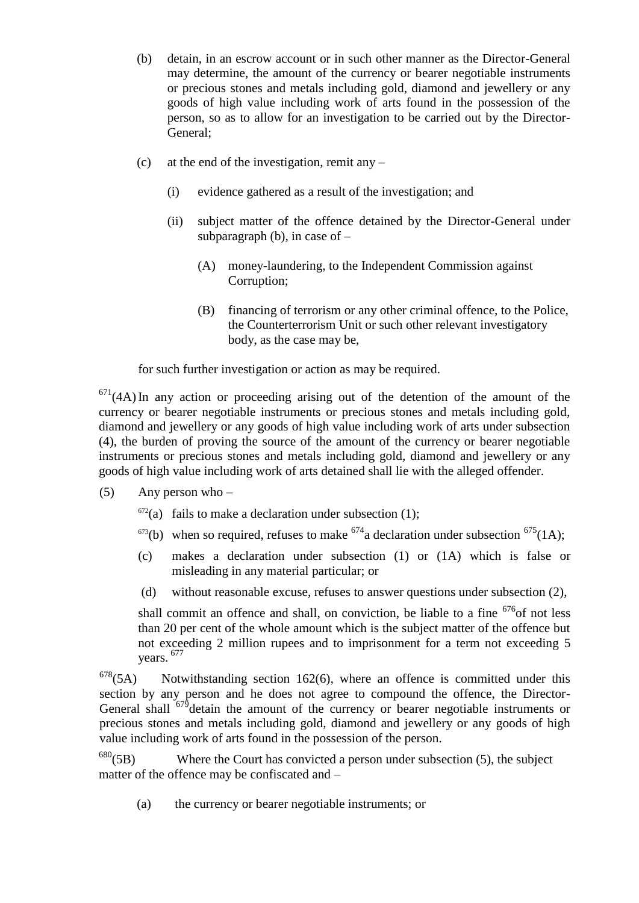(b) detain, in an escrow account or in such other manner as the Director-General may determine, the amount of the currency or bearer negotiable instruments or precious stones and metals including gold, diamond and jewellery or any goods of high value including work of arts found in the possession of the person, so as to allow for an investigation to be carried out by the Director-General;

(c) at the end of the investigation, remit any –

(i) evidence gathered as a result of the investigation; and

(ii) subject matter of the offence detained by the Director-General under subparagraph (b), in case of –

(A) money-laundering, to the Independent Commission against Corruption;

(B) financing of terrorism or any other criminal offence, to the Police, the Counterterrorism Unit or such other relevant investigatory body, as the case may be,

for such further investigation or action as may be required.

[671](4A) In any action or proceeding arising out of the detention of the amount of the currency or bearer negotiable instruments or precious stones and metals including gold, diamond and jewellery or any goods of high value including work of arts under subsection (4), the burden of proving the source of the amount of the currency or bearer negotiable instruments or precious stones and metals including gold, diamond and jewellery or any goods of high value including work of arts detained shall lie with the alleged offender.

(5) Any person who –

[672](a) fails to make a declaration under subsection (1);

[673](b) when so required, refuses to make [674]a declaration under subsection [675](1A);

(c) makes a declaration under subsection (1) or (1A) which is false or misleading in any material particular; or

(d) without reasonable excuse, refuses to answer questions under subsection (2),

shall commit an offence and shall, on conviction, be liable to a fine [676]of not less than 20 per cent of the whole amount which is the subject matter of the offence but not exceeding 2 million rupees and to imprisonment for a term not exceeding 5 years. [677]

[678](5A) Notwithstanding section 162(6), where an offence is committed under this section by any person and he does not agree to compound the offence, the Director-General shall [679]detain the amount of the currency or bearer negotiable instruments or precious stones and metals including gold, diamond and jewellery or any goods of high value including work of arts found in the possession of the person.

[680](5B) Where the Court has convicted a person under subsection (5), the subject matter of the offence may be confiscated and –

(a) the currency or bearer negotiable instruments; or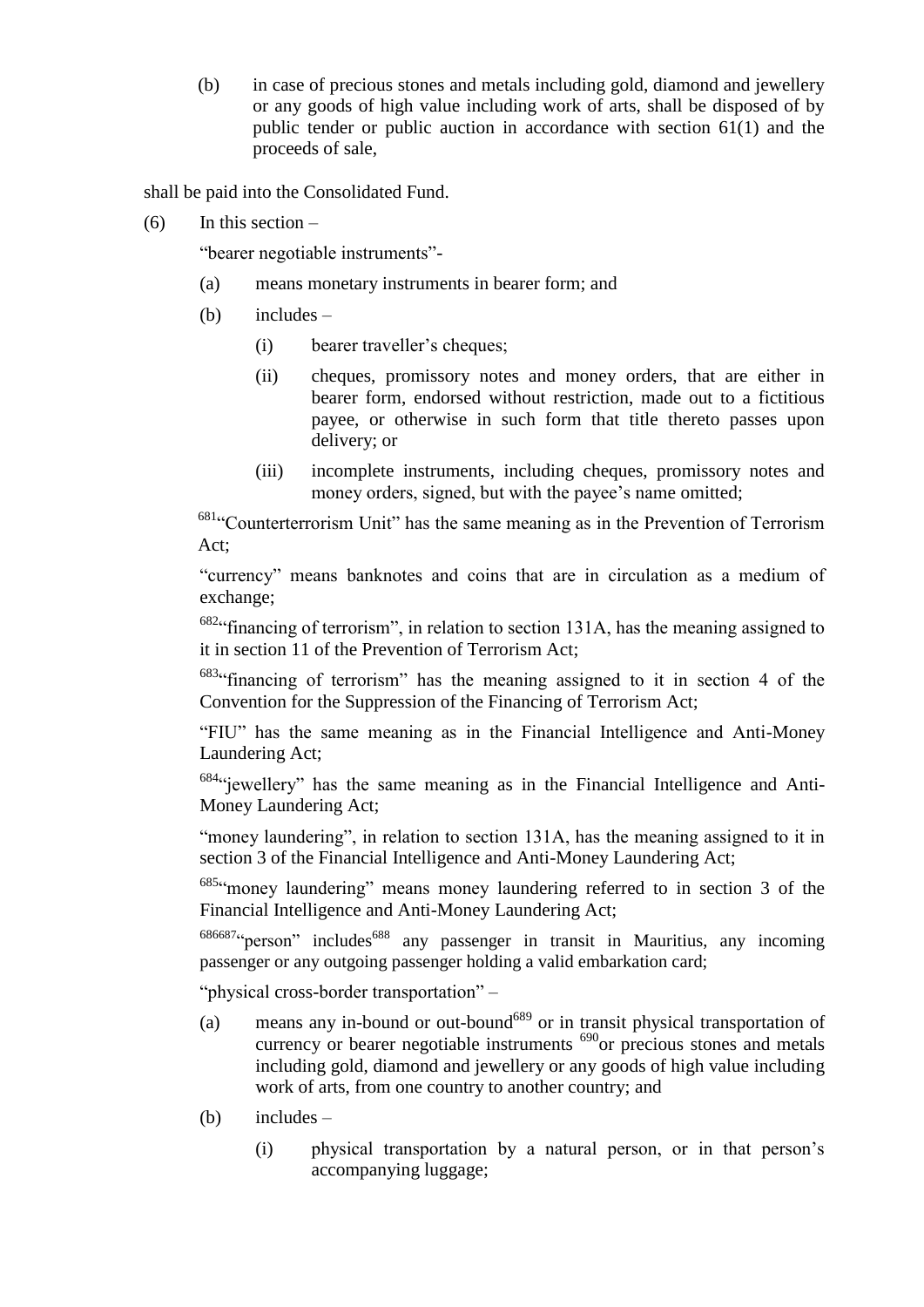(b) in case of precious stones and metals including gold, diamond and jewellery or any goods of high value including work of arts, shall be disposed of by public tender or public auction in accordance with section 61(1) and the proceeds of sale,

shall be paid into the Consolidated Fund.

(6) In this section –

"bearer negotiable instruments"-

(a) means monetary instruments in bearer form; and

(b) includes –

(i) bearer traveller's cheques;

(ii) cheques, promissory notes and money orders, that are either in bearer form, endorsed without restriction, made out to a fictitious payee, or otherwise in such form that title thereto passes upon delivery; or

(iii) incomplete instruments, including cheques, promissory notes and money orders, signed, but with the payee's name omitted;

[681]"Counterterrorism Unit" has the same meaning as in the Prevention of Terrorism Act;

"currency" means banknotes and coins that are in circulation as a medium of exchange;

[682]"financing of terrorism", in relation to section 131A, has the meaning assigned to it in section 11 of the Prevention of Terrorism Act;

[683]"financing of terrorism" has the meaning assigned to it in section 4 of the Convention for the Suppression of the Financing of Terrorism Act;

"FIU" has the same meaning as in the Financial Intelligence and Anti-Money Laundering Act;

[684]"jewellery" has the same meaning as in the Financial Intelligence and Anti-Money Laundering Act;

"money laundering", in relation to section 131A, has the meaning assigned to it in section 3 of the Financial Intelligence and Anti-Money Laundering Act;

[685]"money laundering" means money laundering referred to in section 3 of the Financial Intelligence and Anti-Money Laundering Act;

[686][687]"person" includes[688] any passenger in transit in Mauritius, any incoming passenger or any outgoing passenger holding a valid embarkation card;

"physical cross-border transportation" –

(a) means any in-bound or out-bound[689] or in transit physical transportation of currency or bearer negotiable instruments [690]or precious stones and metals including gold, diamond and jewellery or any goods of high value including work of arts, from one country to another country; and

(b) includes –

(i) physical transportation by a natural person, or in that person's accompanying luggage;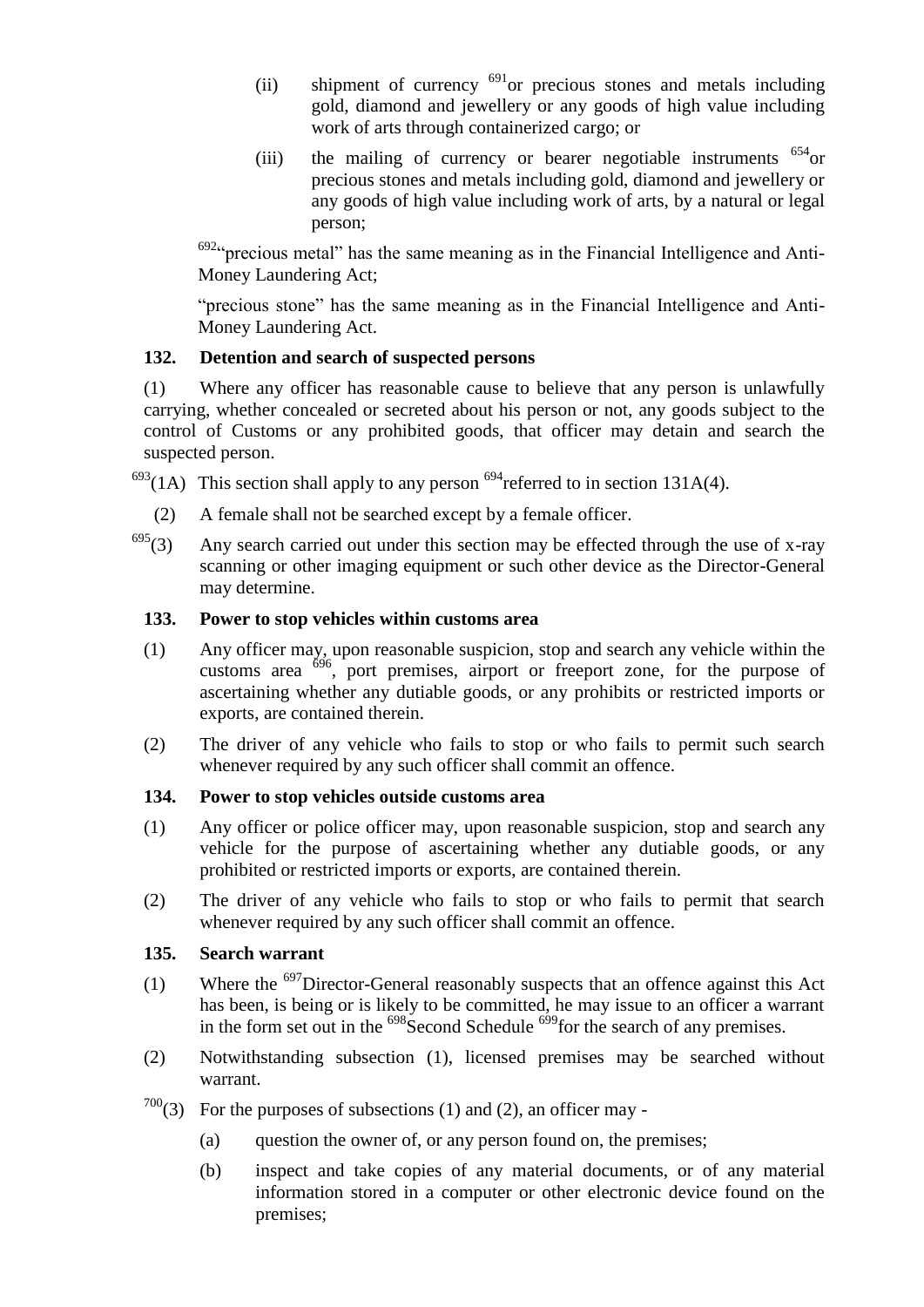(ii) shipment of currency [691]or precious stones and metals including gold, diamond and jewellery or any goods of high value including work of arts through containerized cargo; or

(iii) the mailing of currency or bearer negotiable instruments [654]or precious stones and metals including gold, diamond and jewellery or any goods of high value including work of arts, by a natural or legal person;

[692]"precious metal" has the same meaning as in the Financial Intelligence and Anti-Money Laundering Act;

"precious stone" has the same meaning as in the Financial Intelligence and Anti-Money Laundering Act.

**132. Detention and search of suspected persons**

(1) Where any officer has reasonable cause to believe that any person is unlawfully carrying, whether concealed or secreted about his person or not, any goods subject to the control of Customs or any prohibited goods, that officer may detain and search the suspected person.

[693](1A) This section shall apply to any person [694]referred to in section 131A(4).

(2) A female shall not be searched except by a female officer.

[695](3) Any search carried out under this section may be effected through the use of x-ray scanning or other imaging equipment or such other device as the Director-General may determine.

**133. Power to stop vehicles within customs area**

(1) Any officer may, upon reasonable suspicion, stop and search any vehicle within the customs area [696], port premises, airport or freeport zone, for the purpose of ascertaining whether any dutiable goods, or any prohibits or restricted imports or exports, are contained therein.

(2) The driver of any vehicle who fails to stop or who fails to permit such search whenever required by any such officer shall commit an offence.

**134. Power to stop vehicles outside customs area**

(1) Any officer or police officer may, upon reasonable suspicion, stop and search any vehicle for the purpose of ascertaining whether any dutiable goods, or any prohibited or restricted imports or exports, are contained therein.

(2) The driver of any vehicle who fails to stop or who fails to permit that search whenever required by any such officer shall commit an offence.

**135. Search warrant**

(1) Where the [697]Director-General reasonably suspects that an offence against this Act has been, is being or is likely to be committed, he may issue to an officer a warrant in the form set out in the [698]Second Schedule [699]for the search of any premises.

(2) Notwithstanding subsection (1), licensed premises may be searched without warrant.

[700](3) For the purposes of subsections (1) and (2), an officer may -

(a) question the owner of, or any person found on, the premises;

(b) inspect and take copies of any material documents, or of any material information stored in a computer or other electronic device found on the premises;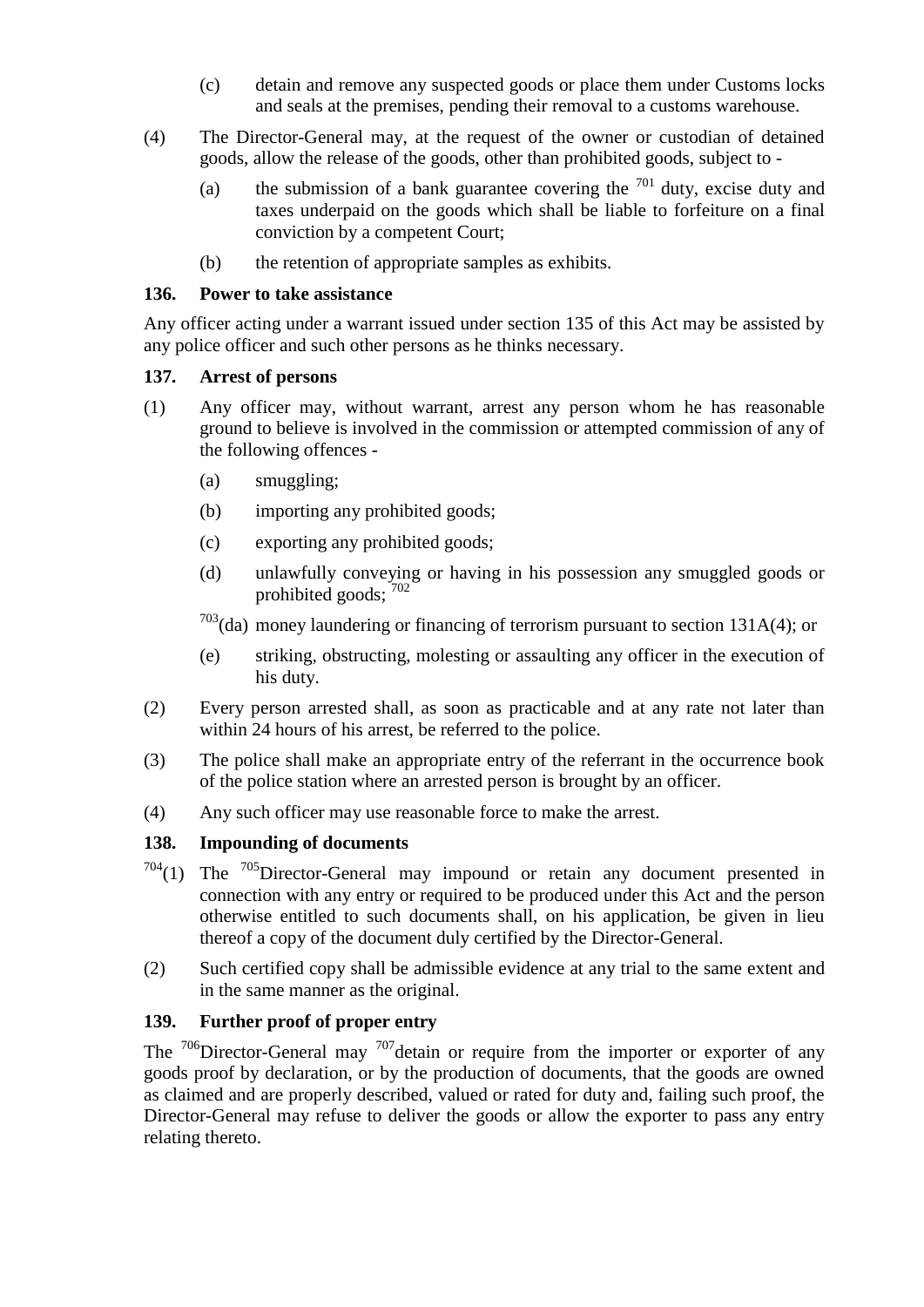(c) detain and remove any suspected goods or place them under Customs locks and seals at the premises, pending their removal to a customs warehouse.

(4) The Director-General may, at the request of the owner or custodian of detained goods, allow the release of the goods, other than prohibited goods, subject to -

(a) the submission of a bank guarantee covering the [701] duty, excise duty and taxes underpaid on the goods which shall be liable to forfeiture on a final conviction by a competent Court;

(b) the retention of appropriate samples as exhibits.

**136. Power to take assistance**

Any officer acting under a warrant issued under section 135 of this Act may be assisted by any police officer and such other persons as he thinks necessary.

**137. Arrest of persons**

(1) Any officer may, without warrant, arrest any person whom he has reasonable ground to believe is involved in the commission or attempted commission of any of the following offences -

(a) smuggling;

(b) importing any prohibited goods;

(c) exporting any prohibited goods;

(d) unlawfully conveying or having in his possession any smuggled goods or prohibited goods; [702]

[703](da) money laundering or financing of terrorism pursuant to section 131A(4); or

(e) striking, obstructing, molesting or assaulting any officer in the execution of his duty.

(2) Every person arrested shall, as soon as practicable and at any rate not later than within 24 hours of his arrest, be referred to the police.

(3) The police shall make an appropriate entry of the referrant in the occurrence book of the police station where an arrested person is brought by an officer.

(4) Any such officer may use reasonable force to make the arrest.

**138. Impounding of documents**

[704](1) The [705]Director-General may impound or retain any document presented in connection with any entry or required to be produced under this Act and the person otherwise entitled to such documents shall, on his application, be given in lieu thereof a copy of the document duly certified by the Director-General.

(2) Such certified copy shall be admissible evidence at any trial to the same extent and in the same manner as the original.

**139. Further proof of proper entry**

The [706]Director-General may [707]detain or require from the importer or exporter of any goods proof by declaration, or by the production of documents, that the goods are owned as claimed and are properly described, valued or rated for duty and, failing such proof, the Director-General may refuse to deliver the goods or allow the exporter to pass any entry relating thereto.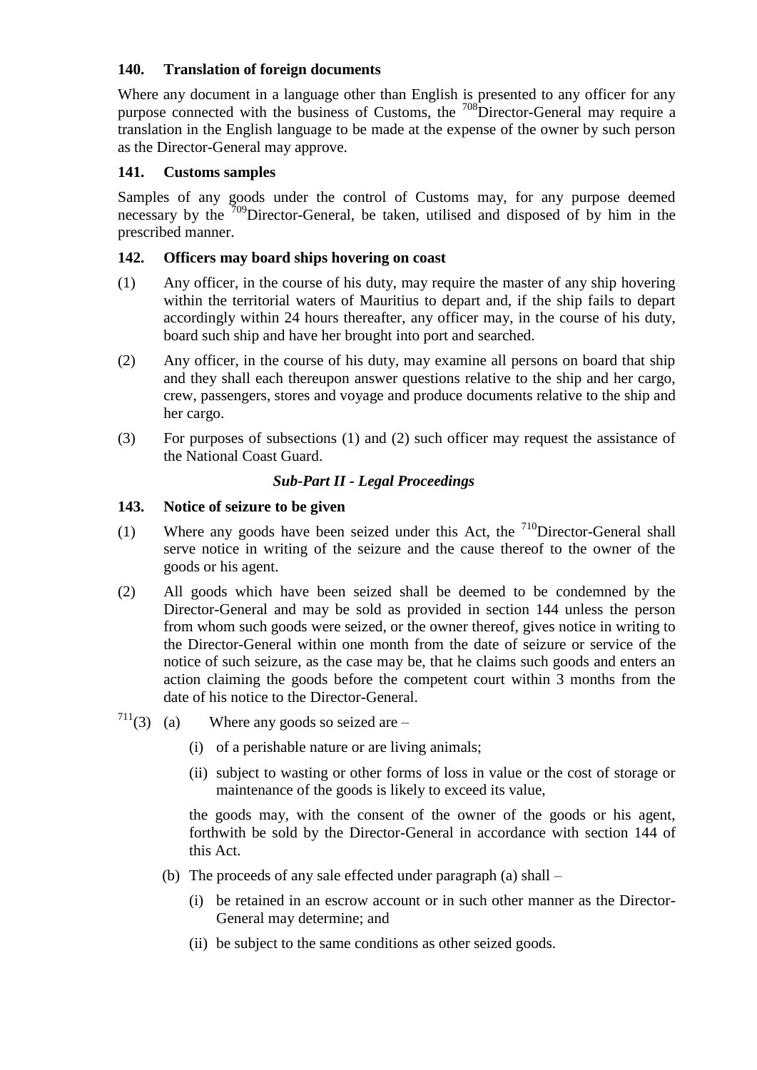### 140. Translation of foreign documents

Where any document in a language other than English is presented to any officer for any purpose connected with the business of Customs, the [708]Director-General may require a translation in the English language to be made at the expense of the owner by such person as the Director-General may approve.

### 141. Customs samples

Samples of any goods under the control of Customs may, for any purpose deemed necessary by the [709]Director-General, be taken, utilised and disposed of by him in the prescribed manner.

### 142. Officers may board ships hovering on coast

(1) Any officer, in the course of his duty, may require the master of any ship hovering within the territorial waters of Mauritius to depart and, if the ship fails to depart accordingly within 24 hours thereafter, any officer may, in the course of his duty, board such ship and have her brought into port and searched.

(2) Any officer, in the course of his duty, may examine all persons on board that ship and they shall each thereupon answer questions relative to the ship and her cargo, crew, passengers, stores and voyage and produce documents relative to the ship and her cargo.

(3) For purposes of subsections (1) and (2) such officer may request the assistance of the National Coast Guard.

## *Sub-Part II - Legal Proceedings*

### 143. Notice of seizure to be given

(1) Where any goods have been seized under this Act, the [710]Director-General shall serve notice in writing of the seizure and the cause thereof to the owner of the goods or his agent.

(2) All goods which have been seized shall be deemed to be condemned by the Director-General and may be sold as provided in section 144 unless the person from whom such goods were seized, or the owner thereof, gives notice in writing to the Director-General within one month from the date of seizure or service of the notice of such seizure, as the case may be, that he claims such goods and enters an action claiming the goods before the competent court within 3 months from the date of his notice to the Director-General.

[711](3) (a) Where any goods so seized are –

(i) of a perishable nature or are living animals;

(ii) subject to wasting or other forms of loss in value or the cost of storage or maintenance of the goods is likely to exceed its value,

the goods may, with the consent of the owner of the goods or his agent, forthwith be sold by the Director-General in accordance with section 144 of this Act.

(b) The proceeds of any sale effected under paragraph (a) shall –

(i) be retained in an escrow account or in such other manner as the Director-General may determine; and

(ii) be subject to the same conditions as other seized goods.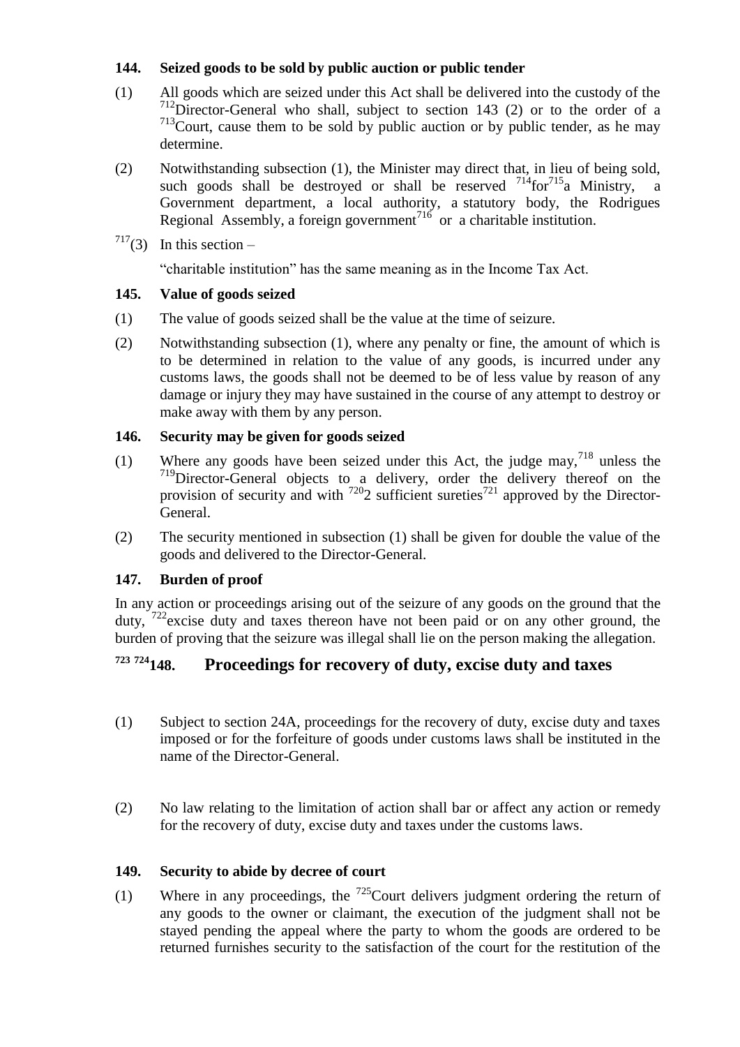**144. Seized goods to be sold by public auction or public tender**

(1) All goods which are seized under this Act shall be delivered into the custody of the [712]Director-General who shall, subject to section 143 (2) or to the order of a [713]Court, cause them to be sold by public auction or by public tender, as he may determine.

(2) Notwithstanding subsection (1), the Minister may direct that, in lieu of being sold, such goods shall be destroyed or shall be reserved [714]for[715]a Ministry, a Government department, a local authority, a statutory body, the Rodrigues Regional Assembly, a foreign government[716] or a charitable institution.

[717](3) In this section –

"charitable institution" has the same meaning as in the Income Tax Act.

**145. Value of goods seized**

(1) The value of goods seized shall be the value at the time of seizure.

(2) Notwithstanding subsection (1), where any penalty or fine, the amount of which is to be determined in relation to the value of any goods, is incurred under any customs laws, the goods shall not be deemed to be of less value by reason of any damage or injury they may have sustained in the course of any attempt to destroy or make away with them by any person.

**146. Security may be given for goods seized**

(1) Where any goods have been seized under this Act, the judge may,[718] unless the [719]Director-General objects to a delivery, order the delivery thereof on the provision of security and with [720]2 sufficient sureties[721] approved by the Director-General.

(2) The security mentioned in subsection (1) shall be given for double the value of the goods and delivered to the Director-General.

**147. Burden of proof**

In any action or proceedings arising out of the seizure of any goods on the ground that the duty, [722]excise duty and taxes thereon have not been paid or on any other ground, the burden of proving that the seizure was illegal shall lie on the person making the allegation.

## [723] [724]148. Proceedings for recovery of duty, excise duty and taxes

(1) Subject to section 24A, proceedings for the recovery of duty, excise duty and taxes imposed or for the forfeiture of goods under customs laws shall be instituted in the name of the Director-General.

(2) No law relating to the limitation of action shall bar or affect any action or remedy for the recovery of duty, excise duty and taxes under the customs laws.

**149. Security to abide by decree of court**

(1) Where in any proceedings, the [725]Court delivers judgment ordering the return of any goods to the owner or claimant, the execution of the judgment shall not be stayed pending the appeal where the party to whom the goods are ordered to be returned furnishes security to the satisfaction of the court for the restitution of the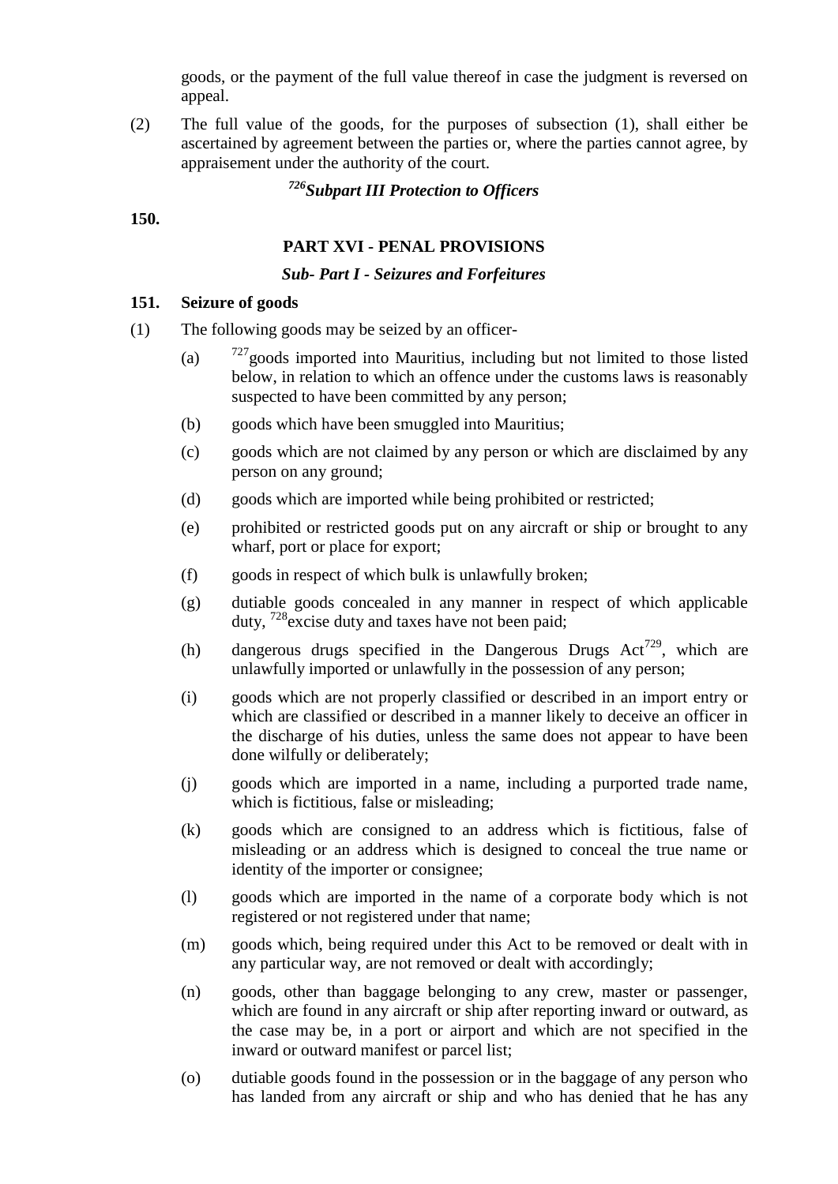goods, or the payment of the full value thereof in case the judgment is reversed on appeal.

(2) The full value of the goods, for the purposes of subsection (1), shall either be ascertained by agreement between the parties or, where the parties cannot agree, by appraisement under the authority of the court.

### [726]*Subpart III Protection to Officers*

**150.**

## PART XVI - PENAL PROVISIONS

### *Sub- Part I - Seizures and Forfeitures*

**151. Seizure of goods**

(1) The following goods may be seized by an officer-

(a) [727]goods imported into Mauritius, including but not limited to those listed below, in relation to which an offence under the customs laws is reasonably suspected to have been committed by any person;

(b) goods which have been smuggled into Mauritius;

(c) goods which are not claimed by any person or which are disclaimed by any person on any ground;

(d) goods which are imported while being prohibited or restricted;

(e) prohibited or restricted goods put on any aircraft or ship or brought to any wharf, port or place for export;

(f) goods in respect of which bulk is unlawfully broken;

(g) dutiable goods concealed in any manner in respect of which applicable duty, [728]excise duty and taxes have not been paid;

(h) dangerous drugs specified in the Dangerous Drugs Act[729], which are unlawfully imported or unlawfully in the possession of any person;

(i) goods which are not properly classified or described in an import entry or which are classified or described in a manner likely to deceive an officer in the discharge of his duties, unless the same does not appear to have been done wilfully or deliberately;

(j) goods which are imported in a name, including a purported trade name, which is fictitious, false or misleading;

(k) goods which are consigned to an address which is fictitious, false of misleading or an address which is designed to conceal the true name or identity of the importer or consignee;

(l) goods which are imported in the name of a corporate body which is not registered or not registered under that name;

(m) goods which, being required under this Act to be removed or dealt with in any particular way, are not removed or dealt with accordingly;

(n) goods, other than baggage belonging to any crew, master or passenger, which are found in any aircraft or ship after reporting inward or outward, as the case may be, in a port or airport and which are not specified in the inward or outward manifest or parcel list;

(o) dutiable goods found in the possession or in the baggage of any person who has landed from any aircraft or ship and who has denied that he has any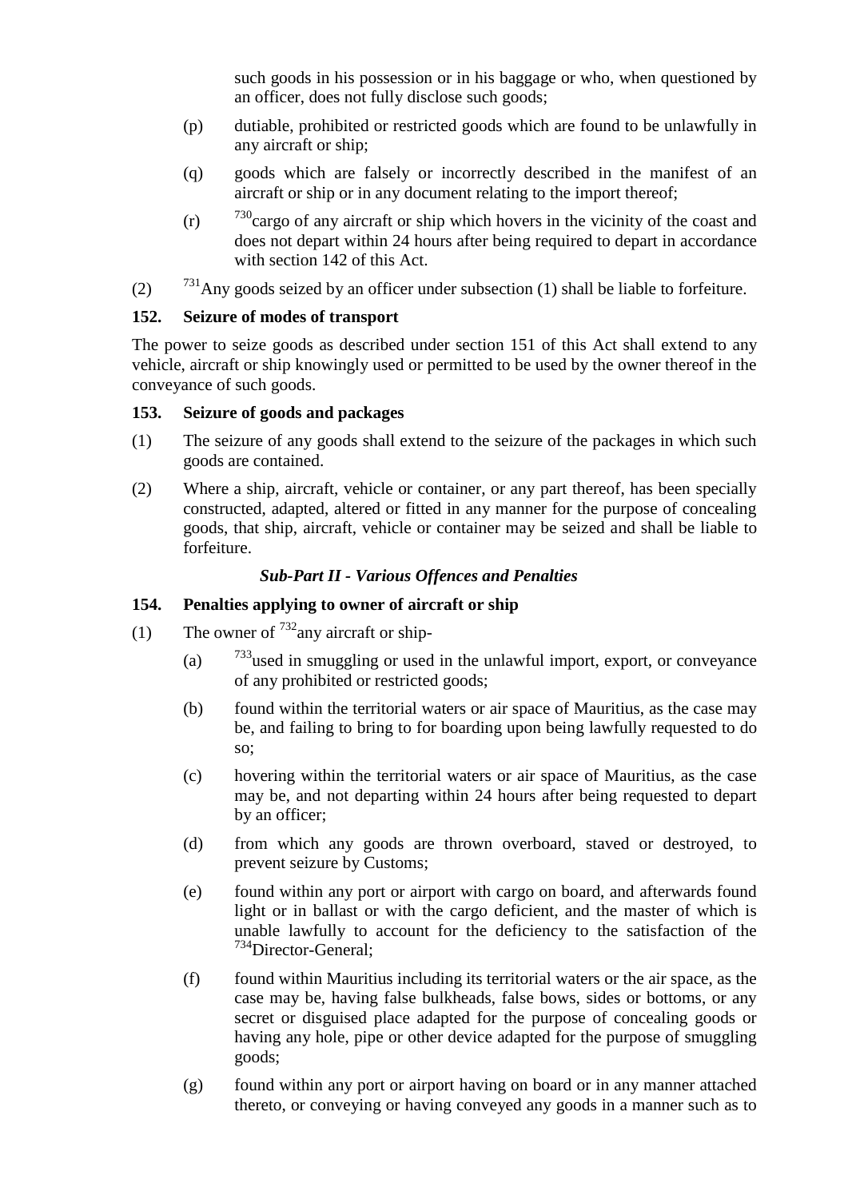such goods in his possession or in his baggage or who, when questioned by an officer, does not fully disclose such goods;

(p) dutiable, prohibited or restricted goods which are found to be unlawfully in any aircraft or ship;

(q) goods which are falsely or incorrectly described in the manifest of an aircraft or ship or in any document relating to the import thereof;

(r) [730]cargo of any aircraft or ship which hovers in the vicinity of the coast and does not depart within 24 hours after being required to depart in accordance with section 142 of this Act.

(2) [731]Any goods seized by an officer under subsection (1) shall be liable to forfeiture.

**152. Seizure of modes of transport**

The power to seize goods as described under section 151 of this Act shall extend to any vehicle, aircraft or ship knowingly used or permitted to be used by the owner thereof in the conveyance of such goods.

**153. Seizure of goods and packages**

(1) The seizure of any goods shall extend to the seizure of the packages in which such goods are contained.

(2) Where a ship, aircraft, vehicle or container, or any part thereof, has been specially constructed, adapted, altered or fitted in any manner for the purpose of concealing goods, that ship, aircraft, vehicle or container may be seized and shall be liable to forfeiture.

***Sub-Part II - Various Offences and Penalties***

**154. Penalties applying to owner of aircraft or ship**

(1) The owner of [732]any aircraft or ship-

(a) [733]used in smuggling or used in the unlawful import, export, or conveyance of any prohibited or restricted goods;

(b) found within the territorial waters or air space of Mauritius, as the case may be, and failing to bring to for boarding upon being lawfully requested to do so;

(c) hovering within the territorial waters or air space of Mauritius, as the case may be, and not departing within 24 hours after being requested to depart by an officer;

(d) from which any goods are thrown overboard, staved or destroyed, to prevent seizure by Customs;

(e) found within any port or airport with cargo on board, and afterwards found light or in ballast or with the cargo deficient, and the master of which is unable lawfully to account for the deficiency to the satisfaction of the [734]Director-General;

(f) found within Mauritius including its territorial waters or the air space, as the case may be, having false bulkheads, false bows, sides or bottoms, or any secret or disguised place adapted for the purpose of concealing goods or having any hole, pipe or other device adapted for the purpose of smuggling goods;

(g) found within any port or airport having on board or in any manner attached thereto, or conveying or having conveyed any goods in a manner such as to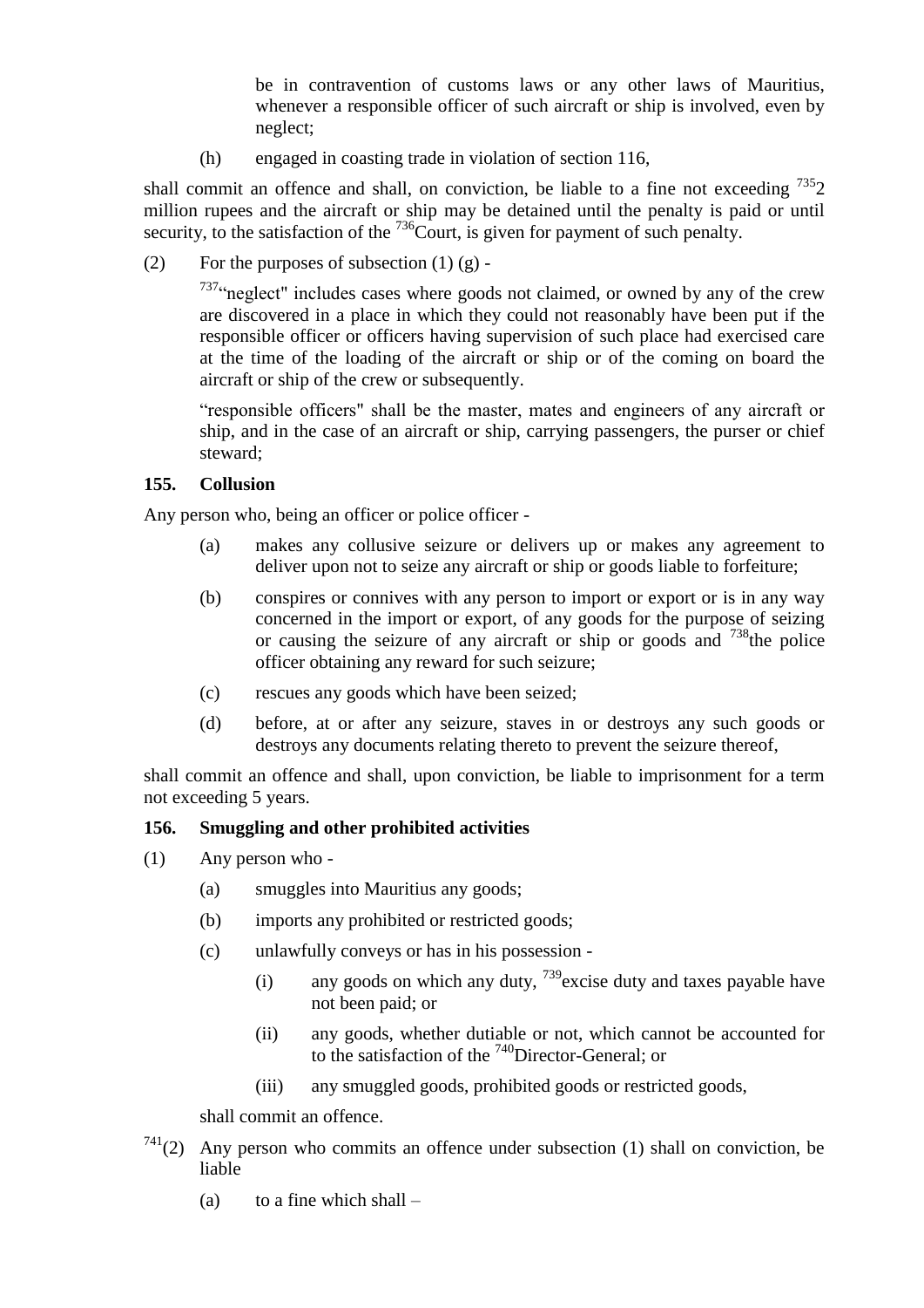be in contravention of customs laws or any other laws of Mauritius, whenever a responsible officer of such aircraft or ship is involved, even by neglect;

(h) engaged in coasting trade in violation of section 116,

shall commit an offence and shall, on conviction, be liable to a fine not exceeding [735]2 million rupees and the aircraft or ship may be detained until the penalty is paid or until security, to the satisfaction of the [736]Court, is given for payment of such penalty.

(2) For the purposes of subsection (1) (g) -

[737]"neglect" includes cases where goods not claimed, or owned by any of the crew are discovered in a place in which they could not reasonably have been put if the responsible officer or officers having supervision of such place had exercised care at the time of the loading of the aircraft or ship or of the coming on board the aircraft or ship of the crew or subsequently.

"responsible officers" shall be the master, mates and engineers of any aircraft or ship, and in the case of an aircraft or ship, carrying passengers, the purser or chief steward;

### 155. Collusion

Any person who, being an officer or police officer -

(a) makes any collusive seizure or delivers up or makes any agreement to deliver upon not to seize any aircraft or ship or goods liable to forfeiture;

(b) conspires or connives with any person to import or export or is in any way concerned in the import or export, of any goods for the purpose of seizing or causing the seizure of any aircraft or ship or goods and [738]the police officer obtaining any reward for such seizure;

(c) rescues any goods which have been seized;

(d) before, at or after any seizure, staves in or destroys any such goods or destroys any documents relating thereto to prevent the seizure thereof,

shall commit an offence and shall, upon conviction, be liable to imprisonment for a term not exceeding 5 years.

### 156. Smuggling and other prohibited activities

(1) Any person who -

(a) smuggles into Mauritius any goods;

(b) imports any prohibited or restricted goods;

(c) unlawfully conveys or has in his possession -

(i) any goods on which any duty, [739]excise duty and taxes payable have not been paid; or

(ii) any goods, whether dutiable or not, which cannot be accounted for to the satisfaction of the [740]Director-General; or

(iii) any smuggled goods, prohibited goods or restricted goods,

shall commit an offence.

[741](2) Any person who commits an offence under subsection (1) shall on conviction, be liable

(a) to a fine which shall –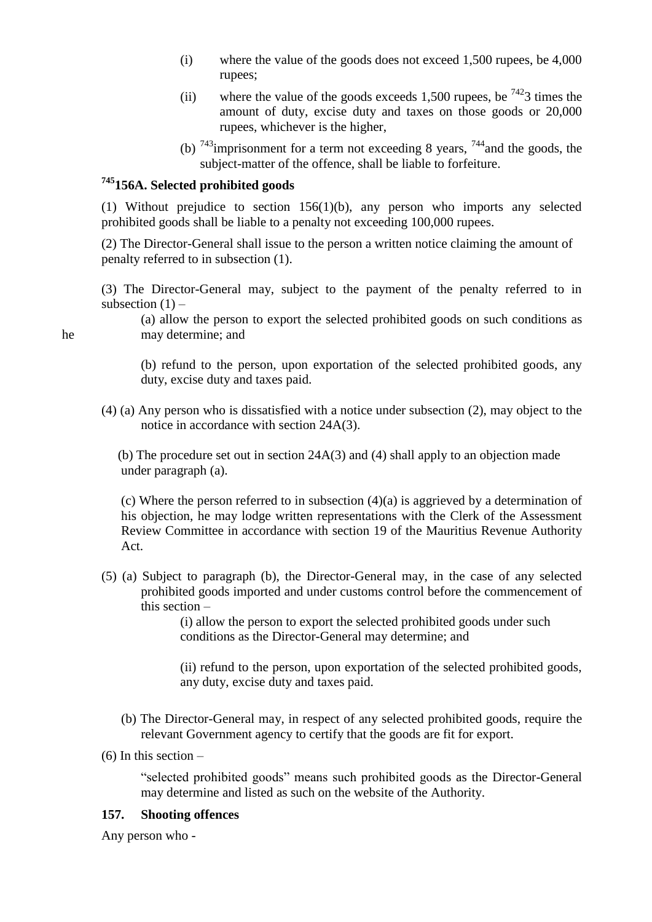(i) where the value of the goods does not exceed 1,500 rupees, be 4,000 rupees;

(ii) where the value of the goods exceeds 1,500 rupees, be [742]3 times the amount of duty, excise duty and taxes on those goods or 20,000 rupees, whichever is the higher,

(b) [743]imprisonment for a term not exceeding 8 years, [744]and the goods, the subject-matter of the offence, shall be liable to forfeiture.

### [745]156A. Selected prohibited goods

(1) Without prejudice to section 156(1)(b), any person who imports any selected prohibited goods shall be liable to a penalty not exceeding 100,000 rupees.

(2) The Director-General shall issue to the person a written notice claiming the amount of penalty referred to in subsection (1).

(3) The Director-General may, subject to the payment of the penalty referred to in subsection (1) –

(a) allow the person to export the selected prohibited goods on such conditions as he may determine; and

(b) refund to the person, upon exportation of the selected prohibited goods, any duty, excise duty and taxes paid.

(4) (a) Any person who is dissatisfied with a notice under subsection (2), may object to the notice in accordance with section 24A(3).

(b) The procedure set out in section 24A(3) and (4) shall apply to an objection made under paragraph (a).

(c) Where the person referred to in subsection (4)(a) is aggrieved by a determination of his objection, he may lodge written representations with the Clerk of the Assessment Review Committee in accordance with section 19 of the Mauritius Revenue Authority Act.

(5) (a) Subject to paragraph (b), the Director-General may, in the case of any selected prohibited goods imported and under customs control before the commencement of this section –

(i) allow the person to export the selected prohibited goods under such conditions as the Director-General may determine; and

(ii) refund to the person, upon exportation of the selected prohibited goods, any duty, excise duty and taxes paid.

(b) The Director-General may, in respect of any selected prohibited goods, require the relevant Government agency to certify that the goods are fit for export.

(6) In this section –

"selected prohibited goods" means such prohibited goods as the Director-General may determine and listed as such on the website of the Authority.

### 157. Shooting offences

Any person who -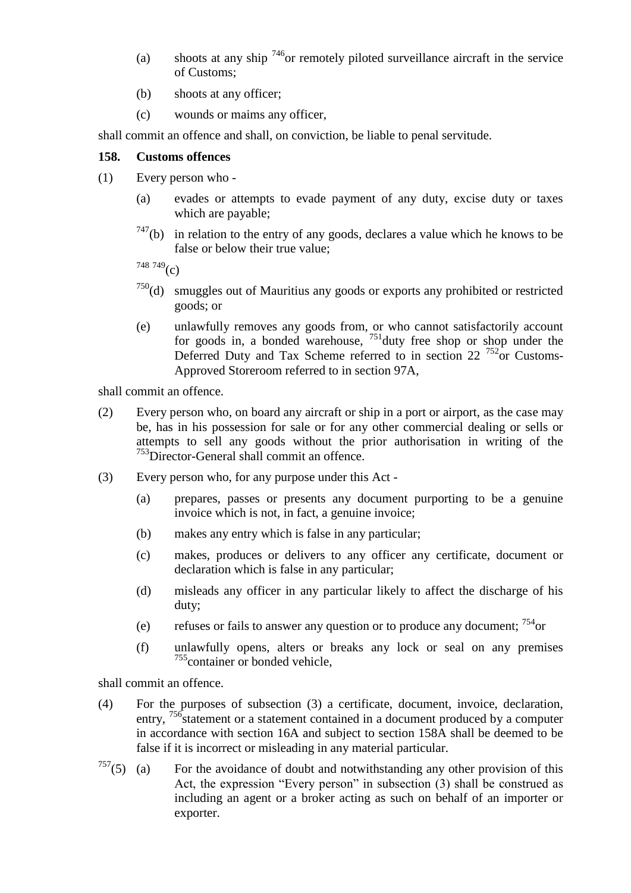(a) shoots at any ship [746]or remotely piloted surveillance aircraft in the service of Customs;

(b) shoots at any officer;

(c) wounds or maims any officer,

shall commit an offence and shall, on conviction, be liable to penal servitude.

**158. Customs offences**

(1) Every person who -

(a) evades or attempts to evade payment of any duty, excise duty or taxes which are payable;

[747](b) in relation to the entry of any goods, declares a value which he knows to be false or below their true value;

[748] [749](c)

[750](d) smuggles out of Mauritius any goods or exports any prohibited or restricted goods; or

(e) unlawfully removes any goods from, or who cannot satisfactorily account for goods in, a bonded warehouse, [751]duty free shop or shop under the Deferred Duty and Tax Scheme referred to in section 22 [752]or Customs-Approved Storeroom referred to in section 97A,

shall commit an offence.

(2) Every person who, on board any aircraft or ship in a port or airport, as the case may be, has in his possession for sale or for any other commercial dealing or sells or attempts to sell any goods without the prior authorisation in writing of the [753]Director-General shall commit an offence.

(3) Every person who, for any purpose under this Act -

(a) prepares, passes or presents any document purporting to be a genuine invoice which is not, in fact, a genuine invoice;

(b) makes any entry which is false in any particular;

(c) makes, produces or delivers to any officer any certificate, document or declaration which is false in any particular;

(d) misleads any officer in any particular likely to affect the discharge of his duty;

(e) refuses or fails to answer any question or to produce any document; [754]or

(f) unlawfully opens, alters or breaks any lock or seal on any premises [755]container or bonded vehicle,

shall commit an offence.

(4) For the purposes of subsection (3) a certificate, document, invoice, declaration, entry, [756]statement or a statement contained in a document produced by a computer in accordance with section 16A and subject to section 158A shall be deemed to be false if it is incorrect or misleading in any material particular.

[757](5) (a) For the avoidance of doubt and notwithstanding any other provision of this Act, the expression "Every person" in subsection (3) shall be construed as including an agent or a broker acting as such on behalf of an importer or exporter.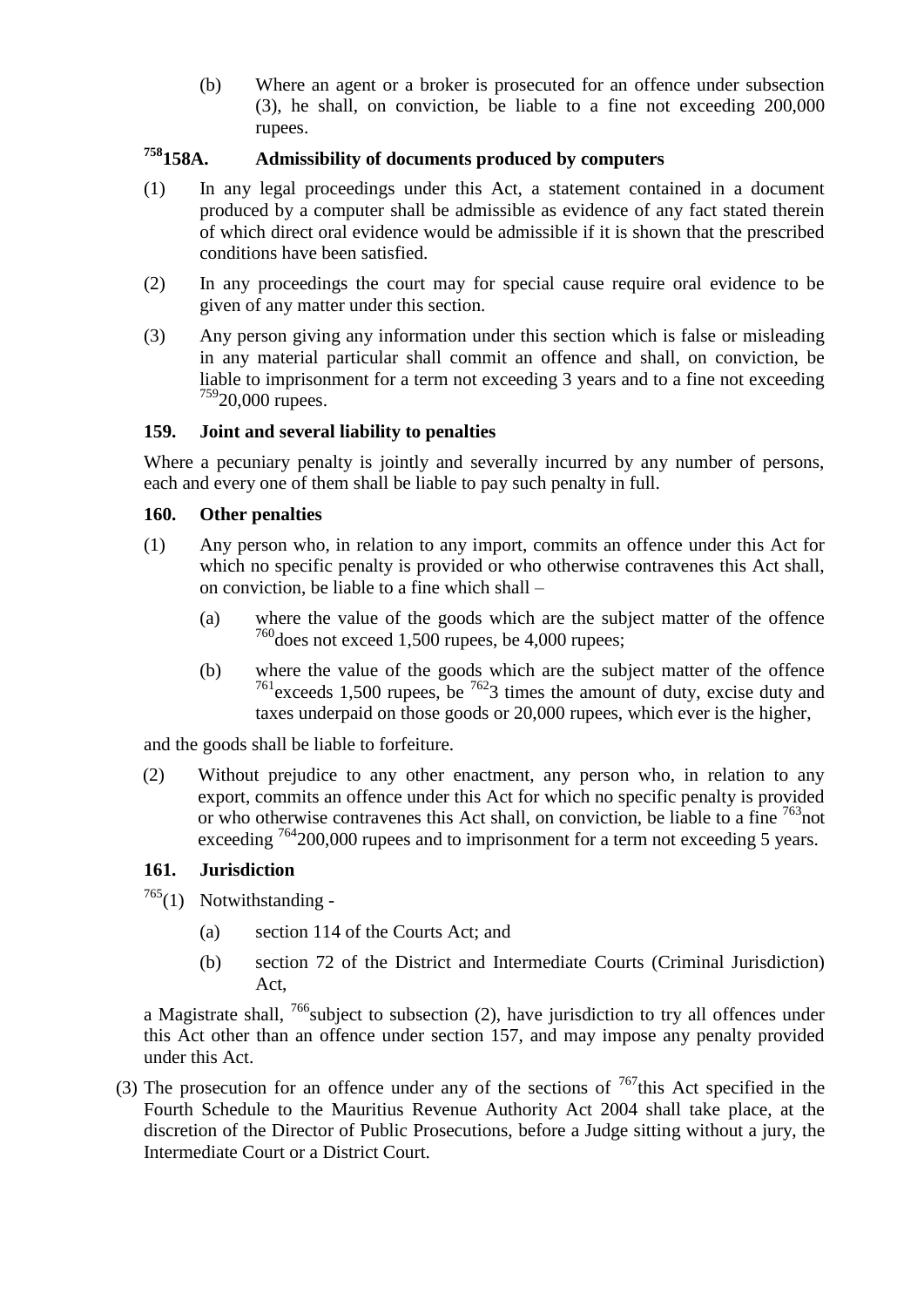(b) Where an agent or a broker is prosecuted for an offence under subsection (3), he shall, on conviction, be liable to a fine not exceeding 200,000 rupees.

### [758]158A. Admissibility of documents produced by computers

(1) In any legal proceedings under this Act, a statement contained in a document produced by a computer shall be admissible as evidence of any fact stated therein of which direct oral evidence would be admissible if it is shown that the prescribed conditions have been satisfied.

(2) In any proceedings the court may for special cause require oral evidence to be given of any matter under this section.

(3) Any person giving any information under this section which is false or misleading in any material particular shall commit an offence and shall, on conviction, be liable to imprisonment for a term not exceeding 3 years and to a fine not exceeding [759]20,000 rupees.

### 159. Joint and several liability to penalties

Where a pecuniary penalty is jointly and severally incurred by any number of persons, each and every one of them shall be liable to pay such penalty in full.

### 160. Other penalties

(1) Any person who, in relation to any import, commits an offence under this Act for which no specific penalty is provided or who otherwise contravenes this Act shall, on conviction, be liable to a fine which shall –

(a) where the value of the goods which are the subject matter of the offence [760]does not exceed 1,500 rupees, be 4,000 rupees;

(b) where the value of the goods which are the subject matter of the offence [761]exceeds 1,500 rupees, be [762]3 times the amount of duty, excise duty and taxes underpaid on those goods or 20,000 rupees, which ever is the higher,

and the goods shall be liable to forfeiture.

(2) Without prejudice to any other enactment, any person who, in relation to any export, commits an offence under this Act for which no specific penalty is provided or who otherwise contravenes this Act shall, on conviction, be liable to a fine [763]not exceeding [764]200,000 rupees and to imprisonment for a term not exceeding 5 years.

### 161. Jurisdiction

[765](1) Notwithstanding -

(a) section 114 of the Courts Act; and

(b) section 72 of the District and Intermediate Courts (Criminal Jurisdiction) Act,

a Magistrate shall, [766]subject to subsection (2), have jurisdiction to try all offences under this Act other than an offence under section 157, and may impose any penalty provided under this Act.

(3) The prosecution for an offence under any of the sections of [767]this Act specified in the Fourth Schedule to the Mauritius Revenue Authority Act 2004 shall take place, at the discretion of the Director of Public Prosecutions, before a Judge sitting without a jury, the Intermediate Court or a District Court.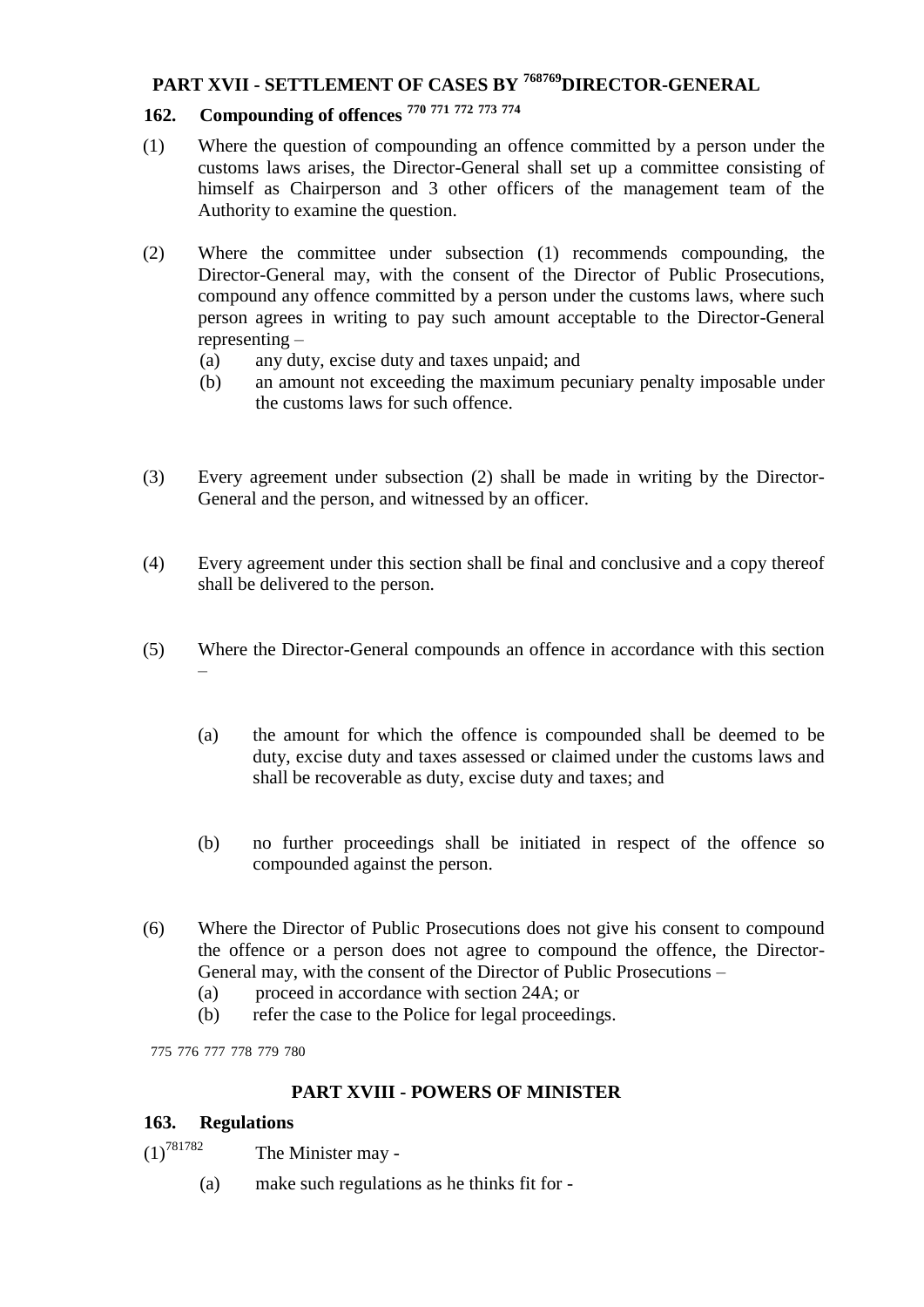## PART XVII - SETTLEMENT OF CASES BY [768][769]DIRECTOR-GENERAL

### 162. Compounding of offences [770] [771] [772] [773] [774]

(1) Where the question of compounding an offence committed by a person under the customs laws arises, the Director-General shall set up a committee consisting of himself as Chairperson and 3 other officers of the management team of the Authority to examine the question.

(2) Where the committee under subsection (1) recommends compounding, the Director-General may, with the consent of the Director of Public Prosecutions, compound any offence committed by a person under the customs laws, where such person agrees in writing to pay such amount acceptable to the Director-General representing –

(a) any duty, excise duty and taxes unpaid; and

(b) an amount not exceeding the maximum pecuniary penalty imposable under the customs laws for such offence.

(3) Every agreement under subsection (2) shall be made in writing by the Director-General and the person, and witnessed by an officer.

(4) Every agreement under this section shall be final and conclusive and a copy thereof shall be delivered to the person.

(5) Where the Director-General compounds an offence in accordance with this section –

(a) the amount for which the offence is compounded shall be deemed to be duty, excise duty and taxes assessed or claimed under the customs laws and shall be recoverable as duty, excise duty and taxes; and

(b) no further proceedings shall be initiated in respect of the offence so compounded against the person.

(6) Where the Director of Public Prosecutions does not give his consent to compound the offence or a person does not agree to compound the offence, the Director-General may, with the consent of the Director of Public Prosecutions –

(a) proceed in accordance with section 24A; or

(b) refer the case to the Police for legal proceedings.

775 776 777 778 779 780

## PART XVIII - POWERS OF MINISTER

### 163. Regulations

(1)[781][782] The Minister may -

(a) make such regulations as he thinks fit for -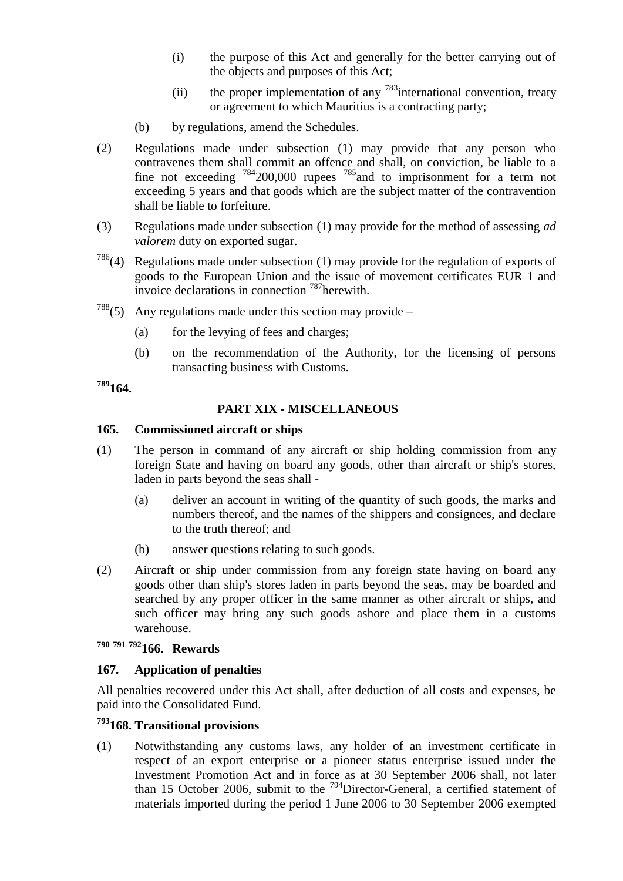(i) the purpose of this Act and generally for the better carrying out of the objects and purposes of this Act;

(ii) the proper implementation of any [783]international convention, treaty or agreement to which Mauritius is a contracting party;

(b) by regulations, amend the Schedules.

(2) Regulations made under subsection (1) may provide that any person who contravenes them shall commit an offence and shall, on conviction, be liable to a fine not exceeding [784]200,000 rupees [785]and to imprisonment for a term not exceeding 5 years and that goods which are the subject matter of the contravention shall be liable to forfeiture.

(3) Regulations made under subsection (1) may provide for the method of assessing *ad valorem* duty on exported sugar.

[786](4) Regulations made under subsection (1) may provide for the regulation of exports of goods to the European Union and the issue of movement certificates EUR 1 and invoice declarations in connection [787]herewith.

[788](5) Any regulations made under this section may provide –

(a) for the levying of fees and charges;

(b) on the recommendation of the Authority, for the licensing of persons transacting business with Customs.

**[789]164.**

## PART XIX - MISCELLANEOUS

### 165. Commissioned aircraft or ships

(1) The person in command of any aircraft or ship holding commission from any foreign State and having on board any goods, other than aircraft or ship's stores, laden in parts beyond the seas shall -

(a) deliver an account in writing of the quantity of such goods, the marks and numbers thereof, and the names of the shippers and consignees, and declare to the truth thereof; and

(b) answer questions relating to such goods.

(2) Aircraft or ship under commission from any foreign state having on board any goods other than ship's stores laden in parts beyond the seas, may be boarded and searched by any proper officer in the same manner as other aircraft or ships, and such officer may bring any such goods ashore and place them in a customs warehouse.

### [790] [791] [792]166. Rewards

### 167. Application of penalties

All penalties recovered under this Act shall, after deduction of all costs and expenses, be paid into the Consolidated Fund.

### [793]168. Transitional provisions

(1) Notwithstanding any customs laws, any holder of an investment certificate in respect of an export enterprise or a pioneer status enterprise issued under the Investment Promotion Act and in force as at 30 September 2006 shall, not later than 15 October 2006, submit to the [794]Director-General, a certified statement of materials imported during the period 1 June 2006 to 30 September 2006 exempted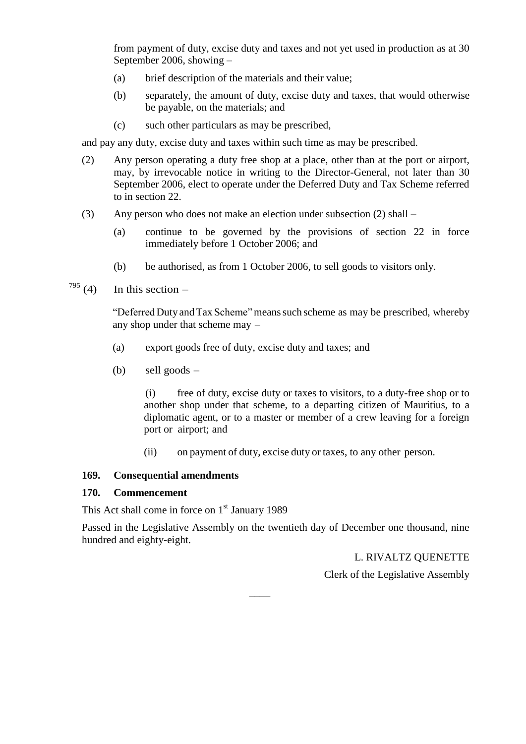from payment of duty, excise duty and taxes and not yet used in production as at 30 September 2006, showing –

(a) brief description of the materials and their value;

(b) separately, the amount of duty, excise duty and taxes, that would otherwise be payable, on the materials; and

(c) such other particulars as may be prescribed,

and pay any duty, excise duty and taxes within such time as may be prescribed.

(2) Any person operating a duty free shop at a place, other than at the port or airport, may, by irrevocable notice in writing to the Director-General, not later than 30 September 2006, elect to operate under the Deferred Duty and Tax Scheme referred to in section 22.

(3) Any person who does not make an election under subsection (2) shall –

(a) continue to be governed by the provisions of section 22 in force immediately before 1 October 2006; and

(b) be authorised, as from 1 October 2006, to sell goods to visitors only.

[795] (4) In this section –

"Deferred Duty and Tax Scheme" means such scheme as may be prescribed, whereby any shop under that scheme may –

(a) export goods free of duty, excise duty and taxes; and

(b) sell goods –

(i) free of duty, excise duty or taxes to visitors, to a duty-free shop or to another shop under that scheme, to a departing citizen of Mauritius, to a diplomatic agent, or to a master or member of a crew leaving for a foreign port or airport; and

(ii) on payment of duty, excise duty or taxes, to any other person.

**169. Consequential amendments**

**170. Commencement**

This Act shall come in force on 1st January 1989

Passed in the Legislative Assembly on the twentieth day of December one thousand, nine hundred and eighty-eight.

L. RIVALTZ QUENETTE

Clerk of the Legislative Assembly

____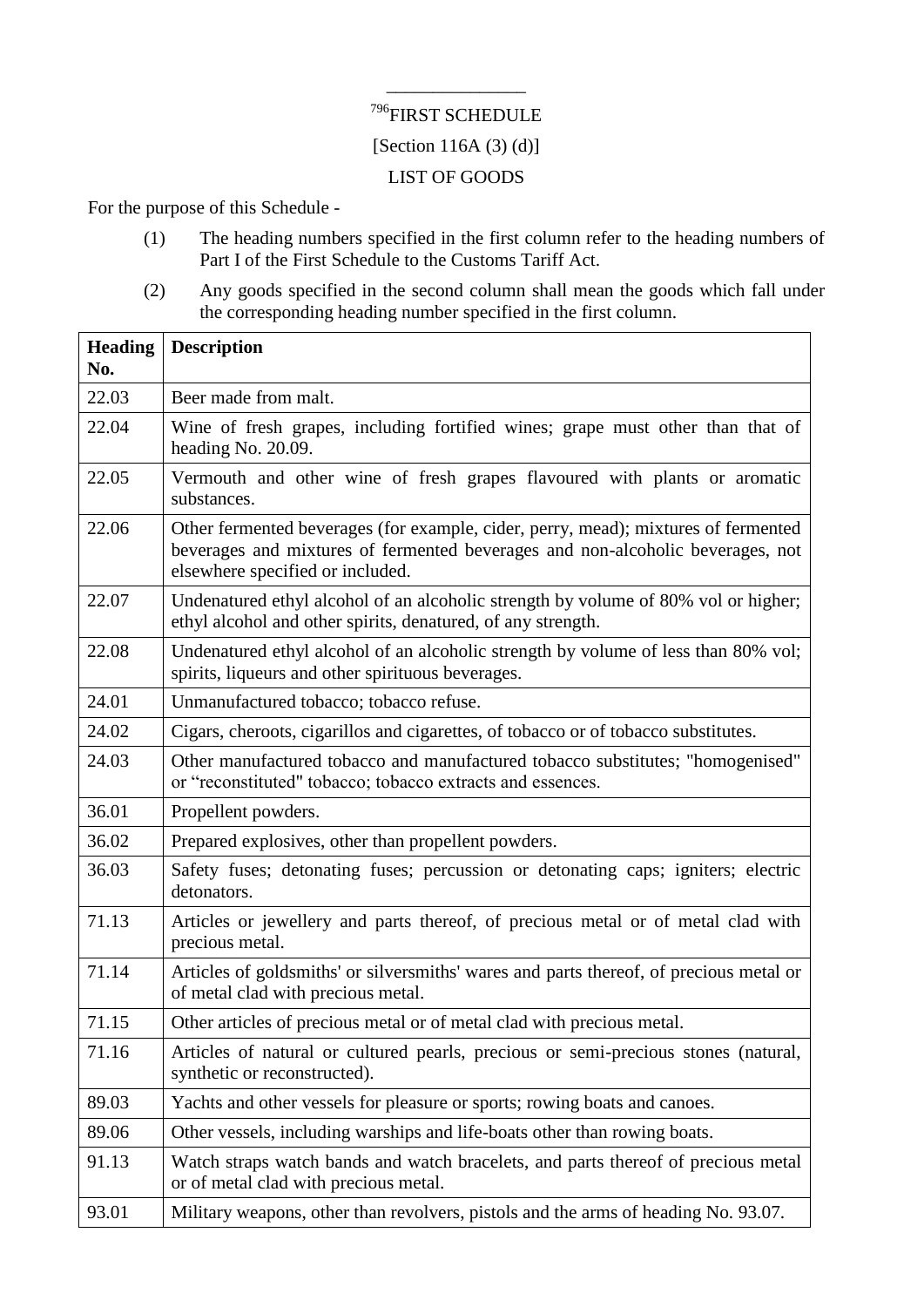---

[796]FIRST SCHEDULE

[Section 116A (3) (d)]

LIST OF GOODS

For the purpose of this Schedule -

(1) The heading numbers specified in the first column refer to the heading numbers of Part I of the First Schedule to the Customs Tariff Act.

(2) Any goods specified in the second column shall mean the goods which fall under the corresponding heading number specified in the first column.

| Heading No. | Description |
|---|---|
| 22.03 | Beer made from malt. |
| 22.04 | Wine of fresh grapes, including fortified wines; grape must other than that of heading No. 20.09. |
| 22.05 | Vermouth and other wine of fresh grapes flavoured with plants or aromatic substances. |
| 22.06 | Other fermented beverages (for example, cider, perry, mead); mixtures of fermented beverages and mixtures of fermented beverages and non-alcoholic beverages, not elsewhere specified or included. |
| 22.07 | Undenatured ethyl alcohol of an alcoholic strength by volume of 80% vol or higher; ethyl alcohol and other spirits, denatured, of any strength. |
| 22.08 | Undenatured ethyl alcohol of an alcoholic strength by volume of less than 80% vol; spirits, liqueurs and other spirituous beverages. |
| 24.01 | Unmanufactured tobacco; tobacco refuse. |
| 24.02 | Cigars, cheroots, cigarillos and cigarettes, of tobacco or of tobacco substitutes. |
| 24.03 | Other manufactured tobacco and manufactured tobacco substitutes; "homogenised" or "reconstituted" tobacco; tobacco extracts and essences. |
| 36.01 | Propellent powders. |
| 36.02 | Prepared explosives, other than propellent powders. |
| 36.03 | Safety fuses; detonating fuses; percussion or detonating caps; igniters; electric detonators. |
| 71.13 | Articles or jewellery and parts thereof, of precious metal or of metal clad with precious metal. |
| 71.14 | Articles of goldsmiths' or silversmiths' wares and parts thereof, of precious metal or of metal clad with precious metal. |
| 71.15 | Other articles of precious metal or of metal clad with precious metal. |
| 71.16 | Articles of natural or cultured pearls, precious or semi-precious stones (natural, synthetic or reconstructed). |
| 89.03 | Yachts and other vessels for pleasure or sports; rowing boats and canoes. |
| 89.06 | Other vessels, including warships and life-boats other than rowing boats. |
| 91.13 | Watch straps watch bands and watch bracelets, and parts thereof of precious metal or of metal clad with precious metal. |
| 93.01 | Military weapons, other than revolvers, pistols and the arms of heading No. 93.07. |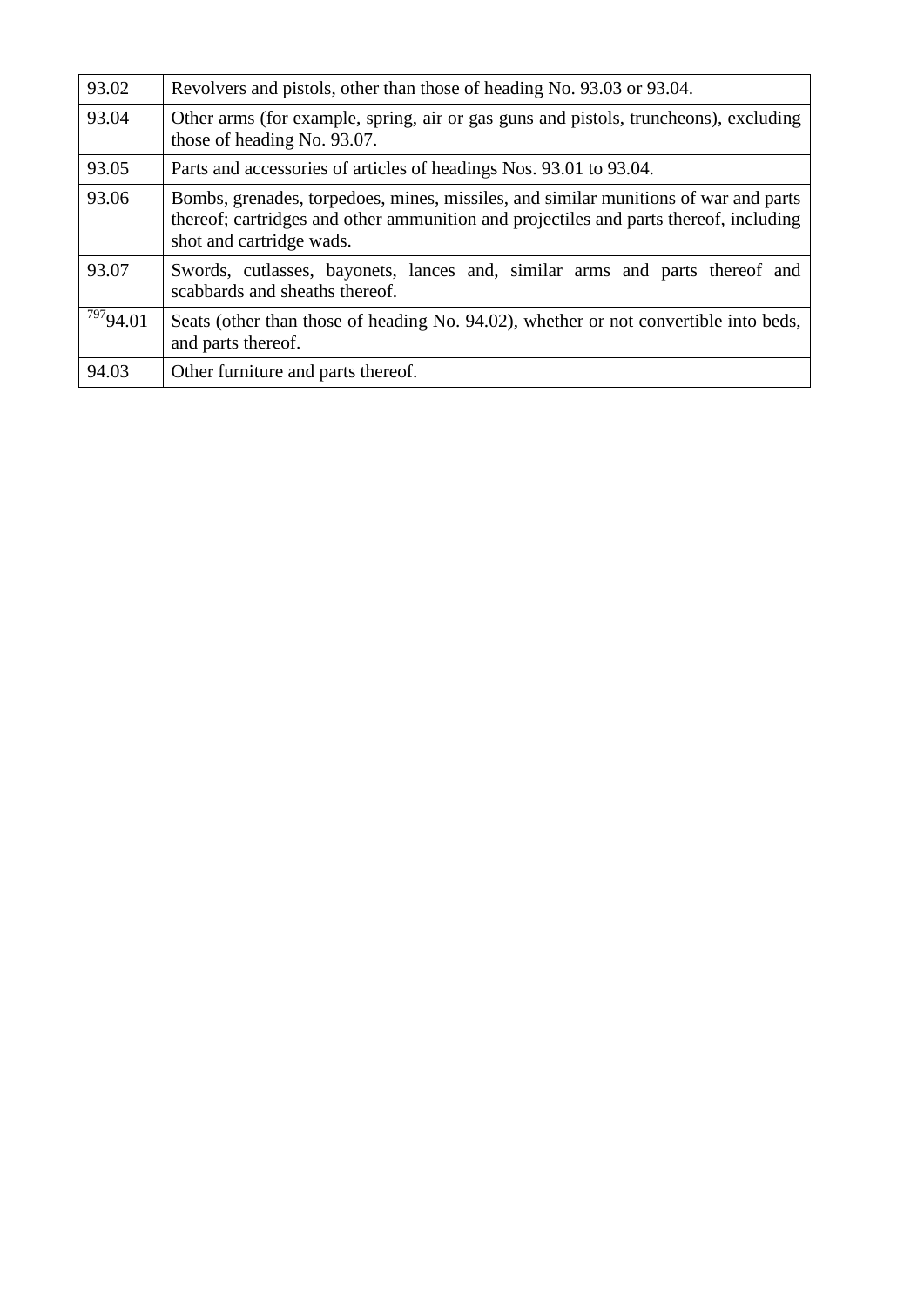| | |
|---|---|
| 93.02 | Revolvers and pistols, other than those of heading No. 93.03 or 93.04. |
| 93.04 | Other arms (for example, spring, air or gas guns and pistols, truncheons), excluding those of heading No. 93.07. |
| 93.05 | Parts and accessories of articles of headings Nos. 93.01 to 93.04. |
| 93.06 | Bombs, grenades, torpedoes, mines, missiles, and similar munitions of war and parts thereof; cartridges and other ammunition and projectiles and parts thereof, including shot and cartridge wads. |
| 93.07 | Swords, cutlasses, bayonets, lances and, similar arms and parts thereof and scabbards and sheaths thereof. |
| [797]94.01 | Seats (other than those of heading No. 94.02), whether or not convertible into beds, and parts thereof. |
| 94.03 | Other furniture and parts thereof. |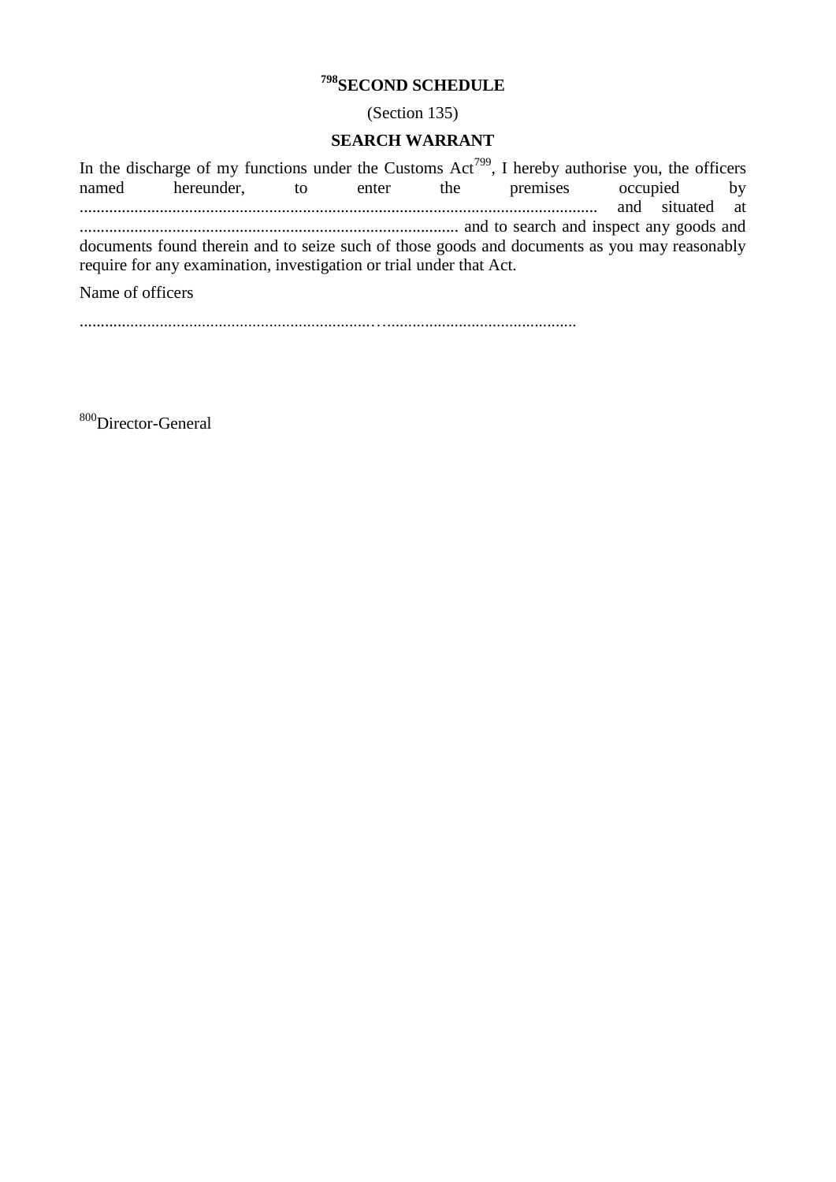## [798]SECOND SCHEDULE

(Section 135)

### SEARCH WARRANT

In the discharge of my functions under the Customs Act[799], I hereby authorise you, the officers named hereunder, to enter the premises occupied by ............................................................................................................................ and situated at .......................................................................................... and to search and inspect any goods and documents found therein and to seize such of those goods and documents as you may reasonably require for any examination, investigation or trial under that Act.

Name of officers

.....................................................................…............................................

[800]Director-General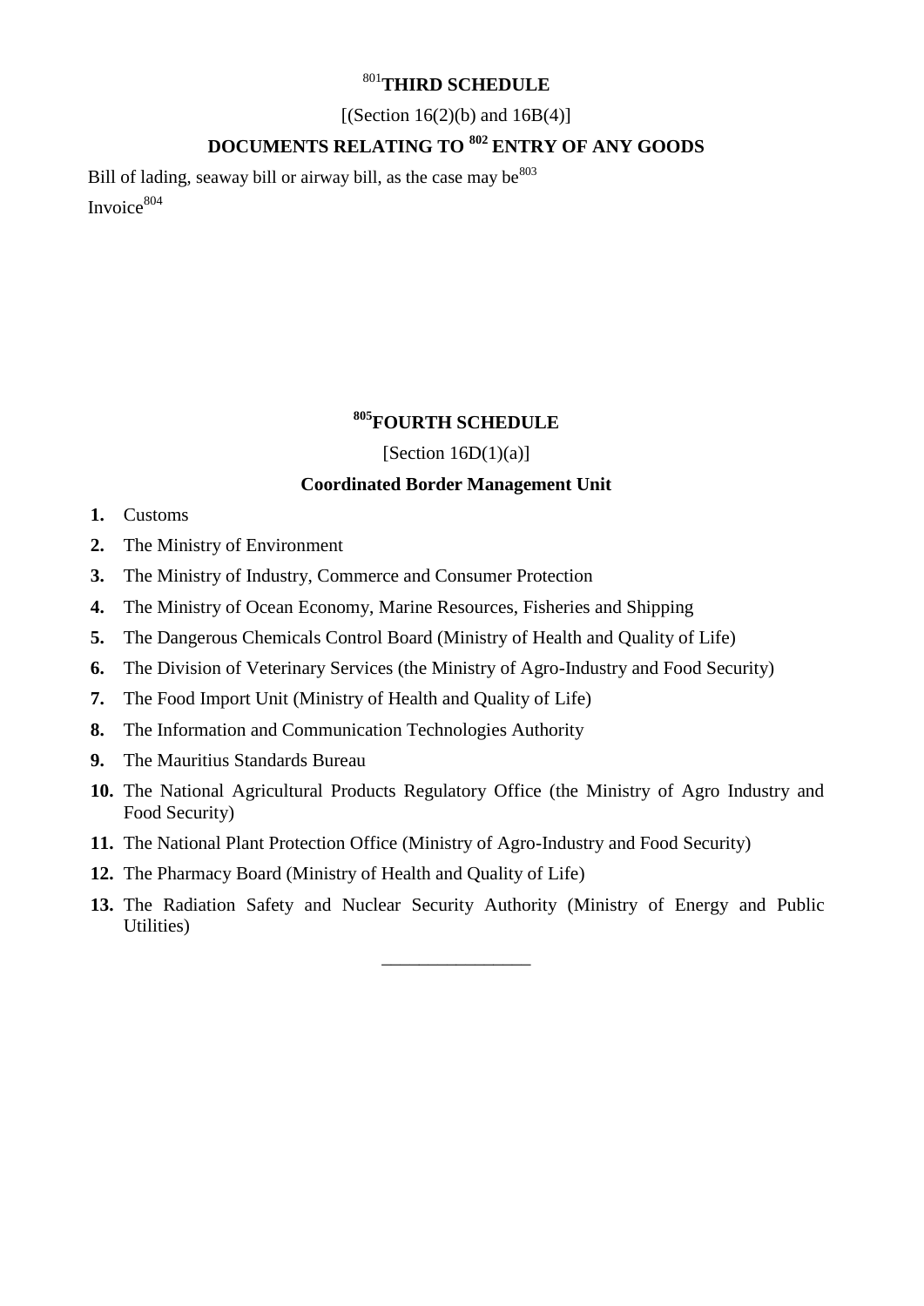# [801]THIRD SCHEDULE

[(Section 16(2)(b) and 16B(4)]

## DOCUMENTS RELATING TO [802] ENTRY OF ANY GOODS

Bill of lading, seaway bill or airway bill, as the case may be[803]

Invoice[804]

# [805]FOURTH SCHEDULE

[Section 16D(1)(a)]

## Coordinated Border Management Unit

1. Customs
2. The Ministry of Environment
3. The Ministry of Industry, Commerce and Consumer Protection
4. The Ministry of Ocean Economy, Marine Resources, Fisheries and Shipping
5. The Dangerous Chemicals Control Board (Ministry of Health and Quality of Life)
6. The Division of Veterinary Services (the Ministry of Agro-Industry and Food Security)
7. The Food Import Unit (Ministry of Health and Quality of Life)
8. The Information and Communication Technologies Authority
9. The Mauritius Standards Bureau
10. The National Agricultural Products Regulatory Office (the Ministry of Agro Industry and Food Security)
11. The National Plant Protection Office (Ministry of Agro-Industry and Food Security)
12. The Pharmacy Board (Ministry of Health and Quality of Life)
13. The Radiation Safety and Nuclear Security Authority (Ministry of Energy and Public Utilities)

---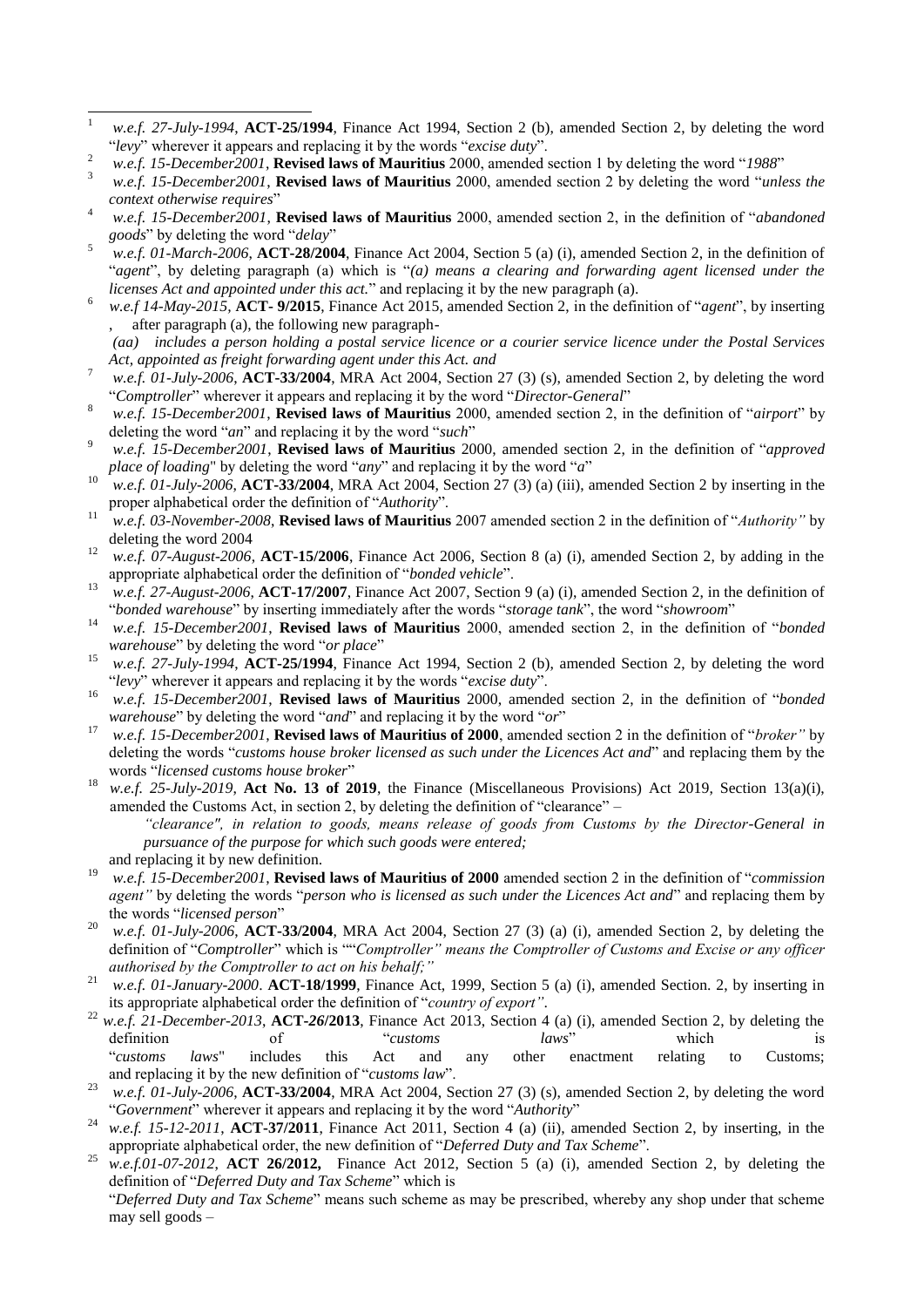[1] *w.e.f. 27-July-1994*, **ACT-25/1994**, Finance Act 1994, Section 2 (b), amended Section 2, by deleting the word "*levy*" wherever it appears and replacing it by the words "*excise duty*".

[2] *w.e.f. 15-December2001*, **Revised laws of Mauritius** 2000, amended section 1 by deleting the word "*1988*"

[3] *w.e.f. 15-December2001*, **Revised laws of Mauritius** 2000, amended section 2 by deleting the word "*unless the context otherwise requires*"

[4] *w.e.f. 15-December2001*, **Revised laws of Mauritius** 2000, amended section 2, in the definition of "*abandoned goods*" by deleting the word "*delay*"

[5] *w.e.f. 01-March-2006*, **ACT-28/2004**, Finance Act 2004, Section 5 (a) (i), amended Section 2, in the definition of "*agent*", by deleting paragraph (a) which is "*(a) means a clearing and forwarding agent licensed under the licenses Act and appointed under this act.*" and replacing it by the new paragraph (a).

[6] *w.e.f 14-May-2015*, **ACT- 9/2015**, Finance Act 2015, amended Section 2, in the definition of "*agent*", by inserting , after paragraph (a), the following new paragraph-

*(aa) includes a person holding a postal service licence or a courier service licence under the Postal Services Act, appointed as freight forwarding agent under this Act. and*

[7] *w.e.f. 01-July-2006*, **ACT-33/2004**, MRA Act 2004, Section 27 (3) (s), amended Section 2, by deleting the word "*Comptroller*" wherever it appears and replacing it by the word "*Director-General*"

[8] *w.e.f. 15-December2001*, **Revised laws of Mauritius** 2000, amended section 2, in the definition of "*airport*" by deleting the word "*an*" and replacing it by the word "*such*"

[9] *w.e.f. 15-December2001*, **Revised laws of Mauritius** 2000, amended section 2, in the definition of "*approved place of loading*" by deleting the word "*any*" and replacing it by the word "*a*"

[10] *w.e.f. 01-July-2006*, **ACT-33/2004**, MRA Act 2004, Section 27 (3) (a) (iii), amended Section 2 by inserting in the proper alphabetical order the definition of "*Authority*".

[11] *w.e.f. 03-November-2008*, **Revised laws of Mauritius** 2007 amended section 2 in the definition of "*Authority"* by deleting the word 2004

[12] *w.e.f. 07-August-2006*, **ACT-15/2006**, Finance Act 2006, Section 8 (a) (i), amended Section 2, by adding in the appropriate alphabetical order the definition of "*bonded vehicle*".

[13] *w.e.f. 27-August-2006*, **ACT-17/2007**, Finance Act 2007, Section 9 (a) (i), amended Section 2, in the definition of "*bonded warehouse*" by inserting immediately after the words "*storage tank*", the word "*showroom*"

[14] *w.e.f. 15-December2001*, **Revised laws of Mauritius** 2000, amended section 2, in the definition of "*bonded warehouse*" by deleting the word "*or place*"

[15] *w.e.f. 27-July-1994*, **ACT-25/1994**, Finance Act 1994, Section 2 (b), amended Section 2, by deleting the word "*levy*" wherever it appears and replacing it by the words "*excise duty*".

[16] *w.e.f. 15-December2001*, **Revised laws of Mauritius** 2000, amended section 2, in the definition of "*bonded warehouse*" by deleting the word "*and*" and replacing it by the word "*or*"

[17] *w.e.f. 15-December2001*, **Revised laws of Mauritius of 2000**, amended section 2 in the definition of "*broker"* by deleting the words "*customs house broker licensed as such under the Licences Act and*" and replacing them by the words "*licensed customs house broker*"

[18] *w.e.f. 25-July-2019*, **Act No. 13 of 2019**, the Finance (Miscellaneous Provisions) Act 2019, Section 13(a)(i), amended the Customs Act, in section 2, by deleting the definition of "clearance" –

*"clearance", in relation to goods, means release of goods from Customs by the Director-General in pursuance of the purpose for which such goods were entered;*

and replacing it by new definition.

[19] *w.e.f. 15-December2001*, **Revised laws of Mauritius of 2000** amended section 2 in the definition of "*commission agent"* by deleting the words "*person who is licensed as such under the Licences Act and*" and replacing them by the words "*licensed person*"

[20] *w.e.f. 01-July-2006*, **ACT-33/2004**, MRA Act 2004, Section 27 (3) (a) (i), amended Section 2, by deleting the definition of "*Comptroller*" which is ""*Comptroller" means the Comptroller of Customs and Excise or any officer authorised by the Comptroller to act on his behalf;"*

[21] *w.e.f. 01-January-2000*. **ACT-18/1999**, Finance Act, 1999, Section 5 (a) (i), amended Section. 2, by inserting in its appropriate alphabetical order the definition of "*country of export"*.

[22] *w.e.f. 21-December-2013*, **ACT-26/2013**, Finance Act 2013, Section 4 (a) (i), amended Section 2, by deleting the definition of "*customs laws*" which is "*customs laws*" includes this Act and any other enactment relating to Customs; and replacing it by the new definition of "*customs law*".

[23] *w.e.f. 01-July-2006*, **ACT-33/2004**, MRA Act 2004, Section 27 (3) (s), amended Section 2, by deleting the word "*Government*" wherever it appears and replacing it by the word "*Authority*"

[24] *w.e.f. 15-12-2011*, **ACT-37/2011**, Finance Act 2011, Section 4 (a) (ii), amended Section 2, by inserting, in the appropriate alphabetical order, the new definition of "*Deferred Duty and Tax Scheme*".

[25] *w.e.f.01-07-2012*, **ACT 26/2012,** Finance Act 2012, Section 5 (a) (i), amended Section 2, by deleting the definition of "*Deferred Duty and Tax Scheme*" which is

"*Deferred Duty and Tax Scheme*" means such scheme as may be prescribed, whereby any shop under that scheme may sell goods –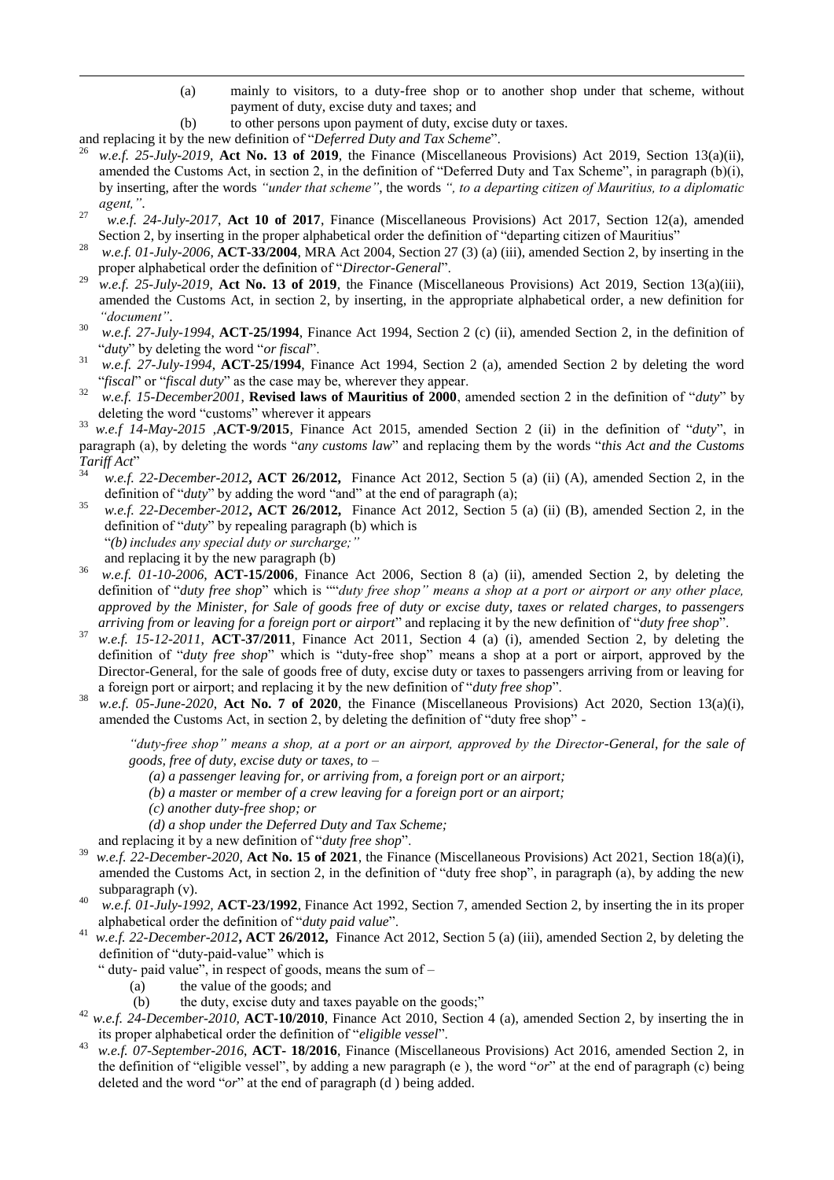(a) mainly to visitors, to a duty-free shop or to another shop under that scheme, without payment of duty, excise duty and taxes; and

(b) to other persons upon payment of duty, excise duty or taxes.

and replacing it by the new definition of "*Deferred Duty and Tax Scheme*".

[26] *w.e.f. 25-July-2019*, **Act No. 13 of 2019**, the Finance (Miscellaneous Provisions) Act 2019, Section 13(a)(ii), amended the Customs Act, in section 2, in the definition of "Deferred Duty and Tax Scheme", in paragraph (b)(i), by inserting, after the words *"under that scheme"*, the words *", to a departing citizen of Mauritius, to a diplomatic agent,"*.

[27] *w.e.f. 24-July-2017*, **Act 10 of 2017**, Finance (Miscellaneous Provisions) Act 2017, Section 12(a), amended Section 2, by inserting in the proper alphabetical order the definition of "departing citizen of Mauritius"

[28] *w.e.f. 01-July-2006*, **ACT-33/2004**, MRA Act 2004, Section 27 (3) (a) (iii), amended Section 2, by inserting in the proper alphabetical order the definition of "*Director-General*".

[29] *w.e.f. 25-July-2019*, **Act No. 13 of 2019**, the Finance (Miscellaneous Provisions) Act 2019, Section 13(a)(iii), amended the Customs Act, in section 2, by inserting, in the appropriate alphabetical order, a new definition for *"document"*.

[30] *w.e.f. 27-July-1994*, **ACT-25/1994**, Finance Act 1994, Section 2 (c) (ii), amended Section 2, in the definition of "*duty*" by deleting the word "*or fiscal*".

[31] *w.e.f. 27-July-1994*, **ACT-25/1994**, Finance Act 1994, Section 2 (a), amended Section 2 by deleting the word "*fiscal*" or "*fiscal duty*" as the case may be, wherever they appear.

[32] *w.e.f. 15-December2001*, **Revised laws of Mauritius of 2000**, amended section 2 in the definition of "*duty*" by deleting the word "customs" wherever it appears

[33] *w.e.f 14-May-2015* ,**ACT-9/2015**, Finance Act 2015, amended Section 2 (ii) in the definition of "*duty*", in paragraph (a), by deleting the words "*any customs law*" and replacing them by the words "*this Act and the Customs Tariff Act*"

[34] *w.e.f. 22-December-2012***, ACT 26/2012,** Finance Act 2012, Section 5 (a) (ii) (A), amended Section 2, in the definition of "*duty*" by adding the word "and" at the end of paragraph (a);

[35] *w.e.f. 22-December-2012***, ACT 26/2012,** Finance Act 2012, Section 5 (a) (ii) (B), amended Section 2, in the definition of "*duty*" by repealing paragraph (b) which is

"*(b) includes any special duty or surcharge;"*

and replacing it by the new paragraph (b)

[36] *w.e.f. 01-10-2006*, **ACT-15/2006**, Finance Act 2006, Section 8 (a) (ii), amended Section 2, by deleting the definition of "*duty free shop*" which is ""*duty free shop" means a shop at a port or airport or any other place, approved by the Minister, for Sale of goods free of duty or excise duty, taxes or related charges, to passengers arriving from or leaving for a foreign port or airport*" and replacing it by the new definition of "*duty free shop*".

[37] *w.e.f. 15-12-2011*, **ACT-37/2011**, Finance Act 2011, Section 4 (a) (i), amended Section 2, by deleting the definition of "*duty free shop*" which is "duty-free shop" means a shop at a port or airport, approved by the Director-General, for the sale of goods free of duty, excise duty or taxes to passengers arriving from or leaving for a foreign port or airport; and replacing it by the new definition of "*duty free shop*".

[38] *w.e.f. 05-June-2020*, **Act No. 7 of 2020**, the Finance (Miscellaneous Provisions) Act 2020, Section 13(a)(i), amended the Customs Act, in section 2, by deleting the definition of "duty free shop" -

> *"duty-free shop" means a shop, at a port or an airport, approved by the Director-General, for the sale of goods, free of duty, excise duty or taxes, to –*
>
> *(a) a passenger leaving for, or arriving from, a foreign port or an airport;*
>
> *(b) a master or member of a crew leaving for a foreign port or an airport;*
>
> *(c) another duty-free shop; or*
>
> *(d) a shop under the Deferred Duty and Tax Scheme;*

and replacing it by a new definition of "*duty free shop*".

[39] *w.e.f. 22-December-2020*, **Act No. 15 of 2021**, the Finance (Miscellaneous Provisions) Act 2021, Section 18(a)(i), amended the Customs Act, in section 2, in the definition of "duty free shop", in paragraph (a), by adding the new subparagraph (v).

[40] *w.e.f. 01-July-1992*, **ACT-23/1992**, Finance Act 1992, Section 7, amended Section 2, by inserting the in its proper alphabetical order the definition of "*duty paid value*".

[41] *w.e.f. 22-December-2012***, ACT 26/2012,** Finance Act 2012, Section 5 (a) (iii), amended Section 2, by deleting the definition of "duty-paid-value" which is

" duty- paid value", in respect of goods, means the sum of –

(a) the value of the goods; and

(b) the duty, excise duty and taxes payable on the goods;"

[42] *w.e.f. 24-December-2010*, **ACT-10/2010**, Finance Act 2010, Section 4 (a), amended Section 2, by inserting the in its proper alphabetical order the definition of "*eligible vessel*".

[43] *w.e.f. 07-September-2016*, **ACT- 18/2016**, Finance (Miscellaneous Provisions) Act 2016, amended Section 2, in the definition of "eligible vessel", by adding a new paragraph (e ), the word "*or*" at the end of paragraph (c) being deleted and the word "*or*" at the end of paragraph (d ) being added.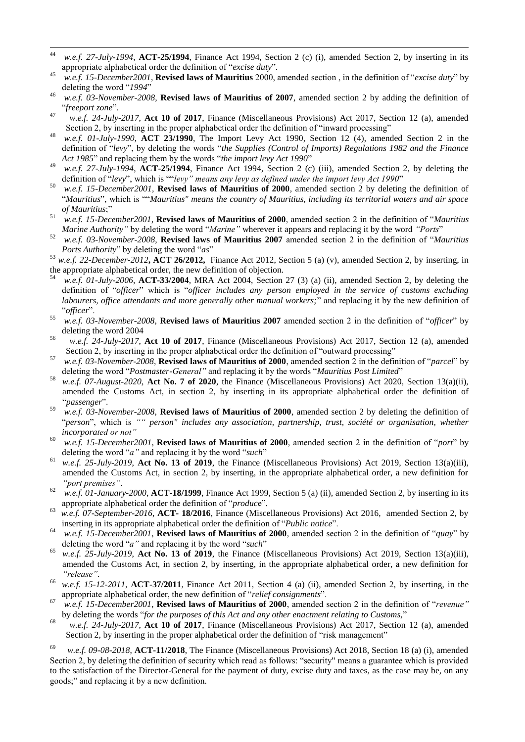[44] *w.e.f. 27-July-1994*, **ACT-25/1994**, Finance Act 1994, Section 2 (c) (i), amended Section 2, by inserting in its appropriate alphabetical order the definition of "*excise duty*".

[45] *w.e.f. 15-December2001*, **Revised laws of Mauritius** 2000, amended section , in the definition of "*excise duty*" by deleting the word "*1994*"

[46] *w.e.f. 03-November-2008*, **Revised laws of Mauritius of 2007**, amended section 2 by adding the definition of "*freeport zone*".

[47] *w.e.f. 24-July-2017*, **Act 10 of 2017**, Finance (Miscellaneous Provisions) Act 2017, Section 12 (a), amended Section 2, by inserting in the proper alphabetical order the definition of "inward processing"

[48] *w.e.f. 01-July-1990*, **ACT 23/1990**, The Import Levy Act 1990, Section 12 (4), amended Section 2 in the definition of "*levy*", by deleting the words "*the Supplies (Control of Imports) Regulations 1982 and the Finance Act 1985*" and replacing them by the words "*the import levy Act 1990*"

[49] *w.e.f. 27-July-1994*, **ACT-25/1994**, Finance Act 1994, Section 2 (c) (iii), amended Section 2, by deleting the definition of "*levy*", which is ""*levy" means any levy as defined under the import levy Act 1990*"

[50] *w.e.f. 15-December2001*, **Revised laws of Mauritius of 2000**, amended section 2 by deleting the definition of "*Mauritius*", which is ""*Mauritius" means the country of Mauritius, including its territorial waters and air space of Mauritius*;"

[51] *w.e.f. 15-December2001*, **Revised laws of Mauritius of 2000**, amended section 2 in the definition of "*Mauritius Marine Authority"* by deleting the word "*Marine"* wherever it appears and replacing it by the word *"Ports*"

[52] *w.e.f. 03-November-2008*, **Revised laws of Mauritius 2007** amended section 2 in the definition of "*Mauritius Ports Authority*" by deleting the word "*as*"

[53] *w.e.f. 22-December-2012***, ACT 26/2012,** Finance Act 2012, Section 5 (a) (v), amended Section 2, by inserting, in the appropriate alphabetical order, the new definition of objection.

[54] *w.e.f. 01-July-2006*, **ACT-33/2004**, MRA Act 2004, Section 27 (3) (a) (ii), amended Section 2, by deleting the definition of "*officer*" which is "*officer includes any person employed in the service of customs excluding labourers, office attendants and more generally other manual workers;*" and replacing it by the new definition of "*officer*".

[55] *w.e.f. 03-November-2008*, **Revised laws of Mauritius 2007** amended section 2 in the definition of "*officer*" by deleting the word 2004

[56] *w.e.f. 24-July-2017*, **Act 10 of 2017**, Finance (Miscellaneous Provisions) Act 2017, Section 12 (a), amended Section 2, by inserting in the proper alphabetical order the definition of "outward processing"

[57] *w.e.f. 03-November-2008*, **Revised laws of Mauritius of 2000**, amended section 2 in the definition of "*parcel*" by deleting the word "*Postmaster-General"* and replacing it by the words "*Mauritius Post Limited*"

[58] *w.e.f. 07-August-2020*, **Act No. 7 of 2020**, the Finance (Miscellaneous Provisions) Act 2020, Section 13(a)(ii), amended the Customs Act, in section 2, by inserting in its appropriate alphabetical order the definition of "*passenger*".

[59] *w.e.f. 03-November-2008*, **Revised laws of Mauritius of 2000**, amended section 2 by deleting the definition of "*person*", which is *"" person" includes any association, partnership, trust, société or organisation, whether incorporated or not"*

[60] *w.e.f. 15-December2001*, **Revised laws of Mauritius of 2000**, amended section 2 in the definition of "*port*" by deleting the word "*a"* and replacing it by the word "*such*"

[61] *w.e.f. 25-July-2019*, **Act No. 13 of 2019**, the Finance (Miscellaneous Provisions) Act 2019, Section 13(a)(iii), amended the Customs Act, in section 2, by inserting, in the appropriate alphabetical order, a new definition for *"port premises"*.

[62] *w.e.f. 01-January-2000*, **ACT-18/1999**, Finance Act 1999, Section 5 (a) (ii), amended Section 2, by inserting in its appropriate alphabetical order the definition of "*produc*e".

[63] *w.e.f. 07-September-2016*, **ACT- 18/2016**, Finance (Miscellaneous Provisions) Act 2016, amended Section 2, by inserting in its appropriate alphabetical order the definition of "*Public notice*".

[64] *w.e.f. 15-December2001*, **Revised laws of Mauritius of 2000**, amended section 2 in the definition of "*quay*" by deleting the word "*a"* and replacing it by the word "*such*"

[65] *w.e.f. 25-July-2019*, **Act No. 13 of 2019**, the Finance (Miscellaneous Provisions) Act 2019, Section 13(a)(iii), amended the Customs Act, in section 2, by inserting, in the appropriate alphabetical order, a new definition for *"release"*.

[66] *w.e.f. 15-12-2011*, **ACT-37/2011**, Finance Act 2011, Section 4 (a) (ii), amended Section 2, by inserting, in the appropriate alphabetical order, the new definition of "*relief consignments*".

[67] *w.e.f. 15-December2001*, **Revised laws of Mauritius of 2000**, amended section 2 in the definition of "*revenue"* by deleting the words "*for the purposes of this Act and any other enactment relating to Customs,*"

[68] *w.e.f. 24-July-2017*, **Act 10 of 2017**, Finance (Miscellaneous Provisions) Act 2017, Section 12 (a), amended Section 2, by inserting in the proper alphabetical order the definition of "risk management"

[69] *w.e.f. 09-08-2018*, **ACT-11/2018**, The Finance (Miscellaneous Provisions) Act 2018, Section 18 (a) (i), amended Section 2, by deleting the definition of security which read as follows: "security" means a guarantee which is provided to the satisfaction of the Director-General for the payment of duty, excise duty and taxes, as the case may be, on any goods;" and replacing it by a new definition.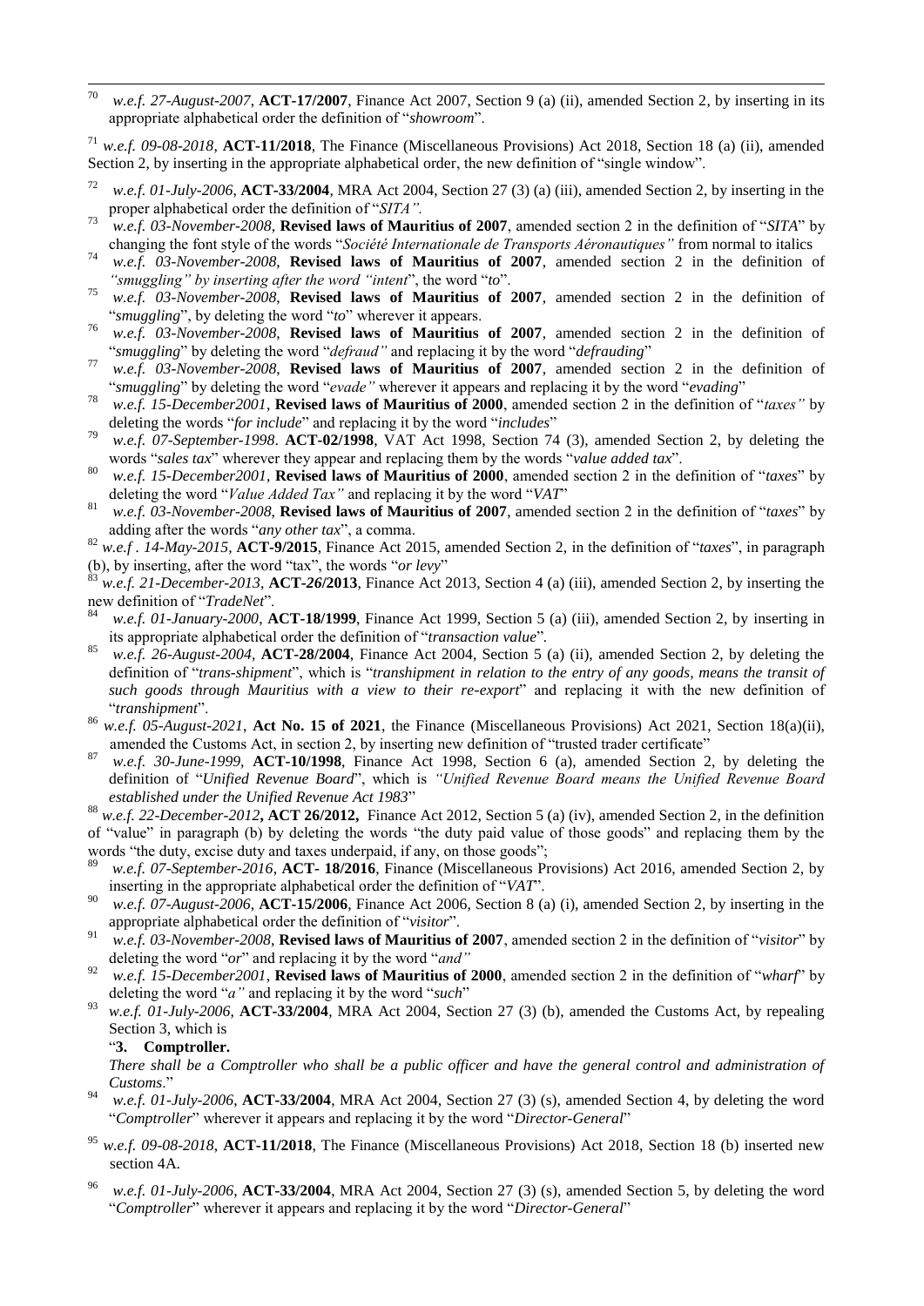[70] *w.e.f. 27-August-2007*, **ACT-17/2007**, Finance Act 2007, Section 9 (a) (ii), amended Section 2, by inserting in its appropriate alphabetical order the definition of "*showroom*".

[71] *w.e.f. 09-08-2018*, **ACT-11/2018**, The Finance (Miscellaneous Provisions) Act 2018, Section 18 (a) (ii), amended Section 2, by inserting in the appropriate alphabetical order, the new definition of "single window".

[72] *w.e.f. 01-July-2006*, **ACT-33/2004**, MRA Act 2004, Section 27 (3) (a) (iii), amended Section 2, by inserting in the proper alphabetical order the definition of "*SITA".*

[73] *w.e.f. 03-November-2008*, **Revised laws of Mauritius of 2007**, amended section 2 in the definition of "*SITA*" by changing the font style of the words "*Société Internationale de Transports Aéronautiques"* from normal to italics

[74] *w.e.f. 03-November-2008*, **Revised laws of Mauritius of 2007**, amended section 2 in the definition of *"smuggling" by inserting after the word "intent*", the word "*to*".

[75] *w.e.f. 03-November-2008*, **Revised laws of Mauritius of 2007**, amended section 2 in the definition of "*smuggling*", by deleting the word "*to*" wherever it appears.

[76] *w.e.f. 03-November-2008*, **Revised laws of Mauritius of 2007**, amended section 2 in the definition of "*smuggling*" by deleting the word "*defraud"* and replacing it by the word "*defrauding*"

[77] *w.e.f. 03-November-2008*, **Revised laws of Mauritius of 2007**, amended section 2 in the definition of "*smuggling*" by deleting the word "*evade"* wherever it appears and replacing it by the word "*evading*"

[78] *w.e.f. 15-December2001*, **Revised laws of Mauritius of 2000**, amended section 2 in the definition of "*taxes"* by deleting the words "*for include*" and replacing it by the word "*includes*"

[79] *w.e.f. 07-September-1998*. **ACT-02/1998**, VAT Act 1998, Section 74 (3), amended Section 2, by deleting the words "*sales tax*" wherever they appear and replacing them by the words "*value added tax*".

[80] *w.e.f. 15-December2001*, **Revised laws of Mauritius of 2000**, amended section 2 in the definition of "*taxes*" by deleting the word "*Value Added Tax"* and replacing it by the word "*VAT*"

[81] *w.e.f. 03-November-2008*, **Revised laws of Mauritius of 2007**, amended section 2 in the definition of "*taxes*" by adding after the words "*any other tax*", a comma.

[82] *w.e.f . 14-May-2015*, **ACT-9/2015**, Finance Act 2015, amended Section 2, in the definition of "*taxes*", in paragraph (b), by inserting, after the word "tax", the words "*or levy*"

[83] *w.e.f. 21-December-2013*, **ACT-26/2013**, Finance Act 2013, Section 4 (a) (iii), amended Section 2, by inserting the new definition of "*TradeNet*".

[84] *w.e.f. 01-January-2000*, **ACT-18/1999**, Finance Act 1999, Section 5 (a) (iii), amended Section 2, by inserting in its appropriate alphabetical order the definition of "*transaction value*".

[85] *w.e.f. 26-August-2004*, **ACT-28/2004**, Finance Act 2004, Section 5 (a) (ii), amended Section 2, by deleting the definition of "*trans-shipment*", which is "*transhipment in relation to the entry of any goods, means the transit of such goods through Mauritius with a view to their re-export*" and replacing it with the new definition of "*transhipment*".

[86] *w.e.f. 05-August-2021*, **Act No. 15 of 2021**, the Finance (Miscellaneous Provisions) Act 2021, Section 18(a)(ii), amended the Customs Act, in section 2, by inserting new definition of "trusted trader certificate"

[87] *w.e.f. 30-June-1999*, **ACT-10/1998**, Finance Act 1998, Section 6 (a), amended Section 2, by deleting the definition of "*Unified Revenue Board*", which is *"Unified Revenue Board means the Unified Revenue Board established under the Unified Revenue Act 1983*"

[88] *w.e.f. 22-December-2012***, ACT 26/2012,** Finance Act 2012, Section 5 (a) (iv), amended Section 2, in the definition of "value" in paragraph (b) by deleting the words "the duty paid value of those goods" and replacing them by the words "the duty, excise duty and taxes underpaid, if any, on those goods";

[89] *w.e.f. 07-September-2016*, **ACT- 18/2016**, Finance (Miscellaneous Provisions) Act 2016, amended Section 2, by inserting in the appropriate alphabetical order the definition of "*VAT*".

[90] *w.e.f. 07-August-2006*, **ACT-15/2006**, Finance Act 2006, Section 8 (a) (i), amended Section 2, by inserting in the appropriate alphabetical order the definition of "*visitor*".

[91] *w.e.f. 03-November-2008*, **Revised laws of Mauritius of 2007**, amended section 2 in the definition of "*visitor*" by deleting the word "*or*" and replacing it by the word "*and"*

[92] *w.e.f. 15-December2001*, **Revised laws of Mauritius of 2000**, amended section 2 in the definition of "*wharf*" by deleting the word "*a"* and replacing it by the word "*such*"

[93] *w.e.f. 01-July-2006*, **ACT-33/2004**, MRA Act 2004, Section 27 (3) (b), amended the Customs Act, by repealing Section 3, which is

"**3. Comptroller.**

*There shall be a Comptroller who shall be a public officer and have the general control and administration of Customs*."

[94] *w.e.f. 01-July-2006*, **ACT-33/2004**, MRA Act 2004, Section 27 (3) (s), amended Section 4, by deleting the word "*Comptroller*" wherever it appears and replacing it by the word "*Director-General*"

[95] *w.e.f. 09-08-2018*, **ACT-11/2018**, The Finance (Miscellaneous Provisions) Act 2018, Section 18 (b) inserted new section 4A.

[96] *w.e.f. 01-July-2006*, **ACT-33/2004**, MRA Act 2004, Section 27 (3) (s), amended Section 5, by deleting the word "*Comptroller*" wherever it appears and replacing it by the word "*Director-General*"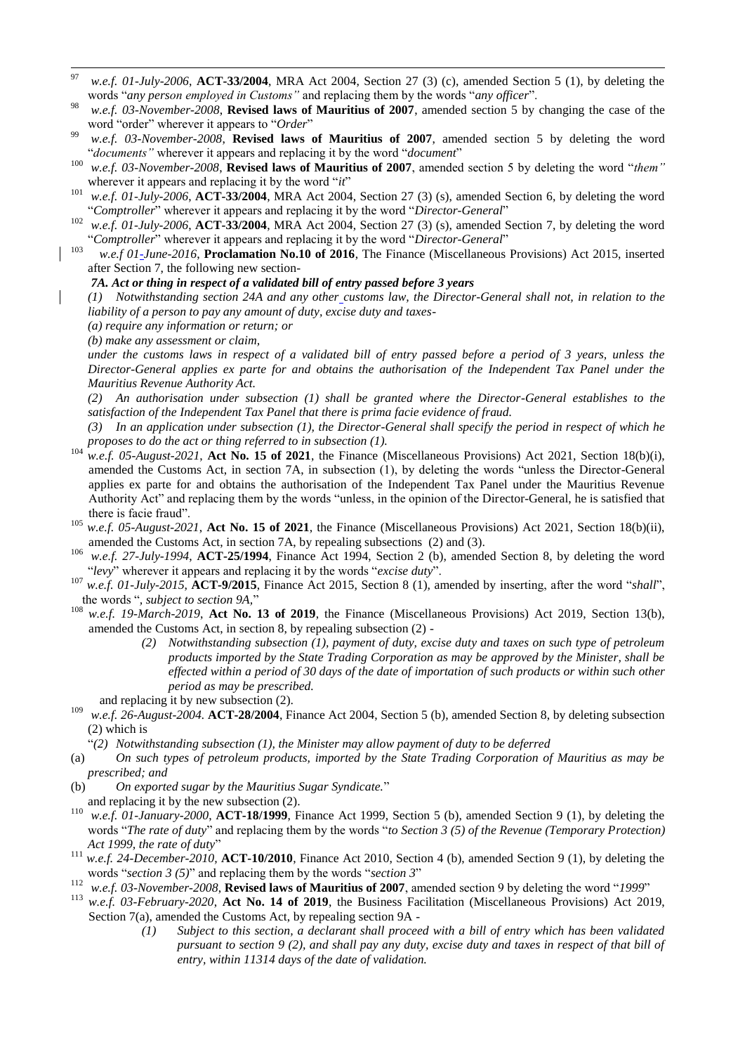[97] *w.e.f. 01-July-2006*, **ACT-33/2004**, MRA Act 2004, Section 27 (3) (c), amended Section 5 (1), by deleting the words "*any person employed in Customs"* and replacing them by the words "*any officer*".

[98] *w.e.f. 03-November-2008*, **Revised laws of Mauritius of 2007**, amended section 5 by changing the case of the word "order" wherever it appears to "*Order*"

[99] *w.e.f. 03-November-2008*, **Revised laws of Mauritius of 2007**, amended section 5 by deleting the word "*documents"* wherever it appears and replacing it by the word "*document*"

[100] *w.e.f. 03-November-2008*, **Revised laws of Mauritius of 2007**, amended section 5 by deleting the word "*them"* wherever it appears and replacing it by the word "*it*"

[101] *w.e.f. 01-July-2006*, **ACT-33/2004**, MRA Act 2004, Section 27 (3) (s), amended Section 6, by deleting the word "*Comptroller*" wherever it appears and replacing it by the word "*Director-General*"

[102] *w.e.f. 01-July-2006*, **ACT-33/2004**, MRA Act 2004, Section 27 (3) (s), amended Section 7, by deleting the word "*Comptroller*" wherever it appears and replacing it by the word "*Director-General*"

[103] *w.e.f 01-June-2016*, **Proclamation No.10 of 2016**, The Finance (Miscellaneous Provisions) Act 2015, inserted after Section 7, the following new section-

***7A. Act or thing in respect of a validated bill of entry passed before 3 years***

*(1) Notwithstanding section 24A and any other customs law, the Director-General shall not, in relation to the liability of a person to pay any amount of duty, excise duty and taxes-*

*(a) require any information or return; or*

*(b) make any assessment or claim,*

*under the customs laws in respect of a validated bill of entry passed before a period of 3 years, unless the Director-General applies ex parte for and obtains the authorisation of the Independent Tax Panel under the Mauritius Revenue Authority Act.*

*(2) An authorisation under subsection (1) shall be granted where the Director-General establishes to the satisfaction of the Independent Tax Panel that there is prima facie evidence of fraud.*

*(3) In an application under subsection (1), the Director-General shall specify the period in respect of which he proposes to do the act or thing referred to in subsection (1).*

[104] *w.e.f. 05-August-2021*, **Act No. 15 of 2021**, the Finance (Miscellaneous Provisions) Act 2021, Section 18(b)(i), amended the Customs Act, in section 7A, in subsection (1), by deleting the words "unless the Director-General applies ex parte for and obtains the authorisation of the Independent Tax Panel under the Mauritius Revenue Authority Act" and replacing them by the words "unless, in the opinion of the Director-General, he is satisfied that there is facie fraud".

[105] *w.e.f. 05-August-2021*, **Act No. 15 of 2021**, the Finance (Miscellaneous Provisions) Act 2021, Section 18(b)(ii), amended the Customs Act, in section 7A, by repealing subsections (2) and (3).

[106] *w.e.f. 27-July-1994*, **ACT-25/1994**, Finance Act 1994, Section 2 (b), amended Section 8, by deleting the word "*levy*" wherever it appears and replacing it by the words "*excise duty*".

[107] *w.e.f. 01-July-2015*, **ACT-9/2015**, Finance Act 2015, Section 8 (1), amended by inserting, after the word "*shall*", the words "*, subject to section 9A,*"

[108] *w.e.f. 19-March-2019*, **Act No. 13 of 2019**, the Finance (Miscellaneous Provisions) Act 2019, Section 13(b), amended the Customs Act, in section 8, by repealing subsection (2) -

> *(2) Notwithstanding subsection (1), payment of duty, excise duty and taxes on such type of petroleum products imported by the State Trading Corporation as may be approved by the Minister, shall be effected within a period of 30 days of the date of importation of such products or within such other period as may be prescribed.*

and replacing it by new subsection (2).

[109] *w.e.f. 26-August-2004.* **ACT-28/2004**, Finance Act 2004, Section 5 (b), amended Section 8, by deleting subsection (2) which is

"*(2) Notwithstanding subsection (1), the Minister may allow payment of duty to be deferred*

(a) *On such types of petroleum products, imported by the State Trading Corporation of Mauritius as may be prescribed; and*

(b) *On exported sugar by the Mauritius Sugar Syndicate.*"

and replacing it by the new subsection (2).

[110] *w.e.f. 01-January-2000*, **ACT-18/1999**, Finance Act 1999, Section 5 (b), amended Section 9 (1), by deleting the words "*The rate of duty*" and replacing them by the words "*to Section 3 (5) of the Revenue (Temporary Protection) Act 1999, the rate of duty*"

[111] *w.e.f. 24-December-2010*, **ACT-10/2010**, Finance Act 2010, Section 4 (b), amended Section 9 (1), by deleting the words "*section 3 (5)*" and replacing them by the words "*section 3*"

[112] *w.e.f. 03-November-2008*, **Revised laws of Mauritius of 2007**, amended section 9 by deleting the word "*1999*"

[113] *w.e.f. 03-February-2020*, **Act No. 14 of 2019**, the Business Facilitation (Miscellaneous Provisions) Act 2019, Section 7(a), amended the Customs Act, by repealing section 9A -

> *(1) Subject to this section, a declarant shall proceed with a bill of entry which has been validated pursuant to section 9 (2), and shall pay any duty, excise duty and taxes in respect of that bill of entry, within 11314 days of the date of validation.*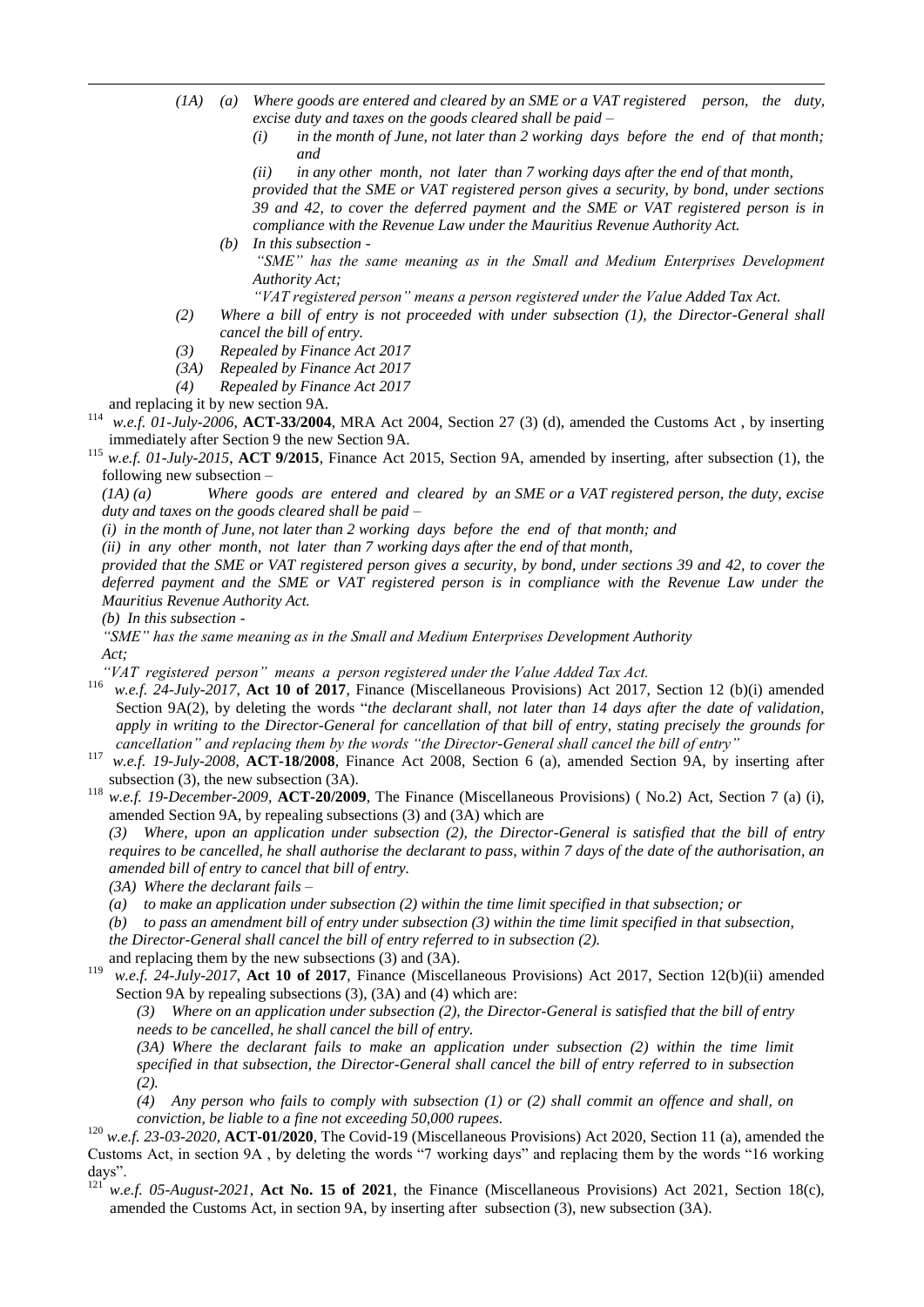*(1A) (a) Where goods are entered and cleared by an SME or a VAT registered person, the duty, excise duty and taxes on the goods cleared shall be paid –*

*(i) in the month of June, not later than 2 working days before the end of that month; and*

*(ii) in any other month, not later than 7 working days after the end of that month,*

*provided that the SME or VAT registered person gives a security, by bond, under sections 39 and 42, to cover the deferred payment and the SME or VAT registered person is in compliance with the Revenue Law under the Mauritius Revenue Authority Act.*

*(b) In this subsection -*

*"SME" has the same meaning as in the Small and Medium Enterprises Development Authority Act;*

*"VAT registered person" means a person registered under the Value Added Tax Act.*

*(2) Where a bill of entry is not proceeded with under subsection (1), the Director-General shall cancel the bill of entry.*

*(3) Repealed by Finance Act 2017*

*(3A) Repealed by Finance Act 2017*

*(4) Repealed by Finance Act 2017*

and replacing it by new section 9A.

[114] *w.e.f. 01-July-2006*, **ACT-33/2004**, MRA Act 2004, Section 27 (3) (d), amended the Customs Act , by inserting immediately after Section 9 the new Section 9A.

[115] *w.e.f. 01-July-2015*, **ACT 9/2015**, Finance Act 2015, Section 9A, amended by inserting, after subsection (1), the following new subsection –

*(1A) (a) Where goods are entered and cleared by an SME or a VAT registered person, the duty, excise duty and taxes on the goods cleared shall be paid –*

*(i) in the month of June, not later than 2 working days before the end of that month; and*

*(ii) in any other month, not later than 7 working days after the end of that month,*

*provided that the SME or VAT registered person gives a security, by bond, under sections 39 and 42, to cover the deferred payment and the SME or VAT registered person is in compliance with the Revenue Law under the Mauritius Revenue Authority Act.*

*(b) In this subsection -*

*"SME" has the same meaning as in the Small and Medium Enterprises Development Authority Act;*

*"VAT registered person" means a person registered under the Value Added Tax Act.*

[116] *w.e.f. 24-July-2017*, **Act 10 of 2017**, Finance (Miscellaneous Provisions) Act 2017, Section 12 (b)(i) amended Section 9A(2), by deleting the words "*the declarant shall, not later than 14 days after the date of validation, apply in writing to the Director-General for cancellation of that bill of entry, stating precisely the grounds for cancellation" and replacing them by the words "the Director-General shall cancel the bill of entry"*

[117] *w.e.f. 19-July-2008*, **ACT-18/2008**, Finance Act 2008, Section 6 (a), amended Section 9A, by inserting after subsection (3), the new subsection (3A).

[118] *w.e.f. 19-December-2009*, **ACT-20/2009**, The Finance (Miscellaneous Provisions) ( No.2) Act, Section 7 (a) (i), amended Section 9A, by repealing subsections (3) and (3A) which are

*(3) Where, upon an application under subsection (2), the Director-General is satisfied that the bill of entry requires to be cancelled, he shall authorise the declarant to pass, within 7 days of the date of the authorisation, an amended bill of entry to cancel that bill of entry.*

*(3A) Where the declarant fails –*

*(a) to make an application under subsection (2) within the time limit specified in that subsection; or*

*(b) to pass an amendment bill of entry under subsection (3) within the time limit specified in that subsection,*

*the Director-General shall cancel the bill of entry referred to in subsection (2).*

and replacing them by the new subsections (3) and (3A).

[119] *w.e.f. 24-July-2017*, **Act 10 of 2017**, Finance (Miscellaneous Provisions) Act 2017, Section 12(b)(ii) amended Section 9A by repealing subsections (3), (3A) and (4) which are:

*(3) Where on an application under subsection (2), the Director-General is satisfied that the bill of entry needs to be cancelled, he shall cancel the bill of entry.*

*(3A) Where the declarant fails to make an application under subsection (2) within the time limit specified in that subsection, the Director-General shall cancel the bill of entry referred to in subsection (2).*

*(4) Any person who fails to comply with subsection (1) or (2) shall commit an offence and shall, on conviction, be liable to a fine not exceeding 50,000 rupees.*

[120] *w.e.f. 23-03-2020*, **ACT-01/2020**, The Covid-19 (Miscellaneous Provisions) Act 2020, Section 11 (a), amended the Customs Act, in section 9A , by deleting the words "7 working days" and replacing them by the words "16 working days".

[121] *w.e.f. 05-August-2021*, **Act No. 15 of 2021**, the Finance (Miscellaneous Provisions) Act 2021, Section 18(c), amended the Customs Act, in section 9A, by inserting after subsection (3), new subsection (3A).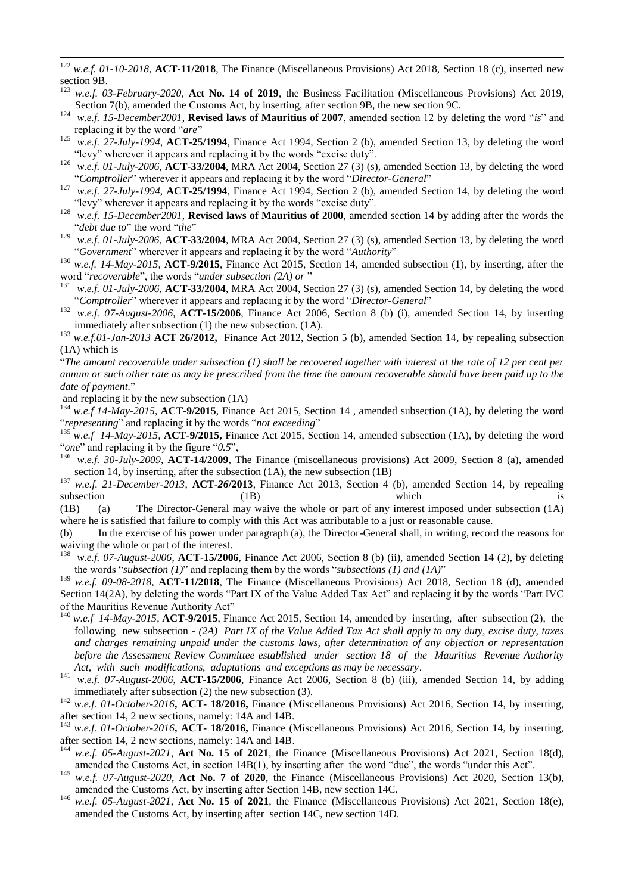[122] *w.e.f. 01-10-2018*, **ACT-11/2018**, The Finance (Miscellaneous Provisions) Act 2018, Section 18 (c), inserted new section 9B.

[123] *w.e.f. 03-February-2020*, **Act No. 14 of 2019**, the Business Facilitation (Miscellaneous Provisions) Act 2019, Section 7(b), amended the Customs Act, by inserting, after section 9B, the new section 9C.

[124] *w.e.f. 15-December2001*, **Revised laws of Mauritius of 2007**, amended section 12 by deleting the word "*is*" and replacing it by the word "*are*"

[125] *w.e.f. 27-July-1994*, **ACT-25/1994**, Finance Act 1994, Section 2 (b), amended Section 13, by deleting the word "levy" wherever it appears and replacing it by the words "excise duty".

[126] *w.e.f. 01-July-2006*, **ACT-33/2004**, MRA Act 2004, Section 27 (3) (s), amended Section 13, by deleting the word "*Comptroller*" wherever it appears and replacing it by the word "*Director-General*"

[127] *w.e.f. 27-July-1994*, **ACT-25/1994**, Finance Act 1994, Section 2 (b), amended Section 14, by deleting the word "levy" wherever it appears and replacing it by the words "excise duty".

[128] *w.e.f. 15-December2001*, **Revised laws of Mauritius of 2000**, amended section 14 by adding after the words the "*debt due to*" the word "*the*"

[129] *w.e.f. 01-July-2006*, **ACT-33/2004**, MRA Act 2004, Section 27 (3) (s), amended Section 13, by deleting the word "*Government*" wherever it appears and replacing it by the word "*Authority*"

[130] *w.e.f. 14-May-2015*, **ACT-9/2015**, Finance Act 2015, Section 14, amended subsection (1), by inserting, after the word "*recoverable*", the words "*under subsection (2A) or* "

[131] *w.e.f. 01-July-2006*, **ACT-33/2004**, MRA Act 2004, Section 27 (3) (s), amended Section 14, by deleting the word "*Comptroller*" wherever it appears and replacing it by the word "*Director-General*"

[132] *w.e.f. 07-August-2006*, **ACT-15/2006**, Finance Act 2006, Section 8 (b) (i), amended Section 14, by inserting immediately after subsection (1) the new subsection. (1A).

[133] *w.e.f.01-Jan-2013* **ACT 26/2012,** Finance Act 2012, Section 5 (b), amended Section 14, by repealing subsection (1A) which is

"*The amount recoverable under subsection (1) shall be recovered together with interest at the rate of 12 per cent per annum or such other rate as may be prescribed from the time the amount recoverable should have been paid up to the date of payment.*"

and replacing it by the new subsection (1A)

[134] *w.e.f 14-May-2015*, **ACT-9/2015**, Finance Act 2015, Section 14 , amended subsection (1A), by deleting the word "*representing*" and replacing it by the words "*not exceeding*"

[135] *w.e.f 14-May-2015*, **ACT-9/2015,** Finance Act 2015, Section 14, amended subsection (1A), by deleting the word "*one*" and replacing it by the figure "*0.5*",

[136] *w.e.f. 30-July-2009*, **ACT-14/2009**, The Finance (miscellaneous provisions) Act 2009, Section 8 (a), amended section 14, by inserting, after the subsection (1A), the new subsection (1B)

[137] *w.e.f. 21-December-2013*, **ACT-26/2013**, Finance Act 2013, Section 4 (b), amended Section 14, by repealing subsection (1B) which is

(1B) (a) The Director-General may waive the whole or part of any interest imposed under subsection (1A) where he is satisfied that failure to comply with this Act was attributable to a just or reasonable cause.

(b) In the exercise of his power under paragraph (a), the Director-General shall, in writing, record the reasons for waiving the whole or part of the interest.

[138] *w.e.f. 07-August-2006*, **ACT-15/2006**, Finance Act 2006, Section 8 (b) (ii), amended Section 14 (2), by deleting the words "*subsection (1)*" and replacing them by the words "*subsections (1) and (1A)*"

[139] *w.e.f. 09-08-2018*, **ACT-11/2018**, The Finance (Miscellaneous Provisions) Act 2018, Section 18 (d), amended Section 14(2A), by deleting the words "Part IX of the Value Added Tax Act" and replacing it by the words "Part IVC of the Mauritius Revenue Authority Act"

[140] *w.e.f 14-May-2015*, **ACT-9/2015**, Finance Act 2015, Section 14, amended by inserting, after subsection (2), the following new subsection - *(2A) Part IX of the Value Added Tax Act shall apply to any duty, excise duty, taxes and charges remaining unpaid under the customs laws, after determination of any objection or representation before the Assessment Review Committee established under section 18 of the Mauritius Revenue Authority Act, with such modifications, adaptations and exceptions as may be necessary*.

[141] *w.e.f. 07-August-2006*, **ACT-15/2006**, Finance Act 2006, Section 8 (b) (iii), amended Section 14, by adding immediately after subsection (2) the new subsection (3).

[142] *w.e.f. 01-October-2016***, ACT- 18/2016,** Finance (Miscellaneous Provisions) Act 2016, Section 14, by inserting, after section 14, 2 new sections, namely: 14A and 14B.

[143] *w.e.f. 01-October-2016***, ACT- 18/2016,** Finance (Miscellaneous Provisions) Act 2016, Section 14, by inserting, after section 14, 2 new sections, namely: 14A and 14B.

[144] *w.e.f. 05-August-2021*, **Act No. 15 of 2021**, the Finance (Miscellaneous Provisions) Act 2021, Section 18(d), amended the Customs Act, in section 14B(1), by inserting after the word "due", the words "under this Act".

[145] *w.e.f. 07-August-2020*, **Act No. 7 of 2020**, the Finance (Miscellaneous Provisions) Act 2020, Section 13(b), amended the Customs Act, by inserting after Section 14B, new section 14C.

[146] *w.e.f. 05-August-2021*, **Act No. 15 of 2021**, the Finance (Miscellaneous Provisions) Act 2021, Section 18(e), amended the Customs Act, by inserting after section 14C, new section 14D.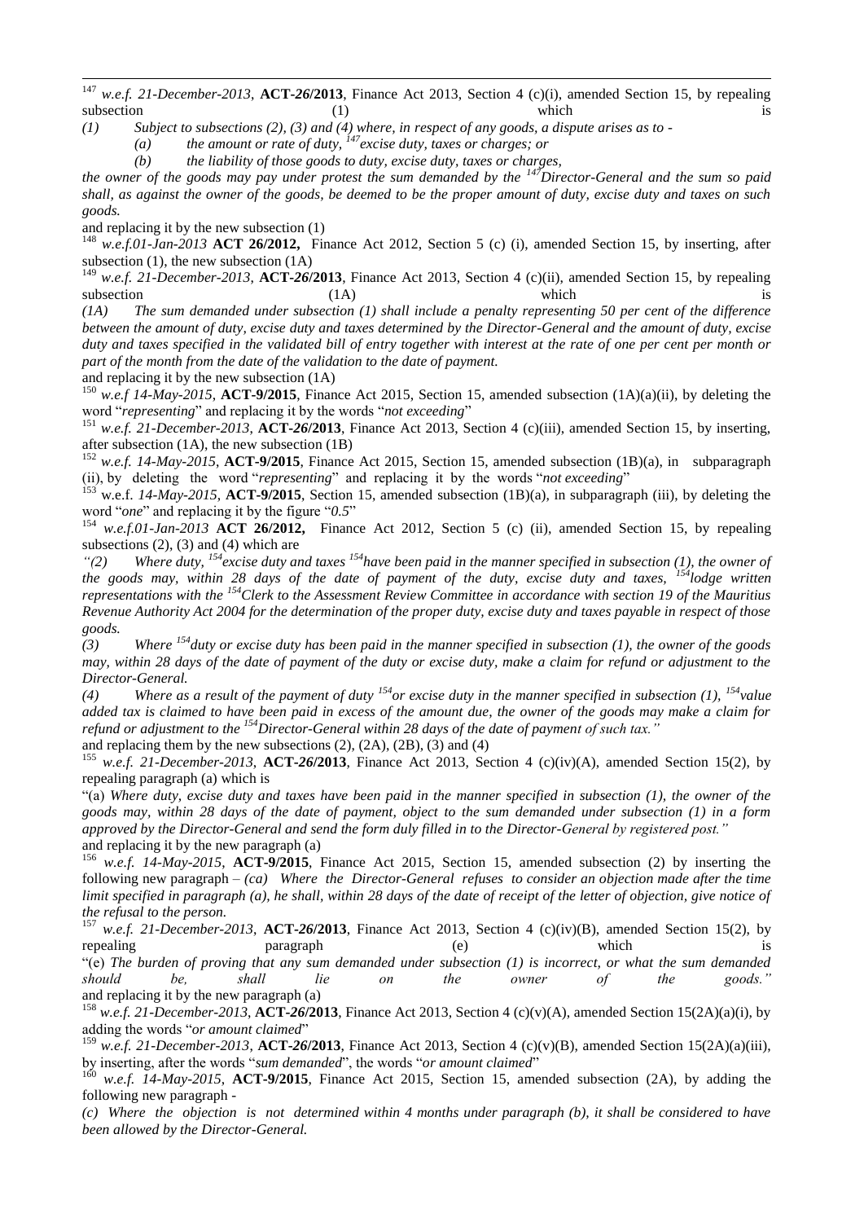[147] *w.e.f. 21-December-2013*, **ACT-26/2013**, Finance Act 2013, Section 4 (c)(i), amended Section 15, by repealing subsection (1) which is

*(1) Subject to subsections (2), (3) and (4) where, in respect of any goods, a dispute arises as to -*

*(a) the amount or rate of duty, [147]excise duty, taxes or charges; or*

*(b) the liability of those goods to duty, excise duty, taxes or charges,*

*the owner of the goods may pay under protest the sum demanded by the [147]Director-General and the sum so paid shall, as against the owner of the goods, be deemed to be the proper amount of duty, excise duty and taxes on such goods.*

and replacing it by the new subsection (1)

[148] *w.e.f.01-Jan-2013* **ACT 26/2012,** Finance Act 2012, Section 5 (c) (i), amended Section 15, by inserting, after subsection (1), the new subsection (1A)

[149] *w.e.f. 21-December-2013*, **ACT-26/2013**, Finance Act 2013, Section 4 (c)(ii), amended Section 15, by repealing subsection (1A) which is

*(1A) The sum demanded under subsection (1) shall include a penalty representing 50 per cent of the difference between the amount of duty, excise duty and taxes determined by the Director-General and the amount of duty, excise duty and taxes specified in the validated bill of entry together with interest at the rate of one per cent per month or part of the month from the date of the validation to the date of payment.*

and replacing it by the new subsection (1A)

[150] *w.e.f 14-May-2015*, **ACT-9/2015**, Finance Act 2015, Section 15, amended subsection (1A)(a)(ii), by deleting the word "*representing*" and replacing it by the words "*not exceeding*"

[151] *w.e.f. 21-December-2013*, **ACT-26/2013**, Finance Act 2013, Section 4 (c)(iii), amended Section 15, by inserting, after subsection (1A), the new subsection (1B)

[152] *w.e.f. 14-May-2015*, **ACT-9/2015**, Finance Act 2015, Section 15, amended subsection (1B)(a), in subparagraph (ii), by deleting the word "*representing*" and replacing it by the words "*not exceeding*"

[153] w.e.f. *14-May-2015*, **ACT-9/2015**, Section 15, amended subsection (1B)(a), in subparagraph (iii), by deleting the word "*one*" and replacing it by the figure "*0.5*"

[154] *w.e.f.01-Jan-2013* **ACT 26/2012,** Finance Act 2012, Section 5 (c) (ii), amended Section 15, by repealing subsections (2), (3) and (4) which are

*"(2) Where duty, [154]excise duty and taxes [154]have been paid in the manner specified in subsection (1), the owner of the goods may, within 28 days of the date of payment of the duty, excise duty and taxes, [154]lodge written representations with the [154]Clerk to the Assessment Review Committee in accordance with section 19 of the Mauritius Revenue Authority Act 2004 for the determination of the proper duty, excise duty and taxes payable in respect of those goods.*

*(3) Where [154]duty or excise duty has been paid in the manner specified in subsection (1), the owner of the goods may, within 28 days of the date of payment of the duty or excise duty, make a claim for refund or adjustment to the Director-General.*

*(4) Where as a result of the payment of duty [154]or excise duty in the manner specified in subsection (1), [154]value added tax is claimed to have been paid in excess of the amount due, the owner of the goods may make a claim for refund or adjustment to the [154]Director-General within 28 days of the date of payment of such tax."*

and replacing them by the new subsections (2), (2A), (2B), (3) and (4)

[155] *w.e.f. 21-December-2013*, **ACT-26/2013**, Finance Act 2013, Section 4 (c)(iv)(A), amended Section 15(2), by repealing paragraph (a) which is

"(a) *Where duty, excise duty and taxes have been paid in the manner specified in subsection (1), the owner of the goods may, within 28 days of the date of payment, object to the sum demanded under subsection (1) in a form approved by the Director-General and send the form duly filled in to the Director-General by registered post."*

and replacing it by the new paragraph (a)

[156] *w.e.f. 14-May-2015*, **ACT-9/2015**, Finance Act 2015, Section 15, amended subsection (2) by inserting the following new paragraph – *(ca) Where the Director-General refuses to consider an objection made after the time limit specified in paragraph (a), he shall, within 28 days of the date of receipt of the letter of objection, give notice of the refusal to the person.*

[157] *w.e.f. 21-December-2013*, **ACT-26/2013**, Finance Act 2013, Section 4 (c)(iv)(B), amended Section 15(2), by repealing paragraph (e) which is

"(e) *The burden of proving that any sum demanded under subsection (1) is incorrect, or what the sum demanded should be, shall lie on the owner of the goods."*

and replacing it by the new paragraph (a)

[158] *w.e.f. 21-December-2013*, **ACT-26/2013**, Finance Act 2013, Section 4 (c)(v)(A), amended Section 15(2A)(a)(i), by adding the words "*or amount claimed*"

[159] *w.e.f. 21-December-2013*, **ACT-26/2013**, Finance Act 2013, Section 4 (c)(v)(B), amended Section 15(2A)(a)(iii), by inserting, after the words "*sum demanded*", the words "*or amount claimed*"

[160] *w.e.f. 14-May-2015*, **ACT-9/2015**, Finance Act 2015, Section 15, amended subsection (2A), by adding the following new paragraph -

*(c) Where the objection is not determined within 4 months under paragraph (b), it shall be considered to have been allowed by the Director-General.*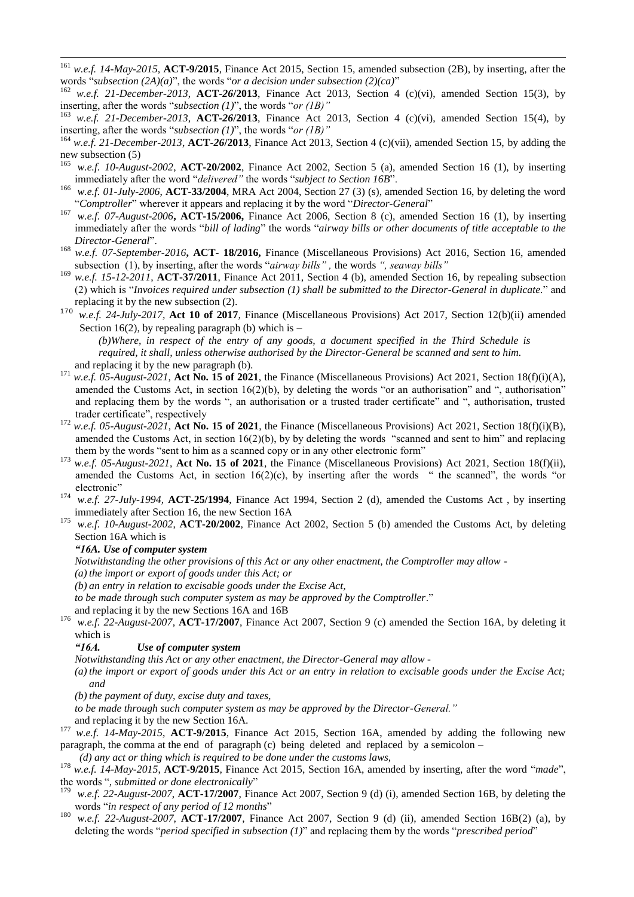[161] *w.e.f. 14-May-2015*, **ACT-9/2015**, Finance Act 2015, Section 15, amended subsection (2B), by inserting, after the words "*subsection (2A)(a)*", the words "*or a decision under subsection (2)(ca)*"

[162] *w.e.f. 21-December-2013*, **ACT-26/2013**, Finance Act 2013, Section 4 (c)(vi), amended Section 15(3), by inserting, after the words "*subsection (1)*", the words "*or (1B)"*

[163] *w.e.f. 21-December-2013*, **ACT-26/2013**, Finance Act 2013, Section 4 (c)(vi), amended Section 15(4), by inserting, after the words "*subsection (1)*", the words "*or (1B)"*

[164] *w.e.f. 21-December-2013*, **ACT-26/2013**, Finance Act 2013, Section 4 (c)(vii), amended Section 15, by adding the new subsection (5)

[165] *w.e.f. 10-August-2002*, **ACT-20/2002**, Finance Act 2002, Section 5 (a), amended Section 16 (1), by inserting immediately after the word "*delivered"* the words "*subject to Section 16B*".

[166] *w.e.f. 01-July-2006*, **ACT-33/2004**, MRA Act 2004, Section 27 (3) (s), amended Section 16, by deleting the word "*Comptroller*" wherever it appears and replacing it by the word "*Director-General*"

[167] *w.e.f. 07-August-2006***, ACT-15/2006,** Finance Act 2006, Section 8 (c), amended Section 16 (1), by inserting immediately after the words "*bill of lading*" the words "*airway bills or other documents of title acceptable to the Director-General*".

[168] *w.e.f. 07-September-2016***, ACT- 18/2016,** Finance (Miscellaneous Provisions) Act 2016, Section 16, amended subsection (1), by inserting, after the words "*airway bills" ,* the words *", seaway bills"*

[169] *w.e.f. 15-12-2011*, **ACT-37/2011**, Finance Act 2011, Section 4 (b), amended Section 16, by repealing subsection (2) which is "*Invoices required under subsection (1) shall be submitted to the Director-General in duplicate.*" and replacing it by the new subsection (2).

[170] *w.e.f. 24-July-2017*, **Act 10 of 2017**, Finance (Miscellaneous Provisions) Act 2017, Section 12(b)(ii) amended Section 16(2), by repealing paragraph (b) which is –

*(b)Where, in respect of the entry of any goods, a document specified in the Third Schedule is required, it shall, unless otherwise authorised by the Director-General be scanned and sent to him.*

and replacing it by the new paragraph (b).

[171] *w.e.f. 05-August-2021*, **Act No. 15 of 2021**, the Finance (Miscellaneous Provisions) Act 2021, Section 18(f)(i)(A), amended the Customs Act, in section 16(2)(b), by deleting the words "or an authorisation" and ", authorisation" and replacing them by the words ", an authorisation or a trusted trader certificate" and ", authorisation, trusted trader certificate", respectively

[172] *w.e.f. 05-August-2021*, **Act No. 15 of 2021**, the Finance (Miscellaneous Provisions) Act 2021, Section 18(f)(i)(B), amended the Customs Act, in section 16(2)(b), by by deleting the words "scanned and sent to him" and replacing them by the words "sent to him as a scanned copy or in any other electronic form"

[173] *w.e.f. 05-August-2021*, **Act No. 15 of 2021**, the Finance (Miscellaneous Provisions) Act 2021, Section 18(f)(ii), amended the Customs Act, in section 16(2)(c), by inserting after the words " the scanned", the words "or electronic"

[174] *w.e.f. 27-July-1994*, **ACT-25/1994**, Finance Act 1994, Section 2 (d), amended the Customs Act , by inserting immediately after Section 16, the new Section 16A

[175] *w.e.f. 10-August-2002*, **ACT-20/2002**, Finance Act 2002, Section 5 (b) amended the Customs Act, by deleting Section 16A which is

***"16A. Use of computer system***

*Notwithstanding the other provisions of this Act or any other enactment, the Comptroller may allow -*

*(a) the import or export of goods under this Act; or*

*(b) an entry in relation to excisable goods under the Excise Act,*

*to be made through such computer system as may be approved by the Comptroller*."

and replacing it by the new Sections 16A and 16B

[176] *w.e.f. 22-August-2007*, **ACT-17/2007**, Finance Act 2007, Section 9 (c) amended the Section 16A, by deleting it which is

***"16A. Use of computer system***

*Notwithstanding this Act or any other enactment, the Director-General may allow -*

*(a) the import or export of goods under this Act or an entry in relation to excisable goods under the Excise Act; and*

*(b) the payment of duty, excise duty and taxes,*

*to be made through such computer system as may be approved by the Director-General."*

and replacing it by the new Section 16A.

[177] *w.e.f. 14-May-2015*, **ACT-9/2015**, Finance Act 2015, Section 16A, amended by adding the following new paragraph, the comma at the end of paragraph (c) being deleted and replaced by a semicolon –

*(d) any act or thing which is required to be done under the customs laws,*

[178] *w.e.f. 14-May-2015*, **ACT-9/2015**, Finance Act 2015, Section 16A, amended by inserting, after the word "*made*", the words "*, submitted or done electronically*"

[179] *w.e.f. 22-August-2007*, **ACT-17/2007**, Finance Act 2007, Section 9 (d) (i), amended Section 16B, by deleting the words "*in respect of any period of 12 months*"

[180] *w.e.f. 22-August-2007*, **ACT-17/2007**, Finance Act 2007, Section 9 (d) (ii), amended Section 16B(2) (a), by deleting the words "*period specified in subsection (1)*" and replacing them by the words "*prescribed period*"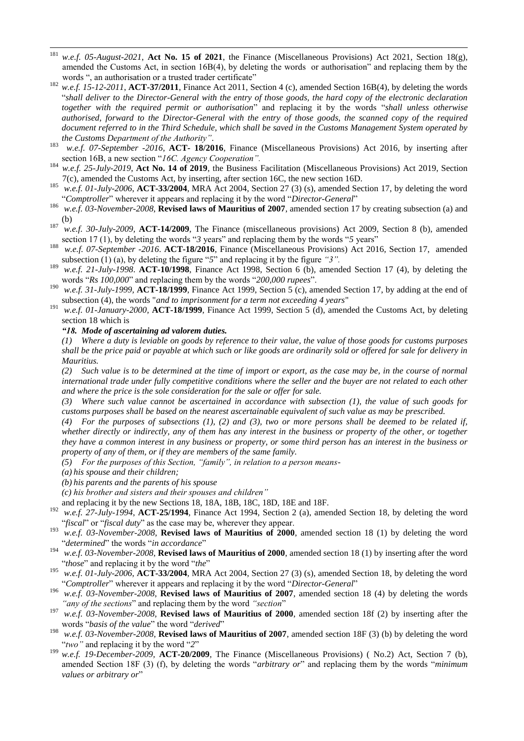[181] *w.e.f. 05-August-2021,* **Act No. 15 of 2021**, the Finance (Miscellaneous Provisions) Act 2021, Section 18(g), amended the Customs Act, in section 16B(4), by deleting the words or authorisation" and replacing them by the words ", an authorisation or a trusted trader certificate"

[182] *w.e.f. 15-12-2011,* **ACT-37/2011**, Finance Act 2011, Section 4 (c), amended Section 16B(4), by deleting the words "*shall deliver to the Director-General with the entry of those goods, the hard copy of the electronic declaration together with the required permit or authorisation*" and replacing it by the words "*shall unless otherwise authorised, forward to the Director-General with the entry of those goods, the scanned copy of the required document referred to in the Third Schedule, which shall be saved in the Customs Management System operated by the Customs Department of the Authority"*.

[183] *w.e.f. 07-September -2016*, **ACT- 18/2016**, Finance (Miscellaneous Provisions) Act 2016, by inserting after section 16B, a new section "*16C. Agency Cooperation".*

[184] *w.e.f. 25-July-2019*, **Act No. 14 of 2019**, the Business Facilitation (Miscellaneous Provisions) Act 2019, Section 7(c), amended the Customs Act, by inserting, after section 16C, the new section 16D.

[185] *w.e.f. 01-July-2006*, **ACT-33/2004**, MRA Act 2004, Section 27 (3) (s), amended Section 17, by deleting the word "*Comptroller*" wherever it appears and replacing it by the word "*Director-General*"

[186] *w.e.f. 03-November-2008*, **Revised laws of Mauritius of 2007**, amended section 17 by creating subsection (a) and (b)

[187] *w.e.f. 30-July-2009*, **ACT-14/2009**, The Finance (miscellaneous provisions) Act 2009, Section 8 (b), amended section 17 (1), by deleting the words "*3* years" and replacing them by the words "*5* years"

[188] *w.e.f. 07-September -2016*. **ACT-18/2016**, Finance (Miscellaneous Provisions) Act 2016, Section 17, amended subsection (1) (a), by deleting the figure "5" and replacing it by the figure *"3".*

[189] *w.e.f. 21-July-1998*. **ACT-10/1998**, Finance Act 1998, Section 6 (b), amended Section 17 (4), by deleting the words "*Rs 100,000*" and replacing them by the words "*200,000 rupees*".

[190] *w.e.f. 31-July-1999*, **ACT-18/1999**, Finance Act 1999, Section 5 (c), amended Section 17, by adding at the end of subsection (4), the words "*and to imprisonment for a term not exceeding 4 years*"

[191] *w.e.f. 01-January-2000*, **ACT-18/1999**, Finance Act 1999, Section 5 (d), amended the Customs Act, by deleting section 18 which is

***"18. Mode of ascertaining ad valorem duties.***

*(1) Where a duty is leviable on goods by reference to their value, the value of those goods for customs purposes shall be the price paid or payable at which such or like goods are ordinarily sold or offered for sale for delivery in Mauritius.*

*(2) Such value is to be determined at the time of import or export, as the case may be, in the course of normal international trade under fully competitive conditions where the seller and the buyer are not related to each other and where the price is the sole consideration for the sale or offer for sale.*

*(3) Where such value cannot be ascertained in accordance with subsection (1), the value of such goods for customs purposes shall be based on the nearest ascertainable equivalent of such value as may be prescribed.*

*(4) For the purposes of subsections (1), (2) and (3), two or more persons shall be deemed to be related if, whether directly or indirectly, any of them has any interest in the business or property of the other, or together they have a common interest in any business or property, or some third person has an interest in the business or property of any of them, or if they are members of the same family.*

*(5) For the purposes of this Section, "family", in relation to a person means-*

*(a) his spouse and their children;*

*(b) his parents and the parents of his spouse*

*(c) his brother and sisters and their spouses and children"*

and replacing it by the new Sections 18, 18A, 18B, 18C, 18D, 18E and 18F.

[192] *w.e.f. 27-July-1994*, **ACT-25/1994**, Finance Act 1994, Section 2 (a), amended Section 18, by deleting the word "*fiscal*" or "*fiscal duty*" as the case may be, wherever they appear.

[193] *w.e.f. 03-November-2008*, **Revised laws of Mauritius of 2000**, amended section 18 (1) by deleting the word "*determined*" the words "*in accordance*"

[194] *w.e.f. 03-November-2008*, **Revised laws of Mauritius of 2000**, amended section 18 (1) by inserting after the word "*those*" and replacing it by the word "*the*"

[195] *w.e.f. 01-July-2006*, **ACT-33/2004**, MRA Act 2004, Section 27 (3) (s), amended Section 18, by deleting the word "*Comptroller*" wherever it appears and replacing it by the word "*Director-General*"

[196] *w.e.f. 03-November-2008*, **Revised laws of Mauritius of 2007**, amended section 18 (4) by deleting the words *"any of the sections*" and replacing them by the word *"section*"

[197] *w.e.f. 03-November-2008*, **Revised laws of Mauritius of 2000**, amended section 18f (2) by inserting after the words "*basis of the value*" the word "*derived*"

[198] *w.e.f. 03-November-2008*, **Revised laws of Mauritius of 2007**, amended section 18F (3) (b) by deleting the word "*two"* and replacing it by the word "*2*"

[199] *w.e.f. 19-December-2009*, **ACT-20/2009**, The Finance (Miscellaneous Provisions) ( No.2) Act, Section 7 (b), amended Section 18F (3) (f), by deleting the words "*arbitrary or*" and replacing them by the words "*minimum values or arbitrary or*"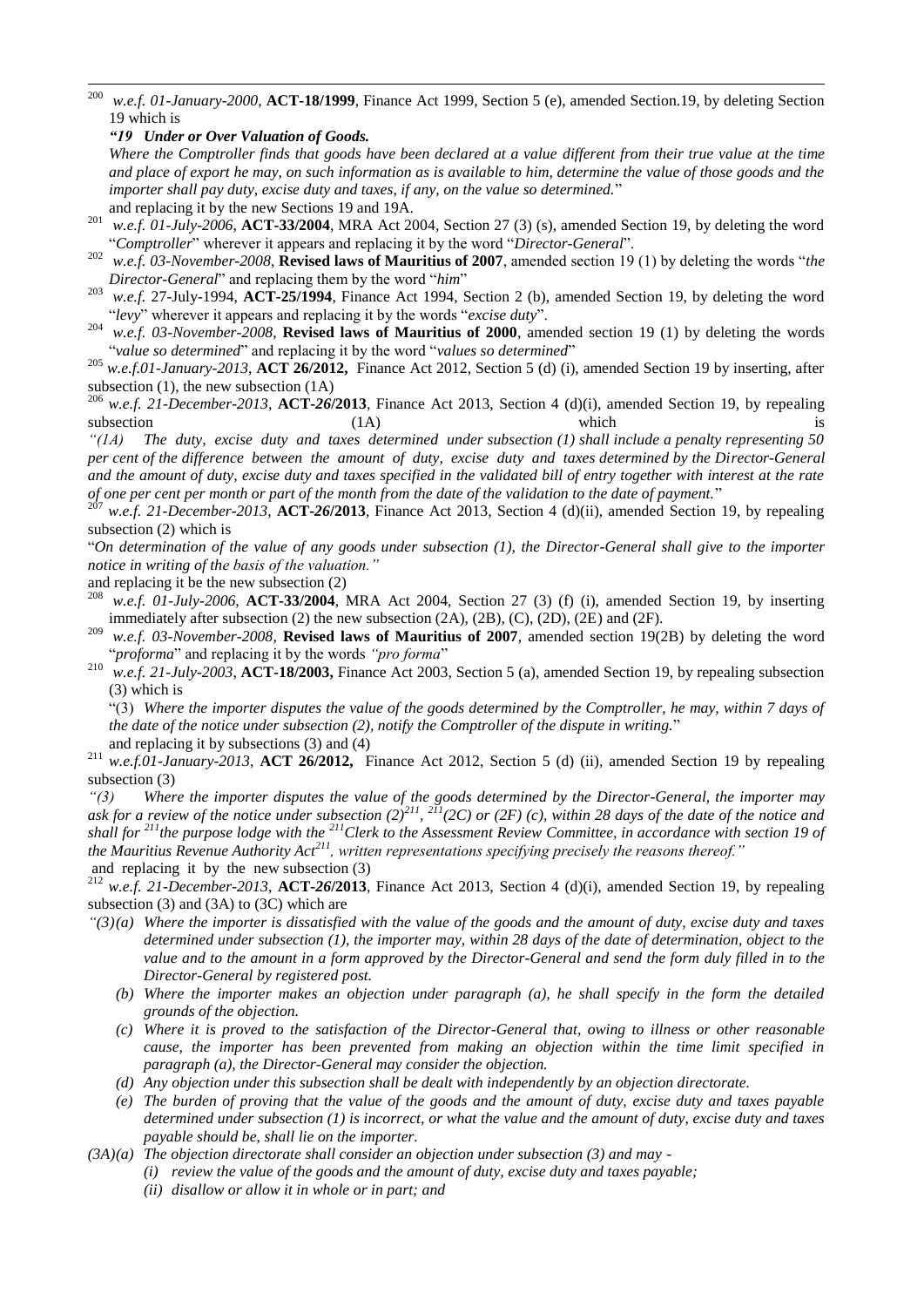[200] *w.e.f. 01-January-2000*, **ACT-18/1999**, Finance Act 1999, Section 5 (e), amended Section.19, by deleting Section 19 which is

***"19 Under or Over Valuation of Goods.***

*Where the Comptroller finds that goods have been declared at a value different from their true value at the time and place of export he may, on such information as is available to him, determine the value of those goods and the importer shall pay duty, excise duty and taxes, if any, on the value so determined.*"

and replacing it by the new Sections 19 and 19A.

[201] *w.e.f. 01-July-2006*, **ACT-33/2004**, MRA Act 2004, Section 27 (3) (s), amended Section 19, by deleting the word "*Comptroller*" wherever it appears and replacing it by the word "*Director-General*".

[202] *w.e.f. 03-November-2008*, **Revised laws of Mauritius of 2007**, amended section 19 (1) by deleting the words "*the Director-General*" and replacing them by the word "*him*"

[203] *w.e.f.* 27-July-1994, **ACT-25/1994**, Finance Act 1994, Section 2 (b), amended Section 19, by deleting the word "*levy*" wherever it appears and replacing it by the words "*excise duty*".

[204] *w.e.f. 03-November-2008*, **Revised laws of Mauritius of 2000**, amended section 19 (1) by deleting the words "*value so determined*" and replacing it by the word "*values so determined*"

[205] *w.e.f.01-January-2013*, **ACT 26/2012,** Finance Act 2012, Section 5 (d) (i), amended Section 19 by inserting, after subsection (1), the new subsection (1A)

[206] *w.e.f. 21-December-2013*, **ACT-26/2013**, Finance Act 2013, Section 4 (d)(i), amended Section 19, by repealing subsection (1A) which is

*"(1A) The duty, excise duty and taxes determined under subsection (1) shall include a penalty representing 50 per cent of the difference between the amount of duty, excise duty and taxes determined by the Director-General and the amount of duty, excise duty and taxes specified in the validated bill of entry together with interest at the rate of one per cent per month or part of the month from the date of the validation to the date of payment.*"

[207] *w.e.f. 21-December-2013*, **ACT-26/2013**, Finance Act 2013, Section 4 (d)(ii), amended Section 19, by repealing subsection (2) which is

"*On determination of the value of any goods under subsection (1), the Director-General shall give to the importer notice in writing of the basis of the valuation.*"

and replacing it be the new subsection (2)

[208] *w.e.f. 01-July-2006*, **ACT-33/2004**, MRA Act 2004, Section 27 (3) (f) (i), amended Section 19, by inserting immediately after subsection (2) the new subsection (2A), (2B), (C), (2D), (2E) and (2F).

[209] *w.e.f. 03-November-2008*, **Revised laws of Mauritius of 2007**, amended section 19(2B) by deleting the word "*proforma*" and replacing it by the words *"pro forma*"

[210] *w.e.f. 21-July-2003*, **ACT-18/2003,** Finance Act 2003, Section 5 (a), amended Section 19, by repealing subsection (3) which is

"(3) *Where the importer disputes the value of the goods determined by the Comptroller, he may, within 7 days of the date of the notice under subsection (2), notify the Comptroller of the dispute in writing.*"

and replacing it by subsections (3) and (4)

[211] *w.e.f.01-January-2013*, **ACT 26/2012,** Finance Act 2012, Section 5 (d) (ii), amended Section 19 by repealing subsection (3)

*"(3) Where the importer disputes the value of the goods determined by the Director-General, the importer may ask for a review of the notice under subsection (2)[211], [211](2C) or (2F) (c), within 28 days of the date of the notice and shall for [211]the purpose lodge with the [211]Clerk to the Assessment Review Committee, in accordance with section 19 of the Mauritius Revenue Authority Act[211], written representations specifying precisely the reasons thereof."*

and replacing it by the new subsection (3)

[212] *w.e.f. 21-December-2013*, **ACT-26/2013**, Finance Act 2013, Section 4 (d)(i), amended Section 19, by repealing subsection (3) and (3A) to (3C) which are

*"(3)(a) Where the importer is dissatisfied with the value of the goods and the amount of duty, excise duty and taxes determined under subsection (1), the importer may, within 28 days of the date of determination, object to the value and to the amount in a form approved by the Director-General and send the form duly filled in to the Director-General by registered post.*

*(b) Where the importer makes an objection under paragraph (a), he shall specify in the form the detailed grounds of the objection.*

*(c) Where it is proved to the satisfaction of the Director-General that, owing to illness or other reasonable cause, the importer has been prevented from making an objection within the time limit specified in paragraph (a), the Director-General may consider the objection.*

*(d) Any objection under this subsection shall be dealt with independently by an objection directorate.*

*(e) The burden of proving that the value of the goods and the amount of duty, excise duty and taxes payable determined under subsection (1) is incorrect, or what the value and the amount of duty, excise duty and taxes payable should be, shall lie on the importer.*

*(3A)(a) The objection directorate shall consider an objection under subsection (3) and may -*

*(i) review the value of the goods and the amount of duty, excise duty and taxes payable;*

*(ii) disallow or allow it in whole or in part; and*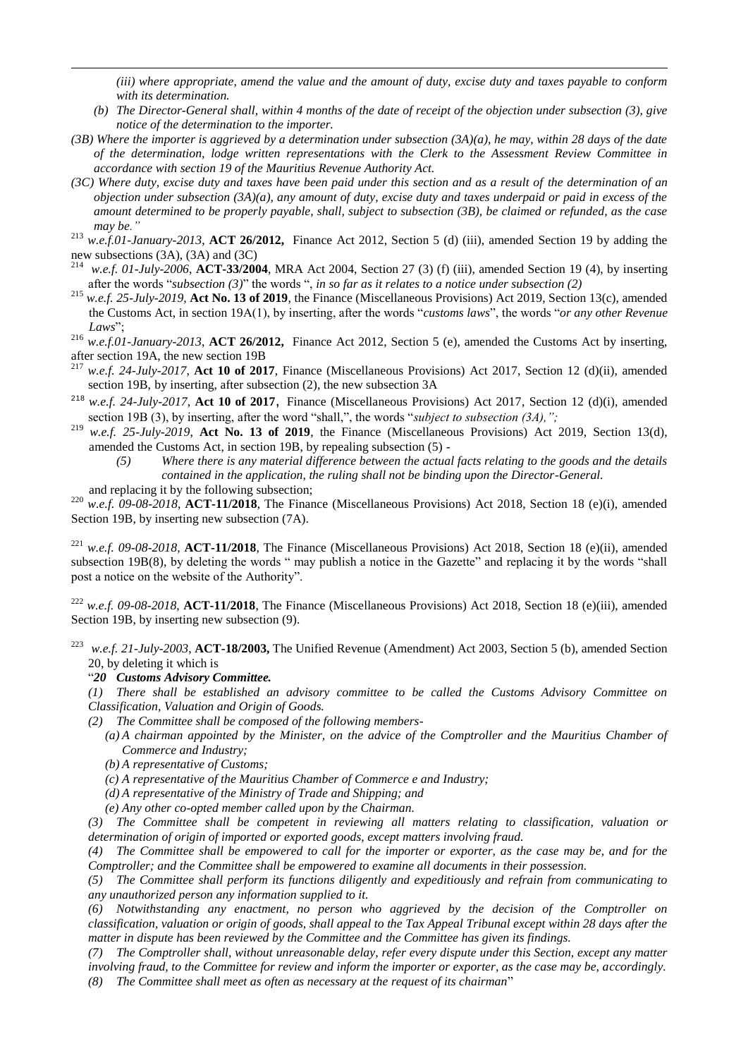*(iii) where appropriate, amend the value and the amount of duty, excise duty and taxes payable to conform with its determination.*

*(b) The Director-General shall, within 4 months of the date of receipt of the objection under subsection (3), give notice of the determination to the importer.*

*(3B) Where the importer is aggrieved by a determination under subsection (3A)(a), he may, within 28 days of the date of the determination, lodge written representations with the Clerk to the Assessment Review Committee in accordance with section 19 of the Mauritius Revenue Authority Act.*

*(3C) Where duty, excise duty and taxes have been paid under this section and as a result of the determination of an objection under subsection (3A)(a), any amount of duty, excise duty and taxes underpaid or paid in excess of the amount determined to be properly payable, shall, subject to subsection (3B), be claimed or refunded, as the case may be."*

[213] *w.e.f.01-January-2013*, **ACT 26/2012,** Finance Act 2012, Section 5 (d) (iii), amended Section 19 by adding the new subsections (3A), (3A) and (3C)

[214] *w.e.f. 01-July-2006*, **ACT-33/2004**, MRA Act 2004, Section 27 (3) (f) (iii), amended Section 19 (4), by inserting after the words "*subsection (3)*" the words ", *in so far as it relates to a notice under subsection (2)*

[215] *w.e.f. 25-July-2019*, **Act No. 13 of 2019**, the Finance (Miscellaneous Provisions) Act 2019, Section 13(c), amended the Customs Act, in section 19A(1), by inserting, after the words "*customs laws*", the words "*or any other Revenue Laws*";

[216] *w.e.f.01-January-2013*, **ACT 26/2012,** Finance Act 2012, Section 5 (e), amended the Customs Act by inserting, after section 19A, the new section 19B

[217] *w.e.f. 24-July-2017*, **Act 10 of 2017**, Finance (Miscellaneous Provisions) Act 2017, Section 12 (d)(ii), amended section 19B, by inserting, after subsection (2), the new subsection 3A

[218] *w.e.f. 24-July-2017*, **Act 10 of 2017**, Finance (Miscellaneous Provisions) Act 2017, Section 12 (d)(i), amended section 19B (3), by inserting, after the word "shall,", the words "*subject to subsection (3A),";*

[219] *w.e.f. 25-July-2019*, **Act No. 13 of 2019**, the Finance (Miscellaneous Provisions) Act 2019, Section 13(d), amended the Customs Act, in section 19B, by repealing subsection (5) -

> *(5) Where there is any material difference between the actual facts relating to the goods and the details contained in the application, the ruling shall not be binding upon the Director-General.*

and replacing it by the following subsection;

[220] *w.e.f. 09-08-2018*, **ACT-11/2018**, The Finance (Miscellaneous Provisions) Act 2018, Section 18 (e)(i), amended Section 19B, by inserting new subsection (7A).

[221] *w.e.f. 09-08-2018*, **ACT-11/2018**, The Finance (Miscellaneous Provisions) Act 2018, Section 18 (e)(ii), amended subsection 19B(8), by deleting the words " may publish a notice in the Gazette" and replacing it by the words "shall post a notice on the website of the Authority".

[222] *w.e.f. 09-08-2018*, **ACT-11/2018**, The Finance (Miscellaneous Provisions) Act 2018, Section 18 (e)(iii), amended Section 19B, by inserting new subsection (9).

[223] *w.e.f. 21-July-2003*, **ACT-18/2003,** The Unified Revenue (Amendment) Act 2003, Section 5 (b), amended Section 20, by deleting it which is

"***20 Customs Advisory Committee.***

*(1) There shall be established an advisory committee to be called the Customs Advisory Committee on Classification, Valuation and Origin of Goods.*

*(2) The Committee shall be composed of the following members-*

*(a) A chairman appointed by the Minister, on the advice of the Comptroller and the Mauritius Chamber of Commerce and Industry;*

*(b) A representative of Customs;*

*(c) A representative of the Mauritius Chamber of Commerce e and Industry;*

*(d) A representative of the Ministry of Trade and Shipping; and*

*(e) Any other co-opted member called upon by the Chairman.*

*(3) The Committee shall be competent in reviewing all matters relating to classification, valuation or determination of origin of imported or exported goods, except matters involving fraud.*

*(4) The Committee shall be empowered to call for the importer or exporter, as the case may be, and for the Comptroller; and the Committee shall be empowered to examine all documents in their possession.*

*(5) The Committee shall perform its functions diligently and expeditiously and refrain from communicating to any unauthorized person any information supplied to it.*

*(6) Notwithstanding any enactment, no person who aggrieved by the decision of the Comptroller on classification, valuation or origin of goods, shall appeal to the Tax Appeal Tribunal except within 28 days after the matter in dispute has been reviewed by the Committee and the Committee has given its findings.*

*(7) The Comptroller shall, without unreasonable delay, refer every dispute under this Section, except any matter involving fraud, to the Committee for review and inform the importer or exporter, as the case may be, accordingly.*

*(8) The Committee shall meet as often as necessary at the request of its chairman*"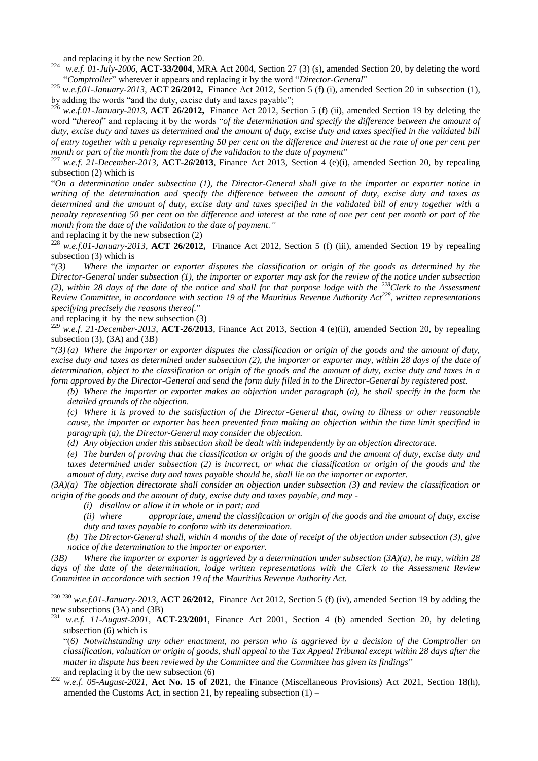and replacing it by the new Section 20.

[224] *w.e.f. 01-July-2006*, **ACT-33/2004**, MRA Act 2004, Section 27 (3) (s), amended Section 20, by deleting the word "*Comptroller*" wherever it appears and replacing it by the word "*Director-General*"

[225] *w.e.f.01-January-2013*, **ACT 26/2012,** Finance Act 2012, Section 5 (f) (i), amended Section 20 in subsection (1), by adding the words "and the duty, excise duty and taxes payable";

[226] *w.e.f.01-January-2013*, **ACT 26/2012,** Finance Act 2012, Section 5 (f) (ii), amended Section 19 by deleting the word "*thereof*" and replacing it by the words "*of the determination and specify the difference between the amount of duty, excise duty and taxes as determined and the amount of duty, excise duty and taxes specified in the validated bill of entry together with a penalty representing 50 per cent on the difference and interest at the rate of one per cent per month or part of the month from the date of the validation to the date of payment*"

[227] *w.e.f. 21-December-2013*, **ACT-26/2013**, Finance Act 2013, Section 4 (e)(i), amended Section 20, by repealing subsection (2) which is

"*On a determination under subsection (1), the Director-General shall give to the importer or exporter notice in writing of the determination and specify the difference between the amount of duty, excise duty and taxes as determined and the amount of duty, excise duty and taxes specified in the validated bill of entry together with a penalty representing 50 per cent on the difference and interest at the rate of one per cent per month or part of the month from the date of the validation to the date of payment."*

and replacing it by the new subsection (2)

[228] *w.e.f.01-January-2013*, **ACT 26/2012,** Finance Act 2012, Section 5 (f) (iii), amended Section 19 by repealing subsection (3) which is

"*(3) Where the importer or exporter disputes the classification or origin of the goods as determined by the Director-General under subsection (1), the importer or exporter may ask for the review of the notice under subsection (2), within 28 days of the date of the notice and shall for that purpose lodge with the* [228]*Clerk to the Assessment Review Committee, in accordance with section 19 of the Mauritius Revenue Authority Act*[228]*, written representations specifying precisely the reasons thereof.*"

and replacing it by the new subsection (3)

[229] *w.e.f. 21-December-2013*, **ACT-26/2013**, Finance Act 2013, Section 4 (e)(ii), amended Section 20, by repealing subsection (3), (3A) and (3B)

"*(3) (a) Where the importer or exporter disputes the classification or origin of the goods and the amount of duty, excise duty and taxes as determined under subsection (2), the importer or exporter may, within 28 days of the date of determination, object to the classification or origin of the goods and the amount of duty, excise duty and taxes in a form approved by the Director-General and send the form duly filled in to the Director-General by registered post.*

*(b) Where the importer or exporter makes an objection under paragraph (a), he shall specify in the form the detailed grounds of the objection.*

*(c) Where it is proved to the satisfaction of the Director-General that, owing to illness or other reasonable cause, the importer or exporter has been prevented from making an objection within the time limit specified in paragraph (a), the Director-General may consider the objection.*

*(d) Any objection under this subsection shall be dealt with independently by an objection directorate.*

*(e) The burden of proving that the classification or origin of the goods and the amount of duty, excise duty and taxes determined under subsection (2) is incorrect, or what the classification or origin of the goods and the amount of duty, excise duty and taxes payable should be, shall lie on the importer or exporter.*

*(3A)(a) The objection directorate shall consider an objection under subsection (3) and review the classification or origin of the goods and the amount of duty, excise duty and taxes payable, and may -*

*(i) disallow or allow it in whole or in part; and*

*(ii) where appropriate, amend the classification or origin of the goods and the amount of duty, excise duty and taxes payable to conform with its determination.*

*(b) The Director-General shall, within 4 months of the date of receipt of the objection under subsection (3), give notice of the determination to the importer or exporter.*

*(3B) Where the importer or exporter is aggrieved by a determination under subsection (3A)(a), he may, within 28 days of the date of the determination, lodge written representations with the Clerk to the Assessment Review Committee in accordance with section 19 of the Mauritius Revenue Authority Act.*

[230] [230] *w.e.f.01-January-2013*, **ACT 26/2012,** Finance Act 2012, Section 5 (f) (iv), amended Section 19 by adding the new subsections (3A) and (3B)

[231] *w.e.f. 11-August-2001*, **ACT-23/2001**, Finance Act 2001, Section 4 (b) amended Section 20, by deleting subsection (6) which is

"(*6) Notwithstanding any other enactment, no person who is aggrieved by a decision of the Comptroller on classification, valuation or origin of goods, shall appeal to the Tax Appeal Tribunal except within 28 days after the matter in dispute has been reviewed by the Committee and the Committee has given its findings*"

and replacing it by the new subsection (6)

[232] *w.e.f. 05-August-2021*, **Act No. 15 of 2021**, the Finance (Miscellaneous Provisions) Act 2021, Section 18(h), amended the Customs Act, in section 21, by repealing subsection (1) –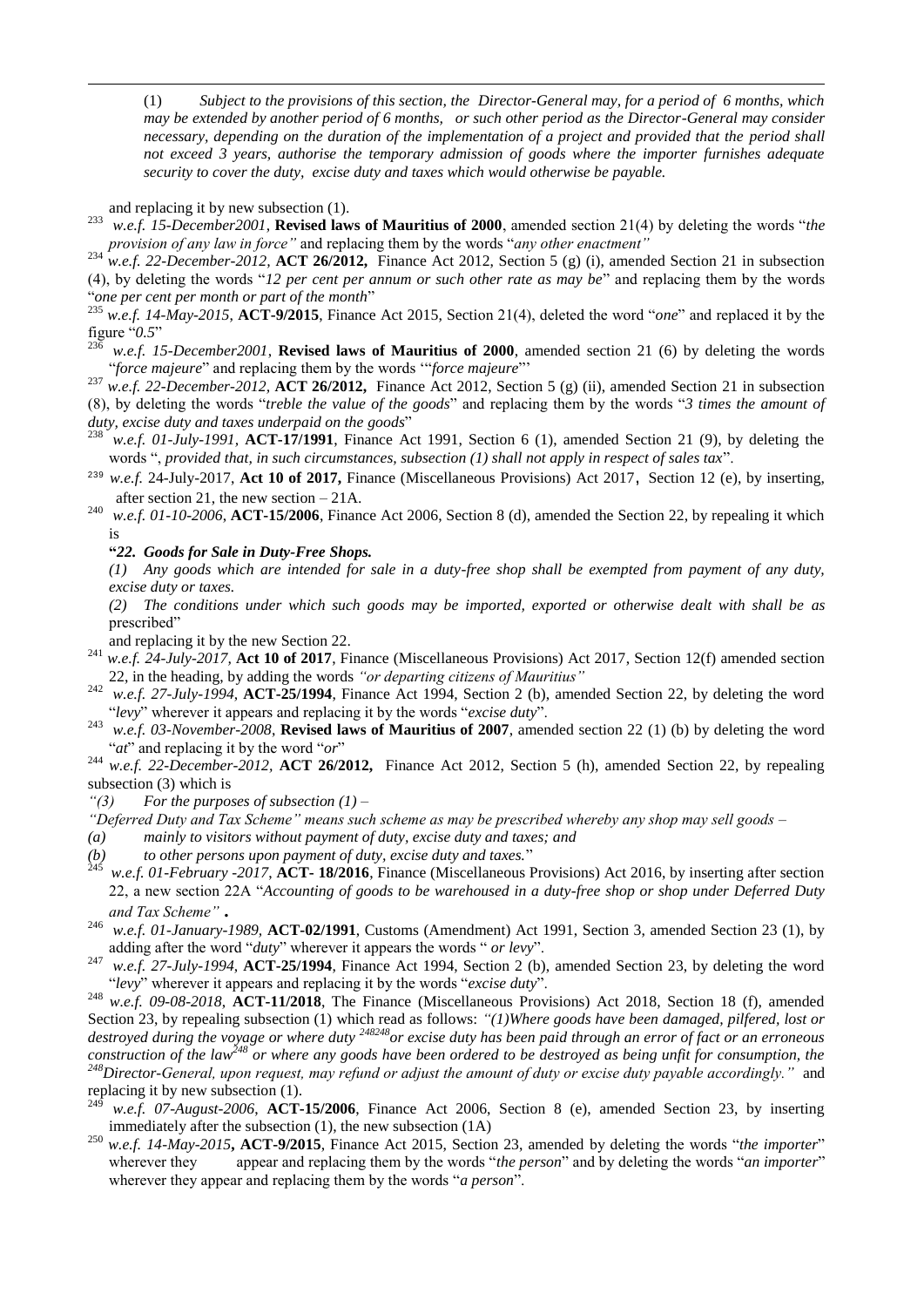(1) *Subject to the provisions of this section, the Director-General may, for a period of 6 months, which may be extended by another period of 6 months, or such other period as the Director-General may consider necessary, depending on the duration of the implementation of a project and provided that the period shall not exceed 3 years, authorise the temporary admission of goods where the importer furnishes adequate security to cover the duty, excise duty and taxes which would otherwise be payable.*

and replacing it by new subsection (1).

[233] *w.e.f. 15-December2001*, **Revised laws of Mauritius of 2000**, amended section 21(4) by deleting the words "*the provision of any law in force"* and replacing them by the words "*any other enactment"*

[234] *w.e.f. 22-December-2012,* **ACT 26/2012,** Finance Act 2012, Section 5 (g) (i), amended Section 21 in subsection (4), by deleting the words "*12 per cent per annum or such other rate as may be*" and replacing them by the words "*one per cent per month or part of the month*"

[235] *w.e.f. 14-May-2015*, **ACT-9/2015**, Finance Act 2015, Section 21(4), deleted the word "*one*" and replaced it by the figure "*0.5*"

[236] *w.e.f. 15-December2001*, **Revised laws of Mauritius of 2000**, amended section 21 (6) by deleting the words "*force majeure*" and replacing them by the words '"*force majeure*"'

[237] *w.e.f. 22-December-2012,* **ACT 26/2012,** Finance Act 2012, Section 5 (g) (ii), amended Section 21 in subsection (8), by deleting the words "*treble the value of the goods*" and replacing them by the words "*3 times the amount of duty, excise duty and taxes underpaid on the goods*"

[238] *w.e.f. 01-July-1991,* **ACT-17/1991**, Finance Act 1991, Section 6 (1), amended Section 21 (9), by deleting the words "*, provided that, in such circumstances, subsection (1) shall not apply in respect of sales tax*".

[239] *w.e.f.* 24-July-2017, **Act 10 of 2017,** Finance (Miscellaneous Provisions) Act 2017, Section 12 (e), by inserting, after section 21, the new section – 21A.

[240] *w.e.f. 01-10-2006*, **ACT-15/2006**, Finance Act 2006, Section 8 (d), amended the Section 22, by repealing it which is

**"*22. Goods for Sale in Duty-Free Shops.***

*(1) Any goods which are intended for sale in a duty-free shop shall be exempted from payment of any duty, excise duty or taxes.*

*(2) The conditions under which such goods may be imported, exported or otherwise dealt with shall be as* prescribed"

and replacing it by the new Section 22.

[241] *w.e.f. 24-July-2017,* **Act 10 of 2017**, Finance (Miscellaneous Provisions) Act 2017, Section 12(f) amended section 22, in the heading, by adding the words *"or departing citizens of Mauritius"*

[242] *w.e.f. 27-July-1994*, **ACT-25/1994**, Finance Act 1994, Section 2 (b), amended Section 22, by deleting the word "*levy*" wherever it appears and replacing it by the words "*excise duty*".

[243] *w.e.f. 03-November-2008*, **Revised laws of Mauritius of 2007**, amended section 22 (1) (b) by deleting the word "*at*" and replacing it by the word "*or*"

[244] *w.e.f. 22-December-2012,* **ACT 26/2012,** Finance Act 2012, Section 5 (h), amended Section 22, by repealing subsection (3) which is

*"(3) For the purposes of subsection (1) –*

*"Deferred Duty and Tax Scheme" means such scheme as may be prescribed whereby any shop may sell goods –*

*(a) mainly to visitors without payment of duty, excise duty and taxes; and*

*(b) to other persons upon payment of duty, excise duty and taxes.*"

[245] *w.e.f. 01-February -2017*, **ACT- 18/2016**, Finance (Miscellaneous Provisions) Act 2016, by inserting after section 22, a new section 22A "*Accounting of goods to be warehoused in a duty-free shop or shop under Deferred Duty and Tax Scheme"* **.**

[246] *w.e.f. 01-January-1989*, **ACT-02/1991**, Customs (Amendment) Act 1991, Section 3, amended Section 23 (1), by adding after the word "*duty*" wherever it appears the words " *or levy*".

[247] *w.e.f. 27-July-1994*, **ACT-25/1994**, Finance Act 1994, Section 2 (b), amended Section 23, by deleting the word "*levy*" wherever it appears and replacing it by the words "*excise duty*".

[248] *w.e.f. 09-08-2018*, **ACT-11/2018**, The Finance (Miscellaneous Provisions) Act 2018, Section 18 (f), amended Section 23, by repealing subsection (1) which read as follows: *"(1)Where goods have been damaged, pilfered, lost or destroyed during the voyage or where duty [248248]or excise duty has been paid through an error of fact or an erroneous construction of the law[248] or where any goods have been ordered to be destroyed as being unfit for consumption, the [248]Director-General, upon request, may refund or adjust the amount of duty or excise duty payable accordingly."* and replacing it by new subsection (1).

[249] *w.e.f. 07-August-2006*, **ACT-15/2006**, Finance Act 2006, Section 8 (e), amended Section 23, by inserting immediately after the subsection (1), the new subsection (1A)

[250] *w.e.f. 14-May-2015***, ACT-9/2015**, Finance Act 2015, Section 23, amended by deleting the words "*the importer*" wherever they appear and replacing them by the words "*the person*" and by deleting the words "*an importer*" wherever they appear and replacing them by the words "*a person*".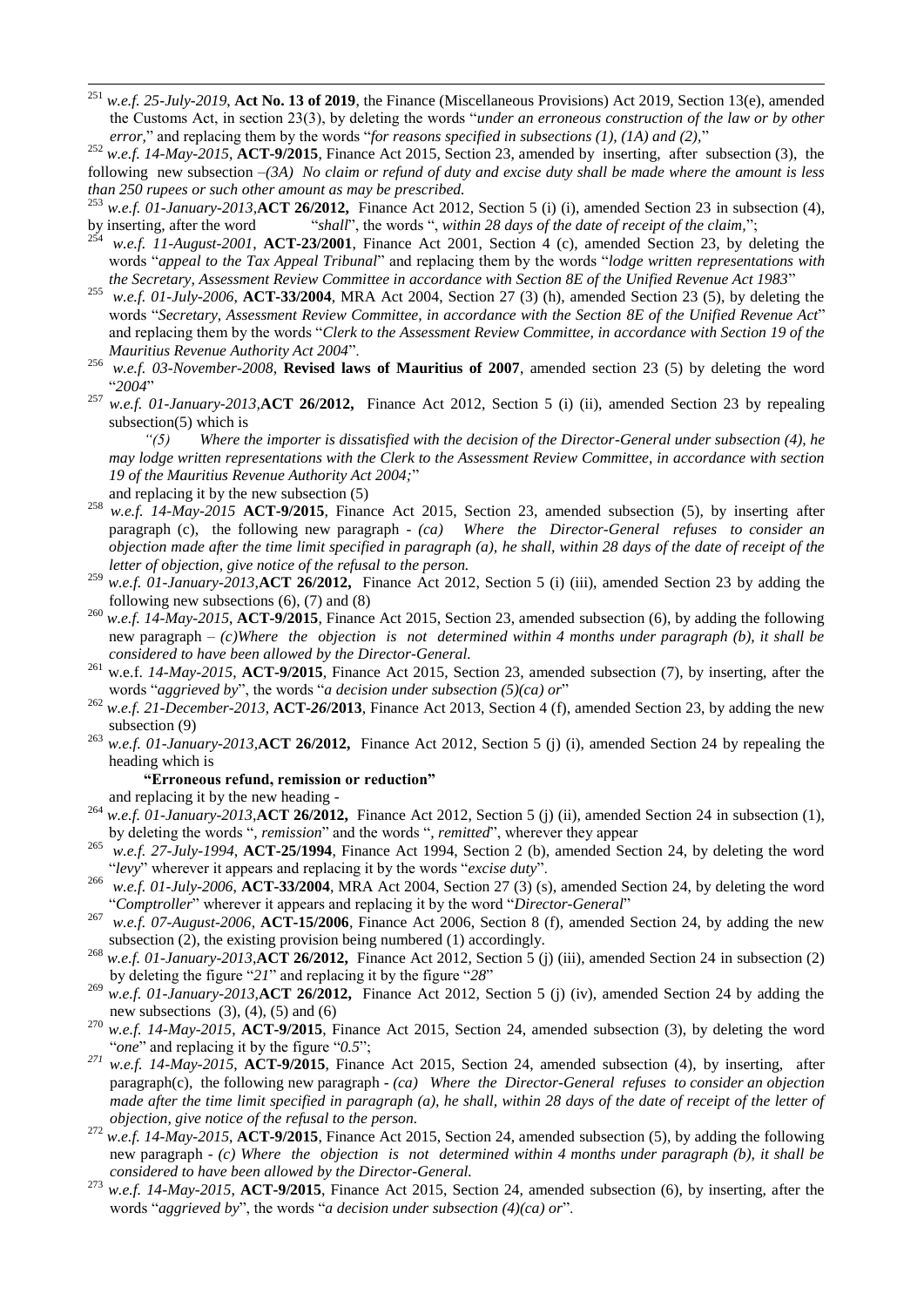[251] *w.e.f. 25-July-2019*, **Act No. 13 of 2019**, the Finance (Miscellaneous Provisions) Act 2019, Section 13(e), amended the Customs Act, in section 23(3), by deleting the words "*under an erroneous construction of the law or by other error,*" and replacing them by the words "*for reasons specified in subsections (1), (1A) and (2),*"

[252] *w.e.f. 14-May-2015*, **ACT-9/2015**, Finance Act 2015, Section 23, amended by inserting, after subsection (3), the following new subsection –*(3A) No claim or refund of duty and excise duty shall be made where the amount is less than 250 rupees or such other amount as may be prescribed.*

[253] *w.e.f. 01-January-2013,***ACT 26/2012,** Finance Act 2012, Section 5 (i) (i), amended Section 23 in subsection (4), by inserting, after the word "*shall*", the words "*, within 28 days of the date of receipt of the claim,*";

[254] *w.e.f. 11-August-2001*, **ACT-23/2001**, Finance Act 2001, Section 4 (c), amended Section 23, by deleting the words "*appeal to the Tax Appeal Tribunal*" and replacing them by the words "*lodge written representations with the Secretary, Assessment Review Committee in accordance with Section 8E of the Unified Revenue Act 1983*"

[255] *w.e.f. 01-July-2006*, **ACT-33/2004**, MRA Act 2004, Section 27 (3) (h), amended Section 23 (5), by deleting the words "*Secretary, Assessment Review Committee, in accordance with the Section 8E of the Unified Revenue Act*" and replacing them by the words "*Clerk to the Assessment Review Committee, in accordance with Section 19 of the Mauritius Revenue Authority Act 2004*".

[256] *w.e.f. 03-November-2008*, **Revised laws of Mauritius of 2007**, amended section 23 (5) by deleting the word "*2004*"

[257] *w.e.f. 01-January-2013,***ACT 26/2012,** Finance Act 2012, Section 5 (i) (ii), amended Section 23 by repealing subsection(5) which is

*"(5) Where the importer is dissatisfied with the decision of the Director-General under subsection (4), he may lodge written representations with the Clerk to the Assessment Review Committee, in accordance with section 19 of the Mauritius Revenue Authority Act 2004;*"

and replacing it by the new subsection (5)

[258] *w.e.f. 14-May-2015* **ACT-9/2015**, Finance Act 2015, Section 23, amended subsection (5), by inserting after paragraph (c), the following new paragraph - *(ca) Where the Director-General refuses to consider an objection made after the time limit specified in paragraph (a), he shall, within 28 days of the date of receipt of the letter of objection, give notice of the refusal to the person.*

[259] *w.e.f. 01-January-2013,***ACT 26/2012,** Finance Act 2012, Section 5 (i) (iii), amended Section 23 by adding the following new subsections (6), (7) and (8)

[260] *w.e.f. 14-May-2015*, **ACT-9/2015**, Finance Act 2015, Section 23, amended subsection (6), by adding the following new paragraph – *(c)Where the objection is not determined within 4 months under paragraph (b), it shall be considered to have been allowed by the Director-General.*

[261] w.e.f. *14-May-2015*, **ACT-9/2015**, Finance Act 2015, Section 23, amended subsection (7), by inserting, after the words "*aggrieved by*", the words "*a decision under subsection (5)(ca) or*"

[262] *w.e.f. 21-December-2013*, **ACT-26/2013**, Finance Act 2013, Section 4 (f), amended Section 23, by adding the new subsection (9)

[263] *w.e.f. 01-January-2013,***ACT 26/2012,** Finance Act 2012, Section 5 (j) (i), amended Section 24 by repealing the heading which is

**"Erroneous refund, remission or reduction"**

and replacing it by the new heading -

[264] *w.e.f. 01-January-2013,***ACT 26/2012,** Finance Act 2012, Section 5 (j) (ii), amended Section 24 in subsection (1), by deleting the words "*, remission*" and the words "*, remitted*", wherever they appear

[265] *w.e.f. 27-July-1994*, **ACT-25/1994**, Finance Act 1994, Section 2 (b), amended Section 24, by deleting the word "*levy*" wherever it appears and replacing it by the words "*excise duty*".

[266] *w.e.f. 01-July-2006*, **ACT-33/2004**, MRA Act 2004, Section 27 (3) (s), amended Section 24, by deleting the word "*Comptroller*" wherever it appears and replacing it by the word "*Director-General*"

[267] *w.e.f. 07-August-2006*, **ACT-15/2006**, Finance Act 2006, Section 8 (f), amended Section 24, by adding the new subsection (2), the existing provision being numbered (1) accordingly.

[268] *w.e.f. 01-January-2013,***ACT 26/2012,** Finance Act 2012, Section 5 (j) (iii), amended Section 24 in subsection (2) by deleting the figure "*21*" and replacing it by the figure "*28*"

[269] *w.e.f. 01-January-2013,***ACT 26/2012,** Finance Act 2012, Section 5 (j) (iv), amended Section 24 by adding the new subsections (3), (4), (5) and (6)

[270] *w.e.f. 14-May-2015*, **ACT-9/2015**, Finance Act 2015, Section 24, amended subsection (3), by deleting the word "*one*" and replacing it by the figure "*0.5*";

[271] *w.e.f. 14-May-2015*, **ACT-9/2015**, Finance Act 2015, Section 24, amended subsection (4), by inserting, after paragraph(c), the following new paragraph - *(ca) Where the Director-General refuses to consider an objection made after the time limit specified in paragraph (a), he shall, within 28 days of the date of receipt of the letter of objection, give notice of the refusal to the person.*

[272] *w.e.f. 14-May-2015*, **ACT-9/2015**, Finance Act 2015, Section 24, amended subsection (5), by adding the following new paragraph - *(c) Where the objection is not determined within 4 months under paragraph (b), it shall be considered to have been allowed by the Director-General.*

[273] *w.e.f. 14-May-2015*, **ACT-9/2015**, Finance Act 2015, Section 24, amended subsection (6), by inserting, after the words "*aggrieved by*", the words "*a decision under subsection (4)(ca) or*".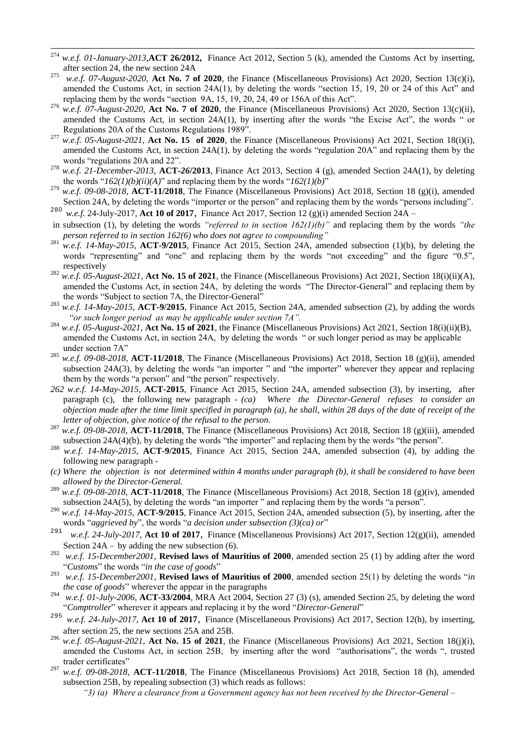[274] *w.e.f. 01-January-2013,***ACT 26/2012,** Finance Act 2012, Section 5 (k), amended the Customs Act by inserting, after section 24, the new section 24A

[275] *w.e.f. 07-August-2020*, **Act No. 7 of 2020**, the Finance (Miscellaneous Provisions) Act 2020, Section 13(c)(i), amended the Customs Act, in section 24A(1), by deleting the words "section 15, 19, 20 or 24 of this Act" and replacing them by the words "section 9A, 15, 19, 20, 24, 49 or 156A of this Act".

[276] *w.e.f. 07-August-2020*, **Act No. 7 of 2020**, the Finance (Miscellaneous Provisions) Act 2020, Section 13(c)(ii), amended the Customs Act, in section 24A(1), by inserting after the words "the Excise Act", the words " or Regulations 20A of the Customs Regulations 1989".

[277] *w.e.f. 05-August-2021*, **Act No. 15 of 2020**, the Finance (Miscellaneous Provisions) Act 2021, Section 18(i)(i), amended the Customs Act, in section 24A(1), by deleting the words "regulation 20A" and replacing them by the words "regulations 20A and 22".

[278] *w.e.f. 21-December-2013*, **ACT-26/2013**, Finance Act 2013, Section 4 (g), amended Section 24A(1), by deleting the words "*162(1)(b)(ii)(A)*" and replacing them by the words "*162(1)(b)*"

[279] *w.e.f. 09-08-2018*, **ACT-11/2018**, The Finance (Miscellaneous Provisions) Act 2018, Section 18 (g)(i), amended Section 24A, by deleting the words "importer or the person" and replacing them by the words "persons including".

[280] *w.e.f.* 24-July-2017, **Act 10 of 2017**, Finance Act 2017, Section 12 (g)(i) amended Section 24A – in subsection (1), by deleting the words *"referred to in section 162(1)(b)"* and replacing them by the words *"the person referred to in section 162(6) who does not agree to compounding"*

[281] *w.e.f. 14-May-2015*, **ACT-9/2015**, Finance Act 2015, Section 24A, amended subsection (1)(b), by deleting the words "representing" and "one" and replacing them by the words "not exceeding" and the figure "0.5", respectively

[282] *w.e.f. 05-August-2021*, **Act No. 15 of 2021**, the Finance (Miscellaneous Provisions) Act 2021, Section 18(i)(ii)(A), amended the Customs Act, in section 24A, by deleting the words "The Director-General" and replacing them by the words "Subject to section 7A, the Director-General"

[283] *w.e.f. 14-May-2015*, **ACT-9/2015**, Finance Act 2015, Section 24A, amended subsection (2), by adding the words "*or such longer period as may be applicable under section 7A".*

[284] *w.e.f. 05-August-2021*, **Act No. 15 of 2021**, the Finance (Miscellaneous Provisions) Act 2021, Section 18(i)(ii)(B), amended the Customs Act, in section 24A, by deleting the words " or such longer period as may be applicable under section 7A"

[285] *w.e.f. 09-08-2018*, **ACT-11/2018**, The Finance (Miscellaneous Provisions) Act 2018, Section 18 (g)(ii), amended subsection 24A(3), by deleting the words "an importer " and "the importer" wherever they appear and replacing them by the words "a person" and "the person" respectively.

*262 w.e.f. 14-May-2015*, **ACT-2015**, Finance Act 2015, Section 24A, amended subsection (3), by inserting, after paragraph (c), the following new paragraph - *(ca) Where the Director-General refuses to consider an objection made after the time limit specified in paragraph (a), he shall, within 28 days of the date of receipt of the letter of objection, give notice of the refusal to the person.*

[287] *w.e.f. 09-08-2018*, **ACT-11/2018**, The Finance (Miscellaneous Provisions) Act 2018, Section 18 (g)(iii), amended subsection 24A(4)(b), by deleting the words "the importer" and replacing them by the words "the person".

[288] *w.e.f. 14-May-2015*, **ACT-9/2015**, Finance Act 2015, Section 24A, amended subsection (4), by adding the following new paragraph -

*(c) Where the objection is not determined within 4 months under paragraph (b), it shall be considered to have been allowed by the Director-General.*

[289] *w.e.f. 09-08-2018*, **ACT-11/2018**, The Finance (Miscellaneous Provisions) Act 2018, Section 18 (g)(iv), amended subsection 24A(5), by deleting the words "an importer " and replacing them by the words "a person".

[290] *w.e.f. 14-May-2015*, **ACT-9/2015**, Finance Act 2015, Section 24A, amended subsection (5), by inserting, after the words "*aggrieved by*", the words "*a decision under subsection (3)(ca) or*"

[291] *w.e.f. 24-July-2017*, **Act 10 of 2017**, Finance (Miscellaneous Provisions) Act 2017, Section 12(g)(ii), amended Section 24A – by adding the new subsection (6).

[292] *w.e.f. 15-December2001*, **Revised laws of Mauritius of 2000**, amended section 25 (1) by adding after the word "*Customs*" the words "*in the case of goods*"

[293] *w.e.f. 15-December2001*, **Revised laws of Mauritius of 2000**, amended section 25(1) by deleting the words "*in the case of goods*" wherever the appear in the paragraphs

[294] *w.e.f. 01-July-2006*, **ACT-33/2004**, MRA Act 2004, Section 27 (3) (s), amended Section 25, by deleting the word "*Comptroller*" wherever it appears and replacing it by the word "*Director-General*"

[295] *w.e.f. 24-July-2017*, **Act 10 of 2017**, Finance (Miscellaneous Provisions) Act 2017, Section 12(h), by inserting, after section 25, the new sections 25A and 25B.

[296] *w.e.f. 05-August-2021*, **Act No. 15 of 2021**, the Finance (Miscellaneous Provisions) Act 2021, Section 18(j)(i), amended the Customs Act, in section 25B, by inserting after the word "authorisations", the words ", trusted trader certificates"

[297] *w.e.f. 09-08-2018*, **ACT-11/2018**, The Finance (Miscellaneous Provisions) Act 2018, Section 18 (h), amended subsection 25B, by repealing subsection (3) which reads as follows:

*"3) (a) Where a clearance from a Government agency has not been received by the Director-General –*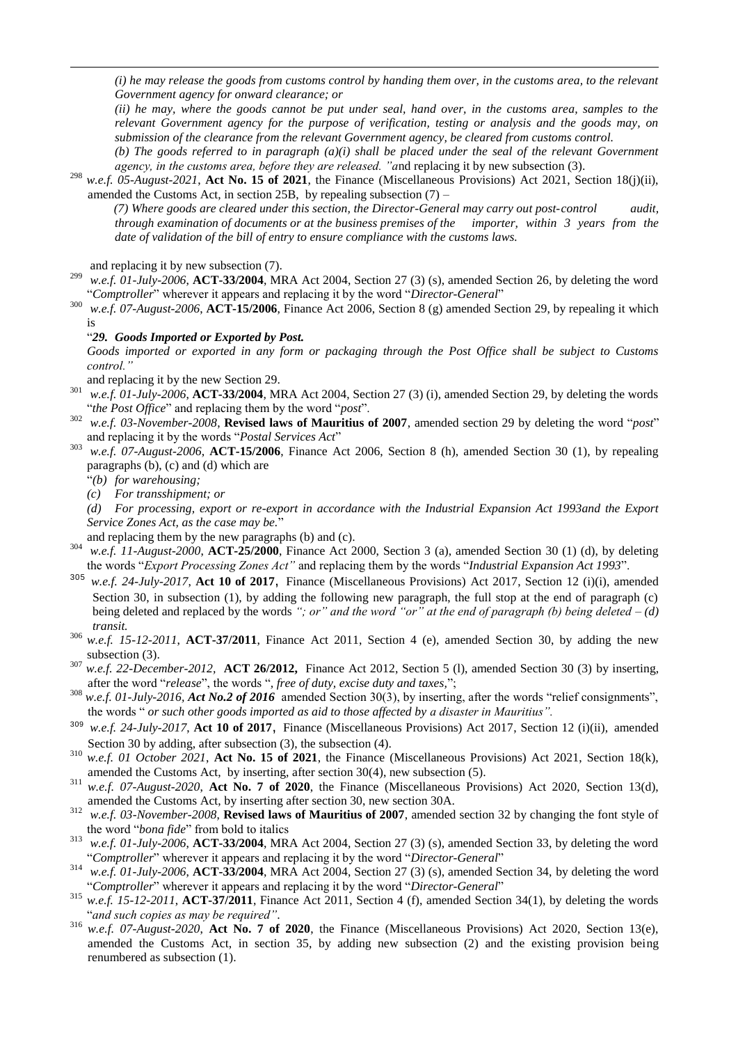*(i) he may release the goods from customs control by handing them over, in the customs area, to the relevant Government agency for onward clearance; or*

*(ii) he may, where the goods cannot be put under seal, hand over, in the customs area, samples to the relevant Government agency for the purpose of verification, testing or analysis and the goods may, on submission of the clearance from the relevant Government agency, be cleared from customs control.*

*(b) The goods referred to in paragraph (a)(i) shall be placed under the seal of the relevant Government agency, in the customs area, before they are released. "*and replacing it by new subsection (3).

[298] *w.e.f. 05-August-2021*, **Act No. 15 of 2021**, the Finance (Miscellaneous Provisions) Act 2021, Section 18(j)(ii), amended the Customs Act, in section 25B, by repealing subsection (7) –

*(7) Where goods are cleared under this section, the Director-General may carry out post-control audit, through examination of documents or at the business premises of the importer, within 3 years from the date of validation of the bill of entry to ensure compliance with the customs laws.*

and replacing it by new subsection (7).

[299] *w.e.f. 01-July-2006*, **ACT-33/2004**, MRA Act 2004, Section 27 (3) (s), amended Section 26, by deleting the word "*Comptroller*" wherever it appears and replacing it by the word "*Director-General*"

[300] *w.e.f. 07-August-2006*, **ACT-15/2006**, Finance Act 2006, Section 8 (g) amended Section 29, by repealing it which is

"***29. Goods Imported or Exported by Post.***

*Goods imported or exported in any form or packaging through the Post Office shall be subject to Customs control."*

and replacing it by the new Section 29.

[301] *w.e.f. 01-July-2006*, **ACT-33/2004**, MRA Act 2004, Section 27 (3) (i), amended Section 29, by deleting the words "*the Post Office*" and replacing them by the word "*post*".

[302] *w.e.f. 03-November-2008*, **Revised laws of Mauritius of 2007**, amended section 29 by deleting the word "*post*" and replacing it by the words "*Postal Services Act*"

[303] *w.e.f. 07-August-2006*, **ACT-15/2006**, Finance Act 2006, Section 8 (h), amended Section 30 (1), by repealing paragraphs (b), (c) and (d) which are

"*(b) for warehousing;*

*(c) For transshipment; or*

*(d) For processing, export or re-export in accordance with the Industrial Expansion Act 1993and the Export Service Zones Act, as the case may be.*"

and replacing them by the new paragraphs (b) and (c).

[304] *w.e.f. 11-August-2000*, **ACT-25/2000**, Finance Act 2000, Section 3 (a), amended Section 30 (1) (d), by deleting the words "*Export Processing Zones Act"* and replacing them by the words "*Industrial Expansion Act 1993*".

[305] *w.e.f. 24-July-2017*, **Act 10 of 2017**, Finance (Miscellaneous Provisions) Act 2017, Section 12 (i)(i), amended Section 30, in subsection (1), by adding the following new paragraph, the full stop at the end of paragraph (c) being deleted and replaced by the words *"; or" and the word "or" at the end of paragraph (b) being deleted – **(d)** transit.*

[306] *w.e.f. 15-12-2011*, **ACT-37/2011**, Finance Act 2011, Section 4 (e), amended Section 30, by adding the new subsection (3).

[307] *w.e.f. 22-December-2012*, **ACT 26/2012,** Finance Act 2012, Section 5 (l), amended Section 30 (3) by inserting, after the word "*release*", the words "*, free of duty, excise duty and taxes,*";

[308] *w.e.f. 01-July-2016, **Act No.2 of 2016*** amended Section 30(3), by inserting, after the words "relief consignments", the words " *or such other goods imported as aid to those affected by a disaster in Mauritius".*

[309] *w.e.f. 24-July-2017*, **Act 10 of 2017**, Finance (Miscellaneous Provisions) Act 2017, Section 12 (i)(ii), amended Section 30 by adding, after subsection (3), the subsection (4).

[310] *w.e.f. 01 October 2021*, **Act No. 15 of 2021**, the Finance (Miscellaneous Provisions) Act 2021, Section 18(k), amended the Customs Act, by inserting, after section 30(4), new subsection (5).

[311] *w.e.f. 07-August-2020*, **Act No. 7 of 2020**, the Finance (Miscellaneous Provisions) Act 2020, Section 13(d), amended the Customs Act, by inserting after section 30, new section 30A.

[312] *w.e.f. 03-November-2008*, **Revised laws of Mauritius of 2007**, amended section 32 by changing the font style of the word "*bona fide*" from bold to italics

[313] *w.e.f. 01-July-2006*, **ACT-33/2004**, MRA Act 2004, Section 27 (3) (s), amended Section 33, by deleting the word "*Comptroller*" wherever it appears and replacing it by the word "*Director-General*"

[314] *w.e.f. 01-July-2006*, **ACT-33/2004**, MRA Act 2004, Section 27 (3) (s), amended Section 34, by deleting the word "*Comptroller*" wherever it appears and replacing it by the word "*Director-General*"

[315] *w.e.f. 15-12-2011*, **ACT-37/2011**, Finance Act 2011, Section 4 (f), amended Section 34(1), by deleting the words "*and such copies as may be required"*.

[316] *w.e.f. 07-August-2020*, **Act No. 7 of 2020**, the Finance (Miscellaneous Provisions) Act 2020, Section 13(e), amended the Customs Act, in section 35, by adding new subsection (2) and the existing provision being renumbered as subsection (1).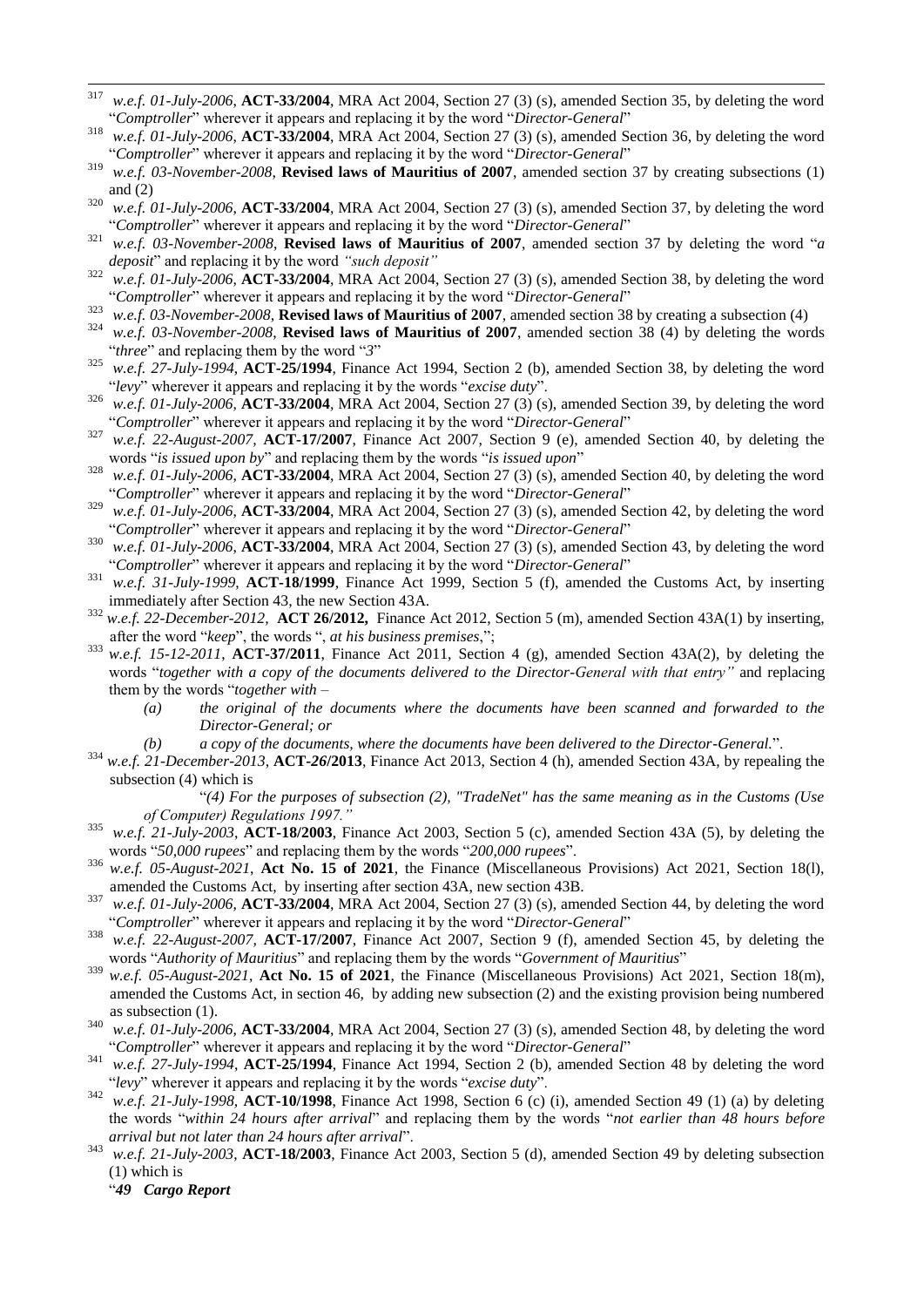[317] *w.e.f. 01-July-2006*, **ACT-33/2004**, MRA Act 2004, Section 27 (3) (s), amended Section 35, by deleting the word "*Comptroller*" wherever it appears and replacing it by the word "*Director-General*"

[318] *w.e.f. 01-July-2006*, **ACT-33/2004**, MRA Act 2004, Section 27 (3) (s), amended Section 36, by deleting the word "*Comptroller*" wherever it appears and replacing it by the word "*Director-General*"

[319] *w.e.f. 03-November-2008*, **Revised laws of Mauritius of 2007**, amended section 37 by creating subsections (1) and (2)

[320] *w.e.f. 01-July-2006*, **ACT-33/2004**, MRA Act 2004, Section 27 (3) (s), amended Section 37, by deleting the word "*Comptroller*" wherever it appears and replacing it by the word "*Director-General*"

[321] *w.e.f. 03-November-2008*, **Revised laws of Mauritius of 2007**, amended section 37 by deleting the word "*a deposit*" and replacing it by the word *"such deposit"*

[322] *w.e.f. 01-July-2006*, **ACT-33/2004**, MRA Act 2004, Section 27 (3) (s), amended Section 38, by deleting the word "*Comptroller*" wherever it appears and replacing it by the word "*Director-General*"

[323] *w.e.f. 03-November-2008*, **Revised laws of Mauritius of 2007**, amended section 38 by creating a subsection (4)

[324] *w.e.f. 03-November-2008*, **Revised laws of Mauritius of 2007**, amended section 38 (4) by deleting the words "*three*" and replacing them by the word "*3*"

[325] *w.e.f. 27-July-1994*, **ACT-25/1994**, Finance Act 1994, Section 2 (b), amended Section 38, by deleting the word "*levy*" wherever it appears and replacing it by the words "*excise duty*".

[326] *w.e.f. 01-July-2006*, **ACT-33/2004**, MRA Act 2004, Section 27 (3) (s), amended Section 39, by deleting the word "*Comptroller*" wherever it appears and replacing it by the word "*Director-General*"

[327] *w.e.f. 22-August-2007*, **ACT-17/2007**, Finance Act 2007, Section 9 (e), amended Section 40, by deleting the words "*is issued upon by*" and replacing them by the words "*is issued upon*"

[328] *w.e.f. 01-July-2006*, **ACT-33/2004**, MRA Act 2004, Section 27 (3) (s), amended Section 40, by deleting the word "*Comptroller*" wherever it appears and replacing it by the word "*Director-General*"

[329] *w.e.f. 01-July-2006*, **ACT-33/2004**, MRA Act 2004, Section 27 (3) (s), amended Section 42, by deleting the word "*Comptroller*" wherever it appears and replacing it by the word "*Director-General*"

[330] *w.e.f. 01-July-2006*, **ACT-33/2004**, MRA Act 2004, Section 27 (3) (s), amended Section 43, by deleting the word "*Comptroller*" wherever it appears and replacing it by the word "*Director-General*"

[331] *w.e.f. 31-July-1999*, **ACT-18/1999**, Finance Act 1999, Section 5 (f), amended the Customs Act, by inserting immediately after Section 43, the new Section 43A.

[332] *w.e.f. 22-December-2012*, **ACT 26/2012,** Finance Act 2012, Section 5 (m), amended Section 43A(1) by inserting, after the word "*keep*", the words ", *at his business premises*,";

[333] *w.e.f. 15-12-2011*, **ACT-37/2011**, Finance Act 2011, Section 4 (g), amended Section 43A(2), by deleting the words "*together with a copy of the documents delivered to the Director-General with that entry"* and replacing them by the words "*together with –*

> *(a) the original of the documents where the documents have been scanned and forwarded to the Director-General; or*
>
> *(b) a copy of the documents, where the documents have been delivered to the Director-General.*".

[334] *w.e.f. 21-December-2013*, **ACT-26/2013**, Finance Act 2013, Section 4 (h), amended Section 43A, by repealing the subsection (4) which is

> "*(4) For the purposes of subsection (2), "TradeNet" has the same meaning as in the Customs (Use of Computer) Regulations 1997."*

[335] *w.e.f. 21-July-2003*, **ACT-18/2003**, Finance Act 2003, Section 5 (c), amended Section 43A (5), by deleting the words "*50,000 rupees*" and replacing them by the words "*200,000 rupees*".

[336] *w.e.f. 05-August-2021*, **Act No. 15 of 2021**, the Finance (Miscellaneous Provisions) Act 2021, Section 18(l), amended the Customs Act, by inserting after section 43A, new section 43B.

[337] *w.e.f. 01-July-2006*, **ACT-33/2004**, MRA Act 2004, Section 27 (3) (s), amended Section 44, by deleting the word "*Comptroller*" wherever it appears and replacing it by the word "*Director-General*"

[338] *w.e.f. 22-August-2007*, **ACT-17/2007**, Finance Act 2007, Section 9 (f), amended Section 45, by deleting the words "*Authority of Mauritius*" and replacing them by the words "*Government of Mauritius*"

[339] *w.e.f. 05-August-2021*, **Act No. 15 of 2021**, the Finance (Miscellaneous Provisions) Act 2021, Section 18(m), amended the Customs Act, in section 46, by adding new subsection (2) and the existing provision being numbered as subsection (1).

[340] *w.e.f. 01-July-2006*, **ACT-33/2004**, MRA Act 2004, Section 27 (3) (s), amended Section 48, by deleting the word "*Comptroller*" wherever it appears and replacing it by the word "*Director-General*"

[341] *w.e.f. 27-July-1994*, **ACT-25/1994**, Finance Act 1994, Section 2 (b), amended Section 48 by deleting the word "*levy*" wherever it appears and replacing it by the words "*excise duty*".

[342] *w.e.f. 21-July-1998*, **ACT-10/1998**, Finance Act 1998, Section 6 (c) (i), amended Section 49 (1) (a) by deleting the words "*within 24 hours after arrival*" and replacing them by the words "*not earlier than 48 hours before arrival but not later than 24 hours after arrival*".

[343] *w.e.f. 21-July-2003*, **ACT-18/2003**, Finance Act 2003, Section 5 (d), amended Section 49 by deleting subsection (1) which is

"***49 Cargo Report***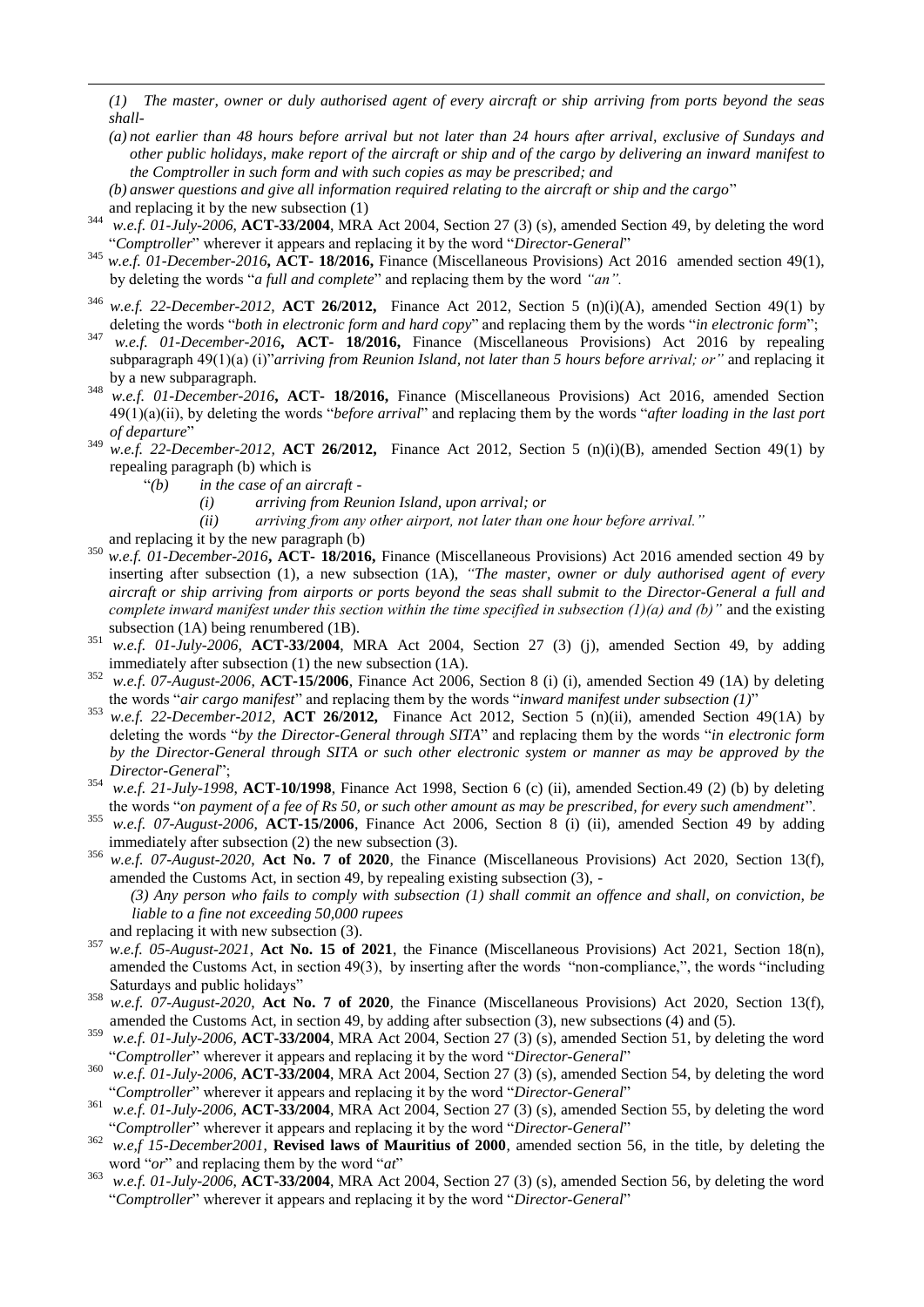*(1) The master, owner or duly authorised agent of every aircraft or ship arriving from ports beyond the seas shall-*

*(a) not earlier than 48 hours before arrival but not later than 24 hours after arrival, exclusive of Sundays and other public holidays, make report of the aircraft or ship and of the cargo by delivering an inward manifest to the Comptroller in such form and with such copies as may be prescribed; and*

*(b) answer questions and give all information required relating to the aircraft or ship and the cargo*"

and replacing it by the new subsection (1)

[344] *w.e.f. 01-July-2006*, **ACT-33/2004**, MRA Act 2004, Section 27 (3) (s), amended Section 49, by deleting the word "*Comptroller*" wherever it appears and replacing it by the word "*Director-General*"

[345] *w.e.f. 01-December-2016*, **ACT- 18/2016,** Finance (Miscellaneous Provisions) Act 2016 amended section 49(1), by deleting the words "*a full and complete*" and replacing them by the word *"an".*

[346] *w.e.f. 22-December-2012,* **ACT 26/2012,** Finance Act 2012, Section 5 (n)(i)(A), amended Section 49(1) by deleting the words "*both in electronic form and hard copy*" and replacing them by the words "*in electronic form*";

[347] *w.e.f. 01-December-2016*, **ACT- 18/2016,** Finance (Miscellaneous Provisions) Act 2016 by repealing subparagraph 49(1)(a) (i)"*arriving from Reunion Island, not later than 5 hours before arrival; or"* and replacing it by a new subparagraph.

[348] *w.e.f. 01-December-2016*, **ACT- 18/2016,** Finance (Miscellaneous Provisions) Act 2016, amended Section 49(1)(a)(ii), by deleting the words "*before arrival*" and replacing them by the words "*after loading in the last port of departure*"

[349] *w.e.f. 22-December-2012,* **ACT 26/2012,** Finance Act 2012, Section 5 (n)(i)(B), amended Section 49(1) by repealing paragraph (b) which is

"*(b) in the case of an aircraft -*

*(i) arriving from Reunion Island, upon arrival; or*

*(ii) arriving from any other airport, not later than one hour before arrival."*

and replacing it by the new paragraph (b)

[350] *w.e.f. 01-December-2016*, **ACT- 18/2016,** Finance (Miscellaneous Provisions) Act 2016 amended section 49 by inserting after subsection (1), a new subsection (1A), *"The master, owner or duly authorised agent of every aircraft or ship arriving from airports or ports beyond the seas shall submit to the Director-General a full and complete inward manifest under this section within the time specified in subsection (1)(a) and (b)"* and the existing subsection (1A) being renumbered (1B).

[351] *w.e.f. 01-July-2006,* **ACT-33/2004**, MRA Act 2004, Section 27 (3) (j), amended Section 49, by adding immediately after subsection (1) the new subsection (1A).

[352] *w.e.f. 07-August-2006*, **ACT-15/2006**, Finance Act 2006, Section 8 (i) (i), amended Section 49 (1A) by deleting the words "*air cargo manifest*" and replacing them by the words "*inward manifest under subsection (1)*"

[353] *w.e.f. 22-December-2012,* **ACT 26/2012,** Finance Act 2012, Section 5 (n)(ii), amended Section 49(1A) by deleting the words "*by the Director-General through SITA*" and replacing them by the words "*in electronic form by the Director-General through SITA or such other electronic system or manner as may be approved by the Director-General*";

[354] *w.e.f. 21-July-1998*, **ACT-10/1998**, Finance Act 1998, Section 6 (c) (ii), amended Section.49 (2) (b) by deleting the words "*on payment of a fee of Rs 50, or such other amount as may be prescribed, for every such amendment*".

[355] *w.e.f. 07-August-2006,* **ACT-15/2006**, Finance Act 2006, Section 8 (i) (ii), amended Section 49 by adding immediately after subsection (2) the new subsection (3).

[356] *w.e.f. 07-August-2020,* **Act No. 7 of 2020**, the Finance (Miscellaneous Provisions) Act 2020, Section 13(f), amended the Customs Act, in section 49, by repealing existing subsection (3), -

*(3) Any person who fails to comply with subsection (1) shall commit an offence and shall, on conviction, be liable to a fine not exceeding 50,000 rupees*

and replacing it with new subsection (3).

[357] *w.e.f. 05-August-2021*, **Act No. 15 of 2021**, the Finance (Miscellaneous Provisions) Act 2021, Section 18(n), amended the Customs Act, in section 49(3), by inserting after the words "non-compliance,", the words "including Saturdays and public holidays"

[358] *w.e.f. 07-August-2020,* **Act No. 7 of 2020**, the Finance (Miscellaneous Provisions) Act 2020, Section 13(f), amended the Customs Act, in section 49, by adding after subsection (3), new subsections (4) and (5).

[359] *w.e.f. 01-July-2006,* **ACT-33/2004**, MRA Act 2004, Section 27 (3) (s), amended Section 51, by deleting the word "*Comptroller*" wherever it appears and replacing it by the word "*Director-General*"

[360] *w.e.f. 01-July-2006,* **ACT-33/2004**, MRA Act 2004, Section 27 (3) (s), amended Section 54, by deleting the word "*Comptroller*" wherever it appears and replacing it by the word "*Director-General*"

[361] *w.e.f. 01-July-2006,* **ACT-33/2004**, MRA Act 2004, Section 27 (3) (s), amended Section 55, by deleting the word "*Comptroller*" wherever it appears and replacing it by the word "*Director-General*"

[362] *w.e,f 15-December2001,* **Revised laws of Mauritius of 2000**, amended section 56, in the title, by deleting the word "*or*" and replacing them by the word "*at*"

[363] *w.e.f. 01-July-2006,* **ACT-33/2004**, MRA Act 2004, Section 27 (3) (s), amended Section 56, by deleting the word "*Comptroller*" wherever it appears and replacing it by the word "*Director-General*"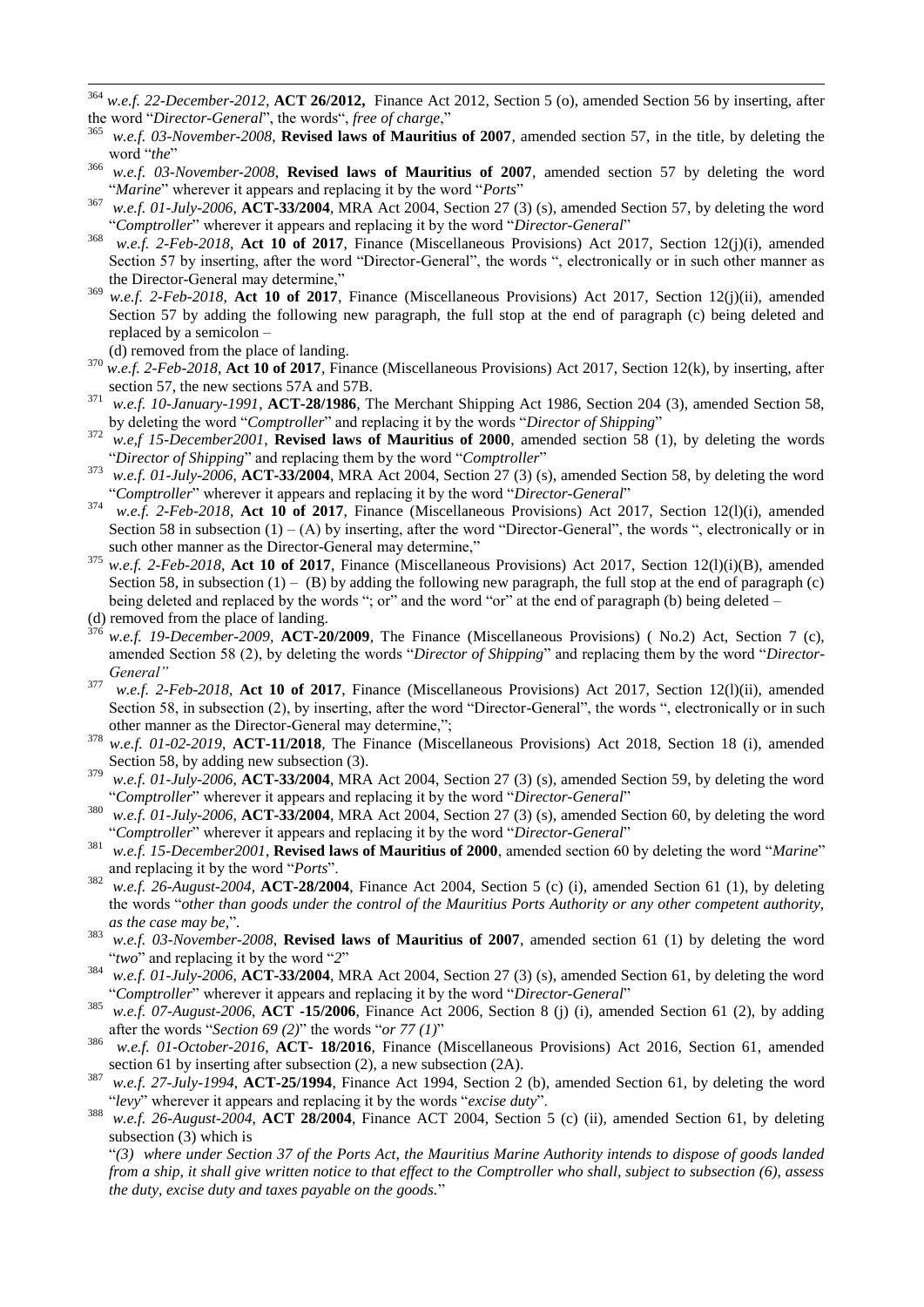[364] *w.e.f. 22-December-2012*, **ACT 26/2012,** Finance Act 2012, Section 5 (o), amended Section 56 by inserting, after the word "*Director-General*", the words", *free of charge*,"

[365] *w.e.f. 03-November-2008*, **Revised laws of Mauritius of 2007**, amended section 57, in the title, by deleting the word "*the*"

[366] *w.e.f. 03-November-2008*, **Revised laws of Mauritius of 2007**, amended section 57 by deleting the word "*Marine*" wherever it appears and replacing it by the word "*Ports*"

[367] *w.e.f. 01-July-2006*, **ACT-33/2004**, MRA Act 2004, Section 27 (3) (s), amended Section 57, by deleting the word "*Comptroller*" wherever it appears and replacing it by the word "*Director-General*"

[368] *w.e.f. 2-Feb-2018*, **Act 10 of 2017**, Finance (Miscellaneous Provisions) Act 2017, Section 12(j)(i), amended Section 57 by inserting, after the word "Director-General", the words ", electronically or in such other manner as the Director-General may determine,"

[369] *w.e.f. 2-Feb-2018*, **Act 10 of 2017**, Finance (Miscellaneous Provisions) Act 2017, Section 12(j)(ii), amended Section 57 by adding the following new paragraph, the full stop at the end of paragraph (c) being deleted and replaced by a semicolon –

(d) removed from the place of landing.

[370] *w.e.f. 2-Feb-2018*, **Act 10 of 2017**, Finance (Miscellaneous Provisions) Act 2017, Section 12(k), by inserting, after section 57, the new sections 57A and 57B.

[371] *w.e.f. 10-January-1991*, **ACT-28/1986**, The Merchant Shipping Act 1986, Section 204 (3), amended Section 58, by deleting the word "*Comptroller*" and replacing it by the words "*Director of Shipping*"

[372] *w.e.f 15-December2001*, **Revised laws of Mauritius of 2000**, amended section 58 (1), by deleting the words "*Director of Shipping*" and replacing them by the word "*Comptroller*"

[373] *w.e.f. 01-July-2006*, **ACT-33/2004**, MRA Act 2004, Section 27 (3) (s), amended Section 58, by deleting the word "*Comptroller*" wherever it appears and replacing it by the word "*Director-General*"

[374] *w.e.f. 2-Feb-2018*, **Act 10 of 2017**, Finance (Miscellaneous Provisions) Act 2017, Section 12(l)(i), amended Section 58 in subsection (1) – (A) by inserting, after the word "Director-General", the words ", electronically or in such other manner as the Director-General may determine,"

[375] *w.e.f. 2-Feb-2018*, **Act 10 of 2017**, Finance (Miscellaneous Provisions) Act 2017, Section 12(l)(i)(B), amended Section 58, in subsection (1) – (B) by adding the following new paragraph, the full stop at the end of paragraph (c) being deleted and replaced by the words "; or" and the word "or" at the end of paragraph (b) being deleted –

(d) removed from the place of landing.

[376] *w.e.f. 19-December-2009*, **ACT-20/2009**, The Finance (Miscellaneous Provisions) ( No.2) Act, Section 7 (c), amended Section 58 (2), by deleting the words "*Director of Shipping*" and replacing them by the word "*Director-General"*

[377] *w.e.f. 2-Feb-2018*, **Act 10 of 2017**, Finance (Miscellaneous Provisions) Act 2017, Section 12(l)(ii), amended Section 58, in subsection (2), by inserting, after the word "Director-General", the words ", electronically or in such other manner as the Director-General may determine,";

[378] *w.e.f. 01-02-2019*, **ACT-11/2018**, The Finance (Miscellaneous Provisions) Act 2018, Section 18 (i), amended Section 58, by adding new subsection (3).

[379] *w.e.f. 01-July-2006*, **ACT-33/2004**, MRA Act 2004, Section 27 (3) (s), amended Section 59, by deleting the word "*Comptroller*" wherever it appears and replacing it by the word "*Director-General*"

[380] *w.e.f. 01-July-2006*, **ACT-33/2004**, MRA Act 2004, Section 27 (3) (s), amended Section 60, by deleting the word "*Comptroller*" wherever it appears and replacing it by the word "*Director-General*"

[381] *w.e.f. 15-December2001*, **Revised laws of Mauritius of 2000**, amended section 60 by deleting the word "*Marine*" and replacing it by the word "*Ports*".

[382] *w.e.f. 26-August-2004*, **ACT-28/2004**, Finance Act 2004, Section 5 (c) (i), amended Section 61 (1), by deleting the words "*other than goods under the control of the Mauritius Ports Authority or any other competent authority, as the case may be,*".

[383] *w.e.f. 03-November-2008*, **Revised laws of Mauritius of 2007**, amended section 61 (1) by deleting the word "*two*" and replacing it by the word "*2*"

[384] *w.e.f. 01-July-2006*, **ACT-33/2004**, MRA Act 2004, Section 27 (3) (s), amended Section 61, by deleting the word "*Comptroller*" wherever it appears and replacing it by the word "*Director-General*"

[385] *w.e.f. 07-August-2006*, **ACT -15/2006**, Finance Act 2006, Section 8 (j) (i), amended Section 61 (2), by adding after the words "*Section 69 (2)*" the words "*or 77 (1)*"

[386] *w.e.f. 01-October-2016*, **ACT- 18/2016**, Finance (Miscellaneous Provisions) Act 2016, Section 61, amended section 61 by inserting after subsection (2), a new subsection (2A).

[387] *w.e.f. 27-July-1994*, **ACT-25/1994**, Finance Act 1994, Section 2 (b), amended Section 61, by deleting the word "*levy*" wherever it appears and replacing it by the words "*excise duty*".

[388] *w.e.f. 26-August-2004*, **ACT 28/2004**, Finance ACT 2004, Section 5 (c) (ii), amended Section 61, by deleting subsection (3) which is

"*(3) where under Section 37 of the Ports Act, the Mauritius Marine Authority intends to dispose of goods landed from a ship, it shall give written notice to that effect to the Comptroller who shall, subject to subsection (6), assess the duty, excise duty and taxes payable on the goods.*"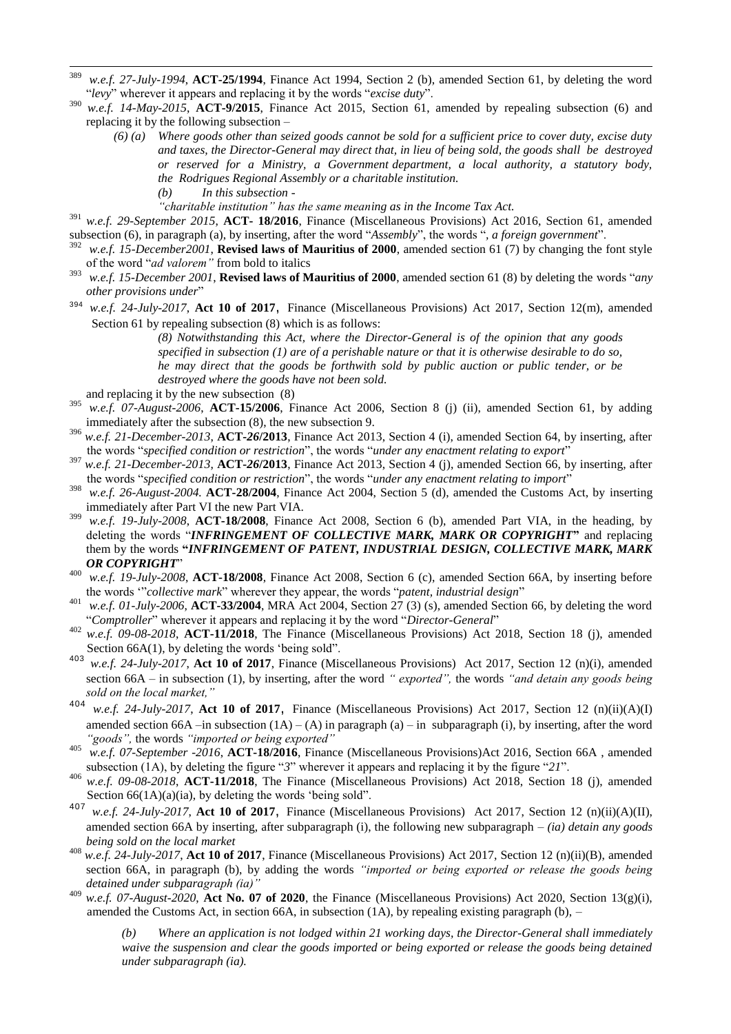[389] *w.e.f. 27-July-1994*, **ACT-25/1994**, Finance Act 1994, Section 2 (b), amended Section 61, by deleting the word "*levy*" wherever it appears and replacing it by the words "*excise duty*".

[390] *w.e.f. 14-May-2015*, **ACT-9/2015**, Finance Act 2015, Section 61, amended by repealing subsection (6) and replacing it by the following subsection –

> *(6) (a) Where goods other than seized goods cannot be sold for a sufficient price to cover duty, excise duty and taxes, the Director-General may direct that, in lieu of being sold, the goods shall be destroyed or reserved for a Ministry, a Government department, a local authority, a statutory body, the Rodrigues Regional Assembly or a charitable institution.*
>
> *(b) In this subsection -*
>
> *"charitable institution" has the same meaning as in the Income Tax Act.*

[391] *w.e.f. 29-September 2015*, **ACT- 18/2016**, Finance (Miscellaneous Provisions) Act 2016, Section 61, amended subsection (6), in paragraph (a), by inserting, after the word "*Assembly*", the words "*, a foreign government*".

[392] *w.e.f. 15-December2001*, **Revised laws of Mauritius of 2000**, amended section 61 (7) by changing the font style of the word "*ad valorem"* from bold to italics

[393] *w.e.f. 15-December 2001*, **Revised laws of Mauritius of 2000**, amended section 61 (8) by deleting the words "*any other provisions under*"

[394] *w.e.f. 24-July-2017*, **Act 10 of 2017**, Finance (Miscellaneous Provisions) Act 2017, Section 12(m), amended Section 61 by repealing subsection (8) which is as follows:

> *(8) Notwithstanding this Act, where the Director-General is of the opinion that any goods specified in subsection (1) are of a perishable nature or that it is otherwise desirable to do so, he may direct that the goods be forthwith sold by public auction or public tender, or be destroyed where the goods have not been sold.*

and replacing it by the new subsection (8)

[395] *w.e.f. 07-August-2006*, **ACT-15/2006**, Finance Act 2006, Section 8 (j) (ii), amended Section 61, by adding immediately after the subsection (8), the new subsection 9.

[396] *w.e.f. 21-December-2013*, **ACT-26/2013**, Finance Act 2013, Section 4 (i), amended Section 64, by inserting, after the words "*specified condition or restriction*", the words "*under any enactment relating to export*"

[397] *w.e.f. 21-December-2013*, **ACT-26/2013**, Finance Act 2013, Section 4 (j), amended Section 66, by inserting, after the words "*specified condition or restriction*", the words "*under any enactment relating to import*"

[398] *w.e.f. 26-August-2004.* **ACT-28/2004**, Finance Act 2004, Section 5 (d), amended the Customs Act, by inserting immediately after Part VI the new Part VIA.

[399] *w.e.f. 19-July-2008*, **ACT-18/2008**, Finance Act 2008, Section 6 (b), amended Part VIA, in the heading, by deleting the words "***INFRINGEMENT OF COLLECTIVE MARK, MARK OR COPYRIGHT*"** and replacing them by the words **"*INFRINGEMENT OF PATENT, INDUSTRIAL DESIGN, COLLECTIVE MARK, MARK OR COPYRIGHT*"**

[400] *w.e.f. 19-July-2008*, **ACT-18/2008**, Finance Act 2008, Section 6 (c), amended Section 66A, by inserting before the words '"*collective mark*" wherever they appear, the words "*patent, industrial design*"

[401] *w.e.f. 01-July-2006*, **ACT-33/2004**, MRA Act 2004, Section 27 (3) (s), amended Section 66, by deleting the word "*Comptroller*" wherever it appears and replacing it by the word "*Director-General*"

[402] *w.e.f. 09-08-2018*, **ACT-11/2018**, The Finance (Miscellaneous Provisions) Act 2018, Section 18 (j), amended Section 66A(1), by deleting the words 'being sold".

[403] *w.e.f. 24-July-2017*, **Act 10 of 2017**, Finance (Miscellaneous Provisions) Act 2017, Section 12 (n)(i), amended section 66A – in subsection (1), by inserting, after the word *" exported",* the words *"and detain any goods being sold on the local market,"*

[404] *w.e.f. 24-July-2017*, **Act 10 of 2017**, Finance (Miscellaneous Provisions) Act 2017, Section 12 (n)(ii)(A)(I) amended section 66A –in subsection (1A) – (A) in paragraph (a) – in subparagraph (i), by inserting, after the word *"goods",* the words *"imported or being exported"*

[405] *w.e.f. 07-September -2016*, **ACT-18/2016**, Finance (Miscellaneous Provisions)Act 2016, Section 66A , amended subsection (1A), by deleting the figure "*3*" wherever it appears and replacing it by the figure "*21*".

[406] *w.e.f. 09-08-2018*, **ACT-11/2018**, The Finance (Miscellaneous Provisions) Act 2018, Section 18 (j), amended Section 66(1A)(a)(ia), by deleting the words 'being sold".

[407] *w.e.f. 24-July-2017*, **Act 10 of 2017**, Finance (Miscellaneous Provisions) Act 2017, Section 12 (n)(ii)(A)(II), amended section 66A by inserting, after subparagraph (i), the following new subparagraph – *(ia) detain any goods being sold on the local market*

[408] *w.e.f. 24-July-2017*, **Act 10 of 2017**, Finance (Miscellaneous Provisions) Act 2017, Section 12 (n)(ii)(B), amended section 66A, in paragraph (b), by adding the words *"imported or being exported or release the goods being detained under subparagraph (ia)"*

[409] *w.e.f. 07-August-2020*, **Act No. 07 of 2020**, the Finance (Miscellaneous Provisions) Act 2020, Section 13(g)(i), amended the Customs Act, in section 66A, in subsection (1A), by repealing existing paragraph (b), –

> *(b) Where an application is not lodged within 21 working days, the Director-General shall immediately waive the suspension and clear the goods imported or being exported or release the goods being detained under subparagraph (ia).*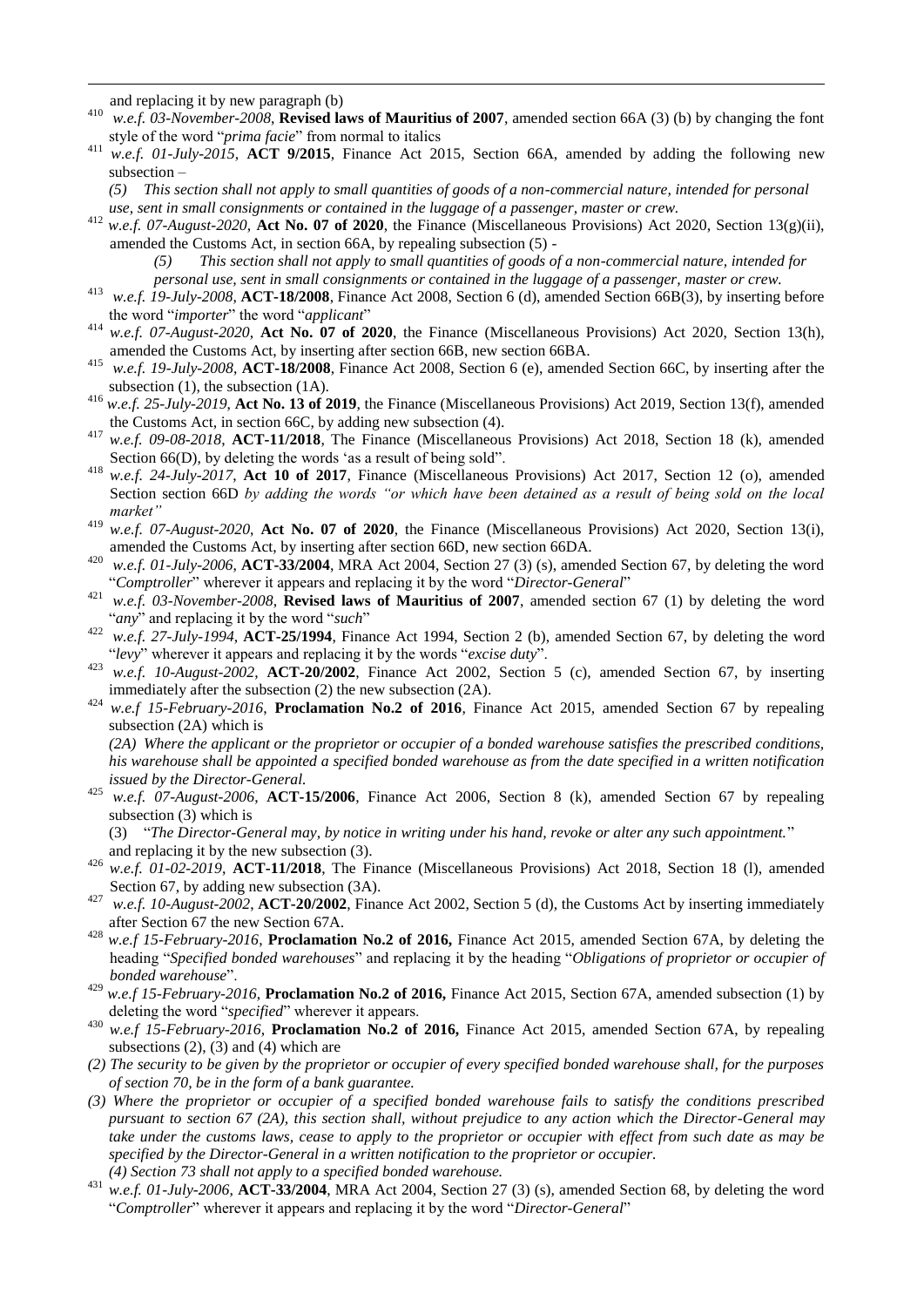and replacing it by new paragraph (b)

410 *w.e.f. 03-November-2008*, **Revised laws of Mauritius of 2007**, amended section 66A (3) (b) by changing the font style of the word "*prima facie*" from normal to italics

411 *w.e.f. 01-July-2015*, **ACT 9/2015**, Finance Act 2015, Section 66A, amended by adding the following new subsection –

*(5) This section shall not apply to small quantities of goods of a non-commercial nature, intended for personal use, sent in small consignments or contained in the luggage of a passenger, master or crew.*

412 *w.e.f. 07-August-2020*, **Act No. 07 of 2020**, the Finance (Miscellaneous Provisions) Act 2020, Section 13(g)(ii), amended the Customs Act, in section 66A, by repealing subsection (5) -

*(5) This section shall not apply to small quantities of goods of a non-commercial nature, intended for personal use, sent in small consignments or contained in the luggage of a passenger, master or crew.*

413 *w.e.f. 19-July-2008*, **ACT-18/2008**, Finance Act 2008, Section 6 (d), amended Section 66B(3), by inserting before the word "*importer*" the word "*applicant*"

414 *w.e.f. 07-August-2020*, **Act No. 07 of 2020**, the Finance (Miscellaneous Provisions) Act 2020, Section 13(h), amended the Customs Act, by inserting after section 66B, new section 66BA.

415 *w.e.f. 19-July-2008*, **ACT-18/2008**, Finance Act 2008, Section 6 (e), amended Section 66C, by inserting after the subsection (1), the subsection (1A).

416 *w.e.f. 25-July-2019*, **Act No. 13 of 2019**, the Finance (Miscellaneous Provisions) Act 2019, Section 13(f), amended the Customs Act, in section 66C, by adding new subsection (4).

417 *w.e.f. 09-08-2018*, **ACT-11/2018**, The Finance (Miscellaneous Provisions) Act 2018, Section 18 (k), amended Section 66(D), by deleting the words 'as a result of being sold".

418 *w.e.f. 24-July-2017*, **Act 10 of 2017**, Finance (Miscellaneous Provisions) Act 2017, Section 12 (o), amended Section section 66D *by adding the words "or which have been detained as a result of being sold on the local market"*

419 *w.e.f. 07-August-2020*, **Act No. 07 of 2020**, the Finance (Miscellaneous Provisions) Act 2020, Section 13(i), amended the Customs Act, by inserting after section 66D, new section 66DA.

420 *w.e.f. 01-July-2006*, **ACT-33/2004**, MRA Act 2004, Section 27 (3) (s), amended Section 67, by deleting the word "*Comptroller*" wherever it appears and replacing it by the word "*Director-General*"

421 *w.e.f. 03-November-2008*, **Revised laws of Mauritius of 2007**, amended section 67 (1) by deleting the word "*any*" and replacing it by the word "*such*"

422 *w.e.f. 27-July-1994*, **ACT-25/1994**, Finance Act 1994, Section 2 (b), amended Section 67, by deleting the word "*levy*" wherever it appears and replacing it by the words "*excise duty*".

423 *w.e.f. 10-August-2002*, **ACT-20/2002**, Finance Act 2002, Section 5 (c), amended Section 67, by inserting immediately after the subsection (2) the new subsection (2A).

424 *w.e.f 15-February-2016*, **Proclamation No.2 of 2016**, Finance Act 2015, amended Section 67 by repealing subsection (2A) which is

*(2A) Where the applicant or the proprietor or occupier of a bonded warehouse satisfies the prescribed conditions, his warehouse shall be appointed a specified bonded warehouse as from the date specified in a written notification issued by the Director-General.*

425 *w.e.f. 07-August-2006*, **ACT-15/2006**, Finance Act 2006, Section 8 (k), amended Section 67 by repealing subsection (3) which is

(3) "*The Director-General may, by notice in writing under his hand, revoke or alter any such appointment.*" and replacing it by the new subsection (3).

426 *w.e.f. 01-02-2019*, **ACT-11/2018**, The Finance (Miscellaneous Provisions) Act 2018, Section 18 (l), amended Section 67, by adding new subsection (3A).

427 *w.e.f. 10-August-2002*, **ACT-20/2002**, Finance Act 2002, Section 5 (d), the Customs Act by inserting immediately after Section 67 the new Section 67A.

428 *w.e.f 15-February-2016*, **Proclamation No.2 of 2016,** Finance Act 2015, amended Section 67A, by deleting the heading "*Specified bonded warehouses*" and replacing it by the heading "*Obligations of proprietor or occupier of bonded warehouse*".

429 *w.e.f 15-February-2016*, **Proclamation No.2 of 2016,** Finance Act 2015, Section 67A, amended subsection (1) by deleting the word "*specified*" wherever it appears.

430 *w.e.f 15-February-2016*, **Proclamation No.2 of 2016,** Finance Act 2015, amended Section 67A, by repealing subsections (2), (3) and (4) which are

*(2) The security to be given by the proprietor or occupier of every specified bonded warehouse shall, for the purposes of section 70, be in the form of a bank guarantee.*

*(3) Where the proprietor or occupier of a specified bonded warehouse fails to satisfy the conditions prescribed pursuant to section 67 (2A), this section shall, without prejudice to any action which the Director-General may take under the customs laws, cease to apply to the proprietor or occupier with effect from such date as may be specified by the Director-General in a written notification to the proprietor or occupier.*

*(4) Section 73 shall not apply to a specified bonded warehouse.*

431 *w.e.f. 01-July-2006*, **ACT-33/2004**, MRA Act 2004, Section 27 (3) (s), amended Section 68, by deleting the word "*Comptroller*" wherever it appears and replacing it by the word "*Director-General*"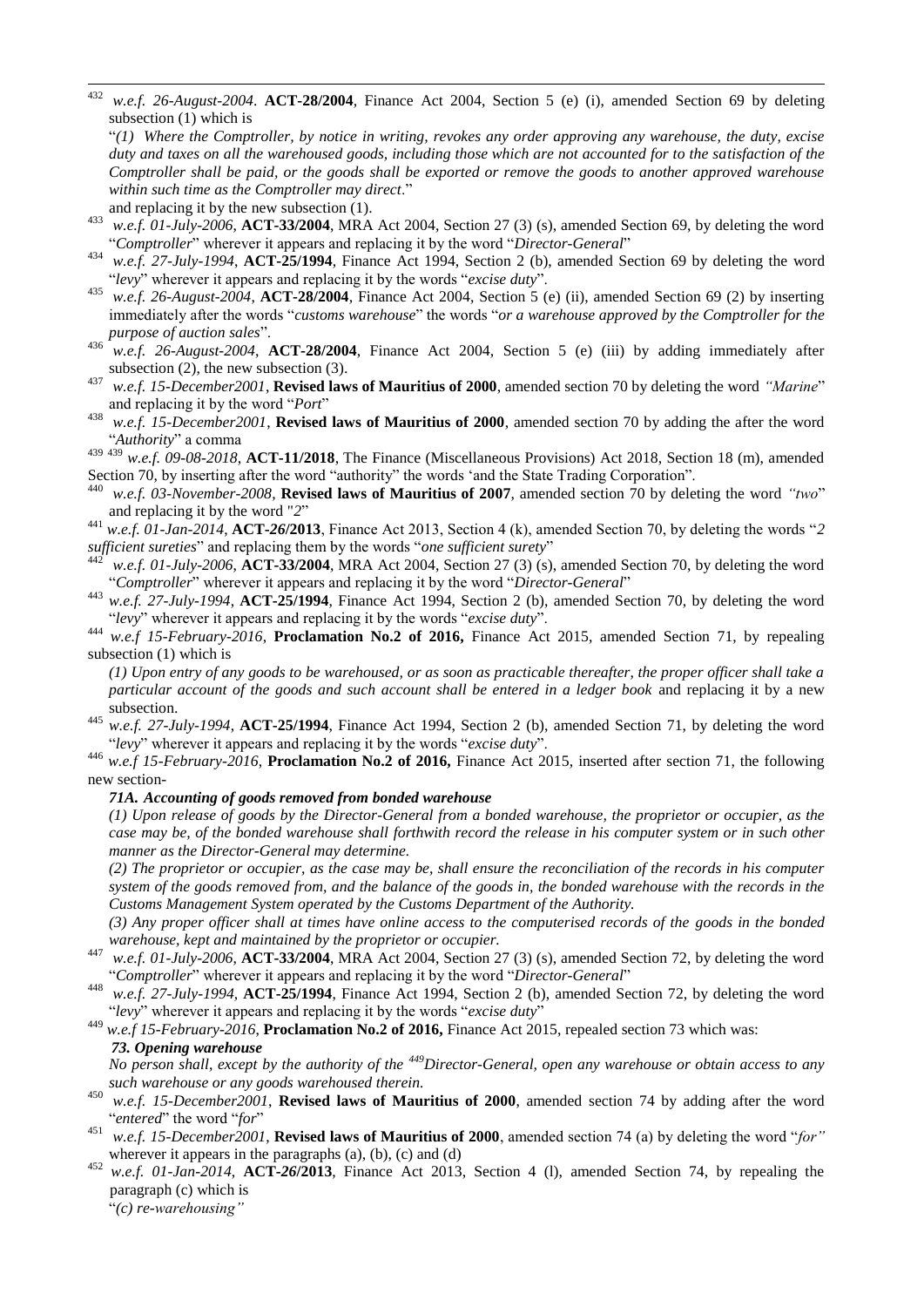[432] *w.e.f. 26-August-2004*. **ACT-28/2004**, Finance Act 2004, Section 5 (e) (i), amended Section 69 by deleting subsection (1) which is

"*(1) Where the Comptroller, by notice in writing, revokes any order approving any warehouse, the duty, excise duty and taxes on all the warehoused goods, including those which are not accounted for to the satisfaction of the Comptroller shall be paid, or the goods shall be exported or remove the goods to another approved warehouse within such time as the Comptroller may direct*."

and replacing it by the new subsection (1).

[433] *w.e.f. 01-July-2006*, **ACT-33/2004**, MRA Act 2004, Section 27 (3) (s), amended Section 69, by deleting the word "*Comptroller*" wherever it appears and replacing it by the word "*Director-General*"

[434] *w.e.f. 27-July-1994*, **ACT-25/1994**, Finance Act 1994, Section 2 (b), amended Section 69 by deleting the word "*levy*" wherever it appears and replacing it by the words "*excise duty*".

[435] *w.e.f. 26-August-2004*, **ACT-28/2004**, Finance Act 2004, Section 5 (e) (ii), amended Section 69 (2) by inserting immediately after the words "*customs warehouse*" the words "*or a warehouse approved by the Comptroller for the purpose of auction sales*".

[436] *w.e.f. 26-August-2004*, **ACT-28/2004**, Finance Act 2004, Section 5 (e) (iii) by adding immediately after subsection (2), the new subsection (3).

[437] *w.e.f. 15-December2001*, **Revised laws of Mauritius of 2000**, amended section 70 by deleting the word *"Marine*" and replacing it by the word "*Port*"

[438] *w.e.f. 15-December2001*, **Revised laws of Mauritius of 2000**, amended section 70 by adding the after the word "*Authority*" a comma

[439] [439] *w.e.f. 09-08-2018*, **ACT-11/2018**, The Finance (Miscellaneous Provisions) Act 2018, Section 18 (m), amended Section 70, by inserting after the word "authority" the words 'and the State Trading Corporation".

[440] *w.e.f. 03-November-2008*, **Revised laws of Mauritius of 2007**, amended section 70 by deleting the word *"two*" and replacing it by the word "*2*"

[441] *w.e.f. 01-Jan-2014*, **ACT-26/2013**, Finance Act 2013, Section 4 (k), amended Section 70, by deleting the words "*2 sufficient sureties*" and replacing them by the words "*one sufficient surety*"

[442] *w.e.f. 01-July-2006*, **ACT-33/2004**, MRA Act 2004, Section 27 (3) (s), amended Section 70, by deleting the word "*Comptroller*" wherever it appears and replacing it by the word "*Director-General*"

[443] *w.e.f. 27-July-1994*, **ACT-25/1994**, Finance Act 1994, Section 2 (b), amended Section 70, by deleting the word "*levy*" wherever it appears and replacing it by the words "*excise duty*".

[444] *w.e.f 15-February-2016*, **Proclamation No.2 of 2016,** Finance Act 2015, amended Section 71, by repealing subsection (1) which is

*(1) Upon entry of any goods to be warehoused, or as soon as practicable thereafter, the proper officer shall take a particular account of the goods and such account shall be entered in a ledger book* and replacing it by a new subsection.

[445] *w.e.f. 27-July-1994*, **ACT-25/1994**, Finance Act 1994, Section 2 (b), amended Section 71, by deleting the word "*levy*" wherever it appears and replacing it by the words "*excise duty*".

[446] *w.e.f 15-February-2016*, **Proclamation No.2 of 2016,** Finance Act 2015, inserted after section 71, the following new section-

***71A. Accounting of goods removed from bonded warehouse***

*(1) Upon release of goods by the Director-General from a bonded warehouse, the proprietor or occupier, as the case may be, of the bonded warehouse shall forthwith record the release in his computer system or in such other manner as the Director-General may determine.*

*(2) The proprietor or occupier, as the case may be, shall ensure the reconciliation of the records in his computer system of the goods removed from, and the balance of the goods in, the bonded warehouse with the records in the Customs Management System operated by the Customs Department of the Authority.*

*(3) Any proper officer shall at times have online access to the computerised records of the goods in the bonded warehouse, kept and maintained by the proprietor or occupier.*

[447] *w.e.f. 01-July-2006*, **ACT-33/2004**, MRA Act 2004, Section 27 (3) (s), amended Section 72, by deleting the word "*Comptroller*" wherever it appears and replacing it by the word "*Director-General*"

[448] *w.e.f. 27-July-1994*, **ACT-25/1994**, Finance Act 1994, Section 2 (b), amended Section 72, by deleting the word "*levy*" wherever it appears and replacing it by the words "*excise duty*"

[449] *w.e.f 15-February-2016*, **Proclamation No.2 of 2016,** Finance Act 2015, repealed section 73 which was:

***73. Opening warehouse***

*No person shall, except by the authority of the [449]Director-General, open any warehouse or obtain access to any such warehouse or any goods warehoused therein.*

[450] *w.e.f. 15-December2001*, **Revised laws of Mauritius of 2000**, amended section 74 by adding after the word "*entered*" the word "*for*"

[451] *w.e.f. 15-December2001*, **Revised laws of Mauritius of 2000**, amended section 74 (a) by deleting the word "*for"* wherever it appears in the paragraphs (a), (b), (c) and (d)

[452] *w.e.f. 01-Jan-2014*, **ACT-26/2013**, Finance Act 2013, Section 4 (l), amended Section 74, by repealing the paragraph (c) which is

"*(c) re-warehousing"*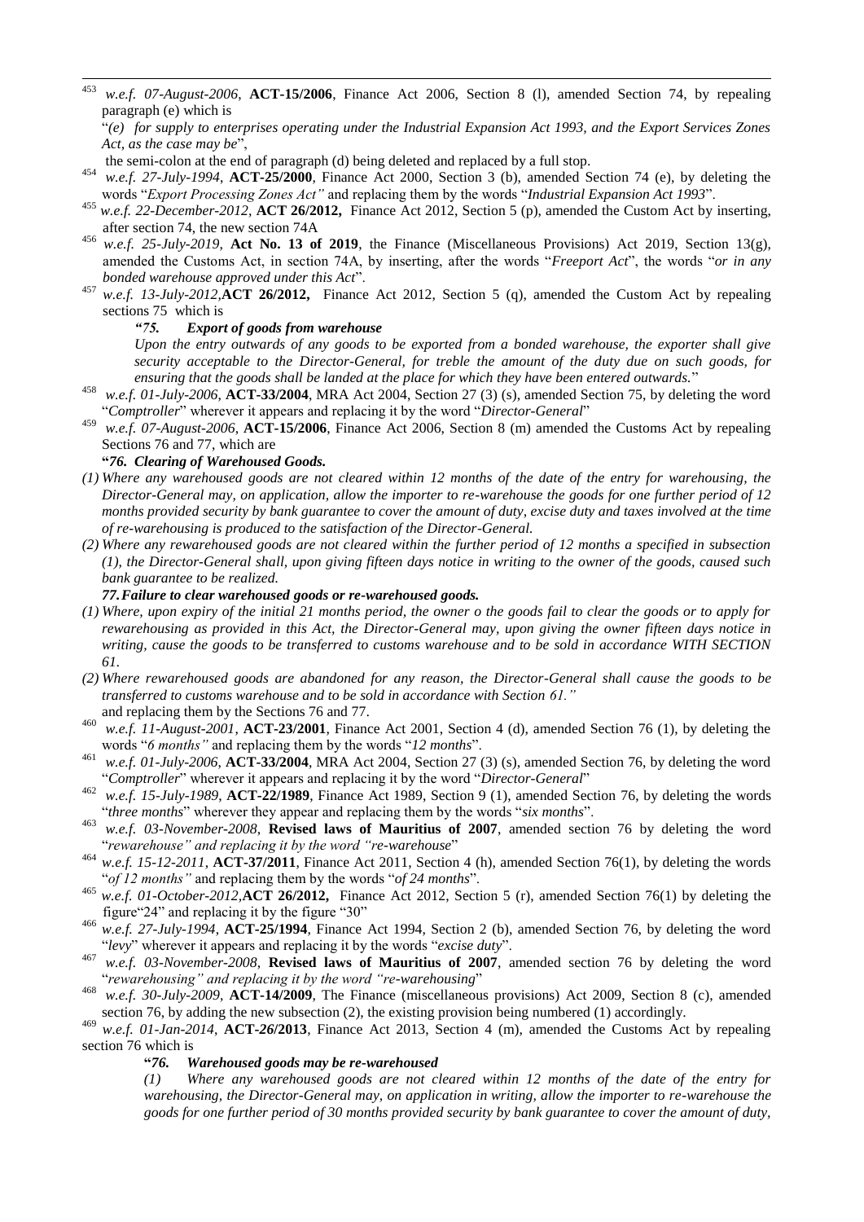[453] *w.e.f. 07-August-2006*, **ACT-15/2006**, Finance Act 2006, Section 8 (l), amended Section 74, by repealing paragraph (e) which is

"*(e) for supply to enterprises operating under the Industrial Expansion Act 1993, and the Export Services Zones Act, as the case may be*",

the semi-colon at the end of paragraph (d) being deleted and replaced by a full stop.

[454] *w.e.f. 27-July-1994*, **ACT-25/2000**, Finance Act 2000, Section 3 (b), amended Section 74 (e), by deleting the words "*Export Processing Zones Act"* and replacing them by the words "*Industrial Expansion Act 1993*".

[455] *w.e.f. 22-December-2012*, **ACT 26/2012,** Finance Act 2012, Section 5 (p), amended the Custom Act by inserting, after section 74, the new section 74A

[456] *w.e.f. 25-July-2019*, **Act No. 13 of 2019**, the Finance (Miscellaneous Provisions) Act 2019, Section 13(g), amended the Customs Act, in section 74A, by inserting, after the words "*Freeport Act*", the words "*or in any bonded warehouse approved under this Act*".

[457] *w.e.f. 13-July-2012*,**ACT 26/2012,** Finance Act 2012, Section 5 (q), amended the Custom Act by repealing sections 75 which is

***"75. Export of goods from warehouse***

*Upon the entry outwards of any goods to be exported from a bonded warehouse, the exporter shall give security acceptable to the Director-General, for treble the amount of the duty due on such goods, for ensuring that the goods shall be landed at the place for which they have been entered outwards.*"

[458] *w.e.f. 01-July-2006*, **ACT-33/2004**, MRA Act 2004, Section 27 (3) (s), amended Section 75, by deleting the word "*Comptroller*" wherever it appears and replacing it by the word "*Director-General*"

[459] *w.e.f. 07-August-2006*, **ACT-15/2006**, Finance Act 2006, Section 8 (m) amended the Customs Act by repealing Sections 76 and 77, which are

**"*76. Clearing of Warehoused Goods.***

*(1) Where any warehoused goods are not cleared within 12 months of the date of the entry for warehousing, the Director-General may, on application, allow the importer to re-warehouse the goods for one further period of 12 months provided security by bank guarantee to cover the amount of duty, excise duty and taxes involved at the time of re-warehousing is produced to the satisfaction of the Director-General.*

*(2) Where any rewarehoused goods are not cleared within the further period of 12 months a specified in subsection (1), the Director-General shall, upon giving fifteen days notice in writing to the owner of the goods, caused such bank guarantee to be realized.*

***77. Failure to clear warehoused goods or re-warehoused goods.***

*(1) Where, upon expiry of the initial 21 months period, the owner o the goods fail to clear the goods or to apply for rewarehousing as provided in this Act, the Director-General may, upon giving the owner fifteen days notice in writing, cause the goods to be transferred to customs warehouse and to be sold in accordance WITH SECTION 61.*

*(2) Where rewarehoused goods are abandoned for any reason, the Director-General shall cause the goods to be transferred to customs warehouse and to be sold in accordance with Section 61."*

and replacing them by the Sections 76 and 77.

[460] *w.e.f. 11-August-2001*, **ACT-23/2001**, Finance Act 2001, Section 4 (d), amended Section 76 (1), by deleting the words "*6 months"* and replacing them by the words "*12 months*".

[461] *w.e.f. 01-July-2006*, **ACT-33/2004**, MRA Act 2004, Section 27 (3) (s), amended Section 76, by deleting the word "*Comptroller*" wherever it appears and replacing it by the word "*Director-General*"

[462] *w.e.f. 15-July-1989*, **ACT-22/1989**, Finance Act 1989, Section 9 (1), amended Section 76, by deleting the words "*three months*" wherever they appear and replacing them by the words "*six months*".

[463] *w.e.f. 03-November-2008*, **Revised laws of Mauritius of 2007**, amended section 76 by deleting the word "*rewarehouse" and replacing it by the word "re-warehouse*"

[464] *w.e.f. 15-12-2011*, **ACT-37/2011**, Finance Act 2011, Section 4 (h), amended Section 76(1), by deleting the words "*of 12 months"* and replacing them by the words "*of 24 months*".

[465] *w.e.f. 01-October-2012*,**ACT 26/2012,** Finance Act 2012, Section 5 (r), amended Section 76(1) by deleting the figure"24" and replacing it by the figure "30"

[466] *w.e.f. 27-July-1994*, **ACT-25/1994**, Finance Act 1994, Section 2 (b), amended Section 76, by deleting the word "*levy*" wherever it appears and replacing it by the words "*excise duty*".

[467] *w.e.f. 03-November-2008*, **Revised laws of Mauritius of 2007**, amended section 76 by deleting the word "*rewarehousing" and replacing it by the word "re-warehousing*"

[468] *w.e.f. 30-July-2009*, **ACT-14/2009**, The Finance (miscellaneous provisions) Act 2009, Section 8 (c), amended section 76, by adding the new subsection (2), the existing provision being numbered (1) accordingly.

[469] *w.e.f. 01-Jan-2014*, **ACT-26/2013**, Finance Act 2013, Section 4 (m), amended the Customs Act by repealing section 76 which is

**"*76. Warehoused goods may be re-warehoused***

*(1) Where any warehoused goods are not cleared within 12 months of the date of the entry for warehousing, the Director-General may, on application in writing, allow the importer to re-warehouse the goods for one further period of 30 months provided security by bank guarantee to cover the amount of duty,*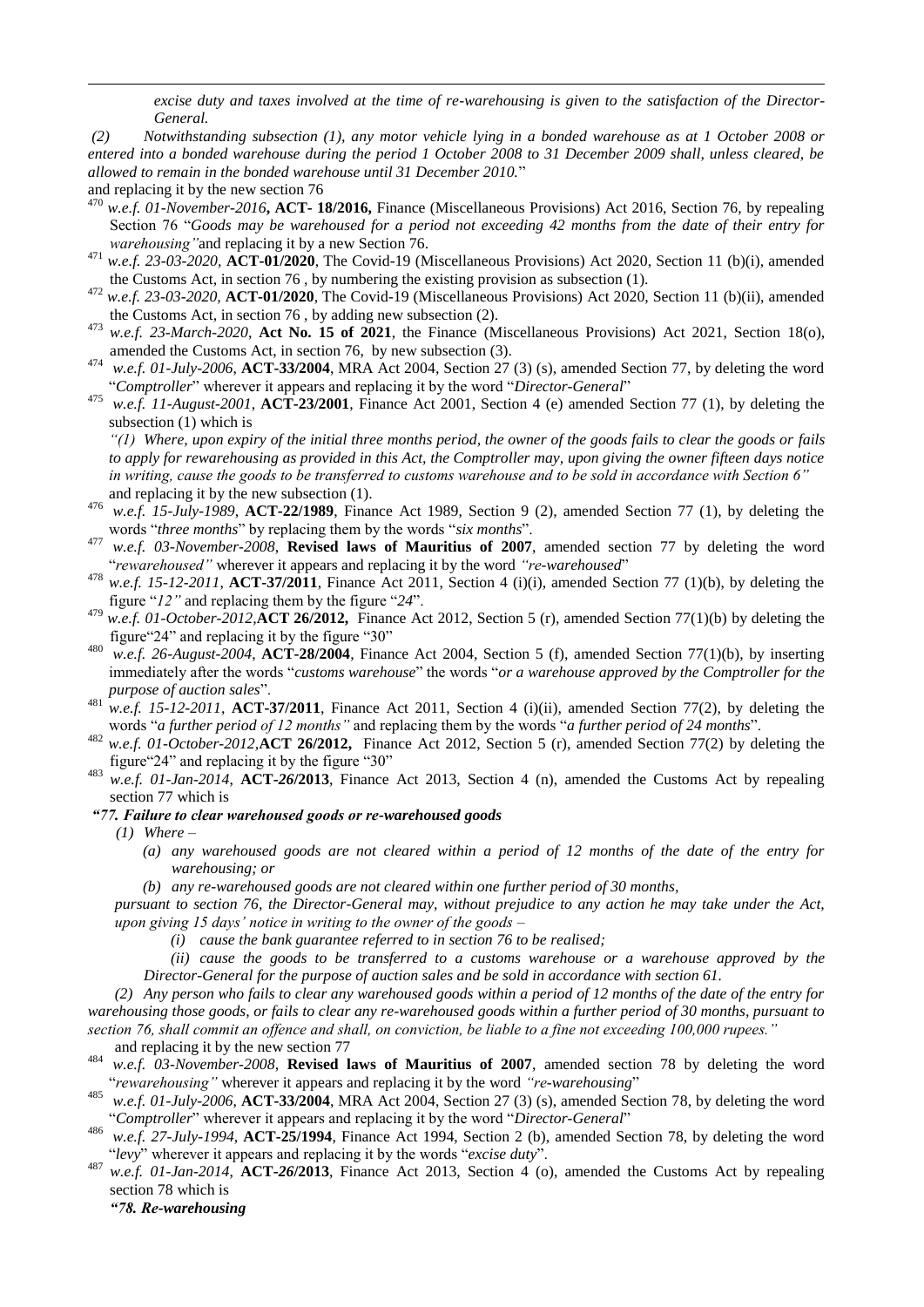*excise duty and taxes involved at the time of re-warehousing is given to the satisfaction of the Director-General.*

*(2) Notwithstanding subsection (1), any motor vehicle lying in a bonded warehouse as at 1 October 2008 or entered into a bonded warehouse during the period 1 October 2008 to 31 December 2009 shall, unless cleared, be allowed to remain in the bonded warehouse until 31 December 2010.*"

and replacing it by the new section 76

[470] *w.e.f. 01-November-2016*, **ACT- 18/2016,** Finance (Miscellaneous Provisions) Act 2016, Section 76, by repealing Section 76 "*Goods may be warehoused for a period not exceeding 42 months from the date of their entry for warehousing"* and replacing it by a new Section 76.

[471] *w.e.f. 23-03-2020*, **ACT-01/2020**, The Covid-19 (Miscellaneous Provisions) Act 2020, Section 11 (b)(i), amended the Customs Act, in section 76 , by numbering the existing provision as subsection (1).

[472] *w.e.f. 23-03-2020*, **ACT-01/2020**, The Covid-19 (Miscellaneous Provisions) Act 2020, Section 11 (b)(ii), amended the Customs Act, in section 76 , by adding new subsection (2).

[473] *w.e.f. 23-March-2020*, **Act No. 15 of 2021**, the Finance (Miscellaneous Provisions) Act 2021, Section 18(o), amended the Customs Act, in section 76, by new subsection (3).

[474] *w.e.f. 01-July-2006*, **ACT-33/2004**, MRA Act 2004, Section 27 (3) (s), amended Section 77, by deleting the word "*Comptroller*" wherever it appears and replacing it by the word "*Director-General*"

[475] *w.e.f. 11-August-2001*, **ACT-23/2001**, Finance Act 2001, Section 4 (e) amended Section 77 (1), by deleting the subsection (1) which is

*"(1) Where, upon expiry of the initial three months period, the owner of the goods fails to clear the goods or fails to apply for rewarehousing as provided in this Act, the Comptroller may, upon giving the owner fifteen days notice in writing, cause the goods to be transferred to customs warehouse and to be sold in accordance with Section 6"*

and replacing it by the new subsection (1).

[476] *w.e.f. 15-July-1989*, **ACT-22/1989**, Finance Act 1989, Section 9 (2), amended Section 77 (1), by deleting the words "*three months*" by replacing them by the words "*six months*".

[477] *w.e.f. 03-November-2008*, **Revised laws of Mauritius of 2007**, amended section 77 by deleting the word "*rewarehoused"* wherever it appears and replacing it by the word *"re-warehoused*"

[478] *w.e.f. 15-12-2011*, **ACT-37/2011**, Finance Act 2011, Section 4 (i)(i), amended Section 77 (1)(b), by deleting the figure "*12"* and replacing them by the figure "*24*".

[479] *w.e.f. 01-October-2012*,**ACT 26/2012,** Finance Act 2012, Section 5 (r), amended Section 77(1)(b) by deleting the figure"24" and replacing it by the figure "30"

[480] *w.e.f. 26-August-2004*, **ACT-28/2004**, Finance Act 2004, Section 5 (f), amended Section 77(1)(b), by inserting immediately after the words "*customs warehouse*" the words "*or a warehouse approved by the Comptroller for the purpose of auction sales*".

[481] *w.e.f. 15-12-2011*, **ACT-37/2011**, Finance Act 2011, Section 4 (i)(ii), amended Section 77(2), by deleting the words "*a further period of 12 months"* and replacing them by the words "*a further period of 24 months*".

[482] *w.e.f. 01-October-2012*,**ACT 26/2012,** Finance Act 2012, Section 5 (r), amended Section 77(2) by deleting the figure"24" and replacing it by the figure "30"

[483] *w.e.f. 01-Jan-2014*, **ACT-26/2013**, Finance Act 2013, Section 4 (n), amended the Customs Act by repealing section 77 which is

***"77. Failure to clear warehoused goods or re-warehoused goods***

*(1) Where –*

*(a) any warehoused goods are not cleared within a period of 12 months of the date of the entry for warehousing; or*

*(b) any re-warehoused goods are not cleared within one further period of 30 months,*

*pursuant to section 76, the Director-General may, without prejudice to any action he may take under the Act, upon giving 15 days' notice in writing to the owner of the goods –*

*(i) cause the bank guarantee referred to in section 76 to be realised;*

*(ii) cause the goods to be transferred to a customs warehouse or a warehouse approved by the Director-General for the purpose of auction sales and be sold in accordance with section 61.*

*(2) Any person who fails to clear any warehoused goods within a period of 12 months of the date of the entry for warehousing those goods, or fails to clear any re-warehoused goods within a further period of 30 months, pursuant to section 76, shall commit an offence and shall, on conviction, be liable to a fine not exceeding 100,000 rupees."*

and replacing it by the new section 77

[484] *w.e.f. 03-November-2008*, **Revised laws of Mauritius of 2007**, amended section 78 by deleting the word "*rewarehousing"* wherever it appears and replacing it by the word *"re-warehousing*"

[485] *w.e.f. 01-July-2006*, **ACT-33/2004**, MRA Act 2004, Section 27 (3) (s), amended Section 78, by deleting the word "*Comptroller*" wherever it appears and replacing it by the word "*Director-General*"

[486] *w.e.f. 27-July-1994*, **ACT-25/1994**, Finance Act 1994, Section 2 (b), amended Section 78, by deleting the word "*levy*" wherever it appears and replacing it by the words "*excise duty*".

[487] *w.e.f. 01-Jan-2014*, **ACT-26/2013**, Finance Act 2013, Section 4 (o), amended the Customs Act by repealing section 78 which is

***"78. Re-warehousing***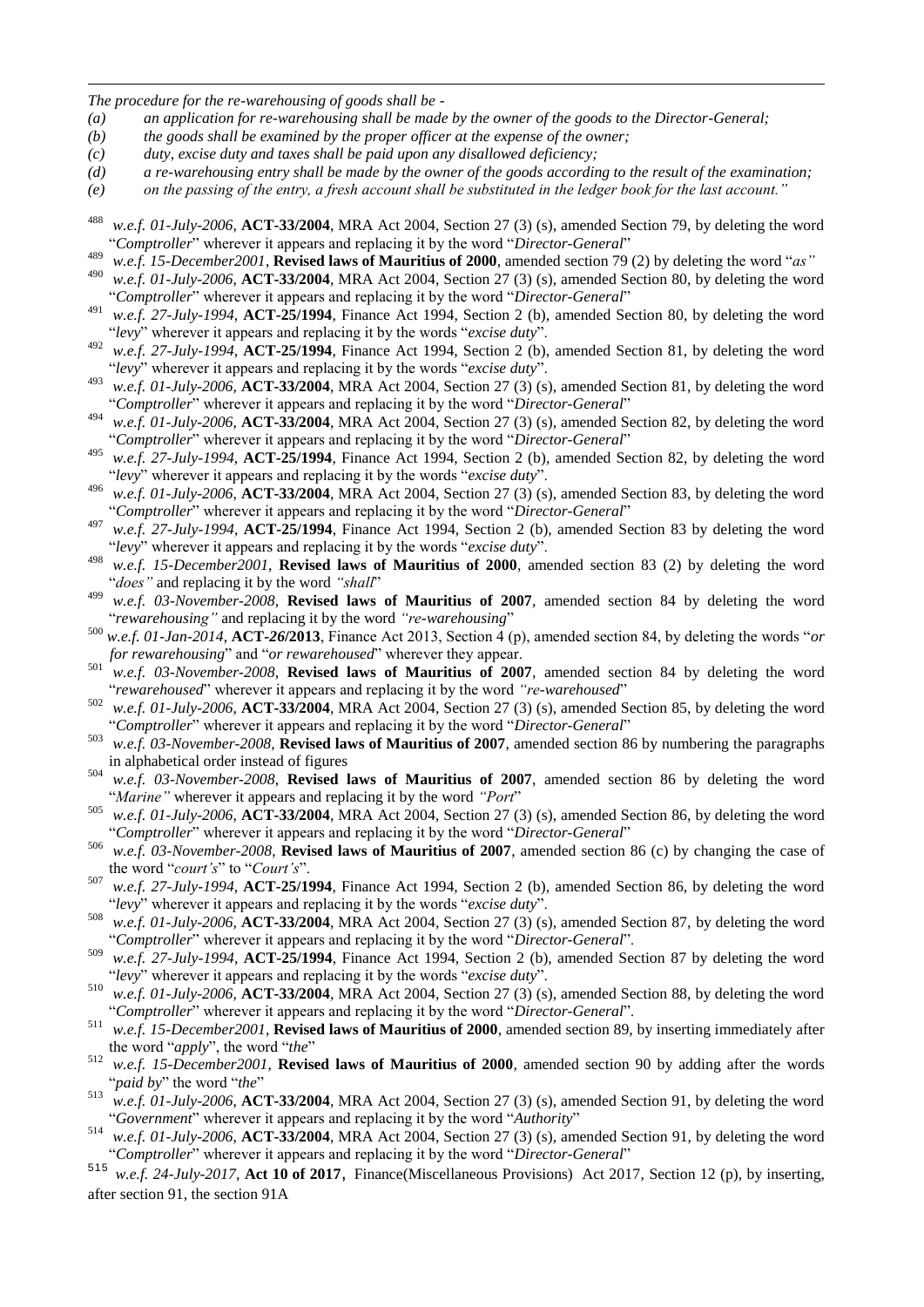*The procedure for the re-warehousing of goods shall be -*

*(a) an application for re-warehousing shall be made by the owner of the goods to the Director-General;*

*(b) the goods shall be examined by the proper officer at the expense of the owner;*

*(c) duty, excise duty and taxes shall be paid upon any disallowed deficiency;*

*(d) a re-warehousing entry shall be made by the owner of the goods according to the result of the examination;*

*(e) on the passing of the entry, a fresh account shall be substituted in the ledger book for the last account."*

[488] *w.e.f. 01-July-2006*, **ACT-33/2004**, MRA Act 2004, Section 27 (3) (s), amended Section 79, by deleting the word "*Comptroller*" wherever it appears and replacing it by the word "*Director-General*"

[489] *w.e.f. 15-December2001*, **Revised laws of Mauritius of 2000**, amended section 79 (2) by deleting the word "*as"*

[490] *w.e.f. 01-July-2006*, **ACT-33/2004**, MRA Act 2004, Section 27 (3) (s), amended Section 80, by deleting the word "*Comptroller*" wherever it appears and replacing it by the word "*Director-General*"

[491] *w.e.f. 27-July-1994*, **ACT-25/1994**, Finance Act 1994, Section 2 (b), amended Section 80, by deleting the word "*levy*" wherever it appears and replacing it by the words "*excise duty*".

[492] *w.e.f. 27-July-1994*, **ACT-25/1994**, Finance Act 1994, Section 2 (b), amended Section 81, by deleting the word "*levy*" wherever it appears and replacing it by the words "*excise duty*".

[493] *w.e.f. 01-July-2006*, **ACT-33/2004**, MRA Act 2004, Section 27 (3) (s), amended Section 81, by deleting the word "*Comptroller*" wherever it appears and replacing it by the word "*Director-General*"

[494] *w.e.f. 01-July-2006*, **ACT-33/2004**, MRA Act 2004, Section 27 (3) (s), amended Section 82, by deleting the word "*Comptroller*" wherever it appears and replacing it by the word "*Director-General*"

[495] *w.e.f. 27-July-1994*, **ACT-25/1994**, Finance Act 1994, Section 2 (b), amended Section 82, by deleting the word "*levy*" wherever it appears and replacing it by the words "*excise duty*".

[496] *w.e.f. 01-July-2006*, **ACT-33/2004**, MRA Act 2004, Section 27 (3) (s), amended Section 83, by deleting the word "*Comptroller*" wherever it appears and replacing it by the word "*Director-General*"

[497] *w.e.f. 27-July-1994*, **ACT-25/1994**, Finance Act 1994, Section 2 (b), amended Section 83 by deleting the word "*levy*" wherever it appears and replacing it by the words "*excise duty*".

[498] *w.e.f. 15-December2001*, **Revised laws of Mauritius of 2000**, amended section 83 (2) by deleting the word "*does"* and replacing it by the word *"shall*"

[499] *w.e.f. 03-November-2008*, **Revised laws of Mauritius of 2007**, amended section 84 by deleting the word "*rewarehousing"* and replacing it by the word *"re-warehousing*"

[500] *w.e.f. 01-Jan-2014*, **ACT-26/2013**, Finance Act 2013, Section 4 (p), amended section 84, by deleting the words "*or for rewarehousing*" and "*or rewarehoused*" wherever they appear.

[501] *w.e.f. 03-November-2008*, **Revised laws of Mauritius of 2007**, amended section 84 by deleting the word "*rewarehoused*" wherever it appears and replacing it by the word *"re-warehoused*"

[502] *w.e.f. 01-July-2006*, **ACT-33/2004**, MRA Act 2004, Section 27 (3) (s), amended Section 85, by deleting the word "*Comptroller*" wherever it appears and replacing it by the word "*Director-General*"

[503] *w.e.f. 03-November-2008*, **Revised laws of Mauritius of 2007**, amended section 86 by numbering the paragraphs in alphabetical order instead of figures

[504] *w.e.f. 03-November-2008*, **Revised laws of Mauritius of 2007**, amended section 86 by deleting the word "*Marine"* wherever it appears and replacing it by the word *"Port*"

[505] *w.e.f. 01-July-2006*, **ACT-33/2004**, MRA Act 2004, Section 27 (3) (s), amended Section 86, by deleting the word "*Comptroller*" wherever it appears and replacing it by the word "*Director-General*"

[506] *w.e.f. 03-November-2008*, **Revised laws of Mauritius of 2007**, amended section 86 (c) by changing the case of the word "*court's*" to "*Court's*".

[507] *w.e.f. 27-July-1994*, **ACT-25/1994**, Finance Act 1994, Section 2 (b), amended Section 86, by deleting the word "*levy*" wherever it appears and replacing it by the words "*excise duty*".

[508] *w.e.f. 01-July-2006*, **ACT-33/2004**, MRA Act 2004, Section 27 (3) (s), amended Section 87, by deleting the word "*Comptroller*" wherever it appears and replacing it by the word "*Director-General*".

[509] *w.e.f. 27-July-1994*, **ACT-25/1994**, Finance Act 1994, Section 2 (b), amended Section 87 by deleting the word "*levy*" wherever it appears and replacing it by the words "*excise duty*".

[510] *w.e.f. 01-July-2006*, **ACT-33/2004**, MRA Act 2004, Section 27 (3) (s), amended Section 88, by deleting the word "*Comptroller*" wherever it appears and replacing it by the word "*Director-General*".

[511] *w.e.f. 15-December2001*, **Revised laws of Mauritius of 2000**, amended section 89, by inserting immediately after the word "*apply*", the word "*the*"

[512] *w.e.f. 15-December2001*, **Revised laws of Mauritius of 2000**, amended section 90 by adding after the words "*paid by*" the word "*the*"

[513] *w.e.f. 01-July-2006*, **ACT-33/2004**, MRA Act 2004, Section 27 (3) (s), amended Section 91, by deleting the word "*Government*" wherever it appears and replacing it by the word "*Authority*"

[514] *w.e.f. 01-July-2006*, **ACT-33/2004**, MRA Act 2004, Section 27 (3) (s), amended Section 91, by deleting the word "*Comptroller*" wherever it appears and replacing it by the word "*Director-General*"

[515] *w.e.f. 24-July-2017*, **Act 10 of 2017**, Finance(Miscellaneous Provisions) Act 2017, Section 12 (p), by inserting, after section 91, the section 91A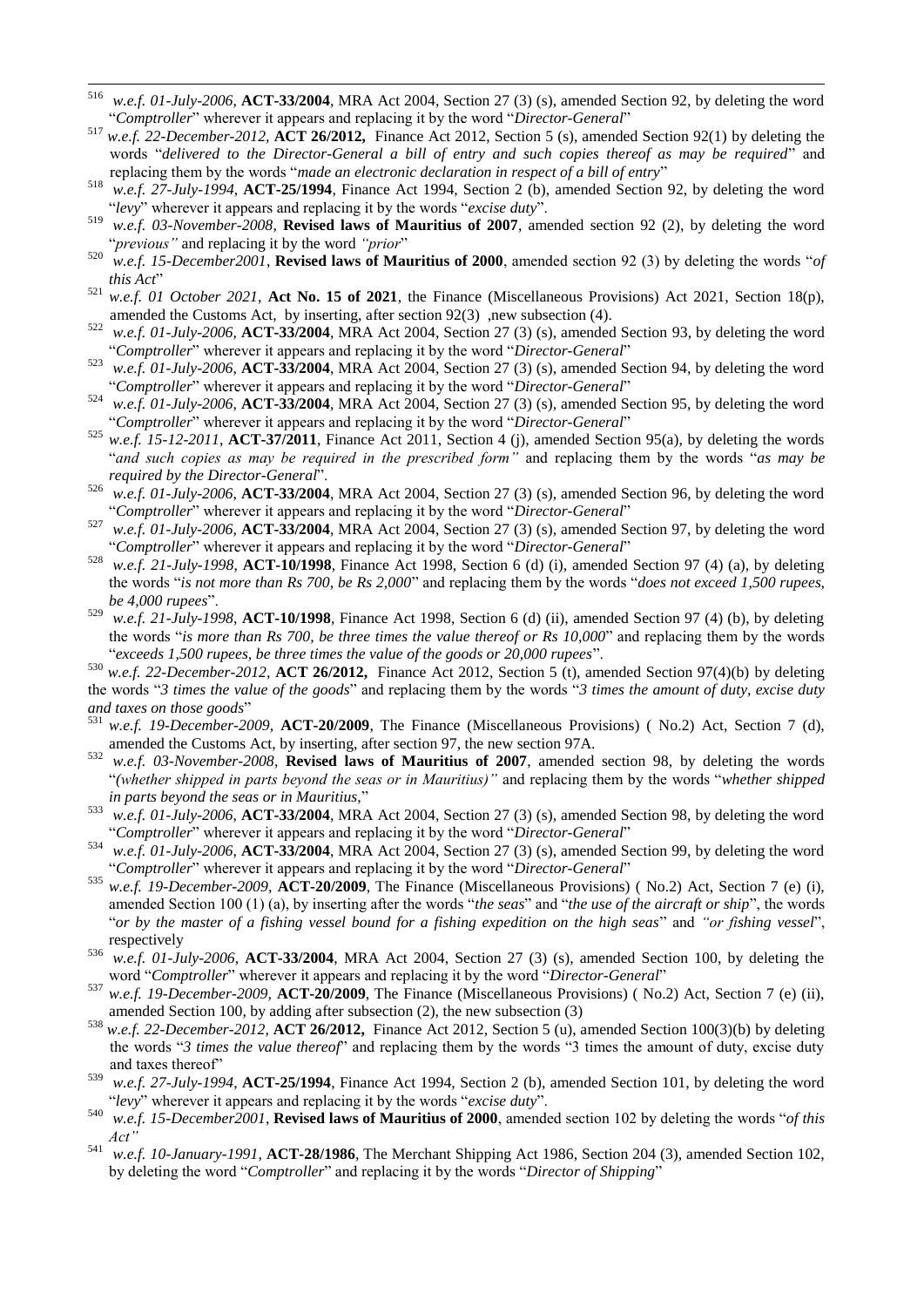[516] *w.e.f. 01-July-2006*, **ACT-33/2004**, MRA Act 2004, Section 27 (3) (s), amended Section 92, by deleting the word "*Comptroller*" wherever it appears and replacing it by the word "*Director-General*"

[517] *w.e.f. 22-December-2012*, **ACT 26/2012,** Finance Act 2012, Section 5 (s), amended Section 92(1) by deleting the words "*delivered to the Director-General a bill of entry and such copies thereof as may be required*" and replacing them by the words "*made an electronic declaration in respect of a bill of entry*"

[518] *w.e.f. 27-July-1994*, **ACT-25/1994**, Finance Act 1994, Section 2 (b), amended Section 92, by deleting the word "*levy*" wherever it appears and replacing it by the words "*excise duty*".

[519] *w.e.f. 03-November-2008*, **Revised laws of Mauritius of 2007**, amended section 92 (2), by deleting the word "*previous"* and replacing it by the word *"prior*"

[520] *w.e.f. 15-December2001*, **Revised laws of Mauritius of 2000**, amended section 92 (3) by deleting the words "*of this Act*"

[521] *w.e.f. 01 October 2021*, **Act No. 15 of 2021**, the Finance (Miscellaneous Provisions) Act 2021, Section 18(p), amended the Customs Act, by inserting, after section 92(3) ,new subsection (4).

[522] *w.e.f. 01-July-2006*, **ACT-33/2004**, MRA Act 2004, Section 27 (3) (s), amended Section 93, by deleting the word "*Comptroller*" wherever it appears and replacing it by the word "*Director-General*"

[523] *w.e.f. 01-July-2006*, **ACT-33/2004**, MRA Act 2004, Section 27 (3) (s), amended Section 94, by deleting the word "*Comptroller*" wherever it appears and replacing it by the word "*Director-General*"

[524] *w.e.f. 01-July-2006*, **ACT-33/2004**, MRA Act 2004, Section 27 (3) (s), amended Section 95, by deleting the word "*Comptroller*" wherever it appears and replacing it by the word "*Director-General*"

[525] *w.e.f. 15-12-2011*, **ACT-37/2011**, Finance Act 2011, Section 4 (j), amended Section 95(a), by deleting the words "*and such copies as may be required in the prescribed form"* and replacing them by the words "*as may be required by the Director-General*".

[526] *w.e.f. 01-July-2006*, **ACT-33/2004**, MRA Act 2004, Section 27 (3) (s), amended Section 96, by deleting the word "*Comptroller*" wherever it appears and replacing it by the word "*Director-General*"

[527] *w.e.f. 01-July-2006*, **ACT-33/2004**, MRA Act 2004, Section 27 (3) (s), amended Section 97, by deleting the word "*Comptroller*" wherever it appears and replacing it by the word "*Director-General*"

[528] *w.e.f. 21-July-1998*, **ACT-10/1998**, Finance Act 1998, Section 6 (d) (i), amended Section 97 (4) (a), by deleting the words "*is not more than Rs 700, be Rs 2,000*" and replacing them by the words "*does not exceed 1,500 rupees, be 4,000 rupees*".

[529] *w.e.f. 21-July-1998*, **ACT-10/1998**, Finance Act 1998, Section 6 (d) (ii), amended Section 97 (4) (b), by deleting the words "*is more than Rs 700, be three times the value thereof or Rs 10,000*" and replacing them by the words "*exceeds 1,500 rupees, be three times the value of the goods or 20,000 rupees*".

[530] *w.e.f. 22-December-2012*, **ACT 26/2012,** Finance Act 2012, Section 5 (t), amended Section 97(4)(b) by deleting the words "*3 times the value of the goods*" and replacing them by the words "*3 times the amount of duty, excise duty and taxes on those goods*"

[531] *w.e.f. 19-December-2009*, **ACT-20/2009**, The Finance (Miscellaneous Provisions) ( No.2) Act, Section 7 (d), amended the Customs Act, by inserting, after section 97, the new section 97A.

[532] *w.e.f. 03-November-2008*, **Revised laws of Mauritius of 2007**, amended section 98, by deleting the words "*(whether shipped in parts beyond the seas or in Mauritius)"* and replacing them by the words "*whether shipped in parts beyond the seas or in Mauritius,*"

[533] *w.e.f. 01-July-2006*, **ACT-33/2004**, MRA Act 2004, Section 27 (3) (s), amended Section 98, by deleting the word "*Comptroller*" wherever it appears and replacing it by the word "*Director-General*"

[534] *w.e.f. 01-July-2006*, **ACT-33/2004**, MRA Act 2004, Section 27 (3) (s), amended Section 99, by deleting the word "*Comptroller*" wherever it appears and replacing it by the word "*Director-General*"

[535] *w.e.f. 19-December-2009*, **ACT-20/2009**, The Finance (Miscellaneous Provisions) ( No.2) Act, Section 7 (e) (i), amended Section 100 (1) (a), by inserting after the words "*the seas*" and "*the use of the aircraft or ship*", the words "*or by the master of a fishing vessel bound for a fishing expedition on the high seas*" and *"or fishing vessel*", respectively

[536] *w.e.f. 01-July-2006*, **ACT-33/2004**, MRA Act 2004, Section 27 (3) (s), amended Section 100, by deleting the word "*Comptroller*" wherever it appears and replacing it by the word "*Director-General*"

[537] *w.e.f. 19-December-2009*, **ACT-20/2009**, The Finance (Miscellaneous Provisions) ( No.2) Act, Section 7 (e) (ii), amended Section 100, by adding after subsection (2), the new subsection (3)

[538] *w.e.f. 22-December-2012*, **ACT 26/2012,** Finance Act 2012, Section 5 (u), amended Section 100(3)(b) by deleting the words "*3 times the value thereof*" and replacing them by the words "3 times the amount of duty, excise duty and taxes thereof"

[539] *w.e.f. 27-July-1994*, **ACT-25/1994**, Finance Act 1994, Section 2 (b), amended Section 101, by deleting the word "*levy*" wherever it appears and replacing it by the words "*excise duty*".

[540] *w.e.f. 15-December2001*, **Revised laws of Mauritius of 2000**, amended section 102 by deleting the words "*of this Act"*

[541] *w.e.f. 10-January-1991*, **ACT-28/1986**, The Merchant Shipping Act 1986, Section 204 (3), amended Section 102, by deleting the word "*Comptroller*" and replacing it by the words "*Director of Shipping*"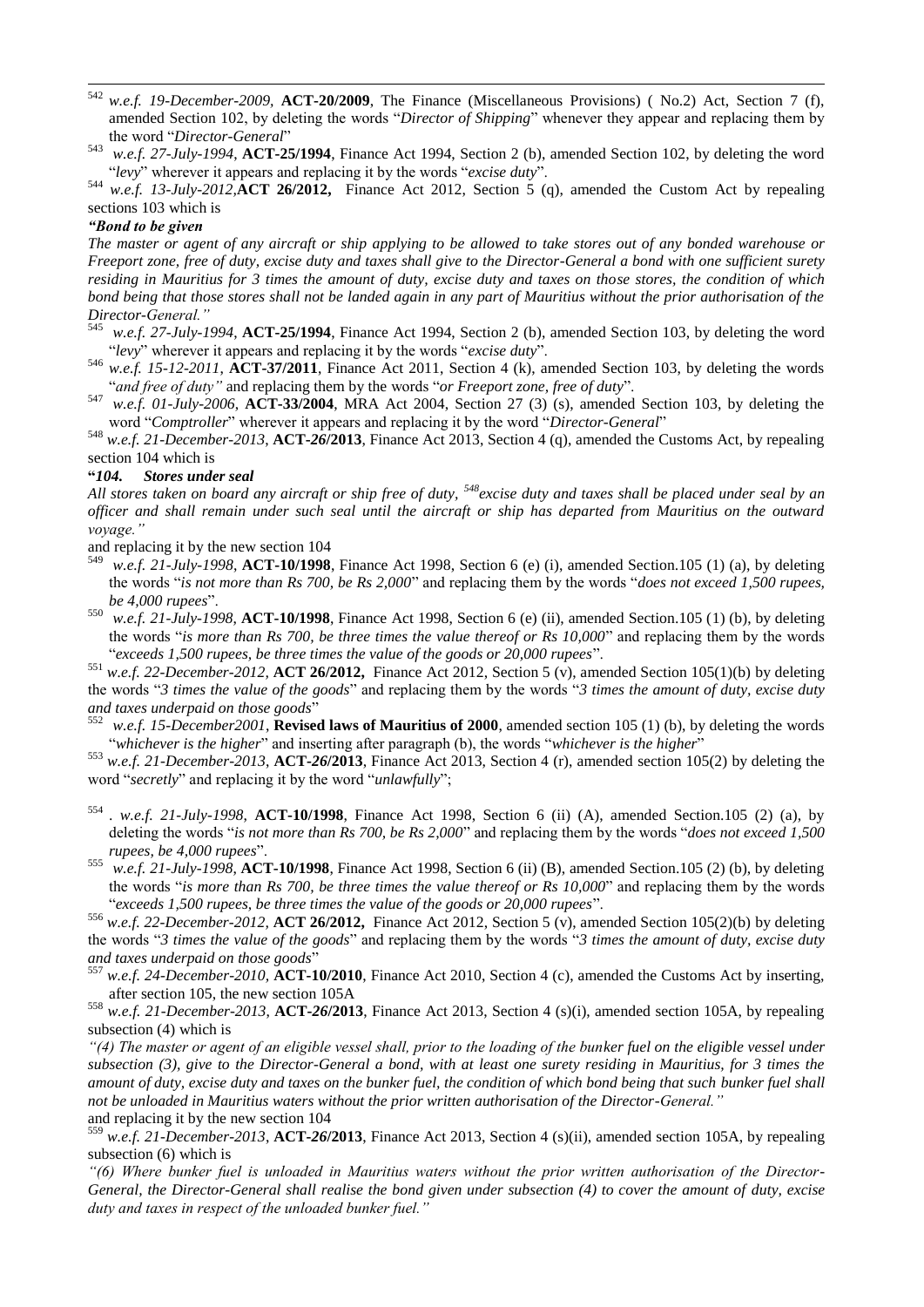[542] *w.e.f. 19-December-2009*, **ACT-20/2009**, The Finance (Miscellaneous Provisions) ( No.2) Act, Section 7 (f), amended Section 102, by deleting the words "*Director of Shipping*" whenever they appear and replacing them by the word "*Director-General*"

[543] *w.e.f. 27-July-1994*, **ACT-25/1994**, Finance Act 1994, Section 2 (b), amended Section 102, by deleting the word "*levy*" wherever it appears and replacing it by the words "*excise duty*".

[544] *w.e.f. 13-July-2012*,**ACT 26/2012,** Finance Act 2012, Section 5 (q), amended the Custom Act by repealing sections 103 which is

***"Bond to be given***

*The master or agent of any aircraft or ship applying to be allowed to take stores out of any bonded warehouse or Freeport zone, free of duty, excise duty and taxes shall give to the Director-General a bond with one sufficient surety residing in Mauritius for 3 times the amount of duty, excise duty and taxes on those stores, the condition of which bond being that those stores shall not be landed again in any part of Mauritius without the prior authorisation of the Director-General."*

[545] *w.e.f. 27-July-1994*, **ACT-25/1994**, Finance Act 1994, Section 2 (b), amended Section 103, by deleting the word "*levy*" wherever it appears and replacing it by the words "*excise duty*".

[546] *w.e.f. 15-12-2011*, **ACT-37/2011**, Finance Act 2011, Section 4 (k), amended Section 103, by deleting the words "*and free of duty"* and replacing them by the words "*or Freeport zone, free of duty*".

[547] *w.e.f. 01-July-2006*, **ACT-33/2004**, MRA Act 2004, Section 27 (3) (s), amended Section 103, by deleting the word "*Comptroller*" wherever it appears and replacing it by the word "*Director-General*"

[548] *w.e.f. 21-December-2013*, **ACT-26/2013**, Finance Act 2013, Section 4 (q), amended the Customs Act, by repealing section 104 which is

**"*104. Stores under seal***

*All stores taken on board any aircraft or ship free of duty, [548]excise duty and taxes shall be placed under seal by an officer and shall remain under such seal until the aircraft or ship has departed from Mauritius on the outward voyage."*

and replacing it by the new section 104

[549] *w.e.f. 21-July-1998*, **ACT-10/1998**, Finance Act 1998, Section 6 (e) (i), amended Section.105 (1) (a), by deleting the words "*is not more than Rs 700, be Rs 2,000*" and replacing them by the words "*does not exceed 1,500 rupees, be 4,000 rupees*".

[550] *w.e.f. 21-July-1998*, **ACT-10/1998**, Finance Act 1998, Section 6 (e) (ii), amended Section.105 (1) (b), by deleting the words "*is more than Rs 700, be three times the value thereof or Rs 10,000*" and replacing them by the words "*exceeds 1,500 rupees, be three times the value of the goods or 20,000 rupees*".

[551] *w.e.f. 22-December-2012*, **ACT 26/2012,** Finance Act 2012, Section 5 (v), amended Section 105(1)(b) by deleting the words "*3 times the value of the goods*" and replacing them by the words "*3 times the amount of duty, excise duty and taxes underpaid on those goods*"

[552] *w.e.f. 15-December2001*, **Revised laws of Mauritius of 2000**, amended section 105 (1) (b), by deleting the words "*whichever is the higher*" and inserting after paragraph (b), the words "*whichever is the higher*"

[553] *w.e.f. 21-December-2013*, **ACT-26/2013**, Finance Act 2013, Section 4 (r), amended section 105(2) by deleting the word "*secretly*" and replacing it by the word "*unlawfully*";

[554] . *w.e.f. 21-July-1998*, **ACT-10/1998**, Finance Act 1998, Section 6 (ii) (A), amended Section.105 (2) (a), by deleting the words "*is not more than Rs 700, be Rs 2,000*" and replacing them by the words "*does not exceed 1,500 rupees, be 4,000 rupees*".

[555] *w.e.f. 21-July-1998*, **ACT-10/1998**, Finance Act 1998, Section 6 (ii) (B), amended Section.105 (2) (b), by deleting the words "*is more than Rs 700, be three times the value thereof or Rs 10,000*" and replacing them by the words "*exceeds 1,500 rupees, be three times the value of the goods or 20,000 rupees*".

[556] *w.e.f. 22-December-2012*, **ACT 26/2012,** Finance Act 2012, Section 5 (v), amended Section 105(2)(b) by deleting the words "*3 times the value of the goods*" and replacing them by the words "*3 times the amount of duty, excise duty and taxes underpaid on those goods*"

[557] *w.e.f. 24-December-2010*, **ACT-10/2010**, Finance Act 2010, Section 4 (c), amended the Customs Act by inserting, after section 105, the new section 105A

[558] *w.e.f. 21-December-2013*, **ACT-26/2013**, Finance Act 2013, Section 4 (s)(i), amended section 105A, by repealing subsection (4) which is

*"(4) The master or agent of an eligible vessel shall, prior to the loading of the bunker fuel on the eligible vessel under subsection (3), give to the Director-General a bond, with at least one surety residing in Mauritius, for 3 times the amount of duty, excise duty and taxes on the bunker fuel, the condition of which bond being that such bunker fuel shall not be unloaded in Mauritius waters without the prior written authorisation of the Director-General."*

and replacing it by the new section 104

[559] *w.e.f. 21-December-2013*, **ACT-26/2013**, Finance Act 2013, Section 4 (s)(ii), amended section 105A, by repealing subsection (6) which is

*"(6) Where bunker fuel is unloaded in Mauritius waters without the prior written authorisation of the Director-General, the Director-General shall realise the bond given under subsection (4) to cover the amount of duty, excise duty and taxes in respect of the unloaded bunker fuel."*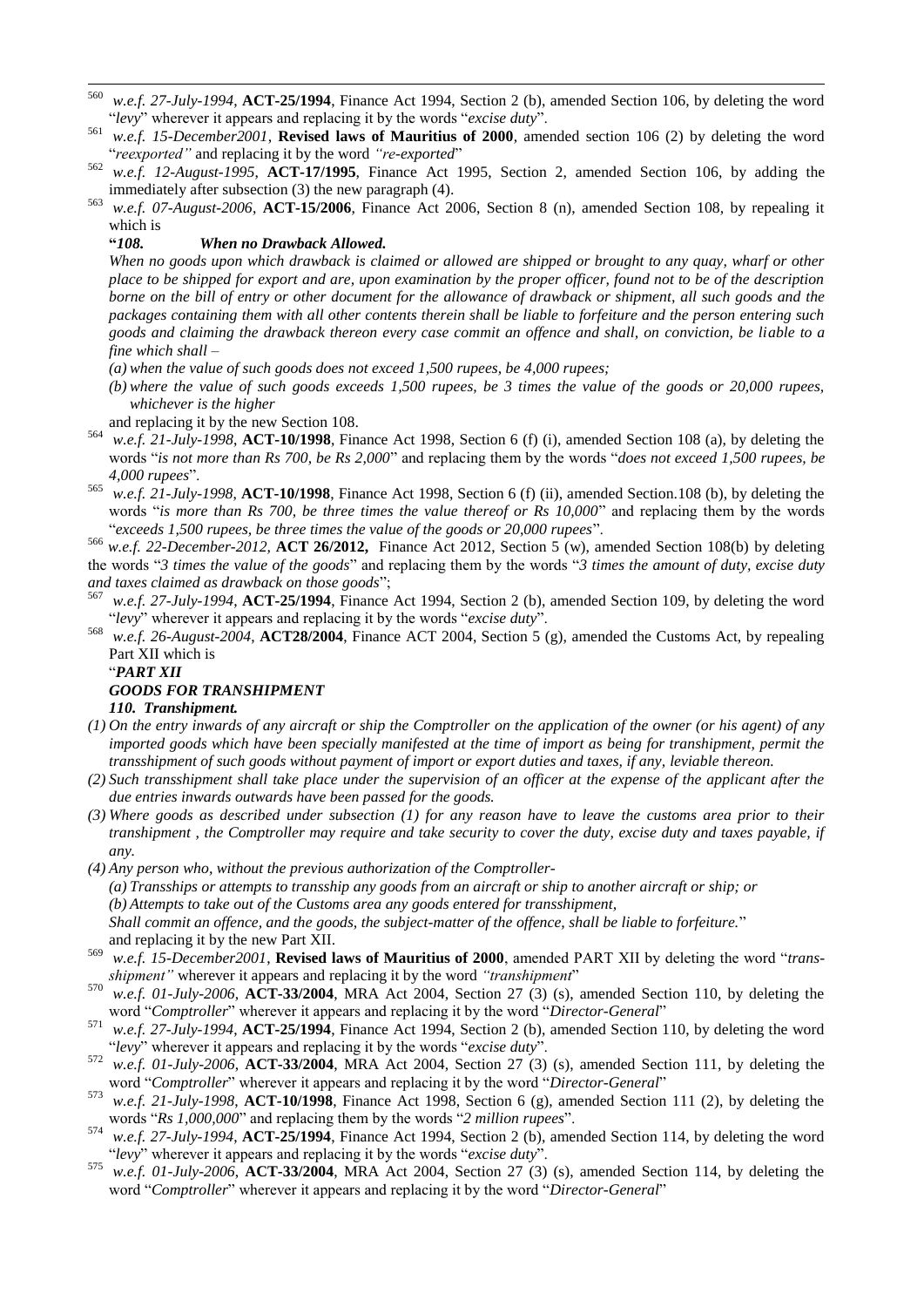[560] *w.e.f. 27-July-1994*, **ACT-25/1994**, Finance Act 1994, Section 2 (b), amended Section 106, by deleting the word "*levy*" wherever it appears and replacing it by the words "*excise duty*".

[561] *w.e.f. 15-December2001*, **Revised laws of Mauritius of 2000**, amended section 106 (2) by deleting the word "*reexported"* and replacing it by the word *"re-exported*"

[562] *w.e.f. 12-August-1995*, **ACT-17/1995**, Finance Act 1995, Section 2, amended Section 106, by adding the immediately after subsection (3) the new paragraph (4).

[563] *w.e.f. 07-August-2006*, **ACT-15/2006**, Finance Act 2006, Section 8 (n), amended Section 108, by repealing it which is

**"*108. When no Drawback Allowed.***

*When no goods upon which drawback is claimed or allowed are shipped or brought to any quay, wharf or other place to be shipped for export and are, upon examination by the proper officer, found not to be of the description borne on the bill of entry or other document for the allowance of drawback or shipment, all such goods and the packages containing them with all other contents therein shall be liable to forfeiture and the person entering such goods and claiming the drawback thereon every case commit an offence and shall, on conviction, be liable to a fine which shall –*

*(a) when the value of such goods does not exceed 1,500 rupees, be 4,000 rupees;*

*(b) where the value of such goods exceeds 1,500 rupees, be 3 times the value of the goods or 20,000 rupees, whichever is the higher*

and replacing it by the new Section 108.

[564] *w.e.f. 21-July-1998*, **ACT-10/1998**, Finance Act 1998, Section 6 (f) (i), amended Section 108 (a), by deleting the words "*is not more than Rs 700, be Rs 2,000*" and replacing them by the words "*does not exceed 1,500 rupees, be 4,000 rupees*".

[565] *w.e.f. 21-July-1998*, **ACT-10/1998**, Finance Act 1998, Section 6 (f) (ii), amended Section.108 (b), by deleting the words "*is more than Rs 700, be three times the value thereof or Rs 10,000*" and replacing them by the words "*exceeds 1,500 rupees, be three times the value of the goods or 20,000 rupees*".

[566] *w.e.f. 22-December-2012,* **ACT 26/2012,** Finance Act 2012, Section 5 (w), amended Section 108(b) by deleting the words "*3 times the value of the goods*" and replacing them by the words "*3 times the amount of duty, excise duty and taxes claimed as drawback on those goods*";

[567] *w.e.f. 27-July-1994*, **ACT-25/1994**, Finance Act 1994, Section 2 (b), amended Section 109, by deleting the word "*levy*" wherever it appears and replacing it by the words "*excise duty*".

[568] *w.e.f. 26-August-2004*, **ACT28/2004**, Finance ACT 2004, Section 5 (g), amended the Customs Act, by repealing Part XII which is

"***PART XII***

***GOODS FOR TRANSHIPMENT***

***110. Transhipment.***

*(1) On the entry inwards of any aircraft or ship the Comptroller on the application of the owner (or his agent) of any imported goods which have been specially manifested at the time of import as being for transhipment, permit the transshipment of such goods without payment of import or export duties and taxes, if any, leviable thereon.*

*(2) Such transshipment shall take place under the supervision of an officer at the expense of the applicant after the due entries inwards outwards have been passed for the goods.*

*(3) Where goods as described under subsection (1) for any reason have to leave the customs area prior to their transhipment , the Comptroller may require and take security to cover the duty, excise duty and taxes payable, if any.*

*(4) Any person who, without the previous authorization of the Comptroller-*

*(a) Transships or attempts to transship any goods from an aircraft or ship to another aircraft or ship; or*

*(b) Attempts to take out of the Customs area any goods entered for transshipment,*

*Shall commit an offence, and the goods, the subject-matter of the offence, shall be liable to forfeiture.*"

and replacing it by the new Part XII.

[569] *w.e.f. 15-December2001*, **Revised laws of Mauritius of 2000**, amended PART XII by deleting the word "*trans-shipment"* wherever it appears and replacing it by the word *"transhipment*"

[570] *w.e.f. 01-July-2006*, **ACT-33/2004**, MRA Act 2004, Section 27 (3) (s), amended Section 110, by deleting the word "*Comptroller*" wherever it appears and replacing it by the word "*Director-General*"

[571] *w.e.f. 27-July-1994*, **ACT-25/1994**, Finance Act 1994, Section 2 (b), amended Section 110, by deleting the word "*levy*" wherever it appears and replacing it by the words "*excise duty*".

[572] *w.e.f. 01-July-2006*, **ACT-33/2004**, MRA Act 2004, Section 27 (3) (s), amended Section 111, by deleting the word "*Comptroller*" wherever it appears and replacing it by the word "*Director-General*"

[573] *w.e.f. 21-July-1998*, **ACT-10/1998**, Finance Act 1998, Section 6 (g), amended Section 111 (2), by deleting the words "*Rs 1,000,000*" and replacing them by the words "*2 million rupees*".

[574] *w.e.f. 27-July-1994*, **ACT-25/1994**, Finance Act 1994, Section 2 (b), amended Section 114, by deleting the word "*levy*" wherever it appears and replacing it by the words "*excise duty*".

[575] *w.e.f. 01-July-2006*, **ACT-33/2004**, MRA Act 2004, Section 27 (3) (s), amended Section 114, by deleting the word "*Comptroller*" wherever it appears and replacing it by the word "*Director-General*"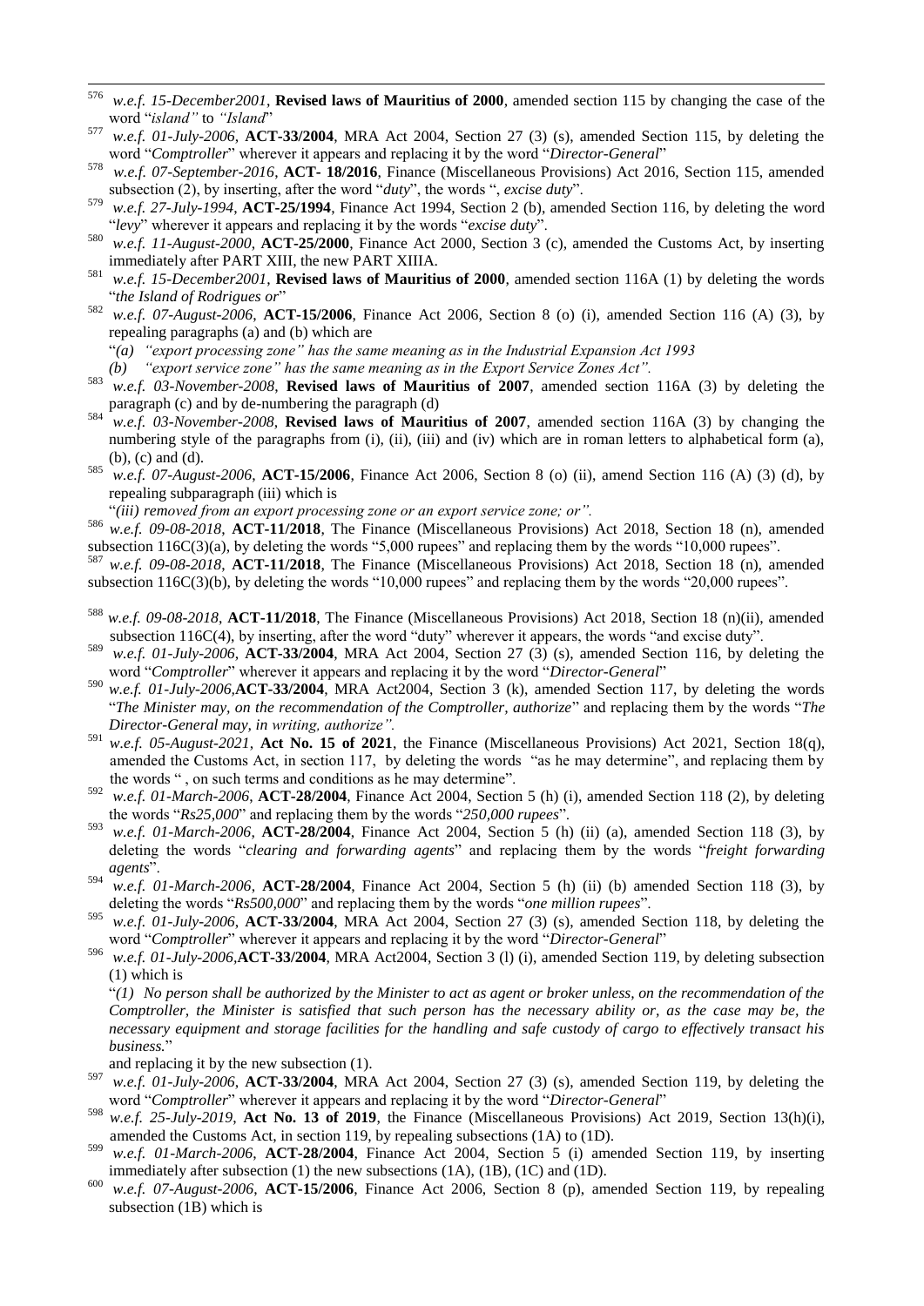[576] *w.e.f. 15-December2001*, **Revised laws of Mauritius of 2000**, amended section 115 by changing the case of the word "*island"* to *"Island*"

[577] *w.e.f. 01-July-2006*, **ACT-33/2004**, MRA Act 2004, Section 27 (3) (s), amended Section 115, by deleting the word "*Comptroller*" wherever it appears and replacing it by the word "*Director-General*"

[578] *w.e.f. 07-September-2016*, **ACT- 18/2016**, Finance (Miscellaneous Provisions) Act 2016, Section 115, amended subsection (2), by inserting, after the word "*duty*", the words "*, excise duty*".

[579] *w.e.f. 27-July-1994*, **ACT-25/1994**, Finance Act 1994, Section 2 (b), amended Section 116, by deleting the word "*levy*" wherever it appears and replacing it by the words "*excise duty*".

[580] *w.e.f. 11-August-2000*, **ACT-25/2000**, Finance Act 2000, Section 3 (c), amended the Customs Act, by inserting immediately after PART XIII, the new PART XIIIA.

[581] *w.e.f. 15-December2001*, **Revised laws of Mauritius of 2000**, amended section 116A (1) by deleting the words "*the Island of Rodrigues or*"

[582] *w.e.f. 07-August-2006*, **ACT-15/2006**, Finance Act 2006, Section 8 (o) (i), amended Section 116 (A) (3), by repealing paragraphs (a) and (b) which are

"*(a) "export processing zone" has the same meaning as in the Industrial Expansion Act 1993*

*(b) "export service zone" has the same meaning as in the Export Service Zones Act".*

[583] *w.e.f. 03-November-2008*, **Revised laws of Mauritius of 2007**, amended section 116A (3) by deleting the paragraph (c) and by de-numbering the paragraph (d)

[584] *w.e.f. 03-November-2008*, **Revised laws of Mauritius of 2007**, amended section 116A (3) by changing the numbering style of the paragraphs from (i), (ii), (iii) and (iv) which are in roman letters to alphabetical form (a), (b), (c) and (d).

[585] *w.e.f. 07-August-2006*, **ACT-15/2006**, Finance Act 2006, Section 8 (o) (ii), amend Section 116 (A) (3) (d), by repealing subparagraph (iii) which is

"*(iii) removed from an export processing zone or an export service zone; or".*

[586] *w.e.f. 09-08-2018*, **ACT-11/2018**, The Finance (Miscellaneous Provisions) Act 2018, Section 18 (n), amended subsection 116C(3)(a), by deleting the words "5,000 rupees" and replacing them by the words "10,000 rupees".

[587] *w.e.f. 09-08-2018*, **ACT-11/2018**, The Finance (Miscellaneous Provisions) Act 2018, Section 18 (n), amended subsection 116C(3)(b), by deleting the words "10,000 rupees" and replacing them by the words "20,000 rupees".

[588] *w.e.f. 09-08-2018*, **ACT-11/2018**, The Finance (Miscellaneous Provisions) Act 2018, Section 18 (n)(ii), amended subsection 116C(4), by inserting, after the word "duty" wherever it appears, the words "and excise duty".

[589] *w.e.f. 01-July-2006*, **ACT-33/2004**, MRA Act 2004, Section 27 (3) (s), amended Section 116, by deleting the word "*Comptroller*" wherever it appears and replacing it by the word "*Director-General*"

[590] *w.e.f. 01-July-2006*,**ACT-33/2004**, MRA Act2004, Section 3 (k), amended Section 117, by deleting the words "*The Minister may, on the recommendation of the Comptroller, authorize*" and replacing them by the words "*The Director-General may, in writing, authorize".*

[591] *w.e.f. 05-August-2021*, **Act No. 15 of 2021**, the Finance (Miscellaneous Provisions) Act 2021, Section 18(q), amended the Customs Act, in section 117, by deleting the words "as he may determine", and replacing them by the words " , on such terms and conditions as he may determine".

[592] *w.e.f. 01-March-2006*, **ACT-28/2004**, Finance Act 2004, Section 5 (h) (i), amended Section 118 (2), by deleting the words "*Rs25,000*" and replacing them by the words "*250,000 rupees*".

[593] *w.e.f. 01-March-2006*, **ACT-28/2004**, Finance Act 2004, Section 5 (h) (ii) (a), amended Section 118 (3), by deleting the words "*clearing and forwarding agents*" and replacing them by the words "*freight forwarding agents*".

[594] *w.e.f. 01-March-2006*, **ACT-28/2004**, Finance Act 2004, Section 5 (h) (ii) (b) amended Section 118 (3), by deleting the words "*Rs500,000*" and replacing them by the words "*one million rupees*".

[595] *w.e.f. 01-July-2006*, **ACT-33/2004**, MRA Act 2004, Section 27 (3) (s), amended Section 118, by deleting the word "*Comptroller*" wherever it appears and replacing it by the word "*Director-General*"

[596] *w.e.f. 01-July-2006*,**ACT-33/2004**, MRA Act2004, Section 3 (l) (i), amended Section 119, by deleting subsection (1) which is

"*(1) No person shall be authorized by the Minister to act as agent or broker unless, on the recommendation of the Comptroller, the Minister is satisfied that such person has the necessary ability or, as the case may be, the necessary equipment and storage facilities for the handling and safe custody of cargo to effectively transact his business.*"

and replacing it by the new subsection (1).

[597] *w.e.f. 01-July-2006*, **ACT-33/2004**, MRA Act 2004, Section 27 (3) (s), amended Section 119, by deleting the word "*Comptroller*" wherever it appears and replacing it by the word "*Director-General*"

[598] *w.e.f. 25-July-2019*, **Act No. 13 of 2019**, the Finance (Miscellaneous Provisions) Act 2019, Section 13(h)(i), amended the Customs Act, in section 119, by repealing subsections (1A) to (1D).

[599] *w.e.f. 01-March-2006*, **ACT-28/2004**, Finance Act 2004, Section 5 (i) amended Section 119, by inserting immediately after subsection (1) the new subsections (1A), (1B), (1C) and (1D).

[600] *w.e.f. 07-August-2006*, **ACT-15/2006**, Finance Act 2006, Section 8 (p), amended Section 119, by repealing subsection (1B) which is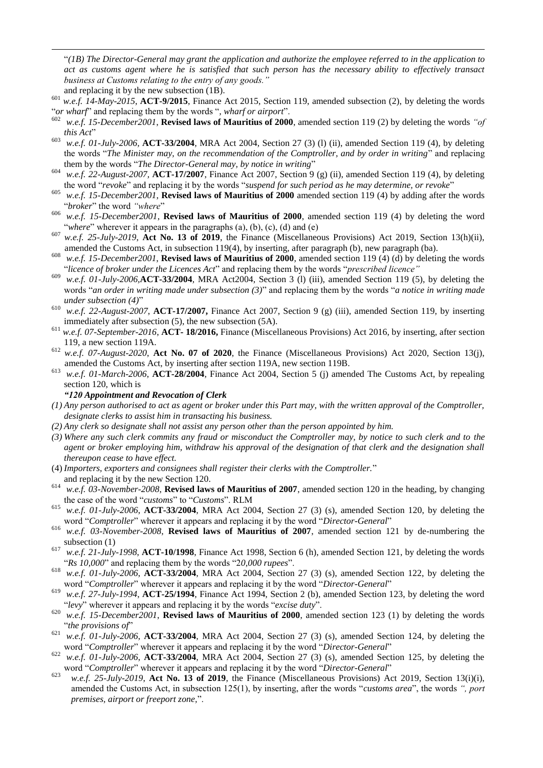"*(1B) The Director-General may grant the application and authorize the employee referred to in the application to act as customs agent where he is satisfied that such person has the necessary ability to effectively transact business at Customs relating to the entry of any goods."*

and replacing it by the new subsection (1B).

[601] *w.e.f. 14-May-2015*, **ACT-9/2015**, Finance Act 2015, Section 119, amended subsection (2), by deleting the words "*or wharf*" and replacing them by the words "*, wharf or airport*".

[602] *w.e.f. 15-December2001*, **Revised laws of Mauritius of 2000**, amended section 119 (2) by deleting the words *"of this Act*"

[603] *w.e.f. 01-July-2006*, **ACT-33/2004**, MRA Act 2004, Section 27 (3) (l) (ii), amended Section 119 (4), by deleting the words "*The Minister may, on the recommendation of the Comptroller, and by order in writing*" and replacing them by the words "*The Director-General may, by notice in writing*"

[604] *w.e.f. 22-August-2007*, **ACT-17/2007**, Finance Act 2007, Section 9 (g) (ii), amended Section 119 (4), by deleting the word "*revoke*" and replacing it by the words "*suspend for such period as he may determine, or revoke*"

[605] *w.e.f. 15-December2001*, **Revised laws of Mauritius of 2000** amended section 119 (4) by adding after the words "*broker*" the word *"where*"

[606] *w.e.f. 15-December2001*, **Revised laws of Mauritius of 2000**, amended section 119 (4) by deleting the word "*where*" wherever it appears in the paragraphs (a), (b), (c), (d) and (e)

[607] *w.e.f. 25-July-2019*, **Act No. 13 of 2019**, the Finance (Miscellaneous Provisions) Act 2019, Section 13(h)(ii), amended the Customs Act, in subsection 119(4), by inserting, after paragraph (b), new paragraph (ba).

[608] *w.e.f. 15-December2001*, **Revised laws of Mauritius of 2000**, amended section 119 (4) (d) by deleting the words "*licence of broker under the Licences Act*" and replacing them by the words "*prescribed licence"*

[609] *w.e.f. 01-July-2006*,**ACT-33/2004**, MRA Act2004, Section 3 (l) (iii), amended Section 119 (5), by deleting the words "*an order in writing made under subsection (3)*" and replacing them by the words "*a notice in writing made under subsection (4)*"

[610] *w.e.f. 22-August-2007*, **ACT-17/2007,** Finance Act 2007, Section 9 (g) (iii), amended Section 119, by inserting immediately after subsection (5), the new subsection (5A).

[611] *w.e.f. 07-September-2016*, **ACT- 18/2016,** Finance (Miscellaneous Provisions) Act 2016, by inserting, after section 119, a new section 119A.

[612] *w.e.f. 07-August-2020*, **Act No. 07 of 2020**, the Finance (Miscellaneous Provisions) Act 2020, Section 13(j), amended the Customs Act, by inserting after section 119A, new section 119B.

[613] *w.e.f. 01-March-2006*, **ACT-28/2004**, Finance Act 2004, Section 5 (j) amended The Customs Act, by repealing section 120, which is

***"120 Appointment and Revocation of Clerk***

*(1) Any person authorised to act as agent or broker under this Part may, with the written approval of the Comptroller, designate clerks to assist him in transacting his business.*

*(2) Any clerk so designate shall not assist any person other than the person appointed by him.*

*(3) Where any such clerk commits any fraud or misconduct the Comptroller may, by notice to such clerk and to the agent or broker employing him, withdraw his approval of the designation of that clerk and the designation shall thereupon cease to have effect.*

(4) *Importers, exporters and consignees shall register their clerks with the Comptroller.*"

and replacing it by the new Section 120.

[614] *w.e.f. 03-November-2008*, **Revised laws of Mauritius of 2007**, amended section 120 in the heading, by changing the case of the word "*customs*" to "*Customs*". RLM

[615] *w.e.f. 01-July-2006*, **ACT-33/2004**, MRA Act 2004, Section 27 (3) (s), amended Section 120, by deleting the word "*Comptroller*" wherever it appears and replacing it by the word "*Director-General*"

[616] *w.e.f. 03-November-2008*, **Revised laws of Mauritius of 2007**, amended section 121 by de-numbering the subsection (1)

[617] *w.e.f. 21-July-1998*, **ACT-10/1998**, Finance Act 1998, Section 6 (h), amended Section 121, by deleting the words "*Rs 10,000*" and replacing them by the words "*20,000 rupees*".

[618] *w.e.f. 01-July-2006*, **ACT-33/2004**, MRA Act 2004, Section 27 (3) (s), amended Section 122, by deleting the word "*Comptroller*" wherever it appears and replacing it by the word "*Director-General*"

[619] *w.e.f. 27-July-1994*, **ACT-25/1994**, Finance Act 1994, Section 2 (b), amended Section 123, by deleting the word "*levy*" wherever it appears and replacing it by the words "*excise duty*".

[620] *w.e.f. 15-December2001*, **Revised laws of Mauritius of 2000**, amended section 123 (1) by deleting the words "*the provisions of*"

[621] *w.e.f. 01-July-2006*, **ACT-33/2004**, MRA Act 2004, Section 27 (3) (s), amended Section 124, by deleting the word "*Comptroller*" wherever it appears and replacing it by the word "*Director-General*"

[622] *w.e.f. 01-July-2006*, **ACT-33/2004**, MRA Act 2004, Section 27 (3) (s), amended Section 125, by deleting the word "*Comptroller*" wherever it appears and replacing it by the word "*Director-General*"

[623] *w.e.f. 25-July-2019*, **Act No. 13 of 2019**, the Finance (Miscellaneous Provisions) Act 2019, Section 13(i)(i), amended the Customs Act, in subsection 125(1), by inserting, after the words "*customs area*", the words *", port premises, airport or freeport zone,*".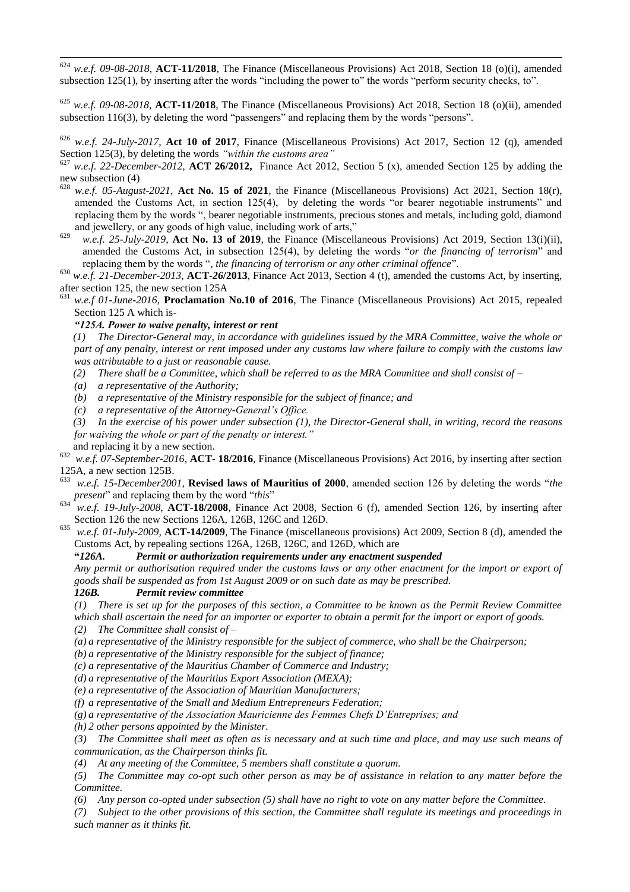[624] *w.e.f. 09-08-2018*, **ACT-11/2018**, The Finance (Miscellaneous Provisions) Act 2018, Section 18 (o)(i), amended subsection 125(1), by inserting after the words "including the power to" the words "perform security checks, to".

[625] *w.e.f. 09-08-2018*, **ACT-11/2018**, The Finance (Miscellaneous Provisions) Act 2018, Section 18 (o)(ii), amended subsection 116(3), by deleting the word "passengers" and replacing them by the words "persons".

[626] *w.e.f. 24-July-2017*, **Act 10 of 2017**, Finance (Miscellaneous Provisions) Act 2017, Section 12 (q), amended Section 125(3), by deleting the words *"within the customs area"*

[627] *w.e.f. 22-December-2012*, **ACT 26/2012,** Finance Act 2012, Section 5 (x), amended Section 125 by adding the new subsection (4)

[628] *w.e.f. 05-August-2021*, **Act No. 15 of 2021**, the Finance (Miscellaneous Provisions) Act 2021, Section 18(r), amended the Customs Act, in section 125(4), by deleting the words "or bearer negotiable instruments" and replacing them by the words ", bearer negotiable instruments, precious stones and metals, including gold, diamond and jewellery, or any goods of high value, including work of arts,"

[629] *w.e.f. 25-July-2019*, **Act No. 13 of 2019**, the Finance (Miscellaneous Provisions) Act 2019, Section 13(i)(ii), amended the Customs Act, in subsection 125(4), by deleting the words "*or the financing of terrorism*" and replacing them by the words "*, the financing of terrorism or any other criminal offence*".

[630] *w.e.f. 21-December-2013*, **ACT-26/2013**, Finance Act 2013, Section 4 (t), amended the customs Act, by inserting, after section 125, the new section 125A

[631] *w.e.f. 01-June-2016*, **Proclamation No.10 of 2016**, The Finance (Miscellaneous Provisions) Act 2015, repealed Section 125 A which is-

***"125A. Power to waive penalty, interest or rent***

*(1) The Director-General may, in accordance with guidelines issued by the MRA Committee, waive the whole or part of any penalty, interest or rent imposed under any customs law where failure to comply with the customs law was attributable to a just or reasonable cause.*

*(2) There shall be a Committee, which shall be referred to as the MRA Committee and shall consist of –*

*(a) a representative of the Authority;*

*(b) a representative of the Ministry responsible for the subject of finance; and*

*(c) a representative of the Attorney-General's Office.*

*(3) In the exercise of his power under subsection (1), the Director-General shall, in writing, record the reasons for waiving the whole or part of the penalty or interest."*

and replacing it by a new section.

[632] *w.e.f. 07-September-2016*, **ACT- 18/2016**, Finance (Miscellaneous Provisions) Act 2016, by inserting after section 125A, a new section 125B.

[633] *w.e.f. 15-December2001*, **Revised laws of Mauritius of 2000**, amended section 126 by deleting the words "*the present*" and replacing them by the word "*this*"

[634] *w.e.f. 19-July-2008*, **ACT-18/2008**, Finance Act 2008, Section 6 (f), amended Section 126, by inserting after Section 126 the new Sections 126A, 126B, 126C and 126D.

[635] *w.e.f. 01-July-2009*, **ACT-14/2009**, The Finance (miscellaneous provisions) Act 2009, Section 8 (d), amended the Customs Act, by repealing sections 126A, 126B, 126C, and 126D, which are

***"126A. Permit or authorization requirements under any enactment suspended***

*Any permit or authorisation required under the customs laws or any other enactment for the import or export of goods shall be suspended as from 1st August 2009 or on such date as may be prescribed.*

***126B. Permit review committee***

*(1) There is set up for the purposes of this section, a Committee to be known as the Permit Review Committee which shall ascertain the need for an importer or exporter to obtain a permit for the import or export of goods.*

*(2) The Committee shall consist of –*

*(a) a representative of the Ministry responsible for the subject of commerce, who shall be the Chairperson;*

*(b) a representative of the Ministry responsible for the subject of finance;*

*(c) a representative of the Mauritius Chamber of Commerce and Industry;*

*(d) a representative of the Mauritius Export Association (MEXA);*

*(e) a representative of the Association of Mauritian Manufacturers;*

*(f) a representative of the Small and Medium Entrepreneurs Federation;*

*(g) a representative of the Association Mauricienne des Femmes Chefs D'Entreprises; and*

*(h) 2 other persons appointed by the Minister.*

*(3) The Committee shall meet as often as is necessary and at such time and place, and may use such means of communication, as the Chairperson thinks fit.*

*(4) At any meeting of the Committee, 5 members shall constitute a quorum.*

*(5) The Committee may co-opt such other person as may be of assistance in relation to any matter before the Committee.*

*(6) Any person co-opted under subsection (5) shall have no right to vote on any matter before the Committee.*

*(7) Subject to the other provisions of this section, the Committee shall regulate its meetings and proceedings in such manner as it thinks fit.*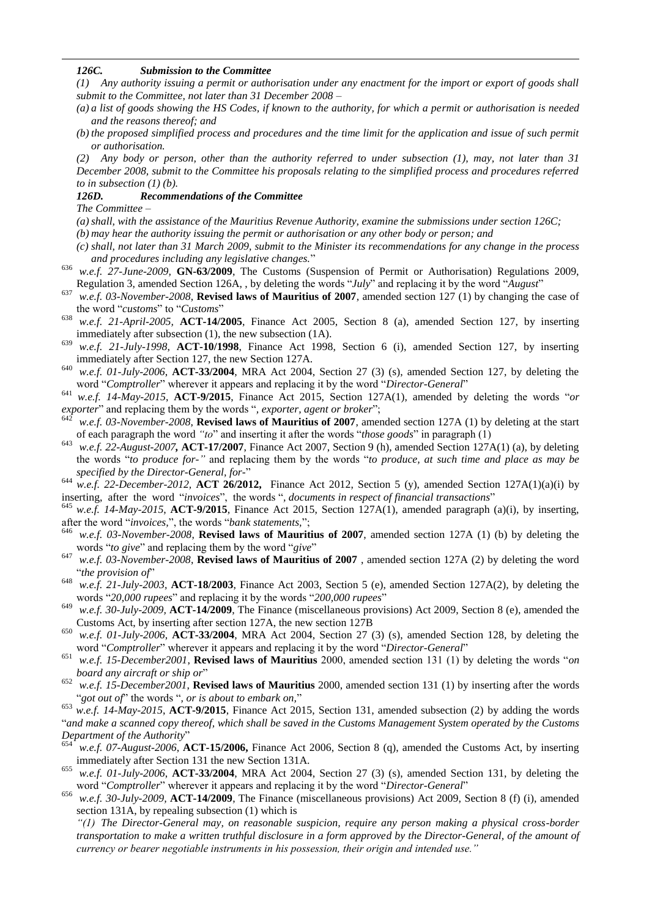*126C. Submission to the Committee*

*(1) Any authority issuing a permit or authorisation under any enactment for the import or export of goods shall submit to the Committee, not later than 31 December 2008 –*

*(a) a list of goods showing the HS Codes, if known to the authority, for which a permit or authorisation is needed and the reasons thereof; and*

*(b) the proposed simplified process and procedures and the time limit for the application and issue of such permit or authorisation.*

*(2) Any body or person, other than the authority referred to under subsection (1), may, not later than 31 December 2008, submit to the Committee his proposals relating to the simplified process and procedures referred to in subsection (1) (b).*

*126D. Recommendations of the Committee*

*The Committee –*

*(a) shall, with the assistance of the Mauritius Revenue Authority, examine the submissions under section 126C;*

*(b) may hear the authority issuing the permit or authorisation or any other body or person; and*

*(c) shall, not later than 31 March 2009, submit to the Minister its recommendations for any change in the process and procedures including any legislative changes.*"

[636] *w.e.f. 27-June-2009*, **GN-63/2009**, The Customs (Suspension of Permit or Authorisation) Regulations 2009, Regulation 3, amended Section 126A, , by deleting the words "*July*" and replacing it by the word "*August*"

[637] *w.e.f. 03-November-2008*, **Revised laws of Mauritius of 2007**, amended section 127 (1) by changing the case of the word "*customs*" to "*Customs*"

[638] *w.e.f. 21-April-2005*, **ACT-14/2005**, Finance Act 2005, Section 8 (a), amended Section 127, by inserting immediately after subsection (1), the new subsection (1A).

[639] *w.e.f. 21-July-1998*, **ACT-10/1998**, Finance Act 1998, Section 6 (i), amended Section 127, by inserting immediately after Section 127, the new Section 127A.

[640] *w.e.f. 01-July-2006*, **ACT-33/2004**, MRA Act 2004, Section 27 (3) (s), amended Section 127, by deleting the word "*Comptroller*" wherever it appears and replacing it by the word "*Director-General*"

[641] *w.e.f. 14-May-2015*, **ACT-9/2015**, Finance Act 2015, Section 127A(1), amended by deleting the words "*or exporter*" and replacing them by the words "*, exporter, agent or broker*";

[642] *w.e.f. 03-November-2008*, **Revised laws of Mauritius of 2007**, amended section 127A (1) by deleting at the start of each paragraph the word *"to*" and inserting it after the words "*those goods*" in paragraph (1)

[643] *w.e.f. 22-August-2007***, ACT-17/2007**, Finance Act 2007, Section 9 (h), amended Section 127A(1) (a), by deleting the words "*to produce for-"* and replacing them by the words "*to produce, at such time and place as may be specified by the Director-General, for-*"

[644] *w.e.f. 22-December-2012,* **ACT 26/2012,** Finance Act 2012, Section 5 (y), amended Section 127A(1)(a)(i) by inserting, after the word "*invoices*", the words "*, documents in respect of financial transactions*"

[645] *w.e.f. 14-May-2015*, **ACT-9/2015**, Finance Act 2015, Section 127A(1), amended paragraph (a)(i), by inserting, after the word "*invoices*,", the words "*bank statements*,";

[646] *w.e.f. 03-November-2008*, **Revised laws of Mauritius of 2007**, amended section 127A (1) (b) by deleting the words "*to give*" and replacing them by the word "*give*"

[647] *w.e.f. 03-November-2008*, **Revised laws of Mauritius of 2007** , amended section 127A (2) by deleting the word "*the provision of*"

[648] *w.e.f. 21-July-2003*, **ACT-18/2003**, Finance Act 2003, Section 5 (e), amended Section 127A(2), by deleting the words "*20,000 rupees*" and replacing it by the words "*200,000 rupees*"

[649] *w.e.f. 30-July-2009,* **ACT-14/2009**, The Finance (miscellaneous provisions) Act 2009, Section 8 (e), amended the Customs Act, by inserting after section 127A, the new section 127B

[650] *w.e.f. 01-July-2006*, **ACT-33/2004**, MRA Act 2004, Section 27 (3) (s), amended Section 128, by deleting the word "*Comptroller*" wherever it appears and replacing it by the word "*Director-General*"

[651] *w.e.f. 15-December2001*, **Revised laws of Mauritius** 2000, amended section 131 (1) by deleting the words "*on board any aircraft or ship or*"

[652] *w.e.f. 15-December2001,* **Revised laws of Mauritius** 2000, amended section 131 (1) by inserting after the words "*got out of*" the words "*, or is about to embark on*,"

[653] *w.e.f. 14-May-2015*, **ACT-9/2015**, Finance Act 2015, Section 131, amended subsection (2) by adding the words "*and make a scanned copy thereof, which shall be saved in the Customs Management System operated by the Customs Department of the Authority*"

[654] *w.e.f. 07-August-2006*, **ACT-15/2006,** Finance Act 2006, Section 8 (q), amended the Customs Act, by inserting immediately after Section 131 the new Section 131A.

[655] *w.e.f. 01-July-2006*, **ACT-33/2004**, MRA Act 2004, Section 27 (3) (s), amended Section 131, by deleting the word "*Comptroller*" wherever it appears and replacing it by the word "*Director-General*"

[656] *w.e.f. 30-July-2009,* **ACT-14/2009**, The Finance (miscellaneous provisions) Act 2009, Section 8 (f) (i), amended section 131A, by repealing subsection (1) which is

*"(1) The Director-General may, on reasonable suspicion, require any person making a physical cross-border transportation to make a written truthful disclosure in a form approved by the Director-General, of the amount of currency or bearer negotiable instruments in his possession, their origin and intended use."*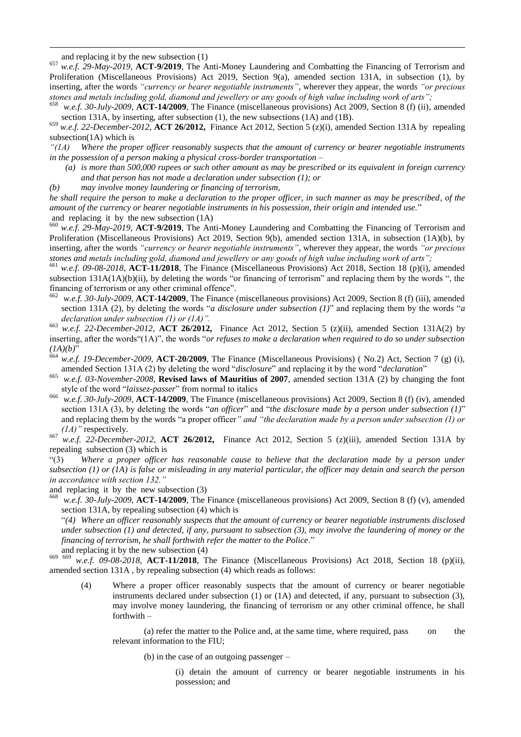and replacing it by the new subsection (1)

[657] *w.e.f. 29-May-2019*, **ACT-9/2019**, The Anti-Money Laundering and Combatting the Financing of Terrorism and Proliferation (Miscellaneous Provisions) Act 2019, Section 9(a), amended section 131A, in subsection (1), by inserting, after the words *"currency or bearer negotiable instruments"*, wherever they appear, the words *"or precious stones and metals including gold, diamond and jewellery or any goods of high value including work of arts";*

[658] *w.e.f. 30-July-2009*, **ACT-14/2009**, The Finance (miscellaneous provisions) Act 2009, Section 8 (f) (ii), amended section 131A, by inserting, after subsection (1), the new subsections (1A) and (1B).

[659] *w.e.f. 22-December-2012*, **ACT 26/2012,** Finance Act 2012, Section 5 (z)(i), amended Section 131A by repealing subsection(1A) which is

*"(1A) Where the proper officer reasonably suspects that the amount of currency or bearer negotiable instruments in the possession of a person making a physical cross-border transportation –*

*(a) is more than 500,000 rupees or such other amount as may be prescribed or its equivalent in foreign currency and that person has not made a declaration under subsection (1); or*

*(b) may involve money laundering or financing of terrorism,*

*he shall require the person to make a declaration to the proper officer, in such manner as may be prescribed, of the amount of the currency or bearer negotiable instruments in his possession, their origin and intended use.*"

and replacing it by the new subsection (1A)

[660] *w.e.f. 29-May-2019*, **ACT-9/2019**, The Anti-Money Laundering and Combatting the Financing of Terrorism and Proliferation (Miscellaneous Provisions) Act 2019, Section 9(b), amended section 131A, in subsection (1A)(b), by inserting, after the words *"currency or bearer negotiable instruments"*, wherever they appear, the words *"or precious stones and metals including gold, diamond and jewellery or any goods of high value including work of arts";*

[661] *w.e.f. 09-08-2018*, **ACT-11/2018**, The Finance (Miscellaneous Provisions) Act 2018, Section 18 (p)(i), amended subsection 131A(1A)(b)(ii), by deleting the words "or financing of terrorism" and replacing them by the words ", the financing of terrorism or any other criminal offence".

[662] *w.e.f. 30-July-2009*, **ACT-14/2009**, The Finance (miscellaneous provisions) Act 2009, Section 8 (f) (iii), amended section 131A (2), by deleting the words "*a disclosure under subsection (1)*" and replacing them by the words "*a declaration under subsection (1) or (1A)".*

[663] *w.e.f. 22-December-2012*, **ACT 26/2012,** Finance Act 2012, Section 5 (z)(ii), amended Section 131A(2) by inserting, after the words"(1A)", the words "*or refuses to make a declaration when required to do so under subsection (1A)(b)*"

[664] *w.e.f. 19-December-2009*, **ACT-20/2009**, The Finance (Miscellaneous Provisions) ( No.2) Act, Section 7 (g) (i), amended Section 131A (2) by deleting the word "*disclosure*" and replacing it by the word "*declaration*"

[665] *w.e.f. 03-November-2008*, **Revised laws of Mauritius of 2007**, amended section 131A (2) by changing the font style of the word "*laissez-passer*" from normal to italics

[666] *w.e.f. 30-July-2009*, **ACT-14/2009**, The Finance (miscellaneous provisions) Act 2009, Section 8 (f) (iv), amended section 131A (3), by deleting the words "*an officer*" and "*the disclosure made by a person under subsection (1)*" and replacing them by the words "a proper officer*" and "the declaration made by a person under subsection (1) or (1A)"* respectively.

[667] *w.e.f. 22-December-2012*, **ACT 26/2012,** Finance Act 2012, Section 5 (z)(iii), amended Section 131A by repealing subsection (3) which is

"(3) *Where a proper officer has reasonable cause to believe that the declaration made by a person under subsection (1) or (1A) is false or misleading in any material particular, the officer may detain and search the person in accordance with section 132."*

and replacing it by the new subsection (3)

[668] *w.e.f. 30-July-2009*, **ACT-14/2009**, The Finance (miscellaneous provisions) Act 2009, Section 8 (f) (v), amended section 131A, by repealing subsection (4) which is

"*(4) Where an officer reasonably suspects that the amount of currency or bearer negotiable instruments disclosed under subsection (1) and detected, if any, pursuant to subsection (3), may involve the laundering of money or the financing of terrorism, he shall forthwith refer the matter to the Police*."

and replacing it by the new subsection (4)

[669] [669] *w.e.f. 09-08-2018*, **ACT-11/2018**, The Finance (Miscellaneous Provisions) Act 2018, Section 18 (p)(ii), amended section 131A , by repealing subsection (4) which reads as follows:

(4) Where a proper officer reasonably suspects that the amount of currency or bearer negotiable instruments declared under subsection (1) or (1A) and detected, if any, pursuant to subsection (3), may involve money laundering, the financing of terrorism or any other criminal offence, he shall forthwith –

(a) refer the matter to the Police and, at the same time, where required, pass on the relevant information to the FIU;

(b) in the case of an outgoing passenger –

(i) detain the amount of currency or bearer negotiable instruments in his possession; and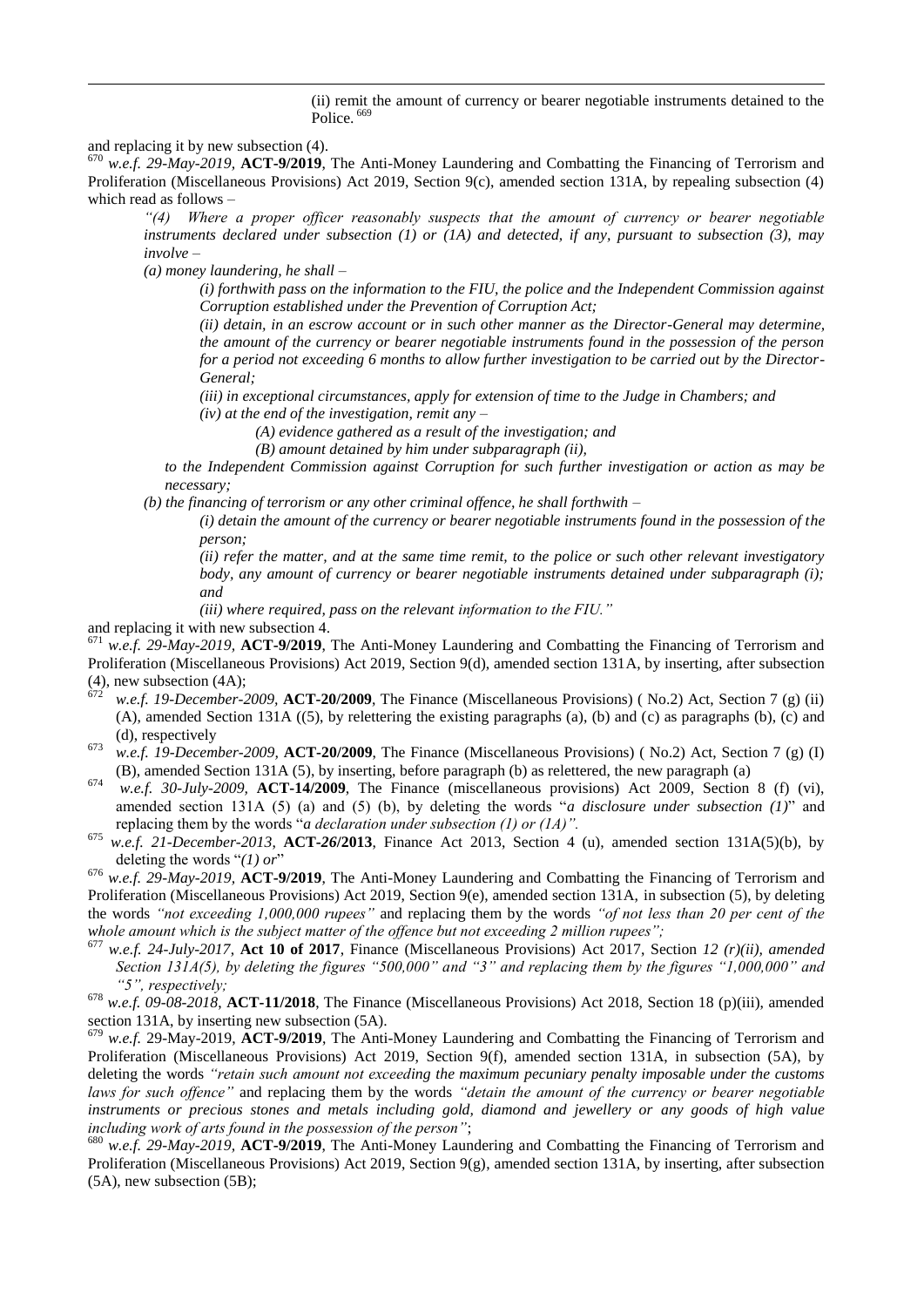(ii) remit the amount of currency or bearer negotiable instruments detained to the Police. [669]

and replacing it by new subsection (4).

[670] *w.e.f. 29-May-2019*, **ACT-9/2019**, The Anti-Money Laundering and Combatting the Financing of Terrorism and Proliferation (Miscellaneous Provisions) Act 2019, Section 9(c), amended section 131A, by repealing subsection (4) which read as follows –

> *"(4) Where a proper officer reasonably suspects that the amount of currency or bearer negotiable instruments declared under subsection (1) or (1A) and detected, if any, pursuant to subsection (3), may involve –*
>
> *(a) money laundering, he shall –*
>
> > *(i) forthwith pass on the information to the FIU, the police and the Independent Commission against Corruption established under the Prevention of Corruption Act;*
> >
> > *(ii) detain, in an escrow account or in such other manner as the Director-General may determine, the amount of the currency or bearer negotiable instruments found in the possession of the person for a period not exceeding 6 months to allow further investigation to be carried out by the Director-General;*
> >
> > *(iii) in exceptional circumstances, apply for extension of time to the Judge in Chambers; and*
> >
> > *(iv) at the end of the investigation, remit any –*
> >
> > > *(A) evidence gathered as a result of the investigation; and*
> > >
> > > *(B) amount detained by him under subparagraph (ii),*
>
> *to the Independent Commission against Corruption for such further investigation or action as may be necessary;*
>
> *(b) the financing of terrorism or any other criminal offence, he shall forthwith –*
>
> > *(i) detain the amount of the currency or bearer negotiable instruments found in the possession of the person;*
> >
> > *(ii) refer the matter, and at the same time remit, to the police or such other relevant investigatory body, any amount of currency or bearer negotiable instruments detained under subparagraph (i); and*
> >
> > *(iii) where required, pass on the relevant information to the FIU."*

and replacing it with new subsection 4.

[671] *w.e.f. 29-May-2019*, **ACT-9/2019**, The Anti-Money Laundering and Combatting the Financing of Terrorism and Proliferation (Miscellaneous Provisions) Act 2019, Section 9(d), amended section 131A, by inserting, after subsection (4), new subsection (4A);

[672] *w.e.f. 19-December-2009*, **ACT-20/2009**, The Finance (Miscellaneous Provisions) ( No.2) Act, Section 7 (g) (ii) (A), amended Section 131A ((5), by relettering the existing paragraphs (a), (b) and (c) as paragraphs (b), (c) and (d), respectively

[673] *w.e.f. 19-December-2009*, **ACT-20/2009**, The Finance (Miscellaneous Provisions) ( No.2) Act, Section 7 (g) (I) (B), amended Section 131A (5), by inserting, before paragraph (b) as relettered, the new paragraph (a)

[674] *w.e.f. 30-July-2009*, **ACT-14/2009**, The Finance (miscellaneous provisions) Act 2009, Section 8 (f) (vi), amended section 131A (5) (a) and (5) (b), by deleting the words "*a disclosure under subsection (1)*" and replacing them by the words "*a declaration under subsection (1) or (1A)".*

[675] *w.e.f. 21-December-2013*, **ACT-26/2013**, Finance Act 2013, Section 4 (u), amended section 131A(5)(b), by deleting the words "*(1) or*"

[676] *w.e.f. 29-May-2019*, **ACT-9/2019**, The Anti-Money Laundering and Combatting the Financing of Terrorism and Proliferation (Miscellaneous Provisions) Act 2019, Section 9(e), amended section 131A, in subsection (5), by deleting the words *"not exceeding 1,000,000 rupees"* and replacing them by the words *"of not less than 20 per cent of the whole amount which is the subject matter of the offence but not exceeding 2 million rupees";*

[677] *w.e.f. 24-July-2017*, **Act 10 of 2017**, Finance (Miscellaneous Provisions) Act 2017, Section *12 (r)(ii), amended Section 131A(5), by deleting the figures "500,000" and "3" and replacing them by the figures "1,000,000" and "5", respectively;*

[678] *w.e.f. 09-08-2018*, **ACT-11/2018**, The Finance (Miscellaneous Provisions) Act 2018, Section 18 (p)(iii), amended section 131A, by inserting new subsection (5A).

[679] *w.e.f.* 29-May-2019, **ACT-9/2019**, The Anti-Money Laundering and Combatting the Financing of Terrorism and Proliferation (Miscellaneous Provisions) Act 2019, Section 9(f), amended section 131A, in subsection (5A), by deleting the words *"retain such amount not exceeding the maximum pecuniary penalty imposable under the customs laws for such offence"* and replacing them by the words *"detain the amount of the currency or bearer negotiable instruments or precious stones and metals including gold, diamond and jewellery or any goods of high value including work of arts found in the possession of the person"*;

[680] *w.e.f. 29-May-2019*, **ACT-9/2019**, The Anti-Money Laundering and Combatting the Financing of Terrorism and Proliferation (Miscellaneous Provisions) Act 2019, Section 9(g), amended section 131A, by inserting, after subsection (5A), new subsection (5B);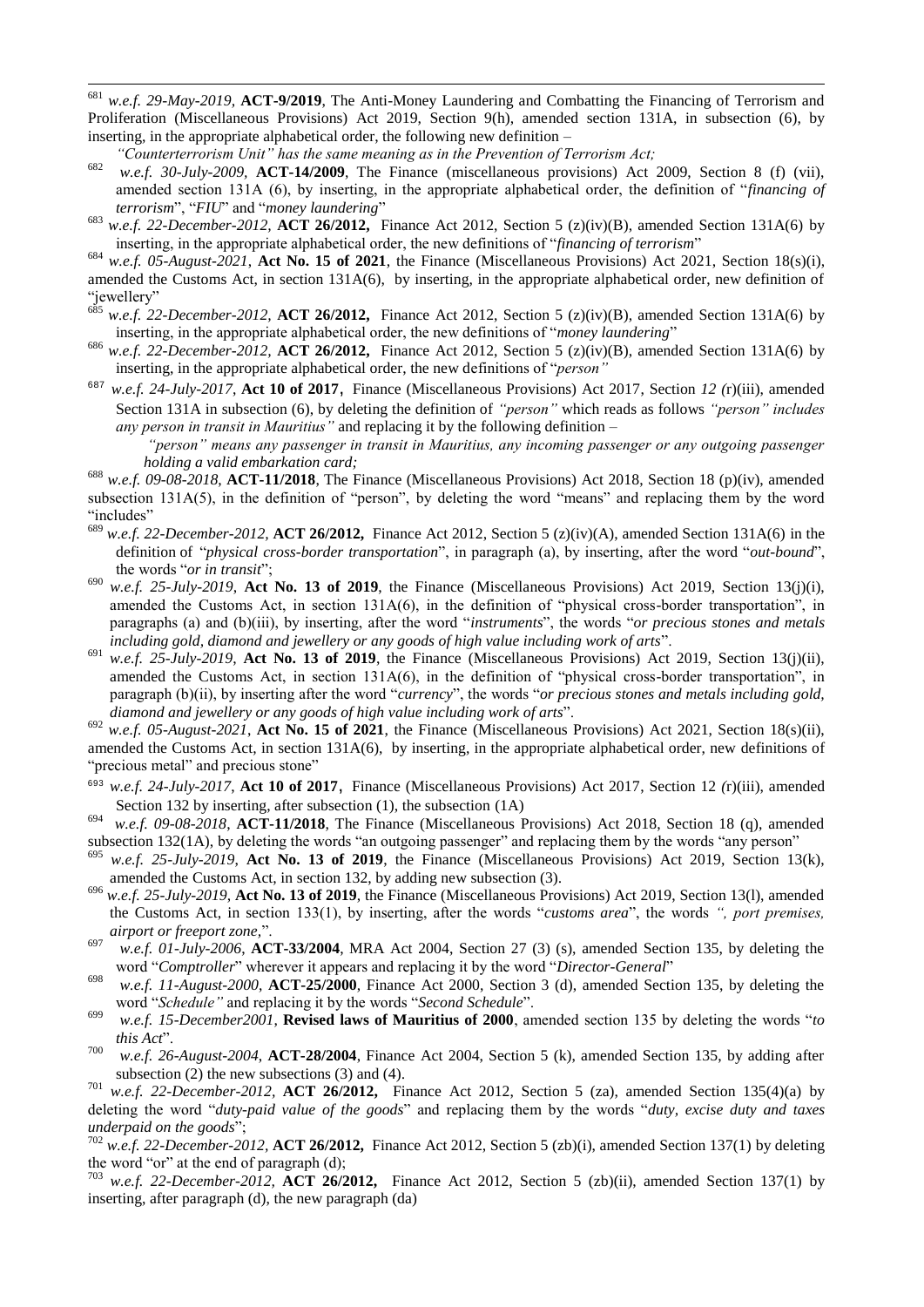[681] *w.e.f. 29-May-2019*, **ACT-9/2019**, The Anti-Money Laundering and Combatting the Financing of Terrorism and Proliferation (Miscellaneous Provisions) Act 2019, Section 9(h), amended section 131A, in subsection (6), by inserting, in the appropriate alphabetical order, the following new definition –

*"Counterterrorism Unit" has the same meaning as in the Prevention of Terrorism Act;*

[682] *w.e.f. 30-July-2009*, **ACT-14/2009**, The Finance (miscellaneous provisions) Act 2009, Section 8 (f) (vii), amended section 131A (6), by inserting, in the appropriate alphabetical order, the definition of "*financing of terrorism*", "*FIU*" and "*money laundering*"

[683] *w.e.f. 22-December-2012*, **ACT 26/2012,** Finance Act 2012, Section 5 (z)(iv)(B), amended Section 131A(6) by inserting, in the appropriate alphabetical order, the new definitions of "*financing of terrorism*"

[684] *w.e.f. 05-August-2021*, **Act No. 15 of 2021**, the Finance (Miscellaneous Provisions) Act 2021, Section 18(s)(i), amended the Customs Act, in section 131A(6), by inserting, in the appropriate alphabetical order, new definition of "jewellery"

[685] *w.e.f. 22-December-2012*, **ACT 26/2012,** Finance Act 2012, Section 5 (z)(iv)(B), amended Section 131A(6) by inserting, in the appropriate alphabetical order, the new definitions of "*money laundering*"

[686] *w.e.f. 22-December-2012*, **ACT 26/2012,** Finance Act 2012, Section 5 (z)(iv)(B), amended Section 131A(6) by inserting, in the appropriate alphabetical order, the new definitions of "*person"*

[687] *w.e.f. 24-July-2017*, **Act 10 of 2017**, Finance (Miscellaneous Provisions) Act 2017, Section *12 (*r)(iii), amended Section 131A in subsection (6), by deleting the definition of *"person"* which reads as follows *"person" includes any person in transit in Mauritius"* and replacing it by the following definition –

*"person" means any passenger in transit in Mauritius, any incoming passenger or any outgoing passenger holding a valid embarkation card;*

[688] *w.e.f. 09-08-2018*, **ACT-11/2018**, The Finance (Miscellaneous Provisions) Act 2018, Section 18 (p)(iv), amended subsection 131A(5), in the definition of "person", by deleting the word "means" and replacing them by the word "includes"

[689] *w.e.f. 22-December-2012*, **ACT 26/2012,** Finance Act 2012, Section 5 (z)(iv)(A), amended Section 131A(6) in the definition of "*physical cross-border transportation*", in paragraph (a), by inserting, after the word "*out-bound*", the words "*or in transit*";

[690] *w.e.f. 25-July-2019*, **Act No. 13 of 2019**, the Finance (Miscellaneous Provisions) Act 2019, Section 13(j)(i), amended the Customs Act, in section 131A(6), in the definition of "physical cross-border transportation", in paragraphs (a) and (b)(iii), by inserting, after the word "*instruments*", the words "*or precious stones and metals including gold, diamond and jewellery or any goods of high value including work of arts*".

[691] *w.e.f. 25-July-2019*, **Act No. 13 of 2019**, the Finance (Miscellaneous Provisions) Act 2019, Section 13(j)(ii), amended the Customs Act, in section 131A(6), in the definition of "physical cross-border transportation", in paragraph (b)(ii), by inserting after the word "*currency*", the words "*or precious stones and metals including gold, diamond and jewellery or any goods of high value including work of arts*".

[692] *w.e.f. 05-August-2021*, **Act No. 15 of 2021**, the Finance (Miscellaneous Provisions) Act 2021, Section 18(s)(ii), amended the Customs Act, in section 131A(6), by inserting, in the appropriate alphabetical order, new definitions of "precious metal" and precious stone"

[693] *w.e.f. 24-July-2017*, **Act 10 of 2017**, Finance (Miscellaneous Provisions) Act 2017, Section 12 (r)(iii), amended Section 132 by inserting, after subsection (1), the subsection (1A)

[694] *w.e.f. 09-08-2018*, **ACT-11/2018**, The Finance (Miscellaneous Provisions) Act 2018, Section 18 (q), amended subsection 132(1A), by deleting the words "an outgoing passenger" and replacing them by the words "any person"

[695] *w.e.f. 25-July-2019*, **Act No. 13 of 2019**, the Finance (Miscellaneous Provisions) Act 2019, Section 13(k), amended the Customs Act, in section 132, by adding new subsection (3).

[696] *w.e.f. 25-July-2019*, **Act No. 13 of 2019**, the Finance (Miscellaneous Provisions) Act 2019, Section 13(l), amended the Customs Act, in section 133(1), by inserting, after the words "*customs area*", the words *", port premises, airport or freeport zone,*".

[697] *w.e.f. 01-July-2006*, **ACT-33/2004**, MRA Act 2004, Section 27 (3) (s), amended Section 135, by deleting the word "*Comptroller*" wherever it appears and replacing it by the word "*Director-General*"

[698] *w.e.f. 11-August-2000*, **ACT-25/2000**, Finance Act 2000, Section 3 (d), amended Section 135, by deleting the word "*Schedule"* and replacing it by the words "*Second Schedule*".

[699] *w.e.f. 15-December2001*, **Revised laws of Mauritius of 2000**, amended section 135 by deleting the words "*to this Act*".

[700] *w.e.f. 26-August-2004*, **ACT-28/2004**, Finance Act 2004, Section 5 (k), amended Section 135, by adding after subsection (2) the new subsections (3) and (4).

[701] *w.e.f. 22-December-2012*, **ACT 26/2012,** Finance Act 2012, Section 5 (za), amended Section 135(4)(a) by deleting the word "*duty-paid value of the goods*" and replacing them by the words "*duty, excise duty and taxes underpaid on the goods*";

[702] *w.e.f. 22-December-2012*, **ACT 26/2012,** Finance Act 2012, Section 5 (zb)(i), amended Section 137(1) by deleting the word "or" at the end of paragraph (d);

[703] *w.e.f. 22-December-2012*, **ACT 26/2012,** Finance Act 2012, Section 5 (zb)(ii), amended Section 137(1) by inserting, after paragraph (d), the new paragraph (da)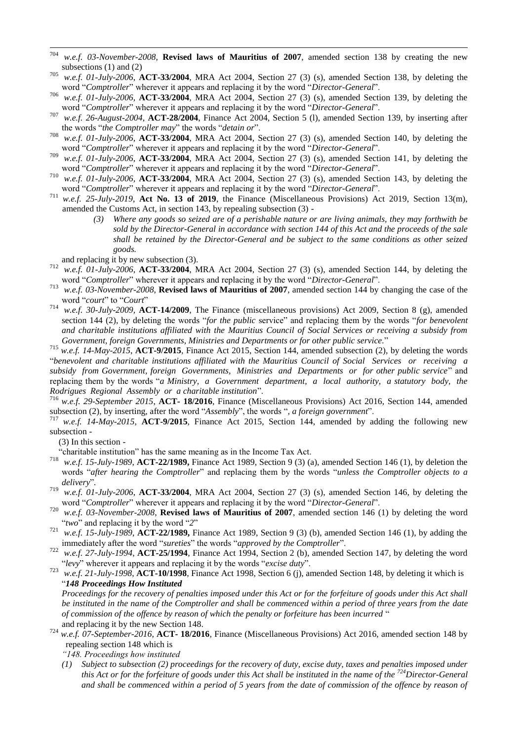[704] *w.e.f. 03-November-2008*, **Revised laws of Mauritius of 2007**, amended section 138 by creating the new subsections (1) and (2)

[705] *w.e.f. 01-July-2006*, **ACT-33/2004**, MRA Act 2004, Section 27 (3) (s), amended Section 138, by deleting the word "*Comptroller*" wherever it appears and replacing it by the word "*Director-General*".

[706] *w.e.f. 01-July-2006*, **ACT-33/2004**, MRA Act 2004, Section 27 (3) (s), amended Section 139, by deleting the word "*Comptroller*" wherever it appears and replacing it by the word "*Director-General*".

[707] *w.e.f. 26-August-2004*, **ACT-28/2004**, Finance Act 2004, Section 5 (l), amended Section 139, by inserting after the words "*the Comptroller may*" the words "*detain or*".

[708] *w.e.f. 01-July-2006*, **ACT-33/2004**, MRA Act 2004, Section 27 (3) (s), amended Section 140, by deleting the word "*Comptroller*" wherever it appears and replacing it by the word "*Director-General*".

[709] *w.e.f. 01-July-2006*, **ACT-33/2004**, MRA Act 2004, Section 27 (3) (s), amended Section 141, by deleting the word "*Comptroller*" wherever it appears and replacing it by the word "*Director-General*".

[710] *w.e.f. 01-July-2006*, **ACT-33/2004**, MRA Act 2004, Section 27 (3) (s), amended Section 143, by deleting the word "*Comptroller*" wherever it appears and replacing it by the word "*Director-General*".

[711] *w.e.f. 25-July-2019*, **Act No. 13 of 2019**, the Finance (Miscellaneous Provisions) Act 2019, Section 13(m), amended the Customs Act, in section 143, by repealing subsection (3) -

> *(3) Where any goods so seized are of a perishable nature or are living animals, they may forthwith be sold by the Director-General in accordance with section 144 of this Act and the proceeds of the sale shall be retained by the Director-General and be subject to the same conditions as other seized goods.*

and replacing it by new subsection (3).

[712] *w.e.f. 01-July-2006*, **ACT-33/2004**, MRA Act 2004, Section 27 (3) (s), amended Section 144, by deleting the word "*Comptroller*" wherever it appears and replacing it by the word "*Director-General*".

[713] *w.e.f. 03-November-2008*, **Revised laws of Mauritius of 2007**, amended section 144 by changing the case of the word "*court*" to "*Court*"

[714] *w.e.f. 30-July-2009*, **ACT-14/2009**, The Finance (miscellaneous provisions) Act 2009, Section 8 (g), amended section 144 (2), by deleting the words "*for the public* service" and replacing them by the words "*for benevolent and charitable institutions affiliated with the Mauritius Council of Social Services or receiving a subsidy from Government, foreign Governments, Ministries and Departments or for other public service*."

[715] *w.e.f. 14-May-2015*, **ACT-9/2015**, Finance Act 2015, Section 144, amended subsection (2), by deleting the words "*benevolent and charitable institutions affiliated with the Mauritius Council of Social Services or receiving a subsidy from Government, foreign Governments, Ministries and Departments or for other public service*" and replacing them by the words "*a Ministry, a Government department, a local authority, a statutory body, the Rodrigues Regional Assembly or a charitable institution*".

[716] *w.e.f. 29-September 2015*, **ACT- 18/2016**, Finance (Miscellaneous Provisions) Act 2016, Section 144, amended subsection (2), by inserting, after the word "*Assembly*", the words "*, a foreign government*".

[717] *w.e.f. 14-May-2015*, **ACT-9/2015**, Finance Act 2015, Section 144, amended by adding the following new subsection -

(3) In this section -

"charitable institution" has the same meaning as in the Income Tax Act.

[718] *w.e.f. 15-July-1989*, **ACT-22/1989,** Finance Act 1989, Section 9 (3) (a), amended Section 146 (1), by deletion the words "*after hearing the Comptroller*" and replacing them by the words "*unless the Comptroller objects to a delivery*".

[719] *w.e.f. 01-July-2006*, **ACT-33/2004**, MRA Act 2004, Section 27 (3) (s), amended Section 146, by deleting the word "*Comptroller*" wherever it appears and replacing it by the word "*Director-General*".

[720] *w.e.f. 03-November-2008*, **Revised laws of Mauritius of 2007**, amended section 146 (1) by deleting the word "*two*" and replacing it by the word "*2*"

[721] *w.e.f. 15-July-1989*, **ACT-22/1989,** Finance Act 1989, Section 9 (3) (b), amended Section 146 (1), by adding the immediately after the word "*sureties*" the words "*approved by the Comptroller*".

[722] *w.e.f. 27-July-1994*, **ACT-25/1994**, Finance Act 1994, Section 2 (b), amended Section 147, by deleting the word "*levy*" wherever it appears and replacing it by the words "*excise duty*".

[723] *w.e.f. 21-July-1998*, **ACT-10/1998**, Finance Act 1998, Section 6 (j), amended Section 148, by deleting it which is "***148 Proceedings How Instituted***

*Proceedings for the recovery of penalties imposed under this Act or for the forfeiture of goods under this Act shall be instituted in the name of the Comptroller and shall be commenced within a period of three years from the date of commission of the offence by reason of which the penalty or forfeiture has been incurred* "

and replacing it by the new Section 148.

[724] *w.e.f. 07-September-2016*, **ACT- 18/2016**, Finance (Miscellaneous Provisions) Act 2016, amended section 148 by repealing section 148 which is

*"148. Proceedings how instituted*

*(1) Subject to subsection (2) proceedings for the recovery of duty, excise duty, taxes and penalties imposed under this Act or for the forfeiture of goods under this Act shall be instituted in the name of the [724]Director-General and shall be commenced within a period of 5 years from the date of commission of the offence by reason of*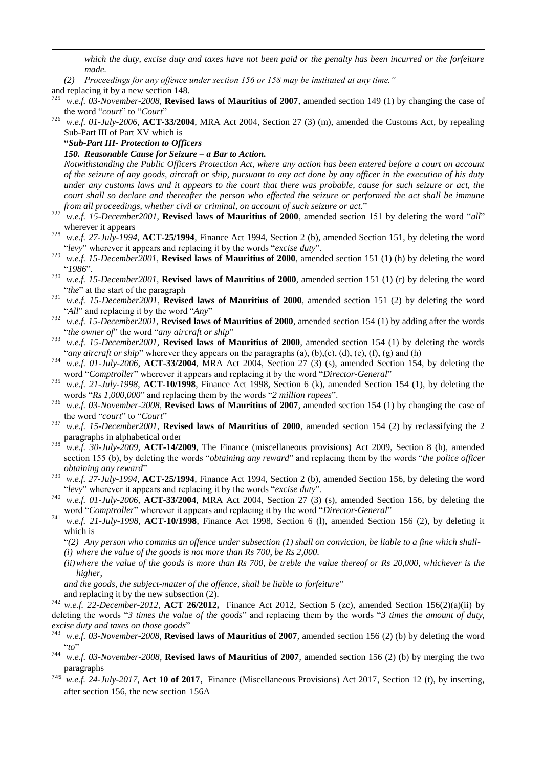*which the duty, excise duty and taxes have not been paid or the penalty has been incurred or the forfeiture made.*

*(2) Proceedings for any offence under section 156 or 158 may be instituted at any time."*

and replacing it by a new section 148.

[725] *w.e.f. 03-November-2008*, **Revised laws of Mauritius of 2007**, amended section 149 (1) by changing the case of the word "*court*" to "*Court*"

[726] *w.e.f. 01-July-2006*, **ACT-33/2004**, MRA Act 2004, Section 27 (3) (m), amended the Customs Act, by repealing Sub-Part III of Part XV which is

**"*Sub-Part III- Protection to Officers***

***150. Reasonable Cause for Seizure – a Bar to Action.***

*Notwithstanding the Public Officers Protection Act, where any action has been entered before a court on account of the seizure of any goods, aircraft or ship, pursuant to any act done by any officer in the execution of his duty under any customs laws and it appears to the court that there was probable, cause for such seizure or act, the court shall so declare and thereafter the person who effected the seizure or performed the act shall be immune from all proceedings, whether civil or criminal, on account of such seizure or act.*"

[727] *w.e.f. 15-December2001*, **Revised laws of Mauritius of 2000**, amended section 151 by deleting the word "*all*" wherever it appears

[728] *w.e.f. 27-July-1994*, **ACT-25/1994**, Finance Act 1994, Section 2 (b), amended Section 151, by deleting the word "*levy*" wherever it appears and replacing it by the words "*excise duty*".

[729] *w.e.f. 15-December2001*, **Revised laws of Mauritius of 2000**, amended section 151 (1) (h) by deleting the word "*1986*".

[730] *w.e.f. 15-December2001*, **Revised laws of Mauritius of 2000**, amended section 151 (1) (r) by deleting the word "*the*" at the start of the paragraph

[731] *w.e.f. 15-December2001*, **Revised laws of Mauritius of 2000**, amended section 151 (2) by deleting the word "*All*" and replacing it by the word "*Any*"

[732] *w.e.f. 15-December2001*, **Revised laws of Mauritius of 2000**, amended section 154 (1) by adding after the words "*the owner of*" the word "*any aircraft or ship*"

[733] *w.e.f. 15-December2001*, **Revised laws of Mauritius of 2000**, amended section 154 (1) by deleting the words "*any aircraft or ship*" wherever they appears on the paragraphs (a), (b),(c), (d), (e), (f), (g) and (h)

[734] *w.e.f. 01-July-2006*, **ACT-33/2004**, MRA Act 2004, Section 27 (3) (s), amended Section 154, by deleting the word "*Comptroller*" wherever it appears and replacing it by the word "*Director-General*"

[735] *w.e.f. 21-July-1998*, **ACT-10/1998**, Finance Act 1998, Section 6 (k), amended Section 154 (1), by deleting the words "*Rs 1,000,000*" and replacing them by the words "*2 million rupees*".

[736] *w.e.f. 03-November-2008*, **Revised laws of Mauritius of 2007**, amended section 154 (1) by changing the case of the word "*court*" to "*Court*"

[737] *w.e.f. 15-December2001*, **Revised laws of Mauritius of 2000**, amended section 154 (2) by reclassifying the 2 paragraphs in alphabetical order

[738] *w.e.f. 30-July-2009*, **ACT-14/2009**, The Finance (miscellaneous provisions) Act 2009, Section 8 (h), amended section 155 (b), by deleting the words "*obtaining any reward*" and replacing them by the words "*the police officer obtaining any reward*"

[739] *w.e.f. 27-July-1994*, **ACT-25/1994**, Finance Act 1994, Section 2 (b), amended Section 156, by deleting the word "*levy*" wherever it appears and replacing it by the words "*excise duty*".

[740] *w.e.f. 01-July-2006*, **ACT-33/2004**, MRA Act 2004, Section 27 (3) (s), amended Section 156, by deleting the word "*Comptroller*" wherever it appears and replacing it by the word "*Director-General*"

[741] *w.e.f. 21-July-1998*, **ACT-10/1998**, Finance Act 1998, Section 6 (l), amended Section 156 (2), by deleting it which is

"*(2) Any person who commits an offence under subsection (1) shall on conviction, be liable to a fine which shall-*

*(i) where the value of the goods is not more than Rs 700, be Rs 2,000.*

*(ii) where the value of the goods is more than Rs 700, be treble the value thereof or Rs 20,000, whichever is the higher,*

*and the goods, the subject-matter of the offence, shall be liable to forfeiture*"

and replacing it by the new subsection (2).

[742] *w.e.f. 22-December-2012*, **ACT 26/2012,** Finance Act 2012, Section 5 (zc), amended Section 156(2)(a)(ii) by deleting the words "*3 times the value of the goods*" and replacing them by the words "*3 times the amount of duty, excise duty and taxes on those goods*"

[743] *w.e.f. 03-November-2008*, **Revised laws of Mauritius of 2007**, amended section 156 (2) (b) by deleting the word "*to*"

[744] *w.e.f. 03-November-2008*, **Revised laws of Mauritius of 2007**, amended section 156 (2) (b) by merging the two paragraphs

[745] *w.e.f. 24-July-2017*, **Act 10 of 2017**, Finance (Miscellaneous Provisions) Act 2017, Section 12 (t), by inserting, after section 156, the new section 156A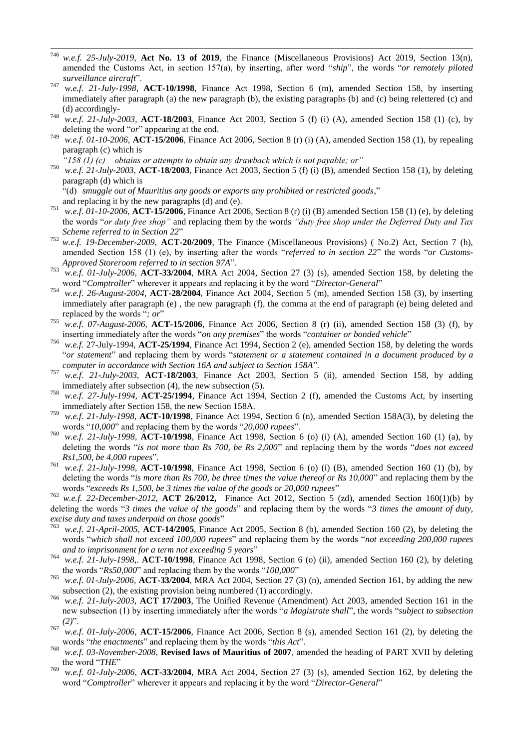[746] *w.e.f. 25-July-2019*, **Act No. 13 of 2019**, the Finance (Miscellaneous Provisions) Act 2019, Section 13(n), amended the Customs Act, in section 157(a), by inserting, after word "*ship*", the words "*or remotely piloted surveillance aircraft*".

[747] *w.e.f. 21-July-1998*, **ACT-10/1998**, Finance Act 1998, Section 6 (m), amended Section 158, by inserting immediately after paragraph (a) the new paragraph (b), the existing paragraphs (b) and (c) being relettered (c) and (d) accordingly-

[748] *w.e.f. 21-July-2003*, **ACT-18/2003**, Finance Act 2003, Section 5 (f) (i) (A), amended Section 158 (1) (c), by deleting the word "*or*" appearing at the end.

[749] *w.e.f. 01-10-2006*, **ACT-15/2006**, Finance Act 2006, Section 8 (r) (i) (A), amended Section 158 (1), by repealing paragraph (c) which is

*"158 (1) (c) obtains or attempts to obtain any drawback which is not payable; or"*

[750] *w.e.f. 21-July-2003*, **ACT-18/2003**, Finance Act 2003, Section 5 (f) (i) (B), amended Section 158 (1), by deleting paragraph (d) which is

"(d) *smuggle out of Mauritius any goods or exports any prohibited or restricted goods*,"

and replacing it by the new paragraphs (d) and (e).

[751] *w.e.f. 01-10-2006*, **ACT-15/2006**, Finance Act 2006, Section 8 (r) (i) (B) amended Section 158 (1) (e), by deleting the words "*or duty free shop"* and replacing them by the words *"duty free shop under the Deferred Duty and Tax Scheme referred to in Section 22*"

[752] *w.e.f. 19-December-2009*, **ACT-20/2009**, The Finance (Miscellaneous Provisions) ( No.2) Act, Section 7 (h), amended Section 158 (1) (e), by inserting after the words "*referred to in section 22*" the words "*or Customs-Approved Storeroom referred to in section 97A*".

[753] *w.e.f. 01-July-2006*, **ACT-33/2004**, MRA Act 2004, Section 27 (3) (s), amended Section 158, by deleting the word "*Comptroller*" wherever it appears and replacing it by the word "*Director-General*"

[754] *w.e.f. 26-August-2004*, **ACT-28/2004**, Finance Act 2004, Section 5 (m), amended Section 158 (3), by inserting immediately after paragraph (e) , the new paragraph (f), the comma at the end of paragraph (e) being deleted and replaced by the words "*; or*"

[755] *w.e.f. 07-August-2006*, **ACT-15/2006**, Finance Act 2006, Section 8 (r) (ii), amended Section 158 (3) (f), by inserting immediately after the words "*on any premises*" the words "*container or bonded vehicle*"

[756] *w.e.f.* 27-July-1994, **ACT-25/1994**, Finance Act 1994, Section 2 (e), amended Section 158, by deleting the words "*or statement*" and replacing them by words "*statement or a statement contained in a document produced by a computer in accordance with Section 16A and subject to Section 158A*".

[757] *w.e.f. 21-July-2003*, **ACT-18/2003**, Finance Act 2003, Section 5 (ii), amended Section 158, by adding immediately after subsection (4), the new subsection (5).

[758] *w.e.f. 27-July-1994*, **ACT-25/1994**, Finance Act 1994, Section 2 (f), amended the Customs Act, by inserting immediately after Section 158, the new Section 158A.

[759] *w.e.f. 21-July-1998*, **ACT-10/1998**, Finance Act 1994, Section 6 (n), amended Section 158A(3), by deleting the words "*10,000*" and replacing them by the words "*20,000 rupees*".

[760] *w.e.f. 21-July-1998*, **ACT-10/1998**, Finance Act 1998, Section 6 (o) (i) (A), amended Section 160 (1) (a), by deleting the words "*is not more than Rs 700, be Rs 2,000*" and replacing them by the words "*does not exceed Rs1,500, be 4,000 rupees*".

[761] *w.e.f. 21-July-1998*, **ACT-10/1998**, Finance Act 1998, Section 6 (o) (i) (B), amended Section 160 (1) (b), by deleting the words "*is more than Rs 700, be three times the value thereof or Rs 10,000*" and replacing them by the words "*exceeds Rs 1,500, be 3 times the value of the goods or 20,000 rupees*"

[762] *w.e.f. 22-December-2012*, **ACT 26/2012,** Finance Act 2012, Section 5 (zd), amended Section 160(1)(b) by deleting the words "*3 times the value of the goods*" and replacing them by the words "*3 times the amount of duty, excise duty and taxes underpaid on those goods*"

[763] *w.e.f. 21-April-2005*, **ACT-14/2005**, Finance Act 2005, Section 8 (b), amended Section 160 (2), by deleting the words "*which shall not exceed 100,000 rupees*" and replacing them by the words "*not exceeding 200,000 rupees and to imprisonment for a term not exceeding 5 years*"

[764] *w.e.f. 21-July-1998*,. **ACT-10/1998**, Finance Act 1998, Section 6 (o) (ii), amended Section 160 (2), by deleting the words "*Rs50,000*" and replacing them by the words "*100,000*"

[765] *w.e.f. 01-July-2006*, **ACT-33/2004**, MRA Act 2004, Section 27 (3) (n), amended Section 161, by adding the new subsection (2), the existing provision being numbered (1) accordingly.

[766] *w.e.f. 21-July-2003*, **ACT 17/2003**, The Unified Revenue (Amendment) Act 2003, amended Section 161 in the new subsection (1) by inserting immediately after the words "*a Magistrate shall*", the words "*subject to subsection (2)*".

[767] *w.e.f. 01-July-2006*, **ACT-15/2006**, Finance Act 2006, Section 8 (s), amended Section 161 (2), by deleting the words "*the enactments*" and replacing them by the words "*this Act*".

[768] *w.e.f. 03-November-2008*, **Revised laws of Mauritius of 2007**, amended the heading of PART XVII by deleting the word "*THE*"

[769] *w.e.f. 01-July-2006*, **ACT-33/2004**, MRA Act 2004, Section 27 (3) (s), amended Section 162, by deleting the word "*Comptroller*" wherever it appears and replacing it by the word "*Director-General*"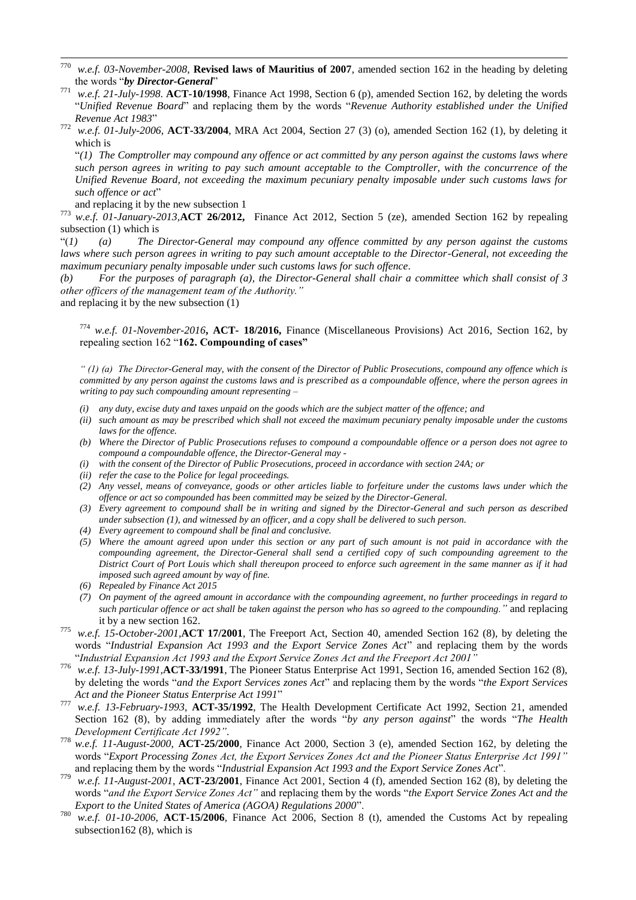[770] *w.e.f. 03-November-2008*, **Revised laws of Mauritius of 2007**, amended section 162 in the heading by deleting the words "***by Director-General***"

[771] *w.e.f. 21-July-1998.* **ACT-10/1998**, Finance Act 1998, Section 6 (p), amended Section 162, by deleting the words "*Unified Revenue Board*" and replacing them by the words "*Revenue Authority established under the Unified Revenue Act 1983*"

[772] *w.e.f. 01-July-2006*, **ACT-33/2004**, MRA Act 2004, Section 27 (3) (o), amended Section 162 (1), by deleting it which is

"*(1) The Comptroller may compound any offence or act committed by any person against the customs laws where such person agrees in writing to pay such amount acceptable to the Comptroller, with the concurrence of the Unified Revenue Board, not exceeding the maximum pecuniary penalty imposable under such customs laws for such offence or act*"

and replacing it by the new subsection 1

[773] *w.e.f. 01-January-2013*,**ACT 26/2012,** Finance Act 2012, Section 5 (ze), amended Section 162 by repealing subsection (1) which is

"*(1) (a) The Director-General may compound any offence committed by any person against the customs laws where such person agrees in writing to pay such amount acceptable to the Director-General, not exceeding the maximum pecuniary penalty imposable under such customs laws for such offence.*

*(b) For the purposes of paragraph (a), the Director-General shall chair a committee which shall consist of 3 other officers of the management team of the Authority."*

and replacing it by the new subsection (1)

[774] *w.e.f. 01-November-2016***, ACT- 18/2016,** Finance (Miscellaneous Provisions) Act 2016, Section 162, by repealing section 162 "**162. Compounding of cases"**

*" (1) (a) The Director-General may, with the consent of the Director of Public Prosecutions, compound any offence which is committed by any person against the customs laws and is prescribed as a compoundable offence, where the person agrees in writing to pay such compounding amount representing –*

- *(i) any duty, excise duty and taxes unpaid on the goods which are the subject matter of the offence; and*
- *(ii) such amount as may be prescribed which shall not exceed the maximum pecuniary penalty imposable under the customs laws for the offence.*
- *(b) Where the Director of Public Prosecutions refuses to compound a compoundable offence or a person does not agree to compound a compoundable offence, the Director-General may -*
- *(i) with the consent of the Director of Public Prosecutions, proceed in accordance with section 24A; or*
- *(ii) refer the case to the Police for legal proceedings.*
- *(2) Any vessel, means of conveyance, goods or other articles liable to forfeiture under the customs laws under which the offence or act so compounded has been committed may be seized by the Director-General.*
- *(3) Every agreement to compound shall be in writing and signed by the Director-General and such person as described under subsection (1), and witnessed by an officer, and a copy shall be delivered to such person.*
- *(4) Every agreement to compound shall be final and conclusive.*
- *(5) Where the amount agreed upon under this section or any part of such amount is not paid in accordance with the compounding agreement, the Director-General shall send a certified copy of such compounding agreement to the District Court of Port Louis which shall thereupon proceed to enforce such agreement in the same manner as if it had imposed such agreed amount by way of fine.*
- *(6) Repealed by Finance Act 2015*
- *(7) On payment of the agreed amount in accordance with the compounding agreement, no further proceedings in regard to such particular offence or act shall be taken against the person who has so agreed to the compounding."* and replacing it by a new section 162.

[775] *w.e.f. 15-October-2001*,**ACT 17/2001**, The Freeport Act, Section 40, amended Section 162 (8), by deleting the words "*Industrial Expansion Act 1993 and the Export Service Zones Act*" and replacing them by the words "*Industrial Expansion Act 1993 and the Export Service Zones Act and the Freeport Act 2001"*

[776] *w.e.f. 13-July-1991*,**ACT-33/1991**, The Pioneer Status Enterprise Act 1991, Section 16, amended Section 162 (8), by deleting the words "*and the Export Services zones Act*" and replacing them by the words "*the Export Services Act and the Pioneer Status Enterprise Act 1991*"

[777] *w.e.f. 13-February-1993*, **ACT-35/1992**, The Health Development Certificate Act 1992, Section 21, amended Section 162 (8), by adding immediately after the words "*by any person against*" the words "*The Health Development Certificate Act 1992"*.

[778] *w.e.f. 11-August-2000*, **ACT-25/2000**, Finance Act 2000, Section 3 (e), amended Section 162, by deleting the words "*Export Processing Zones Act, the Export Services Zones Act and the Pioneer Status Enterprise Act 1991"* and replacing them by the words "*Industrial Expansion Act 1993 and the Export Service Zones Act*".

[779] *w.e.f. 11-August-2001*, **ACT-23/2001**, Finance Act 2001, Section 4 (f), amended Section 162 (8), by deleting the words "*and the Export Service Zones Act"* and replacing them by the words "*the Export Service Zones Act and the Export to the United States of America (AGOA) Regulations 2000*".

[780] *w.e.f. 01-10-2006*, **ACT-15/2006**, Finance Act 2006, Section 8 (t), amended the Customs Act by repealing subsection162 (8), which is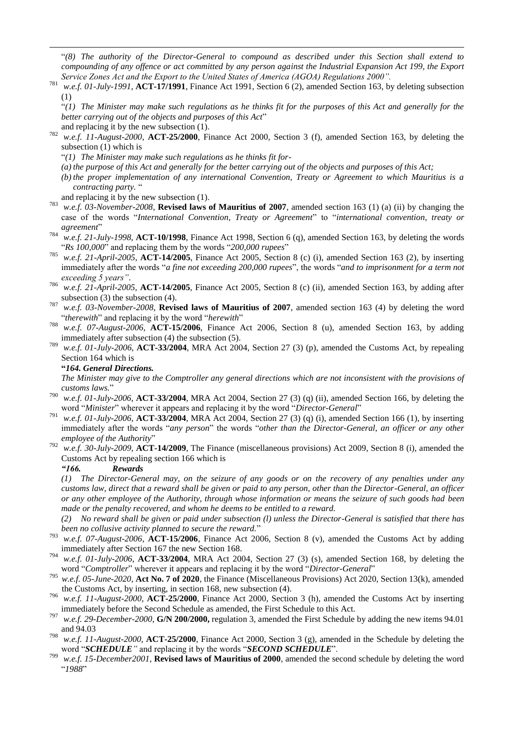"*(8) The authority of the Director-General to compound as described under this Section shall extend to compounding of any offence or act committed by any person against the Industrial Expansion Act 199, the Export Service Zones Act and the Export to the United States of America (AGOA) Regulations 2000".*

[781] *w.e.f. 01-July-1991*, **ACT-17/1991**, Finance Act 1991, Section 6 (2), amended Section 163, by deleting subsection (1)

"*(1) The Minister may make such regulations as he thinks fit for the purposes of this Act and generally for the better carrying out of the objects and purposes of this Act*"

and replacing it by the new subsection (1).

[782] *w.e.f. 11-August-2000*, **ACT-25/2000**, Finance Act 2000, Section 3 (f), amended Section 163, by deleting the subsection (1) which is

"*(1) The Minister may make such regulations as he thinks fit for-*

*(a) the purpose of this Act and generally for the better carrying out of the objects and purposes of this Act;*

*(b) the proper implementation of any international Convention, Treaty or Agreement to which Mauritius is a contracting party.* "

and replacing it by the new subsection (1).

[783] *w.e.f. 03-November-2008*, **Revised laws of Mauritius of 2007**, amended section 163 (1) (a) (ii) by changing the case of the words "*International Convention, Treaty or Agreement*" to "*international convention, treaty or agreement*"

[784] *w.e.f. 21-July-1998*, **ACT-10/1998**, Finance Act 1998, Section 6 (q), amended Section 163, by deleting the words "*Rs 100,000*" and replacing them by the words "*200,000 rupees*"

[785] *w.e.f. 21-April-2005*, **ACT-14/2005**, Finance Act 2005, Section 8 (c) (i), amended Section 163 (2), by inserting immediately after the words "*a fine not exceeding 200,000 rupees*", the words "*and to imprisonment for a term not exceeding 5 years"*.

[786] *w.e.f. 21-April-2005*, **ACT-14/2005**, Finance Act 2005, Section 8 (c) (ii), amended Section 163, by adding after subsection (3) the subsection (4).

[787] *w.e.f. 03-November-2008*, **Revised laws of Mauritius of 2007**, amended section 163 (4) by deleting the word "*therewith*" and replacing it by the word "*herewith*"

[788] *w.e.f. 07-August-2006*, **ACT-15/2006**, Finance Act 2006, Section 8 (u), amended Section 163, by adding immediately after subsection (4) the subsection (5).

[789] *w.e.f. 01-July-2006*, **ACT-33/2004**, MRA Act 2004, Section 27 (3) (p), amended the Customs Act, by repealing Section 164 which is

**"*164. General Directions.***

*The Minister may give to the Comptroller any general directions which are not inconsistent with the provisions of customs laws.*"

[790] *w.e.f. 01-July-2006*, **ACT-33/2004**, MRA Act 2004, Section 27 (3) (q) (ii), amended Section 166, by deleting the word "*Minister*" wherever it appears and replacing it by the word "*Director-General*"

[791] *w.e.f. 01-July-2006*, **ACT-33/2004**, MRA Act 2004, Section 27 (3) (q) (i), amended Section 166 (1), by inserting immediately after the words "*any person*" the words "*other than the Director-General, an officer or any other employee of the Authority*"

[792] *w.e.f. 30-July-2009*, **ACT-14/2009**, The Finance (miscellaneous provisions) Act 2009, Section 8 (i), amended the Customs Act by repealing section 166 which is

***"166. Rewards***

*(1) The Director-General may, on the seizure of any goods or on the recovery of any penalties under any customs law, direct that a reward shall be given or paid to any person, other than the Director-General, an officer or any other employee of the Authority, through whose information or means the seizure of such goods had been made or the penalty recovered, and whom he deems to be entitled to a reward.*

*(2) No reward shall be given or paid under subsection (l) unless the Director-General is satisfied that there has been no collusive activity planned to secure the reward.*"

[793] *w.e.f. 07-August-2006*, **ACT-15/2006**, Finance Act 2006, Section 8 (v), amended the Customs Act by adding immediately after Section 167 the new Section 168.

[794] *w.e.f. 01-July-2006*, **ACT-33/2004**, MRA Act 2004, Section 27 (3) (s), amended Section 168, by deleting the word "*Comptroller*" wherever it appears and replacing it by the word "*Director-General*"

[795] *w.e.f. 05-June-2020*, **Act No. 7 of 2020**, the Finance (Miscellaneous Provisions) Act 2020, Section 13(k), amended the Customs Act, by inserting, in section 168, new subsection (4).

[796] *w.e.f. 11-August-2000*, **ACT-25/2000**, Finance Act 2000, Section 3 (h), amended the Customs Act by inserting immediately before the Second Schedule as amended, the First Schedule to this Act.

[797] *w.e.f. 29-December-2000*, **G/N 200/2000,** regulation 3, amended the First Schedule by adding the new items 94.01 and 94.03

[798] *w.e.f. 11-August-2000*, **ACT-25/2000**, Finance Act 2000, Section 3 (g), amended in the Schedule by deleting the word "***SCHEDULE"*** and replacing it by the words "***SECOND SCHEDULE***".

[799] *w.e.f. 15-December2001*, **Revised laws of Mauritius of 2000**, amended the second schedule by deleting the word "*1988*"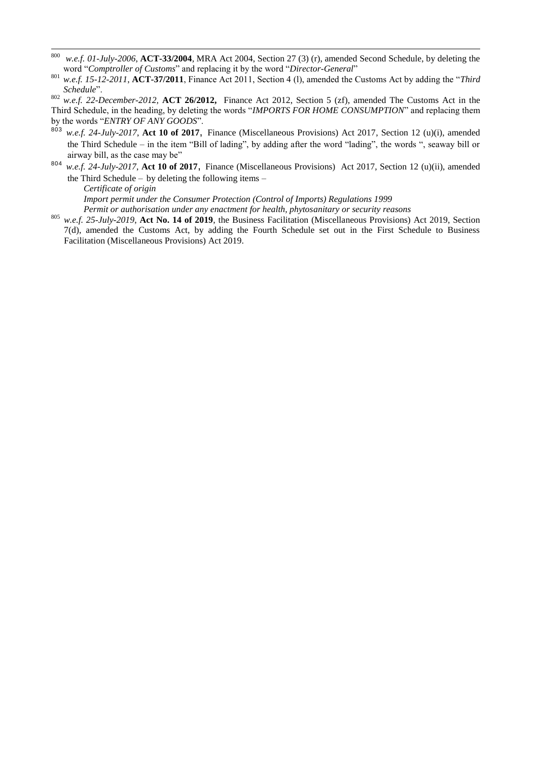[800] *w.e.f. 01-July-2006*, **ACT-33/2004**, MRA Act 2004, Section 27 (3) (r), amended Second Schedule, by deleting the word "*Comptroller of Customs*" and replacing it by the word "*Director-General*"

[801] *w.e.f. 15-12-2011*, **ACT-37/2011**, Finance Act 2011, Section 4 (l), amended the Customs Act by adding the "*Third Schedule*".

[802] *w.e.f. 22-December-2012*, **ACT 26/2012,** Finance Act 2012, Section 5 (zf), amended The Customs Act in the Third Schedule, in the heading, by deleting the words "*IMPORTS FOR HOME CONSUMPTION*" and replacing them by the words "*ENTRY OF ANY GOODS*".

[803] *w.e.f. 24-July-2017*, **Act 10 of 2017**, Finance (Miscellaneous Provisions) Act 2017, Section 12 (u)(i), amended the Third Schedule – in the item "Bill of lading", by adding after the word "lading", the words ", seaway bill or airway bill, as the case may be"

[804] *w.e.f. 24-July-2017*, **Act 10 of 2017**, Finance (Miscellaneous Provisions) Act 2017, Section 12 (u)(ii), amended the Third Schedule – by deleting the following items –

*Certificate of origin*

*Import permit under the Consumer Protection (Control of Imports) Regulations 1999*

*Permit or authorisation under any enactment for health, phytosanitary or security reasons*

[805] *w.e.f. 25-July-2019*, **Act No. 14 of 2019**, the Business Facilitation (Miscellaneous Provisions) Act 2019, Section 7(d), amended the Customs Act, by adding the Fourth Schedule set out in the First Schedule to Business Facilitation (Miscellaneous Provisions) Act 2019.